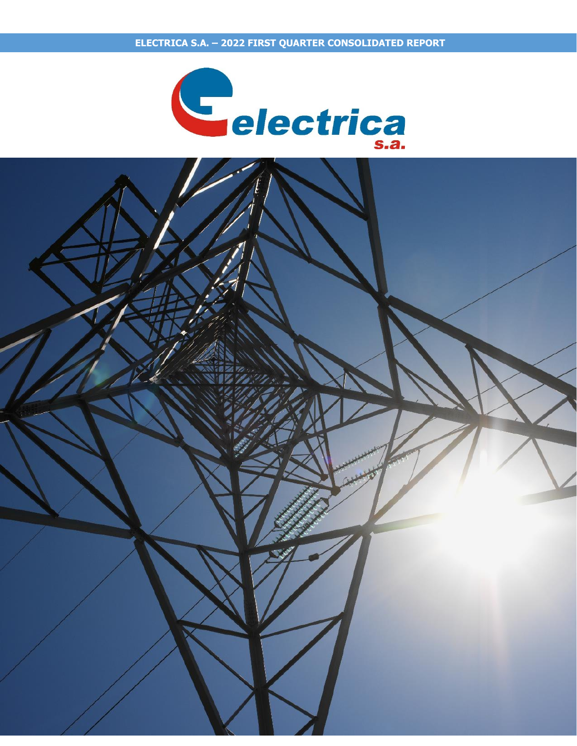# ELECTRICA S.A. – 2022 FIRST QUARTER CONSOLIDATED REPORT

electrica s.a.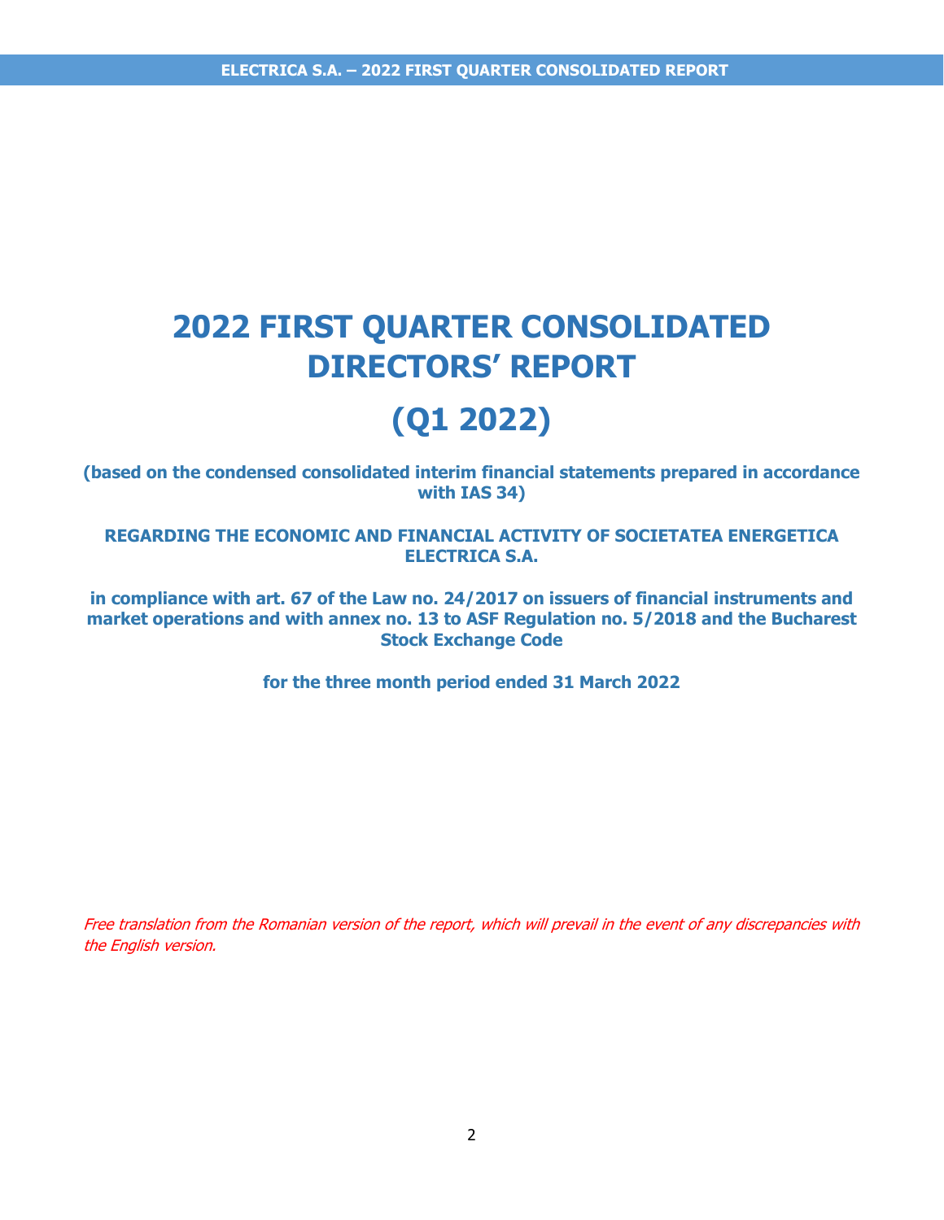# 2022 FIRST QUARTER CONSOLIDATED DIRECTORS' REPORT

# (Q1 2022)

**(based on the condensed consolidated interim financial statements prepared in accordance with IAS 34)**

**REGARDING THE ECONOMIC AND FINANCIAL ACTIVITY OF SOCIETATEA ENERGETICA ELECTRICA S.A.**

**in compliance with art. 67 of the Law no. 24/2017 on issuers of financial instruments and market operations and with annex no. 13 to ASF Regulation no. 5/2018 and the Bucharest Stock Exchange Code**

**for the three month period ended 31 March 2022**

*Free translation from the Romanian version of the report, which will prevail in the event of any discrepancies with the English version.*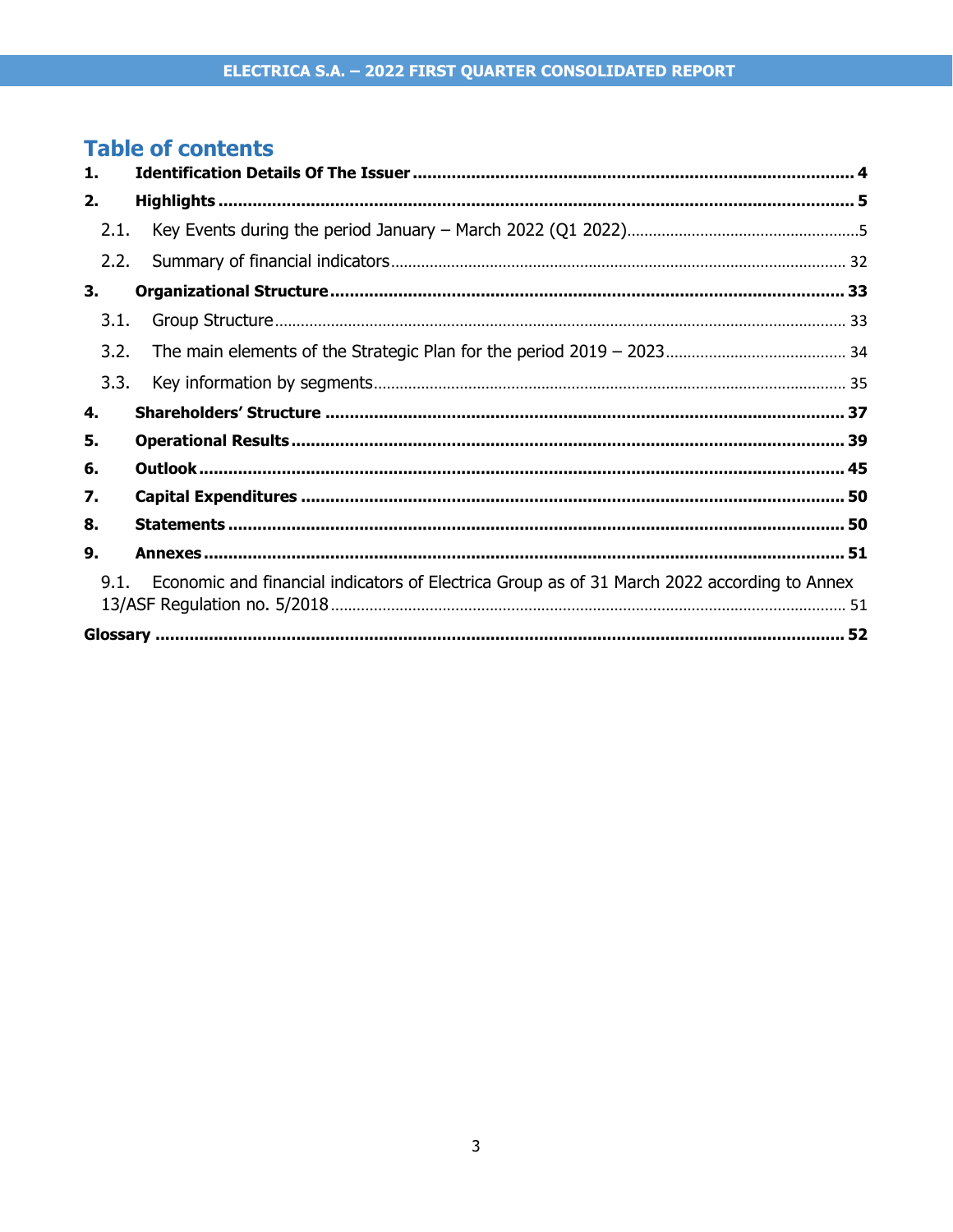# Table of contents

1. **Identification Details Of The Issuer** ..... **4**
2. **Highlights** ..... **5**
   - 2.1. Key Events during the period January – March 2022 (Q1 2022) ..... 5
   - 2.2. Summary of financial indicators ..... 32
3. **Organizational Structure** ..... **33**
   - 3.1. Group Structure ..... 33
   - 3.2. The main elements of the Strategic Plan for the period 2019 – 2023 ..... 34
   - 3.3. Key information by segments ..... 35
4. **Shareholders' Structure** ..... **37**
5. **Operational Results** ..... **39**
6. **Outlook** ..... **45**
7. **Capital Expenditures** ..... **50**
8. **Statements** ..... **50**
9. **Annexes** ..... **51**
   - 9.1. Economic and financial indicators of Electrica Group as of 31 March 2022 according to Annex 13/ASF Regulation no. 5/2018 ..... 51

**Glossary** ..... **52**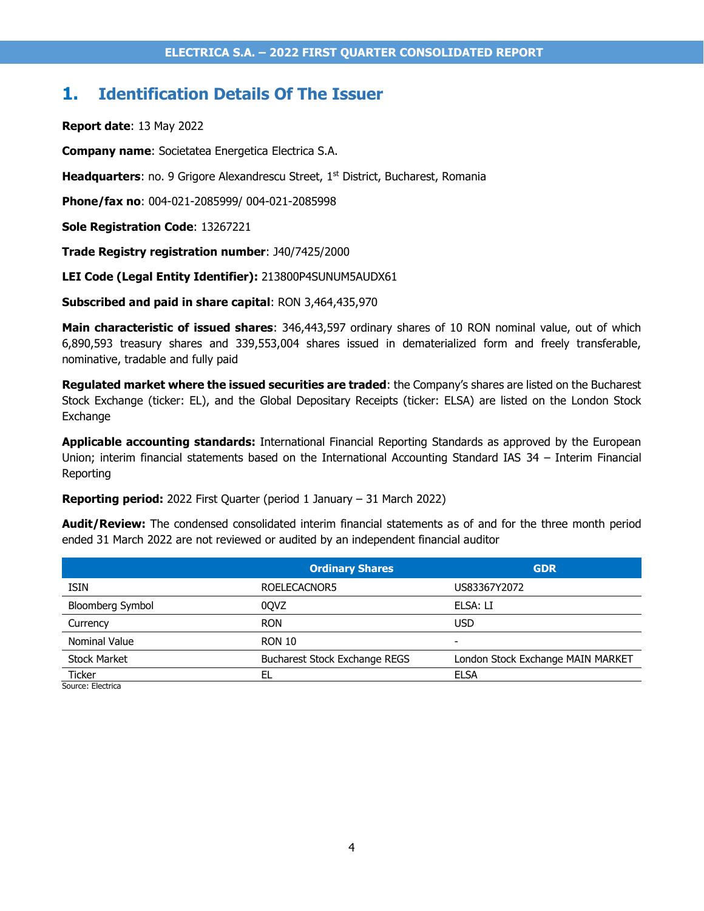# 1. Identification Details Of The Issuer

**Report date**: 13 May 2022

**Company name**: Societatea Energetica Electrica S.A.

**Headquarters**: no. 9 Grigore Alexandrescu Street, 1st District, Bucharest, Romania

**Phone/fax no**: 004-021-2085999/ 004-021-2085998

**Sole Registration Code**: 13267221

**Trade Registry registration number**: J40/7425/2000

**LEI Code (Legal Entity Identifier):** 213800P4SUNUM5AUDX61

**Subscribed and paid in share capital**: RON 3,464,435,970

**Main characteristic of issued shares**: 346,443,597 ordinary shares of 10 RON nominal value, out of which 6,890,593 treasury shares and 339,553,004 shares issued in dematerialized form and freely transferable, nominative, tradable and fully paid

**Regulated market where the issued securities are traded**: the Company's shares are listed on the Bucharest Stock Exchange (ticker: EL), and the Global Depositary Receipts (ticker: ELSA) are listed on the London Stock Exchange

**Applicable accounting standards:** International Financial Reporting Standards as approved by the European Union; interim financial statements based on the International Accounting Standard IAS 34 – Interim Financial Reporting

**Reporting period:** 2022 First Quarter (period 1 January – 31 March 2022)

**Audit/Review:** The condensed consolidated interim financial statements as of and for the three month period ended 31 March 2022 are not reviewed or audited by an independent financial auditor

| | Ordinary Shares | GDR |
|---|---|---|
| ISIN | ROELECACNOR5 | US83367Y2072 |
| Bloomberg Symbol | 0QVZ | ELSA: LI |
| Currency | RON | USD |
| Nominal Value | RON 10 | - |
| Stock Market | Bucharest Stock Exchange REGS | London Stock Exchange MAIN MARKET |
| Ticker | EL | ELSA |

Source: Electrica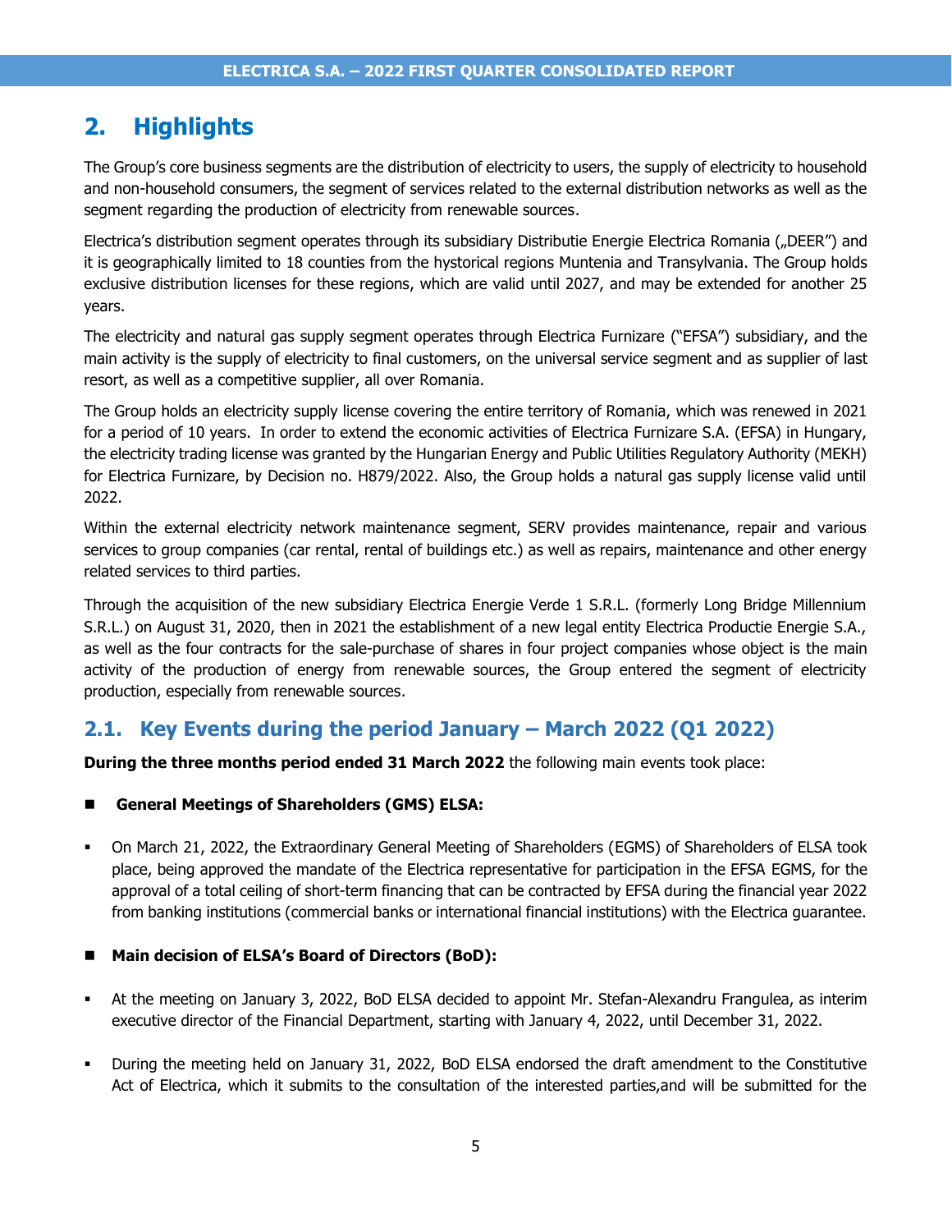## 2. Highlights

The Group's core business segments are the distribution of electricity to users, the supply of electricity to household and non-household consumers, the segment of services related to the external distribution networks as well as the segment regarding the production of electricity from renewable sources.

Electrica's distribution segment operates through its subsidiary Distributie Energie Electrica Romania („DEER") and it is geographically limited to 18 counties from the hystorical regions Muntenia and Transylvania. The Group holds exclusive distribution licenses for these regions, which are valid until 2027, and may be extended for another 25 years.

The electricity and natural gas supply segment operates through Electrica Furnizare ("EFSA") subsidiary, and the main activity is the supply of electricity to final customers, on the universal service segment and as supplier of last resort, as well as a competitive supplier, all over Romania.

The Group holds an electricity supply license covering the entire territory of Romania, which was renewed in 2021 for a period of 10 years. In order to extend the economic activities of Electrica Furnizare S.A. (EFSA) in Hungary, the electricity trading license was granted by the Hungarian Energy and Public Utilities Regulatory Authority (MEKH) for Electrica Furnizare, by Decision no. H879/2022. Also, the Group holds a natural gas supply license valid until 2022.

Within the external electricity network maintenance segment, SERV provides maintenance, repair and various services to group companies (car rental, rental of buildings etc.) as well as repairs, maintenance and other energy related services to third parties.

Through the acquisition of the new subsidiary Electrica Energie Verde 1 S.R.L. (formerly Long Bridge Millennium S.R.L.) on August 31, 2020, then in 2021 the establishment of a new legal entity Electrica Productie Energie S.A., as well as the four contracts for the sale-purchase of shares in four project companies whose object is the main activity of the production of energy from renewable sources, the Group entered the segment of electricity production, especially from renewable sources.

### 2.1. Key Events during the period January – March 2022 (Q1 2022)

**During the three months period ended 31 March 2022** the following main events took place:

- **General Meetings of Shareholders (GMS) ELSA:**

  - On March 21, 2022, the Extraordinary General Meeting of Shareholders (EGMS) of Shareholders of ELSA took place, being approved the mandate of the Electrica representative for participation in the EFSA EGMS, for the approval of a total ceiling of short-term financing that can be contracted by EFSA during the financial year 2022 from banking institutions (commercial banks or international financial institutions) with the Electrica guarantee.

- **Main decision of ELSA's Board of Directors (BoD):**

  - At the meeting on January 3, 2022, BoD ELSA decided to appoint Mr. Stefan-Alexandru Frangulea, as interim executive director of the Financial Department, starting with January 4, 2022, until December 31, 2022.

  - During the meeting held on January 31, 2022, BoD ELSA endorsed the draft amendment to the Constitutive Act of Electrica, which it submits to the consultation of the interested parties,and will be submitted for the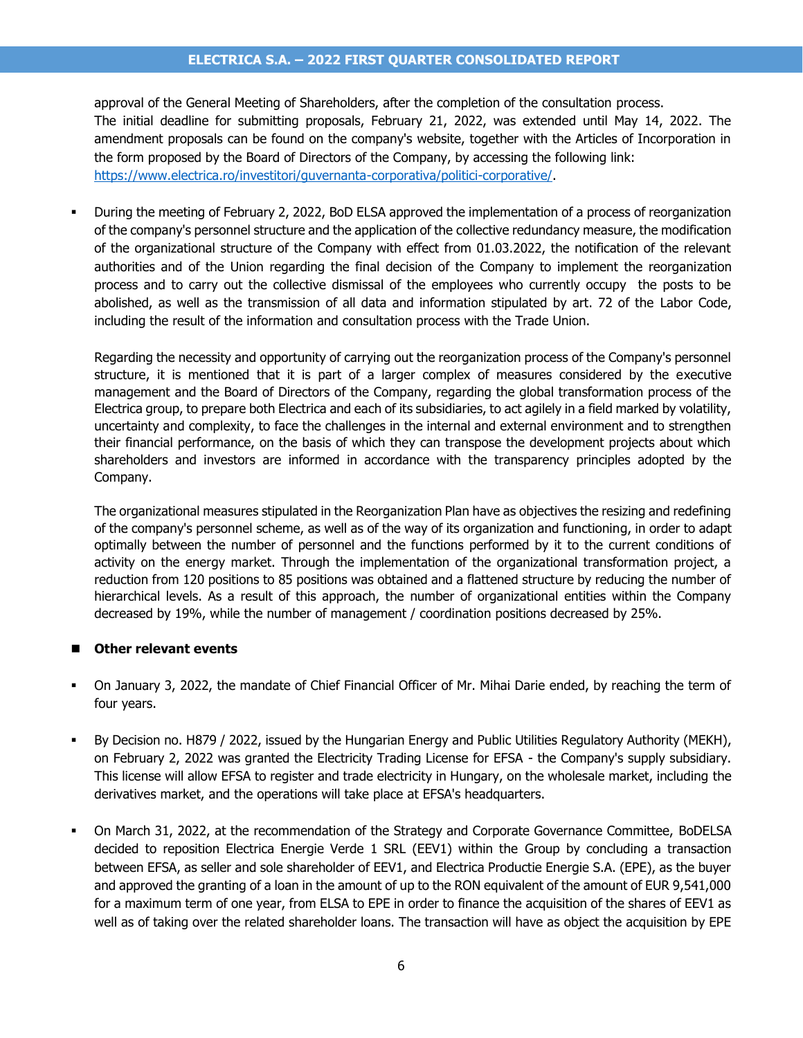approval of the General Meeting of Shareholders, after the completion of the consultation process.
The initial deadline for submitting proposals, February 21, 2022, was extended until May 14, 2022. The amendment proposals can be found on the company's website, together with the Articles of Incorporation in the form proposed by the Board of Directors of the Company, by accessing the following link: https://www.electrica.ro/investitori/guvernanta-corporativa/politici-corporative/.

- During the meeting of February 2, 2022, BoD ELSA approved the implementation of a process of reorganization of the company's personnel structure and the application of the collective redundancy measure, the modification of the organizational structure of the Company with effect from 01.03.2022, the notification of the relevant authorities and of the Union regarding the final decision of the Company to implement the reorganization process and to carry out the collective dismissal of the employees who currently occupy the posts to be abolished, as well as the transmission of all data and information stipulated by art. 72 of the Labor Code, including the result of the information and consultation process with the Trade Union.

  Regarding the necessity and opportunity of carrying out the reorganization process of the Company's personnel structure, it is mentioned that it is part of a larger complex of measures considered by the executive management and the Board of Directors of the Company, regarding the global transformation process of the Electrica group, to prepare both Electrica and each of its subsidiaries, to act agilely in a field marked by volatility, uncertainty and complexity, to face the challenges in the internal and external environment and to strengthen their financial performance, on the basis of which they can transpose the development projects about which shareholders and investors are informed in accordance with the transparency principles adopted by the Company.

  The organizational measures stipulated in the Reorganization Plan have as objectives the resizing and redefining of the company's personnel scheme, as well as of the way of its organization and functioning, in order to adapt optimally between the number of personnel and the functions performed by it to the current conditions of activity on the energy market. Through the implementation of the organizational transformation project, a reduction from 120 positions to 85 positions was obtained and a flattened structure by reducing the number of hierarchical levels. As a result of this approach, the number of organizational entities within the Company decreased by 19%, while the number of management / coordination positions decreased by 25%.

## Other relevant events

- On January 3, 2022, the mandate of Chief Financial Officer of Mr. Mihai Darie ended, by reaching the term of four years.

- By Decision no. H879 / 2022, issued by the Hungarian Energy and Public Utilities Regulatory Authority (MEKH), on February 2, 2022 was granted the Electricity Trading License for EFSA - the Company's supply subsidiary. This license will allow EFSA to register and trade electricity in Hungary, on the wholesale market, including the derivatives market, and the operations will take place at EFSA's headquarters.

- On March 31, 2022, at the recommendation of the Strategy and Corporate Governance Committee, BoDELSA decided to reposition Electrica Energie Verde 1 SRL (EEV1) within the Group by concluding a transaction between EFSA, as seller and sole shareholder of EEV1, and Electrica Productie Energie S.A. (EPE), as the buyer and approved the granting of a loan in the amount of up to the RON equivalent of the amount of EUR 9,541,000 for a maximum term of one year, from ELSA to EPE in order to finance the acquisition of the shares of EEV1 as well as of taking over the related shareholder loans. The transaction will have as object the acquisition by EPE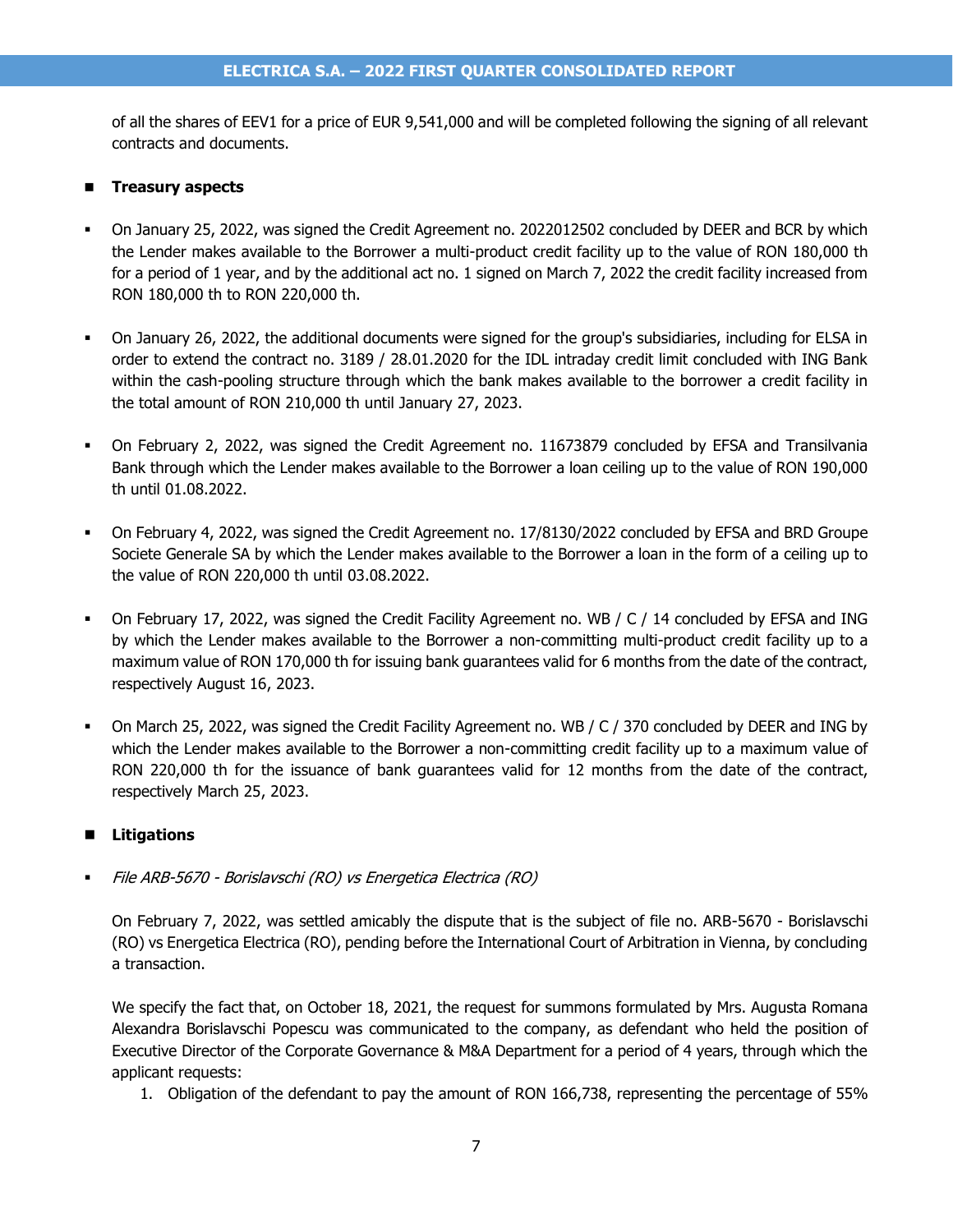of all the shares of EEV1 for a price of EUR 9,541,000 and will be completed following the signing of all relevant contracts and documents.

- **Treasury aspects**

- On January 25, 2022, was signed the Credit Agreement no. 2022012502 concluded by DEER and BCR by which the Lender makes available to the Borrower a multi-product credit facility up to the value of RON 180,000 th for a period of 1 year, and by the additional act no. 1 signed on March 7, 2022 the credit facility increased from RON 180,000 th to RON 220,000 th.

- On January 26, 2022, the additional documents were signed for the group's subsidiaries, including for ELSA in order to extend the contract no. 3189 / 28.01.2020 for the IDL intraday credit limit concluded with ING Bank within the cash-pooling structure through which the bank makes available to the borrower a credit facility in the total amount of RON 210,000 th until January 27, 2023.

- On February 2, 2022, was signed the Credit Agreement no. 11673879 concluded by EFSA and Transilvania Bank through which the Lender makes available to the Borrower a loan ceiling up to the value of RON 190,000 th until 01.08.2022.

- On February 4, 2022, was signed the Credit Agreement no. 17/8130/2022 concluded by EFSA and BRD Groupe Societe Generale SA by which the Lender makes available to the Borrower a loan in the form of a ceiling up to the value of RON 220,000 th until 03.08.2022.

- On February 17, 2022, was signed the Credit Facility Agreement no. WB / C / 14 concluded by EFSA and ING by which the Lender makes available to the Borrower a non-committing multi-product credit facility up to a maximum value of RON 170,000 th for issuing bank guarantees valid for 6 months from the date of the contract, respectively August 16, 2023.

- On March 25, 2022, was signed the Credit Facility Agreement no. WB / C / 370 concluded by DEER and ING by which the Lender makes available to the Borrower a non-committing credit facility up to a maximum value of RON 220,000 th for the issuance of bank guarantees valid for 12 months from the date of the contract, respectively March 25, 2023.

- **Litigations**

- *File ARB-5670 - Borislavschi (RO) vs Energetica Electrica (RO)*

  On February 7, 2022, was settled amicably the dispute that is the subject of file no. ARB-5670 - Borislavschi (RO) vs Energetica Electrica (RO), pending before the International Court of Arbitration in Vienna, by concluding a transaction.

  We specify the fact that, on October 18, 2021, the request for summons formulated by Mrs. Augusta Romana Alexandra Borislavschi Popescu was communicated to the company, as defendant who held the position of Executive Director of the Corporate Governance & M&A Department for a period of 4 years, through which the applicant requests:

  1. Obligation of the defendant to pay the amount of RON 166,738, representing the percentage of 55%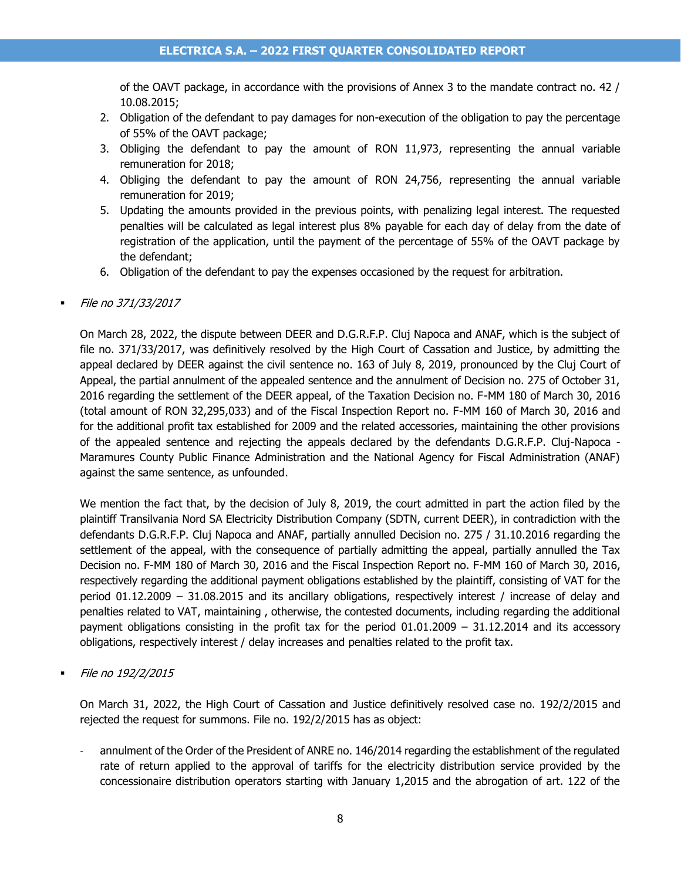of the OAVT package, in accordance with the provisions of Annex 3 to the mandate contract no. 42 / 10.08.2015;

2. Obligation of the defendant to pay damages for non-execution of the obligation to pay the percentage of 55% of the OAVT package;
3. Obliging the defendant to pay the amount of RON 11,973, representing the annual variable remuneration for 2018;
4. Obliging the defendant to pay the amount of RON 24,756, representing the annual variable remuneration for 2019;
5. Updating the amounts provided in the previous points, with penalizing legal interest. The requested penalties will be calculated as legal interest plus 8% payable for each day of delay from the date of registration of the application, until the payment of the percentage of 55% of the OAVT package by the defendant;
6. Obligation of the defendant to pay the expenses occasioned by the request for arbitration.

- *File no 371/33/2017*

  On March 28, 2022, the dispute between DEER and D.G.R.F.P. Cluj Napoca and ANAF, which is the subject of file no. 371/33/2017, was definitively resolved by the High Court of Cassation and Justice, by admitting the appeal declared by DEER against the civil sentence no. 163 of July 8, 2019, pronounced by the Cluj Court of Appeal, the partial annulment of the appealed sentence and the annulment of Decision no. 275 of October 31, 2016 regarding the settlement of the DEER appeal, of the Taxation Decision no. F-MM 180 of March 30, 2016 (total amount of RON 32,295,033) and of the Fiscal Inspection Report no. F-MM 160 of March 30, 2016 and for the additional profit tax established for 2009 and the related accessories, maintaining the other provisions of the appealed sentence and rejecting the appeals declared by the defendants D.G.R.F.P. Cluj-Napoca - Maramures County Public Finance Administration and the National Agency for Fiscal Administration (ANAF) against the same sentence, as unfounded.

  We mention the fact that, by the decision of July 8, 2019, the court admitted in part the action filed by the plaintiff Transilvania Nord SA Electricity Distribution Company (SDTN, current DEER), in contradiction with the defendants D.G.R.F.P. Cluj Napoca and ANAF, partially annulled Decision no. 275 / 31.10.2016 regarding the settlement of the appeal, with the consequence of partially admitting the appeal, partially annulled the Tax Decision no. F-MM 180 of March 30, 2016 and the Fiscal Inspection Report no. F-MM 160 of March 30, 2016, respectively regarding the additional payment obligations established by the plaintiff, consisting of VAT for the period 01.12.2009 – 31.08.2015 and its ancillary obligations, respectively interest / increase of delay and penalties related to VAT, maintaining , otherwise, the contested documents, including regarding the additional payment obligations consisting in the profit tax for the period 01.01.2009 – 31.12.2014 and its accessory obligations, respectively interest / delay increases and penalties related to the profit tax.

- *File no 192/2/2015*

  On March 31, 2022, the High Court of Cassation and Justice definitively resolved case no. 192/2/2015 and rejected the request for summons. File no. 192/2/2015 has as object:

  - annulment of the Order of the President of ANRE no. 146/2014 regarding the establishment of the regulated rate of return applied to the approval of tariffs for the electricity distribution service provided by the concessionaire distribution operators starting with January 1,2015 and the abrogation of art. 122 of the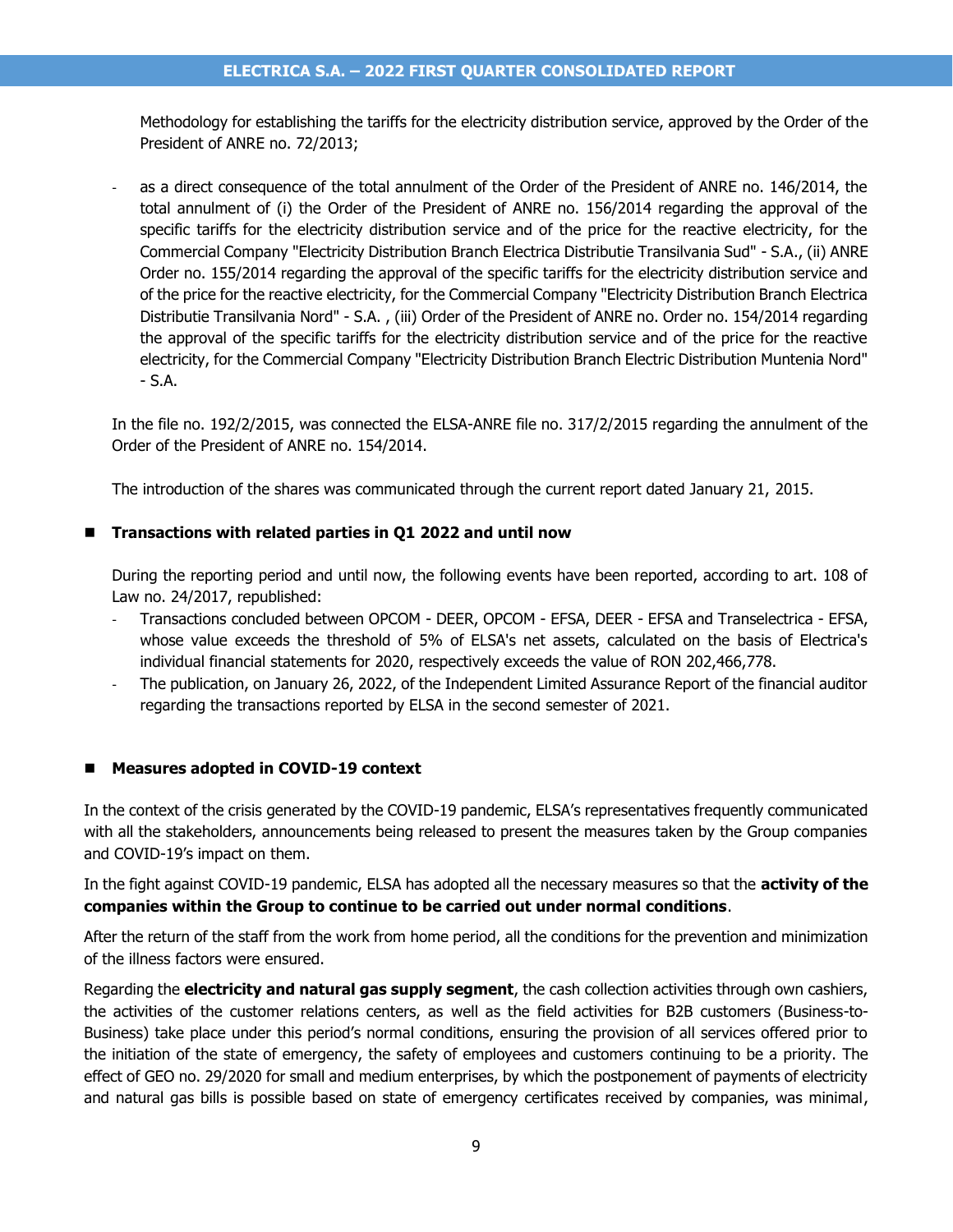Methodology for establishing the tariffs for the electricity distribution service, approved by the Order of the President of ANRE no. 72/2013;

- as a direct consequence of the total annulment of the Order of the President of ANRE no. 146/2014, the total annulment of (i) the Order of the President of ANRE no. 156/2014 regarding the approval of the specific tariffs for the electricity distribution service and of the price for the reactive electricity, for the Commercial Company "Electricity Distribution Branch Electrica Distributie Transilvania Sud" - S.A., (ii) ANRE Order no. 155/2014 regarding the approval of the specific tariffs for the electricity distribution service and of the price for the reactive electricity, for the Commercial Company "Electricity Distribution Branch Electrica Distributie Transilvania Nord" - S.A. , (iii) Order of the President of ANRE no. Order no. 154/2014 regarding the approval of the specific tariffs for the electricity distribution service and of the price for the reactive electricity, for the Commercial Company "Electricity Distribution Branch Electric Distribution Muntenia Nord" - S.A.

In the file no. 192/2/2015, was connected the ELSA-ANRE file no. 317/2/2015 regarding the annulment of the Order of the President of ANRE no. 154/2014.

The introduction of the shares was communicated through the current report dated January 21, 2015.

- **Transactions with related parties in Q1 2022 and until now**

During the reporting period and until now, the following events have been reported, according to art. 108 of Law no. 24/2017, republished:

- Transactions concluded between OPCOM - DEER, OPCOM - EFSA, DEER - EFSA and Transelectrica - EFSA, whose value exceeds the threshold of 5% of ELSA's net assets, calculated on the basis of Electrica's individual financial statements for 2020, respectively exceeds the value of RON 202,466,778.
- The publication, on January 26, 2022, of the Independent Limited Assurance Report of the financial auditor regarding the transactions reported by ELSA in the second semester of 2021.

- **Measures adopted in COVID-19 context**

In the context of the crisis generated by the COVID-19 pandemic, ELSA's representatives frequently communicated with all the stakeholders, announcements being released to present the measures taken by the Group companies and COVID-19's impact on them.

In the fight against COVID-19 pandemic, ELSA has adopted all the necessary measures so that the **activity of the companies within the Group to continue to be carried out under normal conditions**.

After the return of the staff from the work from home period, all the conditions for the prevention and minimization of the illness factors were ensured.

Regarding the **electricity and natural gas supply segment**, the cash collection activities through own cashiers, the activities of the customer relations centers, as well as the field activities for B2B customers (Business-to-Business) take place under this period's normal conditions, ensuring the provision of all services offered prior to the initiation of the state of emergency, the safety of employees and customers continuing to be a priority. The effect of GEO no. 29/2020 for small and medium enterprises, by which the postponement of payments of electricity and natural gas bills is possible based on state of emergency certificates received by companies, was minimal,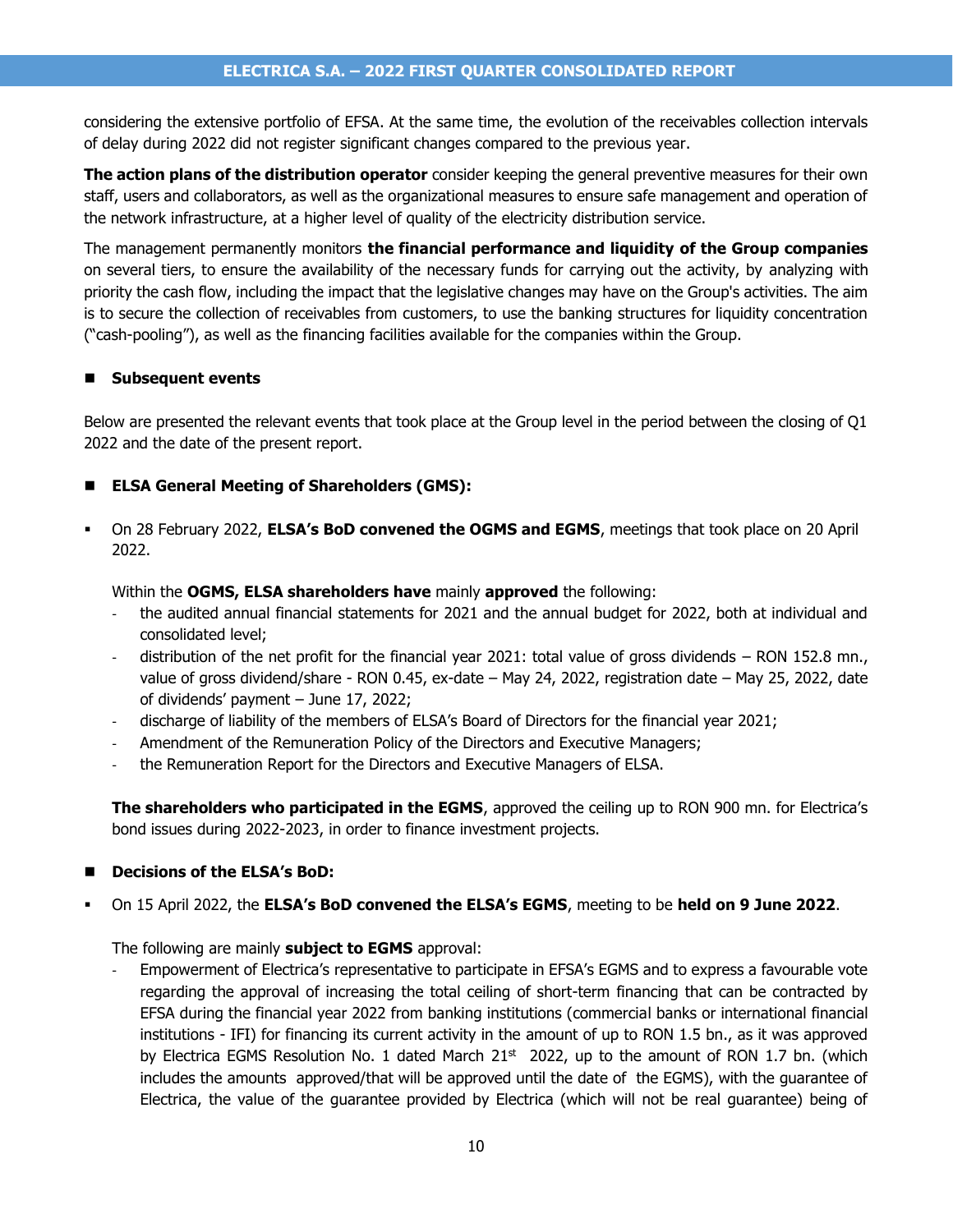considering the extensive portfolio of EFSA. At the same time, the evolution of the receivables collection intervals of delay during 2022 did not register significant changes compared to the previous year.

**The action plans of the distribution operator** consider keeping the general preventive measures for their own staff, users and collaborators, as well as the organizational measures to ensure safe management and operation of the network infrastructure, at a higher level of quality of the electricity distribution service.

The management permanently monitors **the financial performance and liquidity of the Group companies** on several tiers, to ensure the availability of the necessary funds for carrying out the activity, by analyzing with priority the cash flow, including the impact that the legislative changes may have on the Group's activities. The aim is to secure the collection of receivables from customers, to use the banking structures for liquidity concentration ("cash-pooling"), as well as the financing facilities available for the companies within the Group.

- **Subsequent events**

Below are presented the relevant events that took place at the Group level in the period between the closing of Q1 2022 and the date of the present report.

- **ELSA General Meeting of Shareholders (GMS):**

- On 28 February 2022, **ELSA's BoD convened the OGMS and EGMS**, meetings that took place on 20 April 2022.

  Within the **OGMS, ELSA shareholders have** mainly **approved** the following:
  - the audited annual financial statements for 2021 and the annual budget for 2022, both at individual and consolidated level;
  - distribution of the net profit for the financial year 2021: total value of gross dividends – RON 152.8 mn., value of gross dividend/share - RON 0.45, ex-date – May 24, 2022, registration date – May 25, 2022, date of dividends' payment – June 17, 2022;
  - discharge of liability of the members of ELSA's Board of Directors for the financial year 2021;
  - Amendment of the Remuneration Policy of the Directors and Executive Managers;
  - the Remuneration Report for the Directors and Executive Managers of ELSA.

  **The shareholders who participated in the EGMS**, approved the ceiling up to RON 900 mn. for Electrica's bond issues during 2022-2023, in order to finance investment projects.

- **Decisions of the ELSA's BoD:**

- On 15 April 2022, the **ELSA's BoD convened the ELSA's EGMS**, meeting to be **held on 9 June 2022**.

  The following are mainly **subject to EGMS** approval:
  - Empowerment of Electrica's representative to participate in EFSA's EGMS and to express a favourable vote regarding the approval of increasing the total ceiling of short-term financing that can be contracted by EFSA during the financial year 2022 from banking institutions (commercial banks or international financial institutions - IFI) for financing its current activity in the amount of up to RON 1.5 bn., as it was approved by Electrica EGMS Resolution No. 1 dated March 21st 2022, up to the amount of RON 1.7 bn. (which includes the amounts approved/that will be approved until the date of the EGMS), with the guarantee of Electrica, the value of the guarantee provided by Electrica (which will not be real guarantee) being of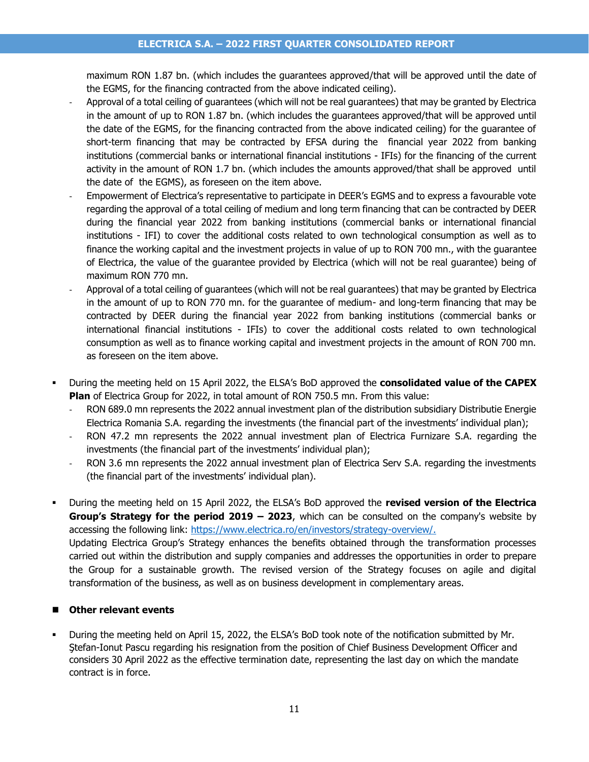maximum RON 1.87 bn. (which includes the guarantees approved/that will be approved until the date of the EGMS, for the financing contracted from the above indicated ceiling).
- Approval of a total ceiling of guarantees (which will not be real guarantees) that may be granted by Electrica in the amount of up to RON 1.87 bn. (which includes the guarantees approved/that will be approved until the date of the EGMS, for the financing contracted from the above indicated ceiling) for the guarantee of short-term financing that may be contracted by EFSA during the financial year 2022 from banking institutions (commercial banks or international financial institutions - IFIs) for the financing of the current activity in the amount of RON 1.7 bn. (which includes the amounts approved/that shall be approved until the date of the EGMS), as foreseen on the item above.
- Empowerment of Electrica's representative to participate in DEER's EGMS and to express a favourable vote regarding the approval of a total ceiling of medium and long term financing that can be contracted by DEER during the financial year 2022 from banking institutions (commercial banks or international financial institutions - IFI) to cover the additional costs related to own technological consumption as well as to finance the working capital and the investment projects in value of up to RON 700 mn., with the guarantee of Electrica, the value of the guarantee provided by Electrica (which will not be real guarantee) being of maximum RON 770 mn.
- Approval of a total ceiling of guarantees (which will not be real guarantees) that may be granted by Electrica in the amount of up to RON 770 mn. for the guarantee of medium- and long-term financing that may be contracted by DEER during the financial year 2022 from banking institutions (commercial banks or international financial institutions - IFIs) to cover the additional costs related to own technological consumption as well as to finance working capital and investment projects in the amount of RON 700 mn. as foreseen on the item above.

- During the meeting held on 15 April 2022, the ELSA's BoD approved the **consolidated value of the CAPEX Plan** of Electrica Group for 2022, in total amount of RON 750.5 mn. From this value:
  - RON 689.0 mn represents the 2022 annual investment plan of the distribution subsidiary Distributie Energie Electrica Romania S.A. regarding the investments (the financial part of the investments' individual plan);
  - RON 47.2 mn represents the 2022 annual investment plan of Electrica Furnizare S.A. regarding the investments (the financial part of the investments' individual plan);
  - RON 3.6 mn represents the 2022 annual investment plan of Electrica Serv S.A. regarding the investments (the financial part of the investments' individual plan).

- During the meeting held on 15 April 2022, the ELSA's BoD approved the **revised version of the Electrica Group's Strategy for the period 2019 – 2023**, which can be consulted on the company's website by accessing the following link: [https://www.electrica.ro/en/investors/strategy-overview/.](https://www.electrica.ro/en/investors/strategy-overview/)
  Updating Electrica Group's Strategy enhances the benefits obtained through the transformation processes carried out within the distribution and supply companies and addresses the opportunities in order to prepare the Group for a sustainable growth. The revised version of the Strategy focuses on agile and digital transformation of the business, as well as on business development in complementary areas.

- **Other relevant events**

- During the meeting held on April 15, 2022, the ELSA's BoD took note of the notification submitted by Mr. Ştefan-Ionut Pascu regarding his resignation from the position of Chief Business Development Officer and considers 30 April 2022 as the effective termination date, representing the last day on which the mandate contract is in force.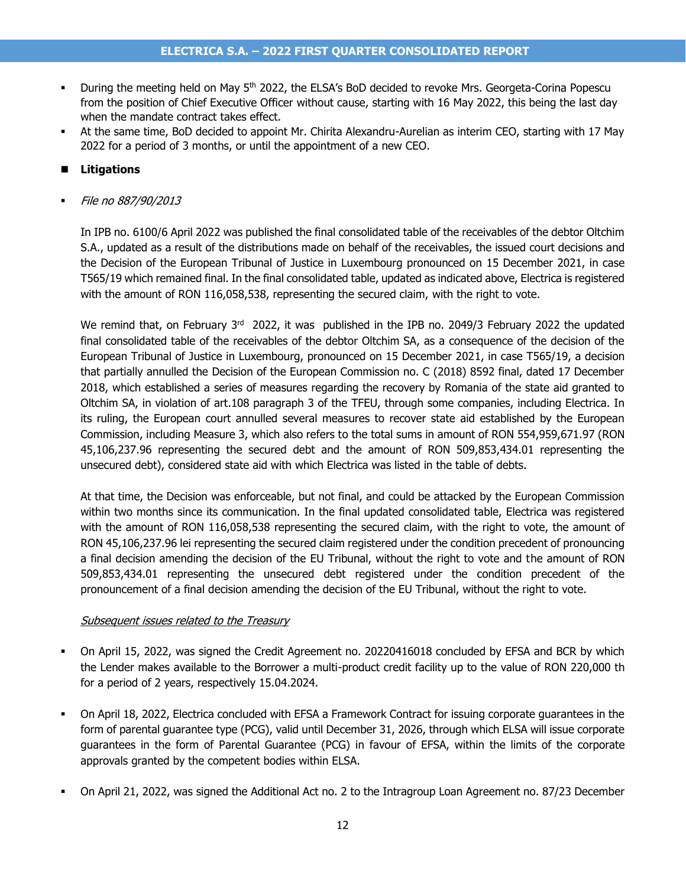- During the meeting held on May 5th 2022, the ELSA's BoD decided to revoke Mrs. Georgeta-Corina Popescu from the position of Chief Executive Officer without cause, starting with 16 May 2022, this being the last day when the mandate contract takes effect.
- At the same time, BoD decided to appoint Mr. Chirita Alexandru-Aurelian as interim CEO, starting with 17 May 2022 for a period of 3 months, or until the appointment of a new CEO.

## Litigations

- *File no 887/90/2013*

  In IPB no. 6100/6 April 2022 was published the final consolidated table of the receivables of the debtor Oltchim S.A., updated as a result of the distributions made on behalf of the receivables, the issued court decisions and the Decision of the European Tribunal of Justice in Luxembourg pronounced on 15 December 2021, in case T565/19 which remained final. In the final consolidated table, updated as indicated above, Electrica is registered with the amount of RON 116,058,538, representing the secured claim, with the right to vote.

  We remind that, on February 3rd 2022, it was published in the IPB no. 2049/3 February 2022 the updated final consolidated table of the receivables of the debtor Oltchim SA, as a consequence of the decision of the European Tribunal of Justice in Luxembourg, pronounced on 15 December 2021, in case T565/19, a decision that partially annulled the Decision of the European Commission no. C (2018) 8592 final, dated 17 December 2018, which established a series of measures regarding the recovery by Romania of the state aid granted to Oltchim SA, in violation of art.108 paragraph 3 of the TFEU, through some companies, including Electrica. In its ruling, the European court annulled several measures to recover state aid established by the European Commission, including Measure 3, which also refers to the total sums in amount of RON 554,959,671.97 (RON 45,106,237.96 representing the secured debt and the amount of RON 509,853,434.01 representing the unsecured debt), considered state aid with which Electrica was listed in the table of debts.

  At that time, the Decision was enforceable, but not final, and could be attacked by the European Commission within two months since its communication. In the final updated consolidated table, Electrica was registered with the amount of RON 116,058,538 representing the secured claim, with the right to vote, the amount of RON 45,106,237.96 lei representing the secured claim registered under the condition precedent of pronouncing a final decision amending the decision of the EU Tribunal, without the right to vote and the amount of RON 509,853,434.01 representing the unsecured debt registered under the condition precedent of the pronouncement of a final decision amending the decision of the EU Tribunal, without the right to vote.

<u>*Subsequent issues related to the Treasury*</u>

- On April 15, 2022, was signed the Credit Agreement no. 20220416018 concluded by EFSA and BCR by which the Lender makes available to the Borrower a multi-product credit facility up to the value of RON 220,000 th for a period of 2 years, respectively 15.04.2024.

- On April 18, 2022, Electrica concluded with EFSA a Framework Contract for issuing corporate guarantees in the form of parental guarantee type (PCG), valid until December 31, 2026, through which ELSA will issue corporate guarantees in the form of Parental Guarantee (PCG) in favour of EFSA, within the limits of the corporate approvals granted by the competent bodies within ELSA.

- On April 21, 2022, was signed the Additional Act no. 2 to the Intragroup Loan Agreement no. 87/23 December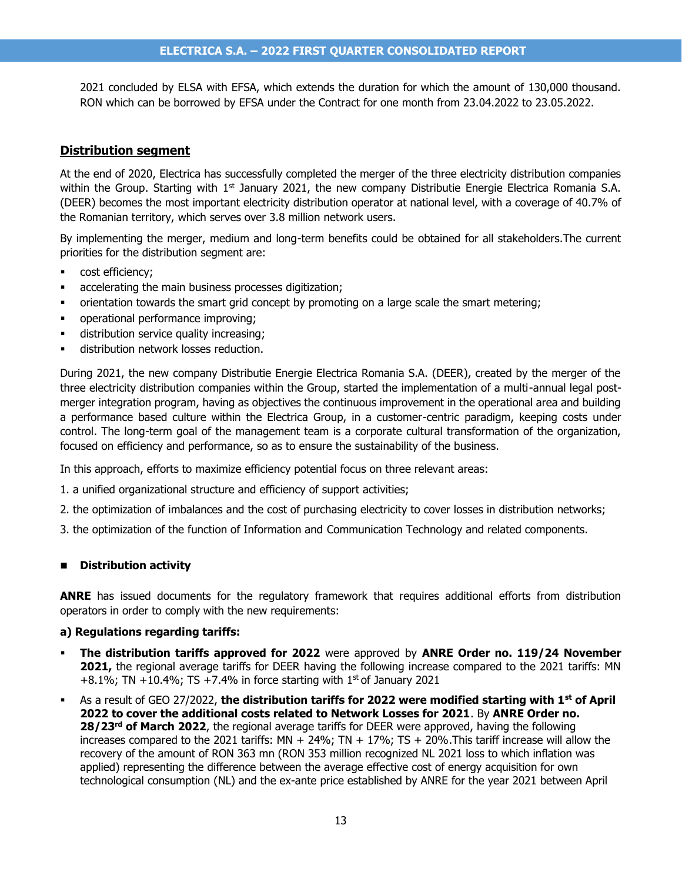2021 concluded by ELSA with EFSA, which extends the duration for which the amount of 130,000 thousand. RON which can be borrowed by EFSA under the Contract for one month from 23.04.2022 to 23.05.2022.

## Distribution segment

At the end of 2020, Electrica has successfully completed the merger of the three electricity distribution companies within the Group. Starting with 1st January 2021, the new company Distributie Energie Electrica Romania S.A. (DEER) becomes the most important electricity distribution operator at national level, with a coverage of 40.7% of the Romanian territory, which serves over 3.8 million network users.

By implementing the merger, medium and long-term benefits could be obtained for all stakeholders.The current priorities for the distribution segment are:

- cost efficiency;
- accelerating the main business processes digitization;
- orientation towards the smart grid concept by promoting on a large scale the smart metering;
- operational performance improving;
- distribution service quality increasing;
- distribution network losses reduction.

During 2021, the new company Distributie Energie Electrica Romania S.A. (DEER), created by the merger of the three electricity distribution companies within the Group, started the implementation of a multi-annual legal post-merger integration program, having as objectives the continuous improvement in the operational area and building a performance based culture within the Electrica Group, in a customer-centric paradigm, keeping costs under control. The long-term goal of the management team is a corporate cultural transformation of the organization, focused on efficiency and performance, so as to ensure the sustainability of the business.

In this approach, efforts to maximize efficiency potential focus on three relevant areas:

1. a unified organizational structure and efficiency of support activities;
2. the optimization of imbalances and the cost of purchasing electricity to cover losses in distribution networks;
3. the optimization of the function of Information and Communication Technology and related components.

### Distribution activity

**ANRE** has issued documents for the regulatory framework that requires additional efforts from distribution operators in order to comply with the new requirements:

**a) Regulations regarding tariffs:**

- **The distribution tariffs approved for 2022** were approved by **ANRE Order no. 119/24 November 2021,** the regional average tariffs for DEER having the following increase compared to the 2021 tariffs: MN +8.1%; TN +10.4%; TS +7.4% in force starting with 1st of January 2021
- As a result of GEO 27/2022, **the distribution tariffs for 2022 were modified starting with 1st of April 2022 to cover the additional costs related to Network Losses for 2021**. By **ANRE Order no. 28/23rd of March 2022**, the regional average tariffs for DEER were approved, having the following increases compared to the 2021 tariffs: MN + 24%; TN + 17%; TS + 20%.This tariff increase will allow the recovery of the amount of RON 363 mn (RON 353 million recognized NL 2021 loss to which inflation was applied) representing the difference between the average effective cost of energy acquisition for own technological consumption (NL) and the ex-ante price established by ANRE for the year 2021 between April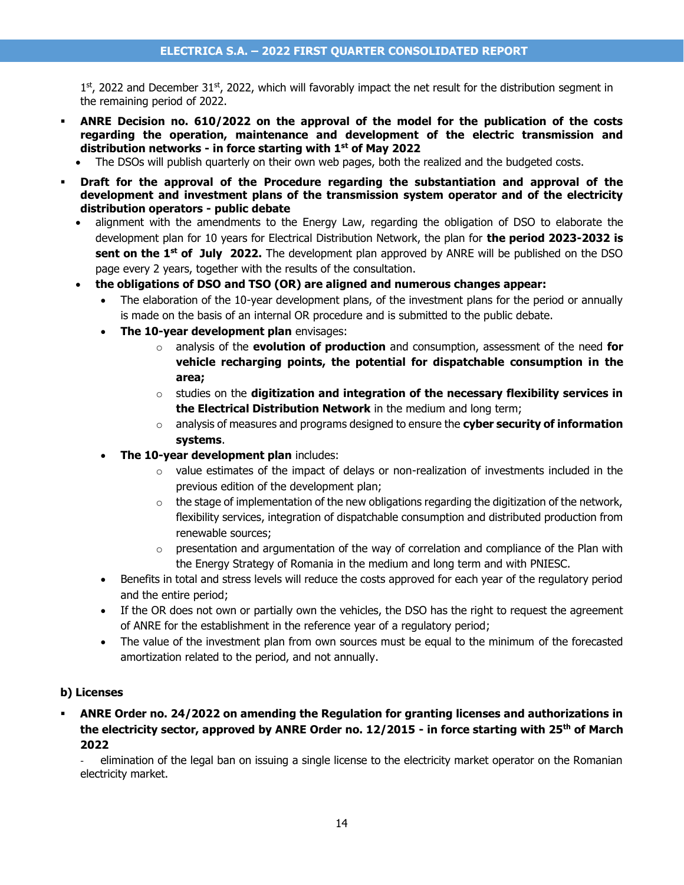1st, 2022 and December 31st, 2022, which will favorably impact the net result for the distribution segment in the remaining period of 2022.

- **ANRE Decision no. 610/2022 on the approval of the model for the publication of the costs regarding the operation, maintenance and development of the electric transmission and distribution networks - in force starting with 1st of May 2022**
  - The DSOs will publish quarterly on their own web pages, both the realized and the budgeted costs.
- **Draft for the approval of the Procedure regarding the substantiation and approval of the development and investment plans of the transmission system operator and of the electricity distribution operators - public debate**
  - alignment with the amendments to the Energy Law, regarding the obligation of DSO to elaborate the development plan for 10 years for Electrical Distribution Network, the plan for **the period 2023-2032 is sent on the 1st of July 2022.** The development plan approved by ANRE will be published on the DSO page every 2 years, together with the results of the consultation.
  - **the obligations of DSO and TSO (OR) are aligned and numerous changes appear:**
    - The elaboration of the 10-year development plans, of the investment plans for the period or annually is made on the basis of an internal OR procedure and is submitted to the public debate.
    - **The 10-year development plan** envisages:
      - analysis of the **evolution of production** and consumption, assessment of the need **for vehicle recharging points, the potential for dispatchable consumption in the area;**
      - studies on the **digitization and integration of the necessary flexibility services in the Electrical Distribution Network** in the medium and long term;
      - analysis of measures and programs designed to ensure the **cyber security of information systems**.
    - **The 10-year development plan** includes:
      - value estimates of the impact of delays or non-realization of investments included in the previous edition of the development plan;
      - the stage of implementation of the new obligations regarding the digitization of the network, flexibility services, integration of dispatchable consumption and distributed production from renewable sources;
      - presentation and argumentation of the way of correlation and compliance of the Plan with the Energy Strategy of Romania in the medium and long term and with PNIESC.
    - Benefits in total and stress levels will reduce the costs approved for each year of the regulatory period and the entire period;
    - If the OR does not own or partially own the vehicles, the DSO has the right to request the agreement of ANRE for the establishment in the reference year of a regulatory period;
    - The value of the investment plan from own sources must be equal to the minimum of the forecasted amortization related to the period, and not annually.

**b) Licenses**

- **ANRE Order no. 24/2022 on amending the Regulation for granting licenses and authorizations in the electricity sector, approved by ANRE Order no. 12/2015 - in force starting with 25th of March 2022**

  - elimination of the legal ban on issuing a single license to the electricity market operator on the Romanian electricity market.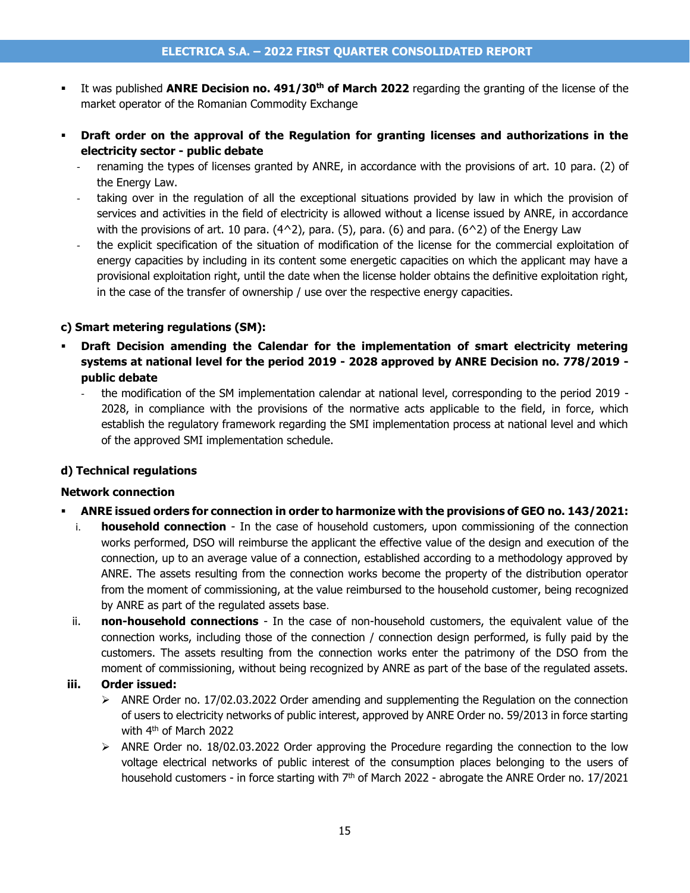- It was published **ANRE Decision no. 491/30th of March 2022** regarding the granting of the license of the market operator of the Romanian Commodity Exchange

- **Draft order on the approval of the Regulation for granting licenses and authorizations in the electricity sector - public debate**
  - renaming the types of licenses granted by ANRE, in accordance with the provisions of art. 10 para. (2) of the Energy Law.
  - taking over in the regulation of all the exceptional situations provided by law in which the provision of services and activities in the field of electricity is allowed without a license issued by ANRE, in accordance with the provisions of art. 10 para. (4^2), para. (5), para. (6) and para. (6^2) of the Energy Law
  - the explicit specification of the situation of modification of the license for the commercial exploitation of energy capacities by including in its content some energetic capacities on which the applicant may have a provisional exploitation right, until the date when the license holder obtains the definitive exploitation right, in the case of the transfer of ownership / use over the respective energy capacities.

**c) Smart metering regulations (SM):**

- **Draft Decision amending the Calendar for the implementation of smart electricity metering systems at national level for the period 2019 - 2028 approved by ANRE Decision no. 778/2019 - public debate**
  - the modification of the SM implementation calendar at national level, corresponding to the period 2019 - 2028, in compliance with the provisions of the normative acts applicable to the field, in force, which establish the regulatory framework regarding the SMI implementation process at national level and which of the approved SMI implementation schedule.

**d) Technical regulations**

**Network connection**

- **ANRE issued orders for connection in order to harmonize with the provisions of GEO no. 143/2021:**
  1. **household connection** - In the case of household customers, upon commissioning of the connection works performed, DSO will reimburse the applicant the effective value of the design and execution of the connection, up to an average value of a connection, established according to a methodology approved by ANRE. The assets resulting from the connection works become the property of the distribution operator from the moment of commissioning, at the value reimbursed to the household customer, being recognized by ANRE as part of the regulated assets base.
  2. **non-household connections** - In the case of non-household customers, the equivalent value of the connection works, including those of the connection / connection design performed, is fully paid by the customers. The assets resulting from the connection works enter the patrimony of the DSO from the moment of commissioning, without being recognized by ANRE as part of the base of the regulated assets.
  3. **Order issued:**
     - ANRE Order no. 17/02.03.2022 Order amending and supplementing the Regulation on the connection of users to electricity networks of public interest, approved by ANRE Order no. 59/2013 in force starting with 4th of March 2022
     - ANRE Order no. 18/02.03.2022 Order approving the Procedure regarding the connection to the low voltage electrical networks of public interest of the consumption places belonging to the users of household customers - in force starting with 7th of March 2022 - abrogate the ANRE Order no. 17/2021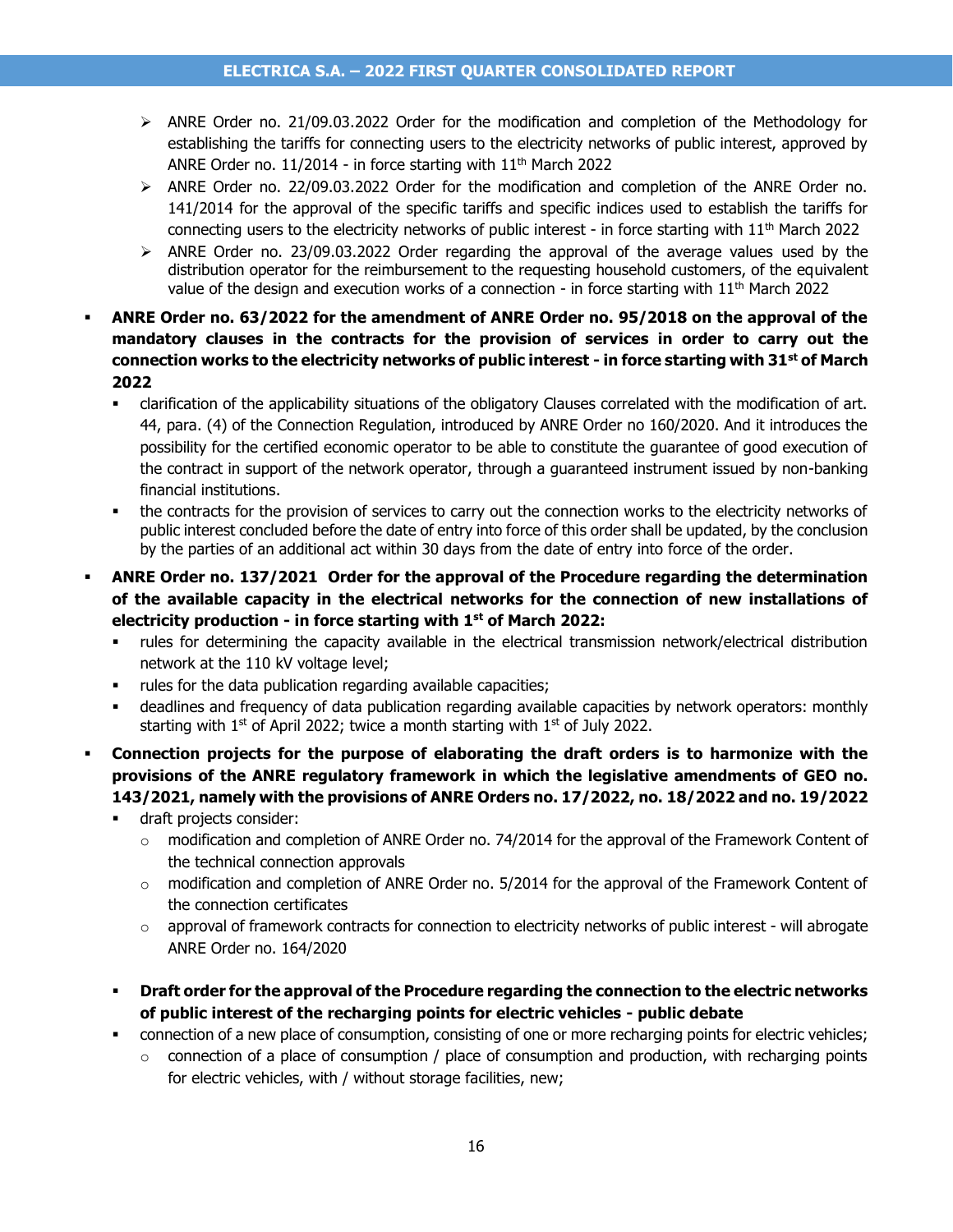- ANRE Order no. 21/09.03.2022 Order for the modification and completion of the Methodology for establishing the tariffs for connecting users to the electricity networks of public interest, approved by ANRE Order no. 11/2014 - in force starting with 11th March 2022
- ANRE Order no. 22/09.03.2022 Order for the modification and completion of the ANRE Order no. 141/2014 for the approval of the specific tariffs and specific indices used to establish the tariffs for connecting users to the electricity networks of public interest - in force starting with 11th March 2022
- ANRE Order no. 23/09.03.2022 Order regarding the approval of the average values used by the distribution operator for the reimbursement to the requesting household customers, of the equivalent value of the design and execution works of a connection - in force starting with 11th March 2022

- **ANRE Order no. 63/2022 for the amendment of ANRE Order no. 95/2018 on the approval of the mandatory clauses in the contracts for the provision of services in order to carry out the connection works to the electricity networks of public interest - in force starting with 31st of March 2022**
  - clarification of the applicability situations of the obligatory Clauses correlated with the modification of art. 44, para. (4) of the Connection Regulation, introduced by ANRE Order no 160/2020. And it introduces the possibility for the certified economic operator to be able to constitute the guarantee of good execution of the contract in support of the network operator, through a guaranteed instrument issued by non-banking financial institutions.
  - the contracts for the provision of services to carry out the connection works to the electricity networks of public interest concluded before the date of entry into force of this order shall be updated, by the conclusion by the parties of an additional act within 30 days from the date of entry into force of the order.
- **ANRE Order no. 137/2021 Order for the approval of the Procedure regarding the determination of the available capacity in the electrical networks for the connection of new installations of electricity production - in force starting with 1st of March 2022:**
  - rules for determining the capacity available in the electrical transmission network/electrical distribution network at the 110 kV voltage level;
  - rules for the data publication regarding available capacities;
  - deadlines and frequency of data publication regarding available capacities by network operators: monthly starting with 1st of April 2022; twice a month starting with 1st of July 2022.
- **Connection projects for the purpose of elaborating the draft orders is to harmonize with the provisions of the ANRE regulatory framework in which the legislative amendments of GEO no. 143/2021, namely with the provisions of ANRE Orders no. 17/2022, no. 18/2022 and no. 19/2022**
  - draft projects consider:
    - modification and completion of ANRE Order no. 74/2014 for the approval of the Framework Content of the technical connection approvals
    - modification and completion of ANRE Order no. 5/2014 for the approval of the Framework Content of the connection certificates
    - approval of framework contracts for connection to electricity networks of public interest - will abrogate ANRE Order no. 164/2020

  - **Draft order for the approval of the Procedure regarding the connection to the electric networks of public interest of the recharging points for electric vehicles - public debate**
  - connection of a new place of consumption, consisting of one or more recharging points for electric vehicles;
    - connection of a place of consumption / place of consumption and production, with recharging points for electric vehicles, with / without storage facilities, new;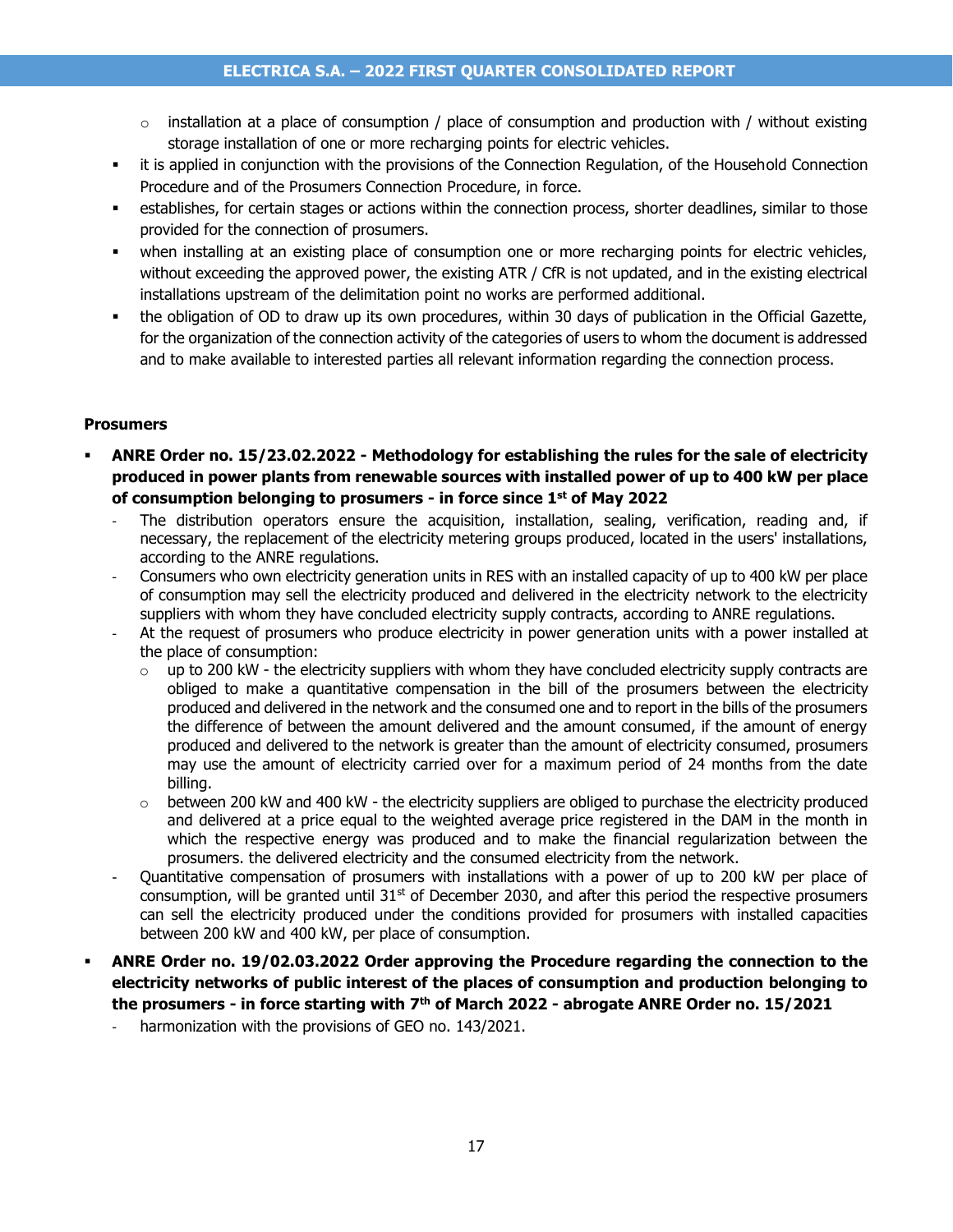- installation at a place of consumption / place of consumption and production with / without existing storage installation of one or more recharging points for electric vehicles.
- it is applied in conjunction with the provisions of the Connection Regulation, of the Household Connection Procedure and of the Prosumers Connection Procedure, in force.
- establishes, for certain stages or actions within the connection process, shorter deadlines, similar to those provided for the connection of prosumers.
- when installing at an existing place of consumption one or more recharging points for electric vehicles, without exceeding the approved power, the existing ATR / CfR is not updated, and in the existing electrical installations upstream of the delimitation point no works are performed additional.
- the obligation of OD to draw up its own procedures, within 30 days of publication in the Official Gazette, for the organization of the connection activity of the categories of users to whom the document is addressed and to make available to interested parties all relevant information regarding the connection process.

**Prosumers**

- **ANRE Order no. 15/23.02.2022 - Methodology for establishing the rules for the sale of electricity produced in power plants from renewable sources with installed power of up to 400 kW per place of consumption belonging to prosumers - in force since 1st of May 2022**
  - The distribution operators ensure the acquisition, installation, sealing, verification, reading and, if necessary, the replacement of the electricity metering groups produced, located in the users' installations, according to the ANRE regulations.
  - Consumers who own electricity generation units in RES with an installed capacity of up to 400 kW per place of consumption may sell the electricity produced and delivered in the electricity network to the electricity suppliers with whom they have concluded electricity supply contracts, according to ANRE regulations.
  - At the request of prosumers who produce electricity in power generation units with a power installed at the place of consumption:
    - up to 200 kW - the electricity suppliers with whom they have concluded electricity supply contracts are obliged to make a quantitative compensation in the bill of the prosumers between the electricity produced and delivered in the network and the consumed one and to report in the bills of the prosumers the difference of between the amount delivered and the amount consumed, if the amount of energy produced and delivered to the network is greater than the amount of electricity consumed, prosumers may use the amount of electricity carried over for a maximum period of 24 months from the date billing.
    - between 200 kW and 400 kW - the electricity suppliers are obliged to purchase the electricity produced and delivered at a price equal to the weighted average price registered in the DAM in the month in which the respective energy was produced and to make the financial regularization between the prosumers. the delivered electricity and the consumed electricity from the network.
  - Quantitative compensation of prosumers with installations with a power of up to 200 kW per place of consumption, will be granted until 31st of December 2030, and after this period the respective prosumers can sell the electricity produced under the conditions provided for prosumers with installed capacities between 200 kW and 400 kW, per place of consumption.
- **ANRE Order no. 19/02.03.2022 Order approving the Procedure regarding the connection to the electricity networks of public interest of the places of consumption and production belonging to the prosumers - in force starting with 7th of March 2022 - abrogate ANRE Order no. 15/2021**
  - harmonization with the provisions of GEO no. 143/2021.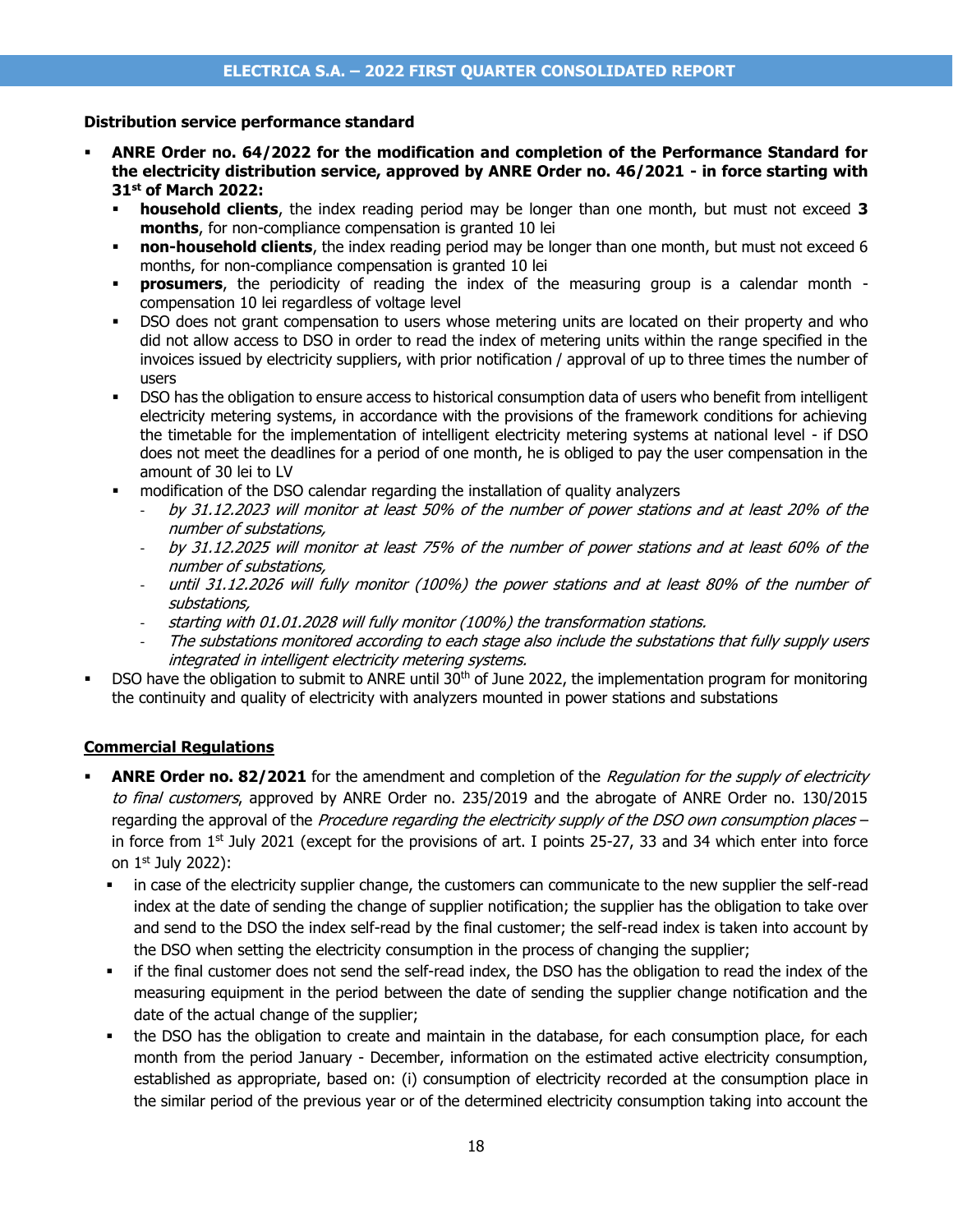**Distribution service performance standard**

- **ANRE Order no. 64/2022 for the modification and completion of the Performance Standard for the electricity distribution service, approved by ANRE Order no. 46/2021 - in force starting with 31st of March 2022:**
  - **household clients**, the index reading period may be longer than one month, but must not exceed **3 months**, for non-compliance compensation is granted 10 lei
  - **non-household clients**, the index reading period may be longer than one month, but must not exceed 6 months, for non-compliance compensation is granted 10 lei
  - **prosumers**, the periodicity of reading the index of the measuring group is a calendar month - compensation 10 lei regardless of voltage level
  - DSO does not grant compensation to users whose metering units are located on their property and who did not allow access to DSO in order to read the index of metering units within the range specified in the invoices issued by electricity suppliers, with prior notification / approval of up to three times the number of users
  - DSO has the obligation to ensure access to historical consumption data of users who benefit from intelligent electricity metering systems, in accordance with the provisions of the framework conditions for achieving the timetable for the implementation of intelligent electricity metering systems at national level - if DSO does not meet the deadlines for a period of one month, he is obliged to pay the user compensation in the amount of 30 lei to LV
  - modification of the DSO calendar regarding the installation of quality analyzers
    - *by 31.12.2023 will monitor at least 50% of the number of power stations and at least 20% of the number of substations,*
    - *by 31.12.2025 will monitor at least 75% of the number of power stations and at least 60% of the number of substations,*
    - *until 31.12.2026 will fully monitor (100%) the power stations and at least 80% of the number of substations,*
    - *starting with 01.01.2028 will fully monitor (100%) the transformation stations.*
    - *The substations monitored according to each stage also include the substations that fully supply users integrated in intelligent electricity metering systems.*
- DSO have the obligation to submit to ANRE until 30th of June 2022, the implementation program for monitoring the continuity and quality of electricity with analyzers mounted in power stations and substations

**Commercial Regulations**

- **ANRE Order no. 82/2021** for the amendment and completion of the *Regulation for the supply of electricity to final customers*, approved by ANRE Order no. 235/2019 and the abrogate of ANRE Order no. 130/2015 regarding the approval of the *Procedure regarding the electricity supply of the DSO own consumption places* – in force from 1st July 2021 (except for the provisions of art. I points 25-27, 33 and 34 which enter into force on 1st July 2022):
  - in case of the electricity supplier change, the customers can communicate to the new supplier the self-read index at the date of sending the change of supplier notification; the supplier has the obligation to take over and send to the DSO the index self-read by the final customer; the self-read index is taken into account by the DSO when setting the electricity consumption in the process of changing the supplier;
  - if the final customer does not send the self-read index, the DSO has the obligation to read the index of the measuring equipment in the period between the date of sending the supplier change notification and the date of the actual change of the supplier;
  - the DSO has the obligation to create and maintain in the database, for each consumption place, for each month from the period January - December, information on the estimated active electricity consumption, established as appropriate, based on: (i) consumption of electricity recorded at the consumption place in the similar period of the previous year or of the determined electricity consumption taking into account the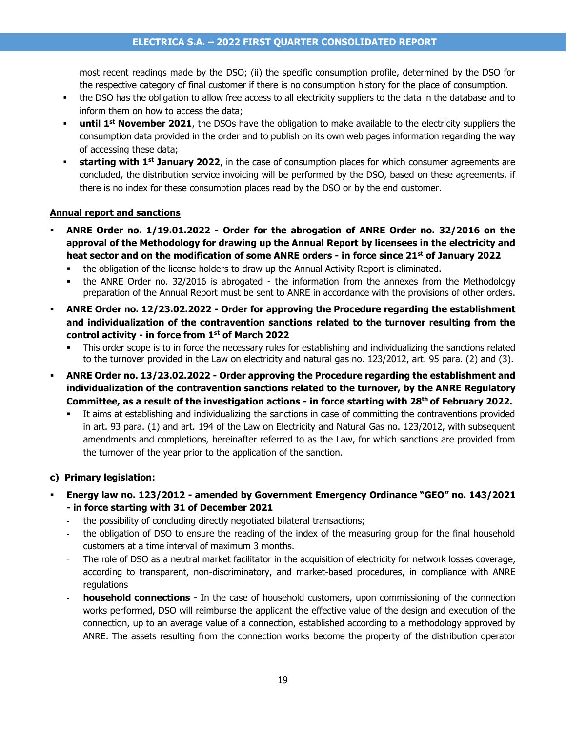most recent readings made by the DSO; (ii) the specific consumption profile, determined by the DSO for the respective category of final customer if there is no consumption history for the place of consumption.

- the DSO has the obligation to allow free access to all electricity suppliers to the data in the database and to inform them on how to access the data;
- **until 1st November 2021**, the DSOs have the obligation to make available to the electricity suppliers the consumption data provided in the order and to publish on its own web pages information regarding the way of accessing these data;
- **starting with 1st January 2022**, in the case of consumption places for which consumer agreements are concluded, the distribution service invoicing will be performed by the DSO, based on these agreements, if there is no index for these consumption places read by the DSO or by the end customer.

**Annual report and sanctions**

- **ANRE Order no. 1/19.01.2022 - Order for the abrogation of ANRE Order no. 32/2016 on the approval of the Methodology for drawing up the Annual Report by licensees in the electricity and heat sector and on the modification of some ANRE orders - in force since 21st of January 2022**
  - the obligation of the license holders to draw up the Annual Activity Report is eliminated.
  - the ANRE Order no. 32/2016 is abrogated - the information from the annexes from the Methodology preparation of the Annual Report must be sent to ANRE in accordance with the provisions of other orders.
- **ANRE Order no. 12/23.02.2022 - Order for approving the Procedure regarding the establishment and individualization of the contravention sanctions related to the turnover resulting from the control activity - in force from 1st of March 2022**
  - This order scope is to in force the necessary rules for establishing and individualizing the sanctions related to the turnover provided in the Law on electricity and natural gas no. 123/2012, art. 95 para. (2) and (3).
- **ANRE Order no. 13/23.02.2022 - Order approving the Procedure regarding the establishment and individualization of the contravention sanctions related to the turnover, by the ANRE Regulatory Committee, as a result of the investigation actions - in force starting with 28th of February 2022.**
  - It aims at establishing and individualizing the sanctions in case of committing the contraventions provided in art. 93 para. (1) and art. 194 of the Law on Electricity and Natural Gas no. 123/2012, with subsequent amendments and completions, hereinafter referred to as the Law, for which sanctions are provided from the turnover of the year prior to the application of the sanction.

**c) Primary legislation:**

- **Energy law no. 123/2012 - amended by Government Emergency Ordinance "GEO" no. 143/2021 - in force starting with 31 of December 2021**
  - the possibility of concluding directly negotiated bilateral transactions;
  - the obligation of DSO to ensure the reading of the index of the measuring group for the final household customers at a time interval of maximum 3 months.
  - The role of DSO as a neutral market facilitator in the acquisition of electricity for network losses coverage, according to transparent, non-discriminatory, and market-based procedures, in compliance with ANRE regulations
  - **household connections** - In the case of household customers, upon commissioning of the connection works performed, DSO will reimburse the applicant the effective value of the design and execution of the connection, up to an average value of a connection, established according to a methodology approved by ANRE. The assets resulting from the connection works become the property of the distribution operator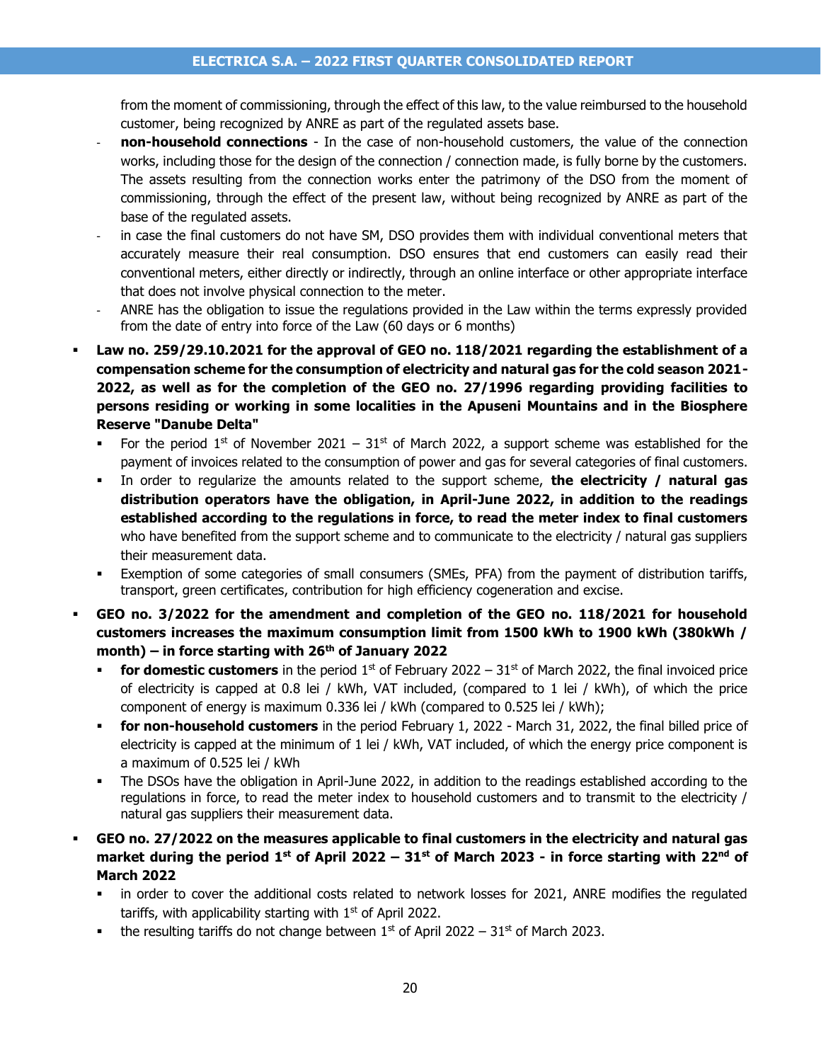from the moment of commissioning, through the effect of this law, to the value reimbursed to the household customer, being recognized by ANRE as part of the regulated assets base.

- **non-household connections** - In the case of non-household customers, the value of the connection works, including those for the design of the connection / connection made, is fully borne by the customers. The assets resulting from the connection works enter the patrimony of the DSO from the moment of commissioning, through the effect of the present law, without being recognized by ANRE as part of the base of the regulated assets.
- in case the final customers do not have SM, DSO provides them with individual conventional meters that accurately measure their real consumption. DSO ensures that end customers can easily read their conventional meters, either directly or indirectly, through an online interface or other appropriate interface that does not involve physical connection to the meter.
- ANRE has the obligation to issue the regulations provided in the Law within the terms expressly provided from the date of entry into force of the Law (60 days or 6 months)

- **Law no. 259/29.10.2021 for the approval of GEO no. 118/2021 regarding the establishment of a compensation scheme for the consumption of electricity and natural gas for the cold season 2021-2022, as well as for the completion of the GEO no. 27/1996 regarding providing facilities to persons residing or working in some localities in the Apuseni Mountains and in the Biosphere Reserve "Danube Delta"**
  - For the period 1st of November 2021 – 31st of March 2022, a support scheme was established for the payment of invoices related to the consumption of power and gas for several categories of final customers.
  - In order to regularize the amounts related to the support scheme, **the electricity / natural gas distribution operators have the obligation, in April-June 2022, in addition to the readings established according to the regulations in force, to read the meter index to final customers** who have benefited from the support scheme and to communicate to the electricity / natural gas suppliers their measurement data.
  - Exemption of some categories of small consumers (SMEs, PFA) from the payment of distribution tariffs, transport, green certificates, contribution for high efficiency cogeneration and excise.
- **GEO no. 3/2022 for the amendment and completion of the GEO no. 118/2021 for household customers increases the maximum consumption limit from 1500 kWh to 1900 kWh (380kWh / month) – in force starting with 26th of January 2022**
  - **for domestic customers** in the period 1st of February 2022 – 31st of March 2022, the final invoiced price of electricity is capped at 0.8 lei / kWh, VAT included, (compared to 1 lei / kWh), of which the price component of energy is maximum 0.336 lei / kWh (compared to 0.525 lei / kWh);
  - **for non-household customers** in the period February 1, 2022 - March 31, 2022, the final billed price of electricity is capped at the minimum of 1 lei / kWh, VAT included, of which the energy price component is a maximum of 0.525 lei / kWh
  - The DSOs have the obligation in April-June 2022, in addition to the readings established according to the regulations in force, to read the meter index to household customers and to transmit to the electricity / natural gas suppliers their measurement data.
- **GEO no. 27/2022 on the measures applicable to final customers in the electricity and natural gas market during the period 1st of April 2022 – 31st of March 2023 - in force starting with 22nd of March 2022**
  - in order to cover the additional costs related to network losses for 2021, ANRE modifies the regulated tariffs, with applicability starting with 1st of April 2022.
  - the resulting tariffs do not change between 1st of April 2022 – 31st of March 2023.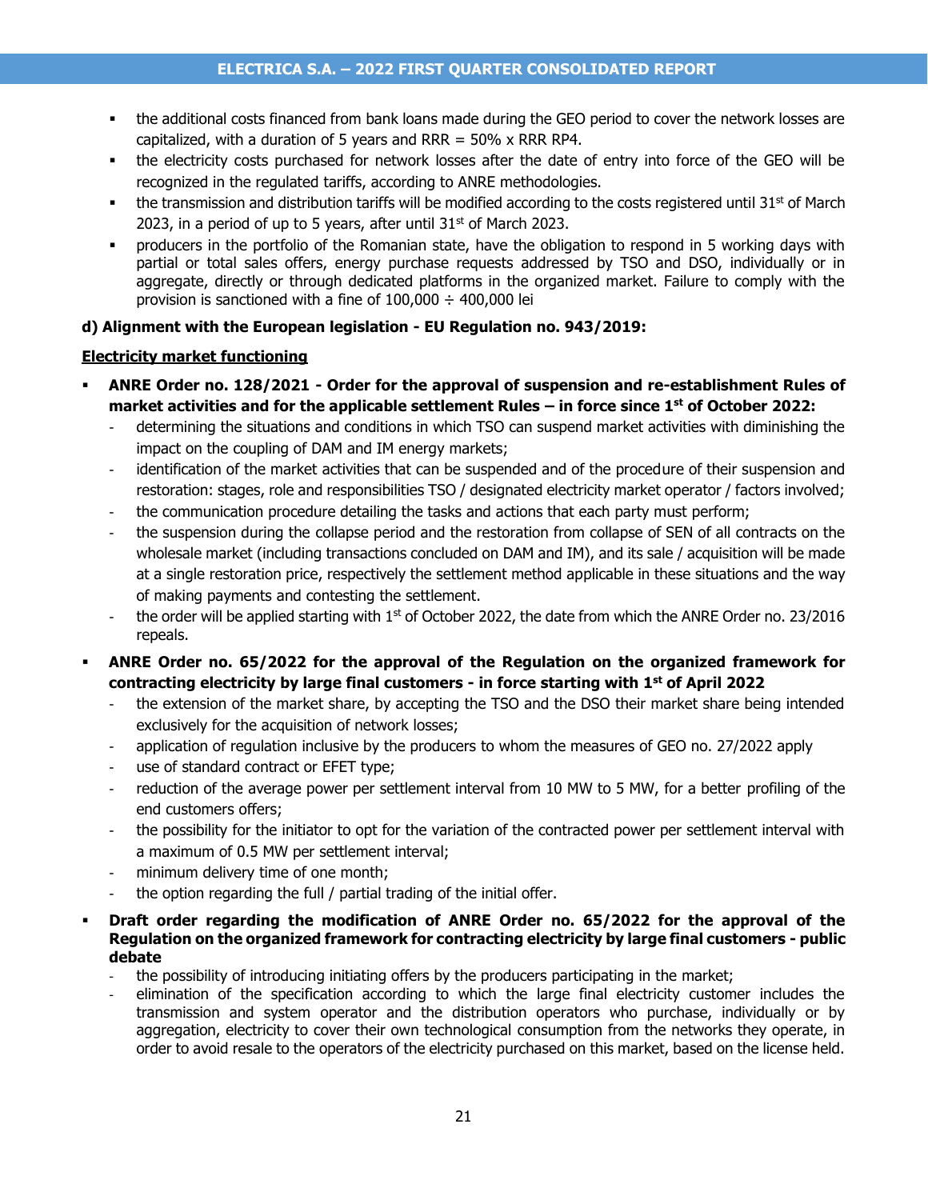- the additional costs financed from bank loans made during the GEO period to cover the network losses are capitalized, with a duration of 5 years and RRR = 50% x RRR RP4.
- the electricity costs purchased for network losses after the date of entry into force of the GEO will be recognized in the regulated tariffs, according to ANRE methodologies.
- the transmission and distribution tariffs will be modified according to the costs registered until 31st of March 2023, in a period of up to 5 years, after until 31st of March 2023.
- producers in the portfolio of the Romanian state, have the obligation to respond in 5 working days with partial or total sales offers, energy purchase requests addressed by TSO and DSO, individually or in aggregate, directly or through dedicated platforms in the organized market. Failure to comply with the provision is sanctioned with a fine of 100,000 ÷ 400,000 lei

**d) Alignment with the European legislation - EU Regulation no. 943/2019:**

**Electricity market functioning**

- **ANRE Order no. 128/2021 - Order for the approval of suspension and re-establishment Rules of market activities and for the applicable settlement Rules – in force since 1st of October 2022:**
  - determining the situations and conditions in which TSO can suspend market activities with diminishing the impact on the coupling of DAM and IM energy markets;
  - identification of the market activities that can be suspended and of the procedure of their suspension and restoration: stages, role and responsibilities TSO / designated electricity market operator / factors involved;
  - the communication procedure detailing the tasks and actions that each party must perform;
  - the suspension during the collapse period and the restoration from collapse of SEN of all contracts on the wholesale market (including transactions concluded on DAM and IM), and its sale / acquisition will be made at a single restoration price, respectively the settlement method applicable in these situations and the way of making payments and contesting the settlement.
  - the order will be applied starting with 1st of October 2022, the date from which the ANRE Order no. 23/2016 repeals.
- **ANRE Order no. 65/2022 for the approval of the Regulation on the organized framework for contracting electricity by large final customers - in force starting with 1st of April 2022**
  - the extension of the market share, by accepting the TSO and the DSO their market share being intended exclusively for the acquisition of network losses;
  - application of regulation inclusive by the producers to whom the measures of GEO no. 27/2022 apply
  - use of standard contract or EFET type;
  - reduction of the average power per settlement interval from 10 MW to 5 MW, for a better profiling of the end customers offers;
  - the possibility for the initiator to opt for the variation of the contracted power per settlement interval with a maximum of 0.5 MW per settlement interval;
  - minimum delivery time of one month;
  - the option regarding the full / partial trading of the initial offer.
- **Draft order regarding the modification of ANRE Order no. 65/2022 for the approval of the Regulation on the organized framework for contracting electricity by large final customers - public debate**
  - the possibility of introducing initiating offers by the producers participating in the market;
  - elimination of the specification according to which the large final electricity customer includes the transmission and system operator and the distribution operators who purchase, individually or by aggregation, electricity to cover their own technological consumption from the networks they operate, in order to avoid resale to the operators of the electricity purchased on this market, based on the license held.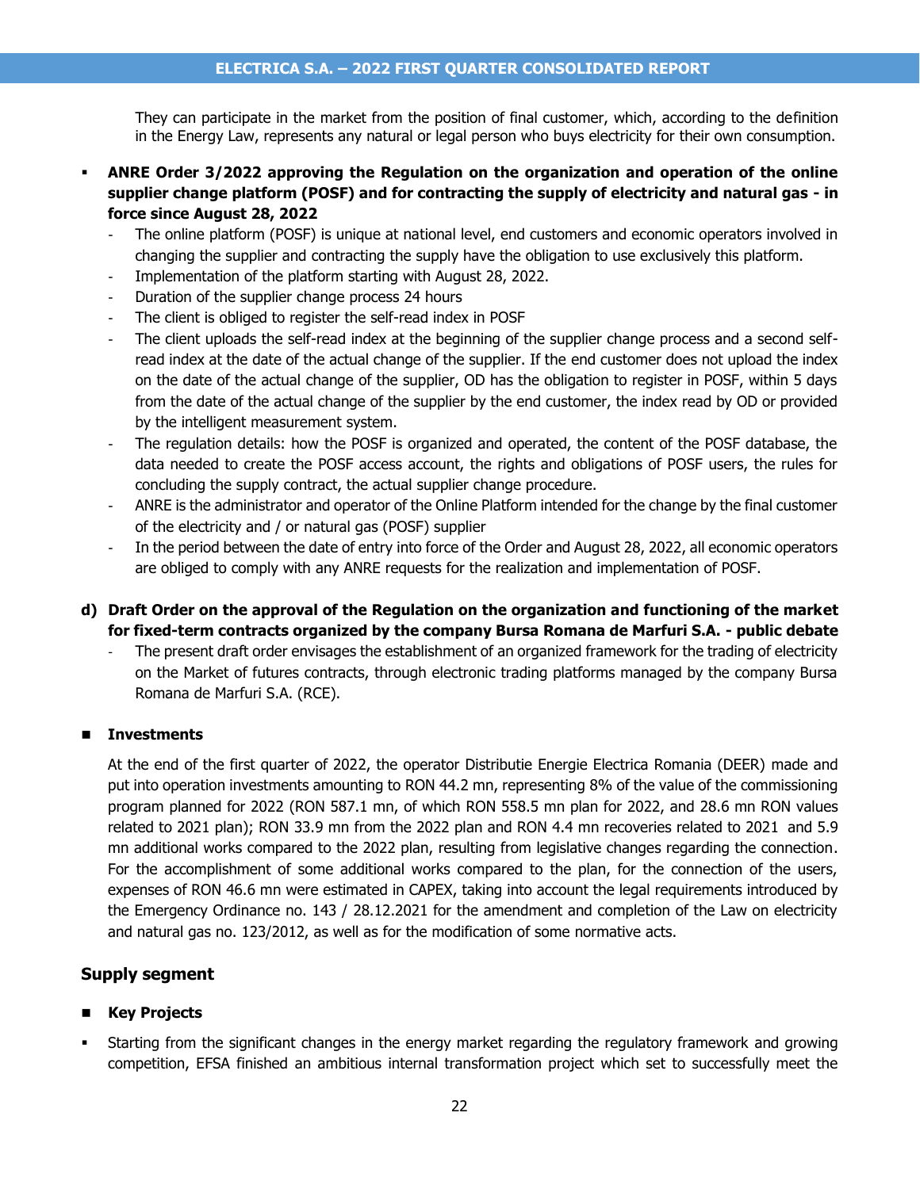They can participate in the market from the position of final customer, which, according to the definition in the Energy Law, represents any natural or legal person who buys electricity for their own consumption.

- **ANRE Order 3/2022 approving the Regulation on the organization and operation of the online supplier change platform (POSF) and for contracting the supply of electricity and natural gas - in force since August 28, 2022**
  - The online platform (POSF) is unique at national level, end customers and economic operators involved in changing the supplier and contracting the supply have the obligation to use exclusively this platform.
  - Implementation of the platform starting with August 28, 2022.
  - Duration of the supplier change process 24 hours
  - The client is obliged to register the self-read index in POSF
  - The client uploads the self-read index at the beginning of the supplier change process and a second self-read index at the date of the actual change of the supplier. If the end customer does not upload the index on the date of the actual change of the supplier, OD has the obligation to register in POSF, within 5 days from the date of the actual change of the supplier by the end customer, the index read by OD or provided by the intelligent measurement system.
  - The regulation details: how the POSF is organized and operated, the content of the POSF database, the data needed to create the POSF access account, the rights and obligations of POSF users, the rules for concluding the supply contract, the actual supplier change procedure.
  - ANRE is the administrator and operator of the Online Platform intended for the change by the final customer of the electricity and / or natural gas (POSF) supplier
  - In the period between the date of entry into force of the Order and August 28, 2022, all economic operators are obliged to comply with any ANRE requests for the realization and implementation of POSF.

**d) Draft Order on the approval of the Regulation on the organization and functioning of the market for fixed-term contracts organized by the company Bursa Romana de Marfuri S.A. - public debate**

- The present draft order envisages the establishment of an organized framework for the trading of electricity on the Market of futures contracts, through electronic trading platforms managed by the company Bursa Romana de Marfuri S.A. (RCE).

- **Investments**

At the end of the first quarter of 2022, the operator Distributie Energie Electrica Romania (DEER) made and put into operation investments amounting to RON 44.2 mn, representing 8% of the value of the commissioning program planned for 2022 (RON 587.1 mn, of which RON 558.5 mn plan for 2022, and 28.6 mn RON values related to 2021 plan); RON 33.9 mn from the 2022 plan and RON 4.4 mn recoveries related to 2021 and 5.9 mn additional works compared to the 2022 plan, resulting from legislative changes regarding the connection. For the accomplishment of some additional works compared to the plan, for the connection of the users, expenses of RON 46.6 mn were estimated in CAPEX, taking into account the legal requirements introduced by the Emergency Ordinance no. 143 / 28.12.2021 for the amendment and completion of the Law on electricity and natural gas no. 123/2012, as well as for the modification of some normative acts.

## Supply segment

- **Key Projects**

- Starting from the significant changes in the energy market regarding the regulatory framework and growing competition, EFSA finished an ambitious internal transformation project which set to successfully meet the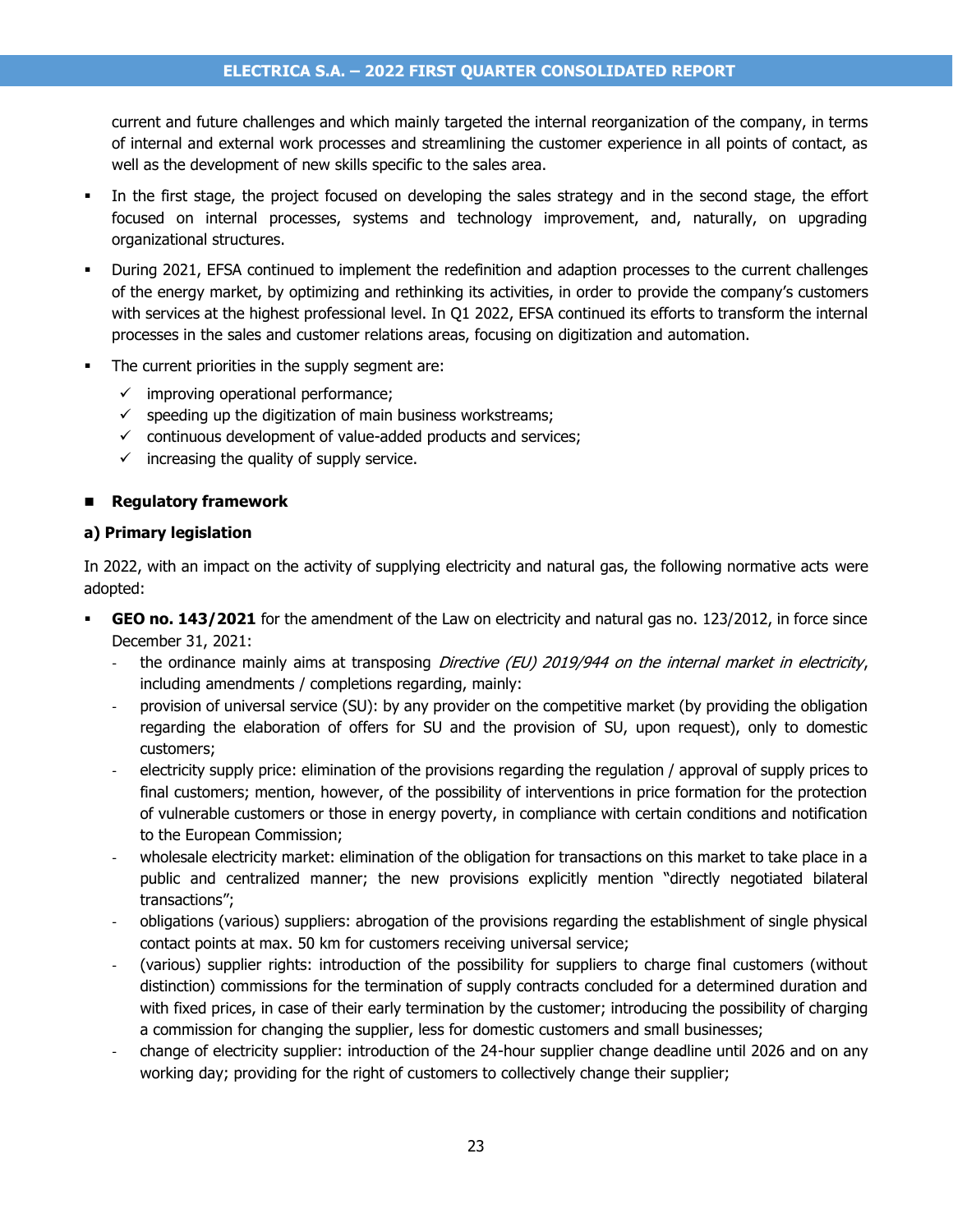current and future challenges and which mainly targeted the internal reorganization of the company, in terms of internal and external work processes and streamlining the customer experience in all points of contact, as well as the development of new skills specific to the sales area.

- In the first stage, the project focused on developing the sales strategy and in the second stage, the effort focused on internal processes, systems and technology improvement, and, naturally, on upgrading organizational structures.
- During 2021, EFSA continued to implement the redefinition and adaption processes to the current challenges of the energy market, by optimizing and rethinking its activities, in order to provide the company's customers with services at the highest professional level. In Q1 2022, EFSA continued its efforts to transform the internal processes in the sales and customer relations areas, focusing on digitization and automation.
- The current priorities in the supply segment are:
  - ✓ improving operational performance;
  - ✓ speeding up the digitization of main business workstreams;
  - ✓ continuous development of value-added products and services;
  - ✓ increasing the quality of supply service.

## Regulatory framework

**a) Primary legislation**

In 2022, with an impact on the activity of supplying electricity and natural gas, the following normative acts were adopted:

- **GEO no. 143/2021** for the amendment of the Law on electricity and natural gas no. 123/2012, in force since December 31, 2021:
  - the ordinance mainly aims at transposing *Directive (EU) 2019/944 on the internal market in electricity*, including amendments / completions regarding, mainly:
  - provision of universal service (SU): by any provider on the competitive market (by providing the obligation regarding the elaboration of offers for SU and the provision of SU, upon request), only to domestic customers;
  - electricity supply price: elimination of the provisions regarding the regulation / approval of supply prices to final customers; mention, however, of the possibility of interventions in price formation for the protection of vulnerable customers or those in energy poverty, in compliance with certain conditions and notification to the European Commission;
  - wholesale electricity market: elimination of the obligation for transactions on this market to take place in a public and centralized manner; the new provisions explicitly mention "directly negotiated bilateral transactions";
  - obligations (various) suppliers: abrogation of the provisions regarding the establishment of single physical contact points at max. 50 km for customers receiving universal service;
  - (various) supplier rights: introduction of the possibility for suppliers to charge final customers (without distinction) commissions for the termination of supply contracts concluded for a determined duration and with fixed prices, in case of their early termination by the customer; introducing the possibility of charging a commission for changing the supplier, less for domestic customers and small businesses;
  - change of electricity supplier: introduction of the 24-hour supplier change deadline until 2026 and on any working day; providing for the right of customers to collectively change their supplier;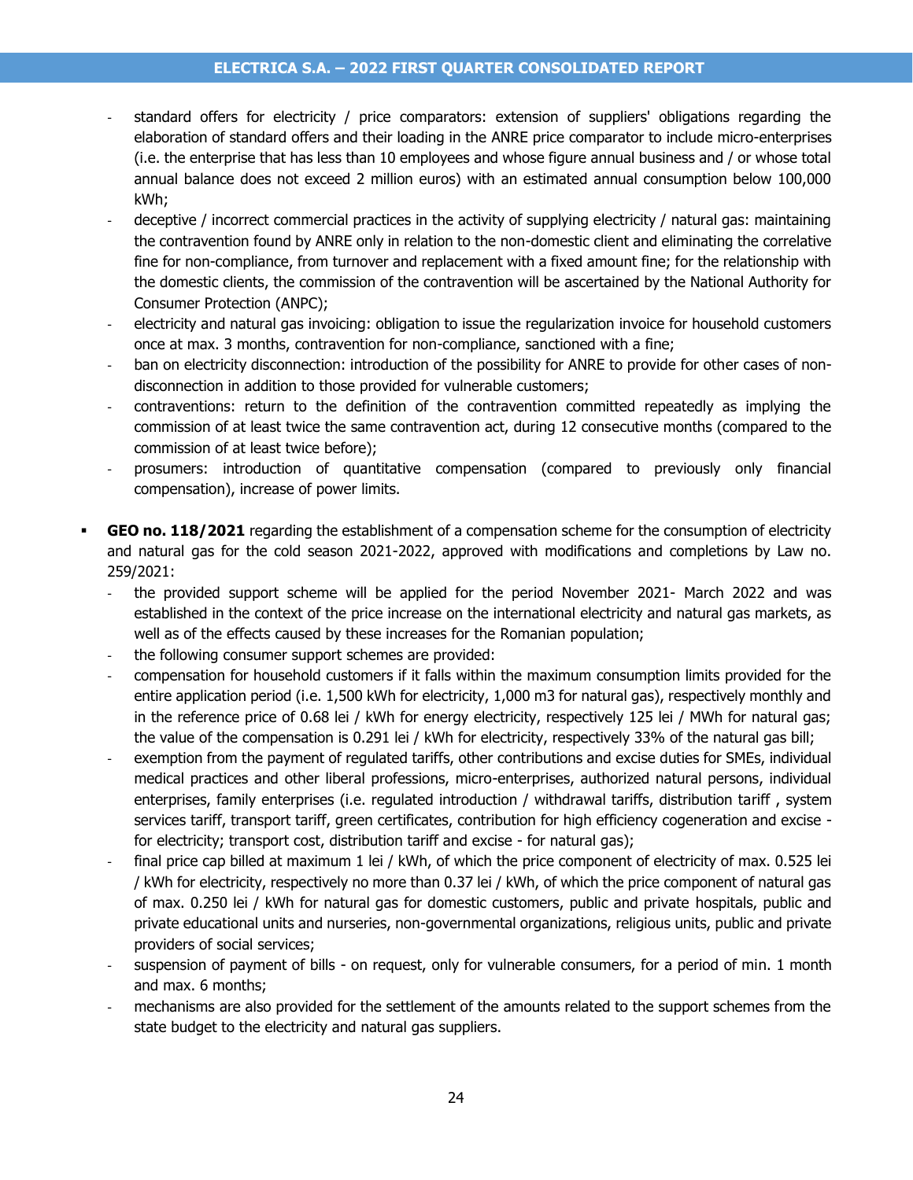- standard offers for electricity / price comparators: extension of suppliers' obligations regarding the elaboration of standard offers and their loading in the ANRE price comparator to include micro-enterprises (i.e. the enterprise that has less than 10 employees and whose figure annual business and / or whose total annual balance does not exceed 2 million euros) with an estimated annual consumption below 100,000 kWh;
- deceptive / incorrect commercial practices in the activity of supplying electricity / natural gas: maintaining the contravention found by ANRE only in relation to the non-domestic client and eliminating the correlative fine for non-compliance, from turnover and replacement with a fixed amount fine; for the relationship with the domestic clients, the commission of the contravention will be ascertained by the National Authority for Consumer Protection (ANPC);
- electricity and natural gas invoicing: obligation to issue the regularization invoice for household customers once at max. 3 months, contravention for non-compliance, sanctioned with a fine;
- ban on electricity disconnection: introduction of the possibility for ANRE to provide for other cases of non-disconnection in addition to those provided for vulnerable customers;
- contraventions: return to the definition of the contravention committed repeatedly as implying the commission of at least twice the same contravention act, during 12 consecutive months (compared to the commission of at least twice before);
- prosumers: introduction of quantitative compensation (compared to previously only financial compensation), increase of power limits.

- **GEO no. 118/2021** regarding the establishment of a compensation scheme for the consumption of electricity and natural gas for the cold season 2021-2022, approved with modifications and completions by Law no. 259/2021:
  - the provided support scheme will be applied for the period November 2021- March 2022 and was established in the context of the price increase on the international electricity and natural gas markets, as well as of the effects caused by these increases for the Romanian population;
  - the following consumer support schemes are provided:
  - compensation for household customers if it falls within the maximum consumption limits provided for the entire application period (i.e. 1,500 kWh for electricity, 1,000 m3 for natural gas), respectively monthly and in the reference price of 0.68 lei / kWh for energy electricity, respectively 125 lei / MWh for natural gas; the value of the compensation is 0.291 lei / kWh for electricity, respectively 33% of the natural gas bill;
  - exemption from the payment of regulated tariffs, other contributions and excise duties for SMEs, individual medical practices and other liberal professions, micro-enterprises, authorized natural persons, individual enterprises, family enterprises (i.e. regulated introduction / withdrawal tariffs, distribution tariff , system services tariff, transport tariff, green certificates, contribution for high efficiency cogeneration and excise - for electricity; transport cost, distribution tariff and excise - for natural gas);
  - final price cap billed at maximum 1 lei / kWh, of which the price component of electricity of max. 0.525 lei / kWh for electricity, respectively no more than 0.37 lei / kWh, of which the price component of natural gas of max. 0.250 lei / kWh for natural gas for domestic customers, public and private hospitals, public and private educational units and nurseries, non-governmental organizations, religious units, public and private providers of social services;
  - suspension of payment of bills - on request, only for vulnerable consumers, for a period of min. 1 month and max. 6 months;
  - mechanisms are also provided for the settlement of the amounts related to the support schemes from the state budget to the electricity and natural gas suppliers.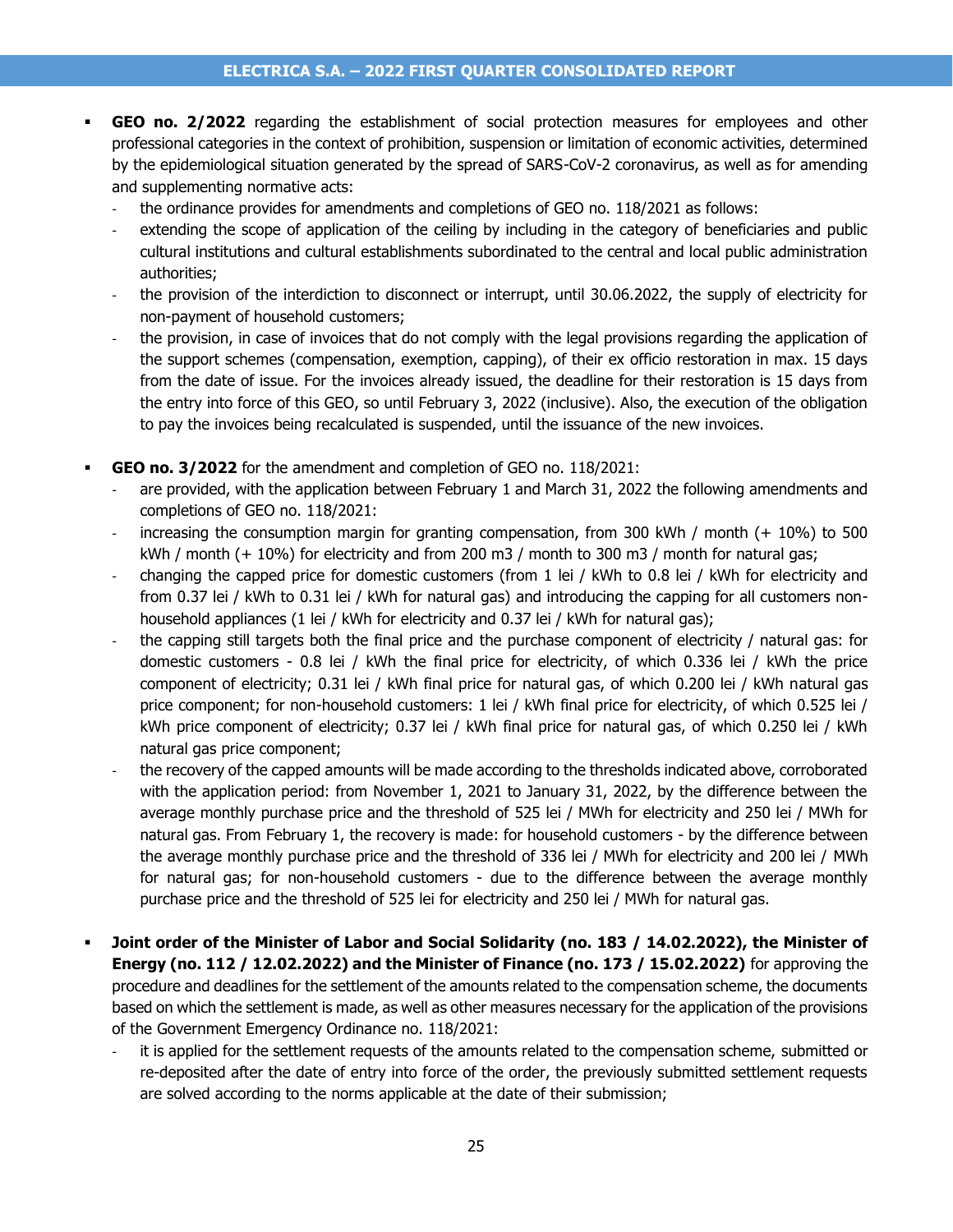- **GEO no. 2/2022** regarding the establishment of social protection measures for employees and other professional categories in the context of prohibition, suspension or limitation of economic activities, determined by the epidemiological situation generated by the spread of SARS-CoV-2 coronavirus, as well as for amending and supplementing normative acts:
  - the ordinance provides for amendments and completions of GEO no. 118/2021 as follows:
  - extending the scope of application of the ceiling by including in the category of beneficiaries and public cultural institutions and cultural establishments subordinated to the central and local public administration authorities;
  - the provision of the interdiction to disconnect or interrupt, until 30.06.2022, the supply of electricity for non-payment of household customers;
  - the provision, in case of invoices that do not comply with the legal provisions regarding the application of the support schemes (compensation, exemption, capping), of their ex officio restoration in max. 15 days from the date of issue. For the invoices already issued, the deadline for their restoration is 15 days from the entry into force of this GEO, so until February 3, 2022 (inclusive). Also, the execution of the obligation to pay the invoices being recalculated is suspended, until the issuance of the new invoices.

- **GEO no. 3/2022** for the amendment and completion of GEO no. 118/2021:
  - are provided, with the application between February 1 and March 31, 2022 the following amendments and completions of GEO no. 118/2021:
  - increasing the consumption margin for granting compensation, from 300 kWh / month (+ 10%) to 500 kWh / month (+ 10%) for electricity and from 200 m3 / month to 300 m3 / month for natural gas;
  - changing the capped price for domestic customers (from 1 lei / kWh to 0.8 lei / kWh for electricity and from 0.37 lei / kWh to 0.31 lei / kWh for natural gas) and introducing the capping for all customers non-household appliances (1 lei / kWh for electricity and 0.37 lei / kWh for natural gas);
  - the capping still targets both the final price and the purchase component of electricity / natural gas: for domestic customers - 0.8 lei / kWh the final price for electricity, of which 0.336 lei / kWh the price component of electricity; 0.31 lei / kWh final price for natural gas, of which 0.200 lei / kWh natural gas price component; for non-household customers: 1 lei / kWh final price for electricity, of which 0.525 lei / kWh price component of electricity; 0.37 lei / kWh final price for natural gas, of which 0.250 lei / kWh natural gas price component;
  - the recovery of the capped amounts will be made according to the thresholds indicated above, corroborated with the application period: from November 1, 2021 to January 31, 2022, by the difference between the average monthly purchase price and the threshold of 525 lei / MWh for electricity and 250 lei / MWh for natural gas. From February 1, the recovery is made: for household customers - by the difference between the average monthly purchase price and the threshold of 336 lei / MWh for electricity and 200 lei / MWh for natural gas; for non-household customers - due to the difference between the average monthly purchase price and the threshold of 525 lei for electricity and 250 lei / MWh for natural gas.

- **Joint order of the Minister of Labor and Social Solidarity (no. 183 / 14.02.2022), the Minister of Energy (no. 112 / 12.02.2022) and the Minister of Finance (no. 173 / 15.02.2022)** for approving the procedure and deadlines for the settlement of the amounts related to the compensation scheme, the documents based on which the settlement is made, as well as other measures necessary for the application of the provisions of the Government Emergency Ordinance no. 118/2021:
  - it is applied for the settlement requests of the amounts related to the compensation scheme, submitted or re-deposited after the date of entry into force of the order, the previously submitted settlement requests are solved according to the norms applicable at the date of their submission;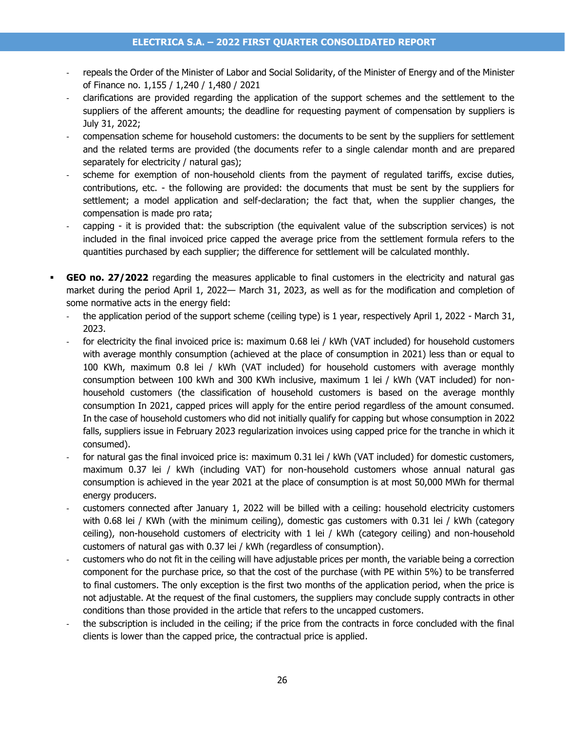- repeals the Order of the Minister of Labor and Social Solidarity, of the Minister of Energy and of the Minister of Finance no. 1,155 / 1,240 / 1,480 / 2021
- clarifications are provided regarding the application of the support schemes and the settlement to the suppliers of the afferent amounts; the deadline for requesting payment of compensation by suppliers is July 31, 2022;
- compensation scheme for household customers: the documents to be sent by the suppliers for settlement and the related terms are provided (the documents refer to a single calendar month and are prepared separately for electricity / natural gas);
- scheme for exemption of non-household clients from the payment of regulated tariffs, excise duties, contributions, etc. - the following are provided: the documents that must be sent by the suppliers for settlement; a model application and self-declaration; the fact that, when the supplier changes, the compensation is made pro rata;
- capping - it is provided that: the subscription (the equivalent value of the subscription services) is not included in the final invoiced price capped the average price from the settlement formula refers to the quantities purchased by each supplier; the difference for settlement will be calculated monthly.

- **GEO no. 27/2022** regarding the measures applicable to final customers in the electricity and natural gas market during the period April 1, 2022— March 31, 2023, as well as for the modification and completion of some normative acts in the energy field:
  - the application period of the support scheme (ceiling type) is 1 year, respectively April 1, 2022 - March 31, 2023.
  - for electricity the final invoiced price is: maximum 0.68 lei / kWh (VAT included) for household customers with average monthly consumption (achieved at the place of consumption in 2021) less than or equal to 100 KWh, maximum 0.8 lei / kWh (VAT included) for household customers with average monthly consumption between 100 kWh and 300 KWh inclusive, maximum 1 lei / kWh (VAT included) for non-household customers (the classification of household customers is based on the average monthly consumption In 2021, capped prices will apply for the entire period regardless of the amount consumed. In the case of household customers who did not initially qualify for capping but whose consumption in 2022 falls, suppliers issue in February 2023 regularization invoices using capped price for the tranche in which it consumed).
  - for natural gas the final invoiced price is: maximum 0.31 lei / kWh (VAT included) for domestic customers, maximum 0.37 lei / kWh (including VAT) for non-household customers whose annual natural gas consumption is achieved in the year 2021 at the place of consumption is at most 50,000 MWh for thermal energy producers.
  - customers connected after January 1, 2022 will be billed with a ceiling: household electricity customers with 0.68 lei / KWh (with the minimum ceiling), domestic gas customers with 0.31 lei / kWh (category ceiling), non-household customers of electricity with 1 lei / kWh (category ceiling) and non-household customers of natural gas with 0.37 lei / kWh (regardless of consumption).
  - customers who do not fit in the ceiling will have adjustable prices per month, the variable being a correction component for the purchase price, so that the cost of the purchase (with PE within 5%) to be transferred to final customers. The only exception is the first two months of the application period, when the price is not adjustable. At the request of the final customers, the suppliers may conclude supply contracts in other conditions than those provided in the article that refers to the uncapped customers.
  - the subscription is included in the ceiling; if the price from the contracts in force concluded with the final clients is lower than the capped price, the contractual price is applied.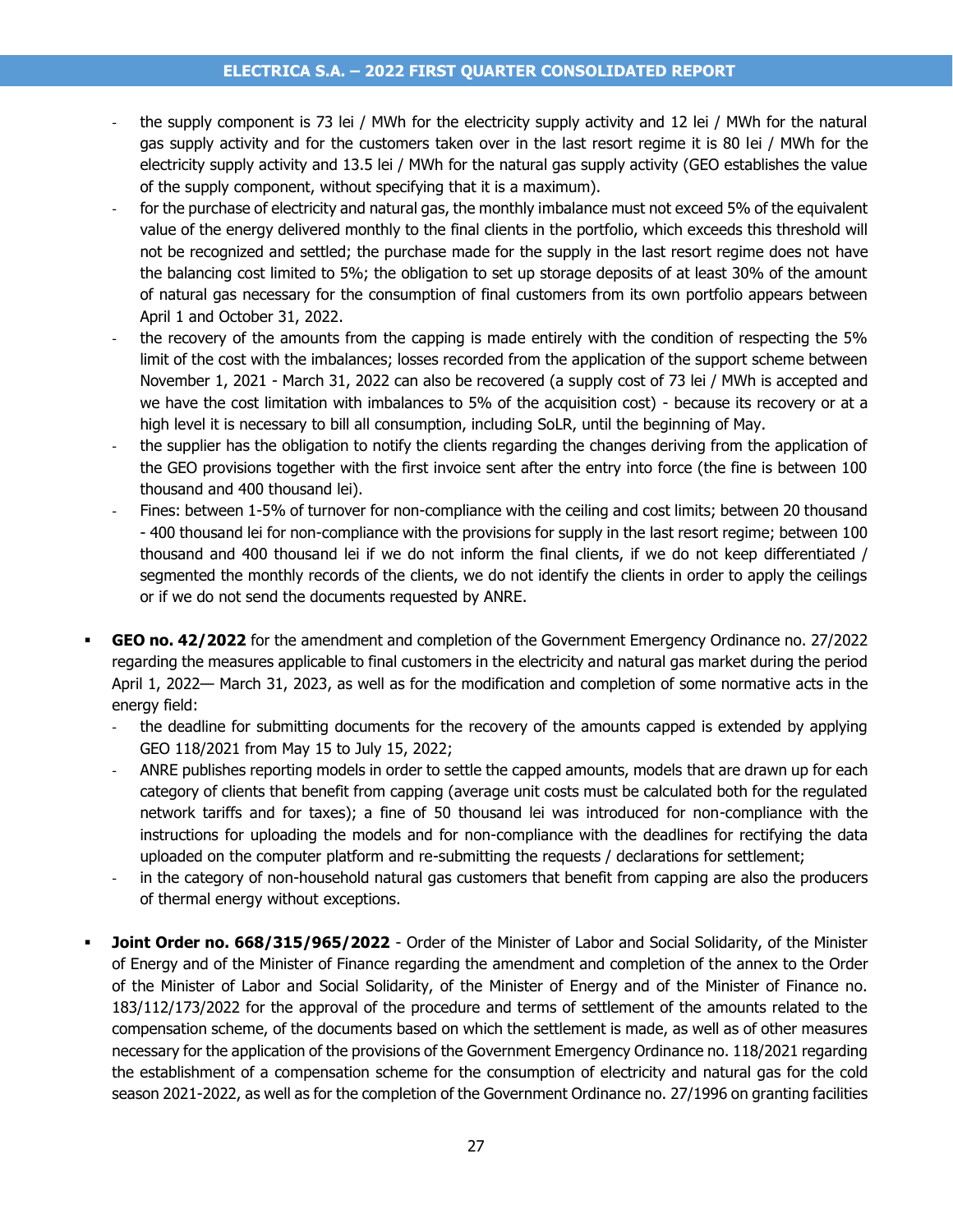- the supply component is 73 lei / MWh for the electricity supply activity and 12 lei / MWh for the natural gas supply activity and for the customers taken over in the last resort regime it is 80 lei / MWh for the electricity supply activity and 13.5 lei / MWh for the natural gas supply activity (GEO establishes the value of the supply component, without specifying that it is a maximum).
- for the purchase of electricity and natural gas, the monthly imbalance must not exceed 5% of the equivalent value of the energy delivered monthly to the final clients in the portfolio, which exceeds this threshold will not be recognized and settled; the purchase made for the supply in the last resort regime does not have the balancing cost limited to 5%; the obligation to set up storage deposits of at least 30% of the amount of natural gas necessary for the consumption of final customers from its own portfolio appears between April 1 and October 31, 2022.
- the recovery of the amounts from the capping is made entirely with the condition of respecting the 5% limit of the cost with the imbalances; losses recorded from the application of the support scheme between November 1, 2021 - March 31, 2022 can also be recovered (a supply cost of 73 lei / MWh is accepted and we have the cost limitation with imbalances to 5% of the acquisition cost) - because its recovery or at a high level it is necessary to bill all consumption, including SoLR, until the beginning of May.
- the supplier has the obligation to notify the clients regarding the changes deriving from the application of the GEO provisions together with the first invoice sent after the entry into force (the fine is between 100 thousand and 400 thousand lei).
- Fines: between 1-5% of turnover for non-compliance with the ceiling and cost limits; between 20 thousand - 400 thousand lei for non-compliance with the provisions for supply in the last resort regime; between 100 thousand and 400 thousand lei if we do not inform the final clients, if we do not keep differentiated / segmented the monthly records of the clients, we do not identify the clients in order to apply the ceilings or if we do not send the documents requested by ANRE.

- **GEO no. 42/2022** for the amendment and completion of the Government Emergency Ordinance no. 27/2022 regarding the measures applicable to final customers in the electricity and natural gas market during the period April 1, 2022— March 31, 2023, as well as for the modification and completion of some normative acts in the energy field:
  - the deadline for submitting documents for the recovery of the amounts capped is extended by applying GEO 118/2021 from May 15 to July 15, 2022;
  - ANRE publishes reporting models in order to settle the capped amounts, models that are drawn up for each category of clients that benefit from capping (average unit costs must be calculated both for the regulated network tariffs and for taxes); a fine of 50 thousand lei was introduced for non-compliance with the instructions for uploading the models and for non-compliance with the deadlines for rectifying the data uploaded on the computer platform and re-submitting the requests / declarations for settlement;
  - in the category of non-household natural gas customers that benefit from capping are also the producers of thermal energy without exceptions.

- **Joint Order no. 668/315/965/2022** - Order of the Minister of Labor and Social Solidarity, of the Minister of Energy and of the Minister of Finance regarding the amendment and completion of the annex to the Order of the Minister of Labor and Social Solidarity, of the Minister of Energy and of the Minister of Finance no. 183/112/173/2022 for the approval of the procedure and terms of settlement of the amounts related to the compensation scheme, of the documents based on which the settlement is made, as well as of other measures necessary for the application of the provisions of the Government Emergency Ordinance no. 118/2021 regarding the establishment of a compensation scheme for the consumption of electricity and natural gas for the cold season 2021-2022, as well as for the completion of the Government Ordinance no. 27/1996 on granting facilities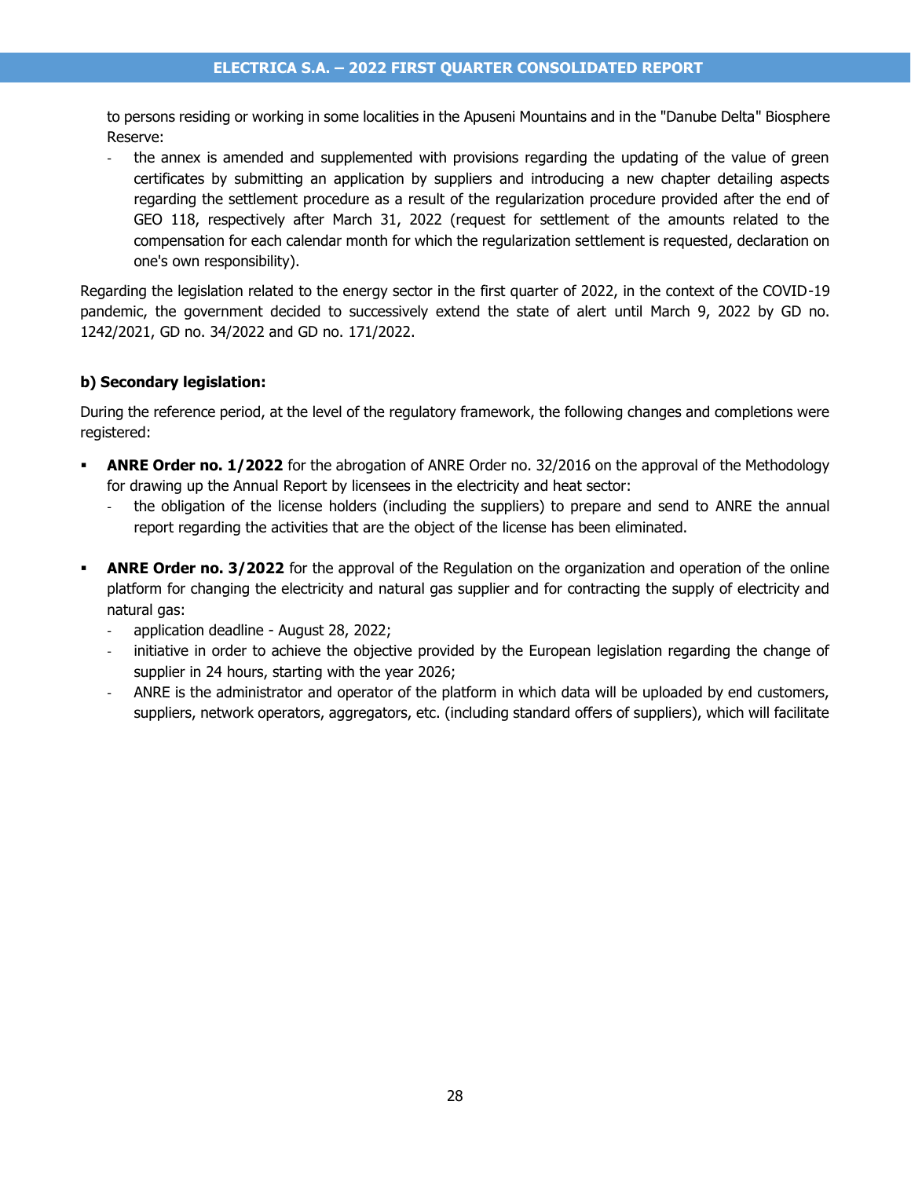to persons residing or working in some localities in the Apuseni Mountains and in the "Danube Delta" Biosphere Reserve:

- the annex is amended and supplemented with provisions regarding the updating of the value of green certificates by submitting an application by suppliers and introducing a new chapter detailing aspects regarding the settlement procedure as a result of the regularization procedure provided after the end of GEO 118, respectively after March 31, 2022 (request for settlement of the amounts related to the compensation for each calendar month for which the regularization settlement is requested, declaration on one's own responsibility).

Regarding the legislation related to the energy sector in the first quarter of 2022, in the context of the COVID-19 pandemic, the government decided to successively extend the state of alert until March 9, 2022 by GD no. 1242/2021, GD no. 34/2022 and GD no. 171/2022.

**b) Secondary legislation:**

During the reference period, at the level of the regulatory framework, the following changes and completions were registered:

- **ANRE Order no. 1/2022** for the abrogation of ANRE Order no. 32/2016 on the approval of the Methodology for drawing up the Annual Report by licensees in the electricity and heat sector:
  - the obligation of the license holders (including the suppliers) to prepare and send to ANRE the annual report regarding the activities that are the object of the license has been eliminated.

- **ANRE Order no. 3/2022** for the approval of the Regulation on the organization and operation of the online platform for changing the electricity and natural gas supplier and for contracting the supply of electricity and natural gas:
  - application deadline - August 28, 2022;
  - initiative in order to achieve the objective provided by the European legislation regarding the change of supplier in 24 hours, starting with the year 2026;
  - ANRE is the administrator and operator of the platform in which data will be uploaded by end customers, suppliers, network operators, aggregators, etc. (including standard offers of suppliers), which will facilitate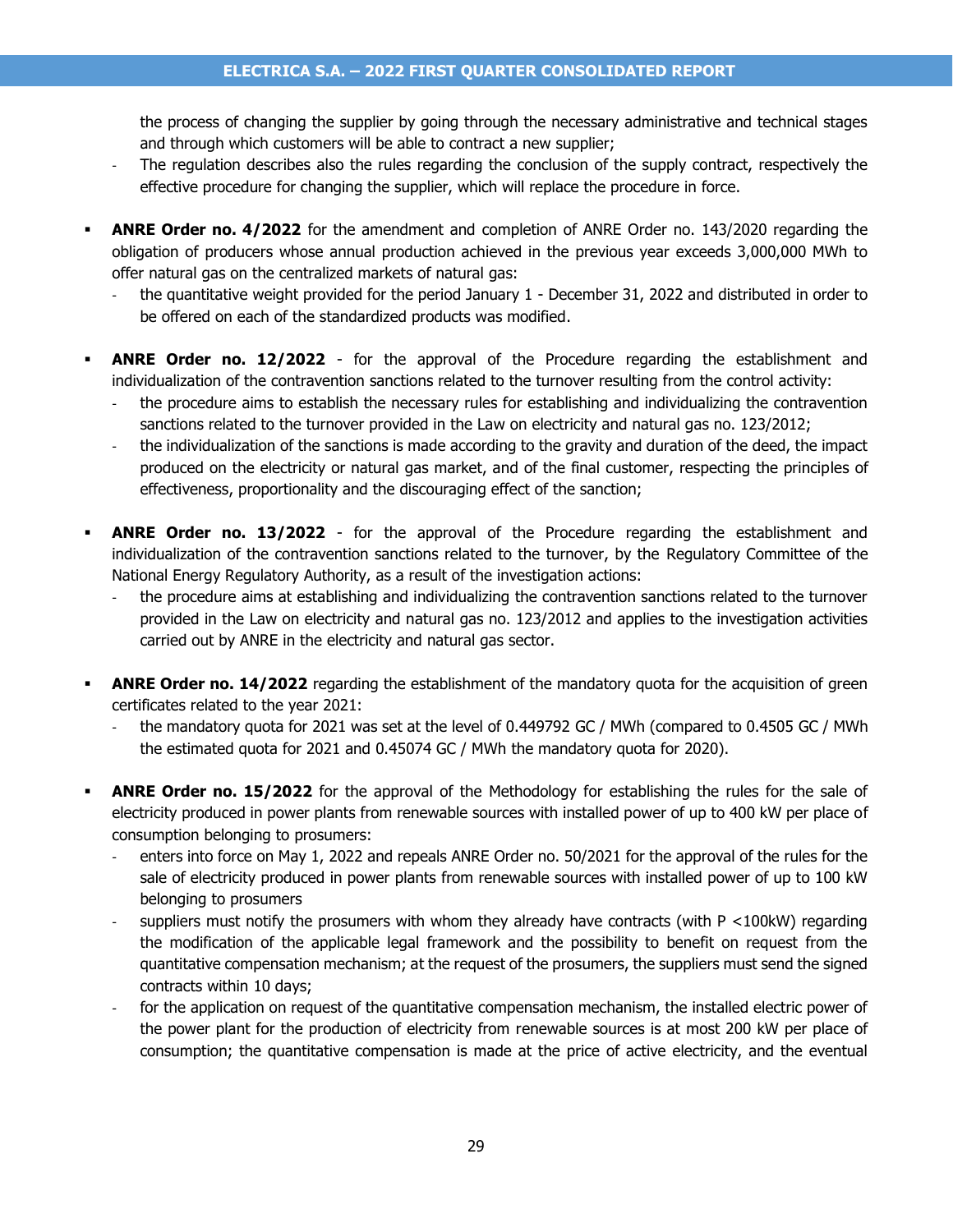the process of changing the supplier by going through the necessary administrative and technical stages and through which customers will be able to contract a new supplier;
- The regulation describes also the rules regarding the conclusion of the supply contract, respectively the effective procedure for changing the supplier, which will replace the procedure in force.

- **ANRE Order no. 4/2022** for the amendment and completion of ANRE Order no. 143/2020 regarding the obligation of producers whose annual production achieved in the previous year exceeds 3,000,000 MWh to offer natural gas on the centralized markets of natural gas:
  - the quantitative weight provided for the period January 1 - December 31, 2022 and distributed in order to be offered on each of the standardized products was modified.

- **ANRE Order no. 12/2022** - for the approval of the Procedure regarding the establishment and individualization of the contravention sanctions related to the turnover resulting from the control activity:
  - the procedure aims to establish the necessary rules for establishing and individualizing the contravention sanctions related to the turnover provided in the Law on electricity and natural gas no. 123/2012;
  - the individualization of the sanctions is made according to the gravity and duration of the deed, the impact produced on the electricity or natural gas market, and of the final customer, respecting the principles of effectiveness, proportionality and the discouraging effect of the sanction;

- **ANRE Order no. 13/2022** - for the approval of the Procedure regarding the establishment and individualization of the contravention sanctions related to the turnover, by the Regulatory Committee of the National Energy Regulatory Authority, as a result of the investigation actions:
  - the procedure aims at establishing and individualizing the contravention sanctions related to the turnover provided in the Law on electricity and natural gas no. 123/2012 and applies to the investigation activities carried out by ANRE in the electricity and natural gas sector.

- **ANRE Order no. 14/2022** regarding the establishment of the mandatory quota for the acquisition of green certificates related to the year 2021:
  - the mandatory quota for 2021 was set at the level of 0.449792 GC / MWh (compared to 0.4505 GC / MWh the estimated quota for 2021 and 0.45074 GC / MWh the mandatory quota for 2020).

- **ANRE Order no. 15/2022** for the approval of the Methodology for establishing the rules for the sale of electricity produced in power plants from renewable sources with installed power of up to 400 kW per place of consumption belonging to prosumers:
  - enters into force on May 1, 2022 and repeals ANRE Order no. 50/2021 for the approval of the rules for the sale of electricity produced in power plants from renewable sources with installed power of up to 100 kW belonging to prosumers
  - suppliers must notify the prosumers with whom they already have contracts (with P <100kW) regarding the modification of the applicable legal framework and the possibility to benefit on request from the quantitative compensation mechanism; at the request of the prosumers, the suppliers must send the signed contracts within 10 days;
  - for the application on request of the quantitative compensation mechanism, the installed electric power of the power plant for the production of electricity from renewable sources is at most 200 kW per place of consumption; the quantitative compensation is made at the price of active electricity, and the eventual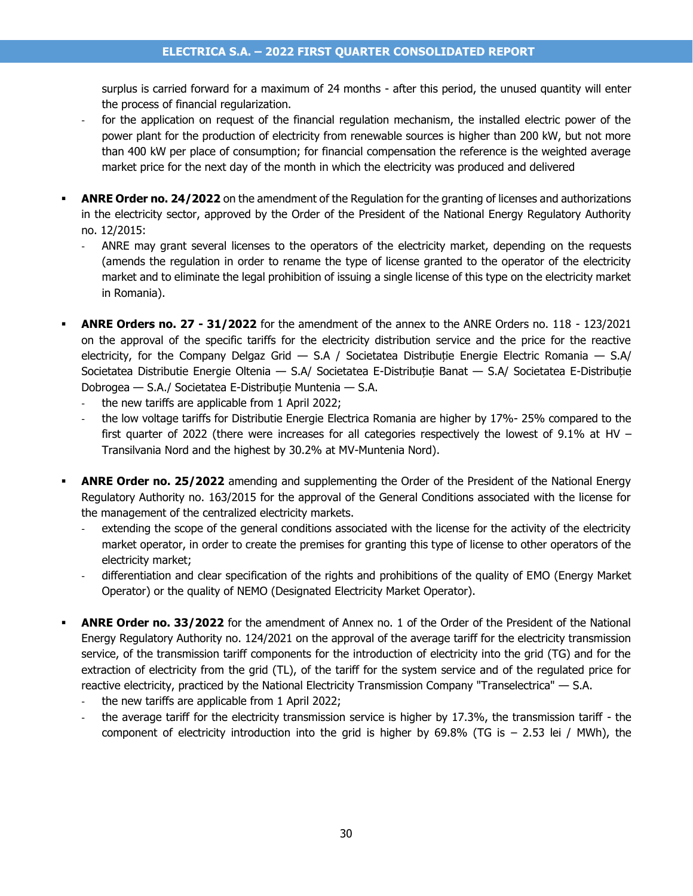surplus is carried forward for a maximum of 24 months - after this period, the unused quantity will enter the process of financial regularization.

- for the application on request of the financial regulation mechanism, the installed electric power of the power plant for the production of electricity from renewable sources is higher than 200 kW, but not more than 400 kW per place of consumption; for financial compensation the reference is the weighted average market price for the next day of the month in which the electricity was produced and delivered

- **ANRE Order no. 24/2022** on the amendment of the Regulation for the granting of licenses and authorizations in the electricity sector, approved by the Order of the President of the National Energy Regulatory Authority no. 12/2015:
  - ANRE may grant several licenses to the operators of the electricity market, depending on the requests (amends the regulation in order to rename the type of license granted to the operator of the electricity market and to eliminate the legal prohibition of issuing a single license of this type on the electricity market in Romania).

- **ANRE Orders no. 27 - 31/2022** for the amendment of the annex to the ANRE Orders no. 118 - 123/2021 on the approval of the specific tariffs for the electricity distribution service and the price for the reactive electricity, for the Company Delgaz Grid — S.A / Societatea Distribuție Energie Electric Romania — S.A/ Societatea Distributie Energie Oltenia — S.A/ Societatea E-Distribuție Banat — S.A/ Societatea E-Distribuție Dobrogea — S.A./ Societatea E-Distribuție Muntenia — S.A.
  - the new tariffs are applicable from 1 April 2022;
  - the low voltage tariffs for Distributie Energie Electrica Romania are higher by 17%- 25% compared to the first quarter of 2022 (there were increases for all categories respectively the lowest of 9.1% at HV – Transilvania Nord and the highest by 30.2% at MV-Muntenia Nord).

- **ANRE Order no. 25/2022** amending and supplementing the Order of the President of the National Energy Regulatory Authority no. 163/2015 for the approval of the General Conditions associated with the license for the management of the centralized electricity markets.
  - extending the scope of the general conditions associated with the license for the activity of the electricity market operator, in order to create the premises for granting this type of license to other operators of the electricity market;
  - differentiation and clear specification of the rights and prohibitions of the quality of EMO (Energy Market Operator) or the quality of NEMO (Designated Electricity Market Operator).

- **ANRE Order no. 33/2022** for the amendment of Annex no. 1 of the Order of the President of the National Energy Regulatory Authority no. 124/2021 on the approval of the average tariff for the electricity transmission service, of the transmission tariff components for the introduction of electricity into the grid (TG) and for the extraction of electricity from the grid (TL), of the tariff for the system service and of the regulated price for reactive electricity, practiced by the National Electricity Transmission Company "Transelectrica" — S.A.
  - the new tariffs are applicable from 1 April 2022;
  - the average tariff for the electricity transmission service is higher by 17.3%, the transmission tariff - the component of electricity introduction into the grid is higher by 69.8% (TG is – 2.53 lei / MWh), the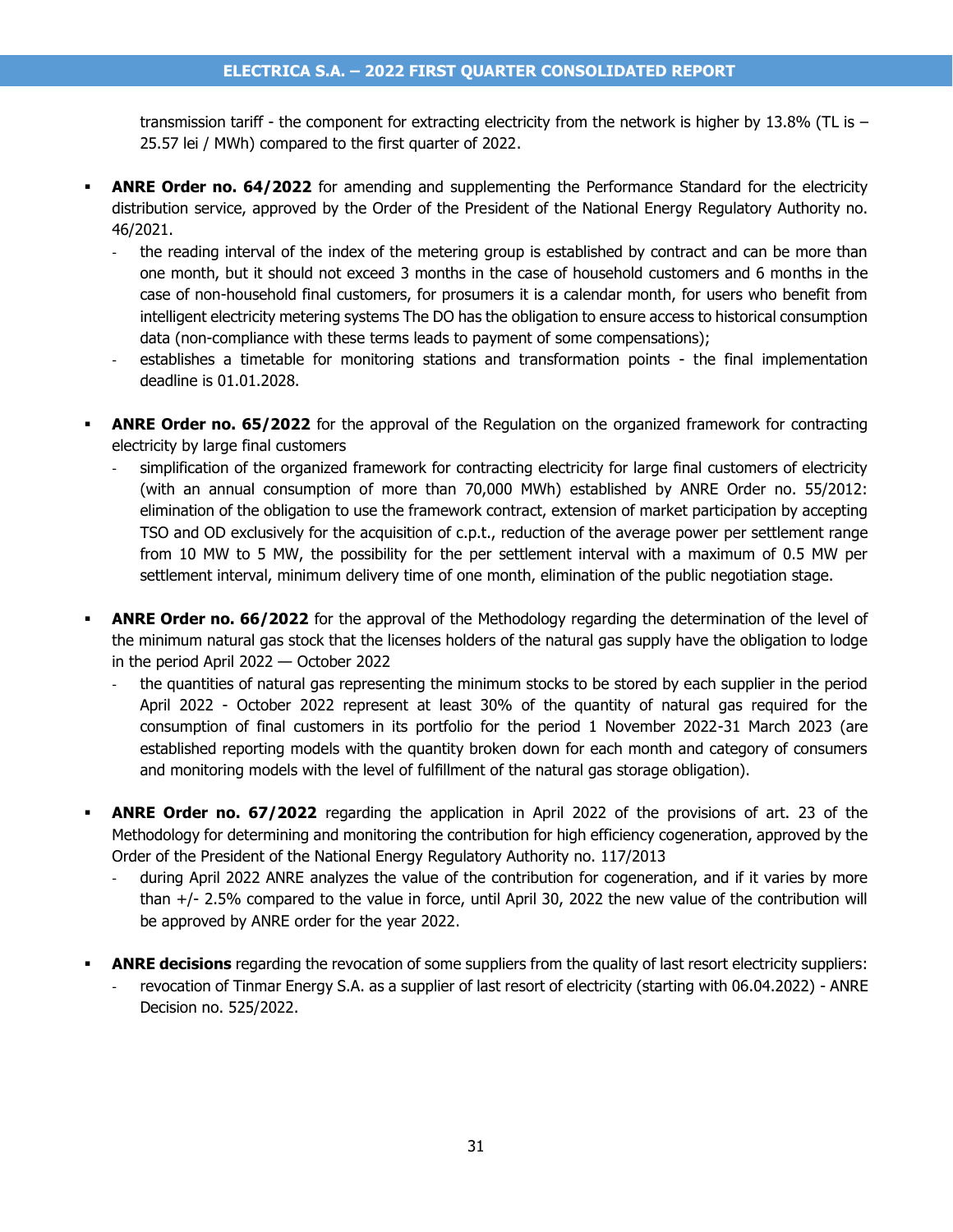transmission tariff - the component for extracting electricity from the network is higher by 13.8% (TL is – 25.57 lei / MWh) compared to the first quarter of 2022.

- **ANRE Order no. 64/2022** for amending and supplementing the Performance Standard for the electricity distribution service, approved by the Order of the President of the National Energy Regulatory Authority no. 46/2021.
  - the reading interval of the index of the metering group is established by contract and can be more than one month, but it should not exceed 3 months in the case of household customers and 6 months in the case of non-household final customers, for prosumers it is a calendar month, for users who benefit from intelligent electricity metering systems The DO has the obligation to ensure access to historical consumption data (non-compliance with these terms leads to payment of some compensations);
  - establishes a timetable for monitoring stations and transformation points - the final implementation deadline is 01.01.2028.

- **ANRE Order no. 65/2022** for the approval of the Regulation on the organized framework for contracting electricity by large final customers
  - simplification of the organized framework for contracting electricity for large final customers of electricity (with an annual consumption of more than 70,000 MWh) established by ANRE Order no. 55/2012: elimination of the obligation to use the framework contract, extension of market participation by accepting TSO and OD exclusively for the acquisition of c.p.t., reduction of the average power per settlement range from 10 MW to 5 MW, the possibility for the per settlement interval with a maximum of 0.5 MW per settlement interval, minimum delivery time of one month, elimination of the public negotiation stage.

- **ANRE Order no. 66/2022** for the approval of the Methodology regarding the determination of the level of the minimum natural gas stock that the licenses holders of the natural gas supply have the obligation to lodge in the period April 2022 — October 2022
  - the quantities of natural gas representing the minimum stocks to be stored by each supplier in the period April 2022 - October 2022 represent at least 30% of the quantity of natural gas required for the consumption of final customers in its portfolio for the period 1 November 2022-31 March 2023 (are established reporting models with the quantity broken down for each month and category of consumers and monitoring models with the level of fulfillment of the natural gas storage obligation).

- **ANRE Order no. 67/2022** regarding the application in April 2022 of the provisions of art. 23 of the Methodology for determining and monitoring the contribution for high efficiency cogeneration, approved by the Order of the President of the National Energy Regulatory Authority no. 117/2013
  - during April 2022 ANRE analyzes the value of the contribution for cogeneration, and if it varies by more than +/- 2.5% compared to the value in force, until April 30, 2022 the new value of the contribution will be approved by ANRE order for the year 2022.

- **ANRE decisions** regarding the revocation of some suppliers from the quality of last resort electricity suppliers:
  - revocation of Tinmar Energy S.A. as a supplier of last resort of electricity (starting with 06.04.2022) - ANRE Decision no. 525/2022.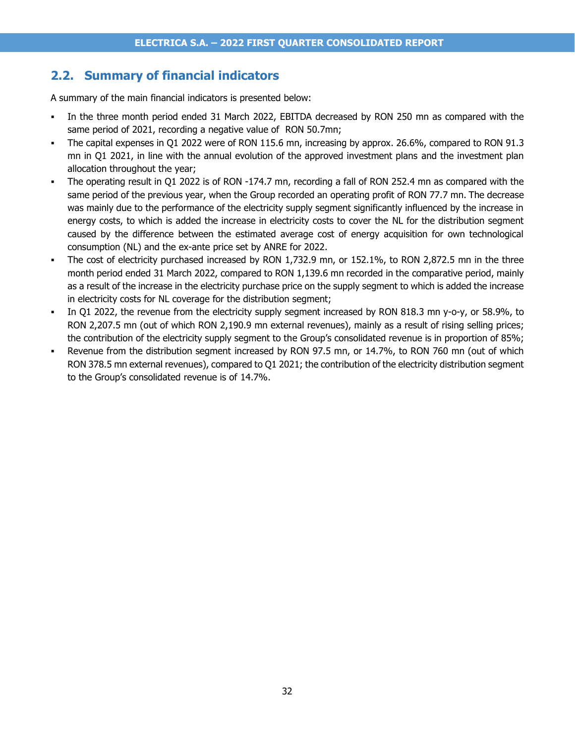## 2.2. Summary of financial indicators

A summary of the main financial indicators is presented below:

- In the three month period ended 31 March 2022, EBITDA decreased by RON 250 mn as compared with the same period of 2021, recording a negative value of RON 50.7mn;
- The capital expenses in Q1 2022 were of RON 115.6 mn, increasing by approx. 26.6%, compared to RON 91.3 mn in Q1 2021, in line with the annual evolution of the approved investment plans and the investment plan allocation throughout the year;
- The operating result in Q1 2022 is of RON -174.7 mn, recording a fall of RON 252.4 mn as compared with the same period of the previous year, when the Group recorded an operating profit of RON 77.7 mn. The decrease was mainly due to the performance of the electricity supply segment significantly influenced by the increase in energy costs, to which is added the increase in electricity costs to cover the NL for the distribution segment caused by the difference between the estimated average cost of energy acquisition for own technological consumption (NL) and the ex-ante price set by ANRE for 2022.
- The cost of electricity purchased increased by RON 1,732.9 mn, or 152.1%, to RON 2,872.5 mn in the three month period ended 31 March 2022, compared to RON 1,139.6 mn recorded in the comparative period, mainly as a result of the increase in the electricity purchase price on the supply segment to which is added the increase in electricity costs for NL coverage for the distribution segment;
- In Q1 2022, the revenue from the electricity supply segment increased by RON 818.3 mn y-o-y, or 58.9%, to RON 2,207.5 mn (out of which RON 2,190.9 mn external revenues), mainly as a result of rising selling prices; the contribution of the electricity supply segment to the Group's consolidated revenue is in proportion of 85%;
- Revenue from the distribution segment increased by RON 97.5 mn, or 14.7%, to RON 760 mn (out of which RON 378.5 mn external revenues), compared to Q1 2021; the contribution of the electricity distribution segment to the Group's consolidated revenue is of 14.7%.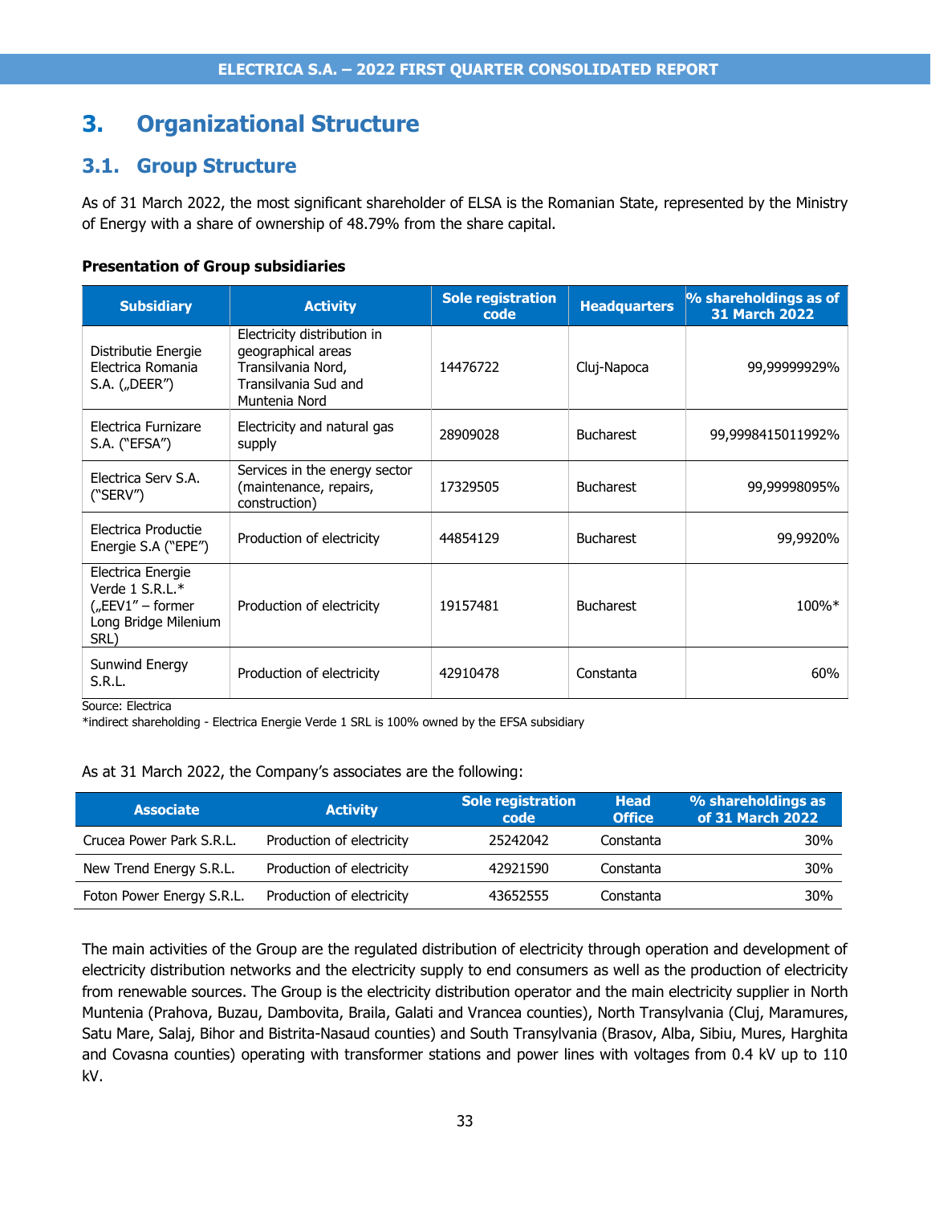# 3. Organizational Structure

## 3.1. Group Structure

As of 31 March 2022, the most significant shareholder of ELSA is the Romanian State, represented by the Ministry of Energy with a share of ownership of 48.79% from the share capital.

**Presentation of Group subsidiaries**

| Subsidiary | Activity | Sole registration code | Headquarters | % shareholdings as of 31 March 2022 |
|---|---|---|---|---|
| Distributie Energie Electrica Romania S.A. („DEER") | Electricity distribution in geographical areas Transilvania Nord, Transilvania Sud and Muntenia Nord | 14476722 | Cluj-Napoca | 99,99999929% |
| Electrica Furnizare S.A. ("EFSA") | Electricity and natural gas supply | 28909028 | Bucharest | 99,9998415011992% |
| Electrica Serv S.A. ("SERV") | Services in the energy sector (maintenance, repairs, construction) | 17329505 | Bucharest | 99,99998095% |
| Electrica Productie Energie S.A ("EPE") | Production of electricity | 44854129 | Bucharest | 99,9920% |
| Electrica Energie Verde 1 S.R.L.* („EEV1" – former Long Bridge Milenium SRL) | Production of electricity | 19157481 | Bucharest | 100%* |
| Sunwind Energy S.R.L. | Production of electricity | 42910478 | Constanta | 60% |

Source: Electrica

*indirect shareholding - Electrica Energie Verde 1 SRL is 100% owned by the EFSA subsidiary

As at 31 March 2022, the Company's associates are the following:

| Associate | Activity | Sole registration code | Head Office | % shareholdings as of 31 March 2022 |
|---|---|---|---|---|
| Crucea Power Park S.R.L. | Production of electricity | 25242042 | Constanta | 30% |
| New Trend Energy S.R.L. | Production of electricity | 42921590 | Constanta | 30% |
| Foton Power Energy S.R.L. | Production of electricity | 43652555 | Constanta | 30% |

The main activities of the Group are the regulated distribution of electricity through operation and development of electricity distribution networks and the electricity supply to end consumers as well as the production of electricity from renewable sources. The Group is the electricity distribution operator and the main electricity supplier in North Muntenia (Prahova, Buzau, Dambovita, Braila, Galati and Vrancea counties), North Transylvania (Cluj, Maramures, Satu Mare, Salaj, Bihor and Bistrita-Nasaud counties) and South Transylvania (Brasov, Alba, Sibiu, Mures, Harghita and Covasna counties) operating with transformer stations and power lines with voltages from 0.4 kV up to 110 kV.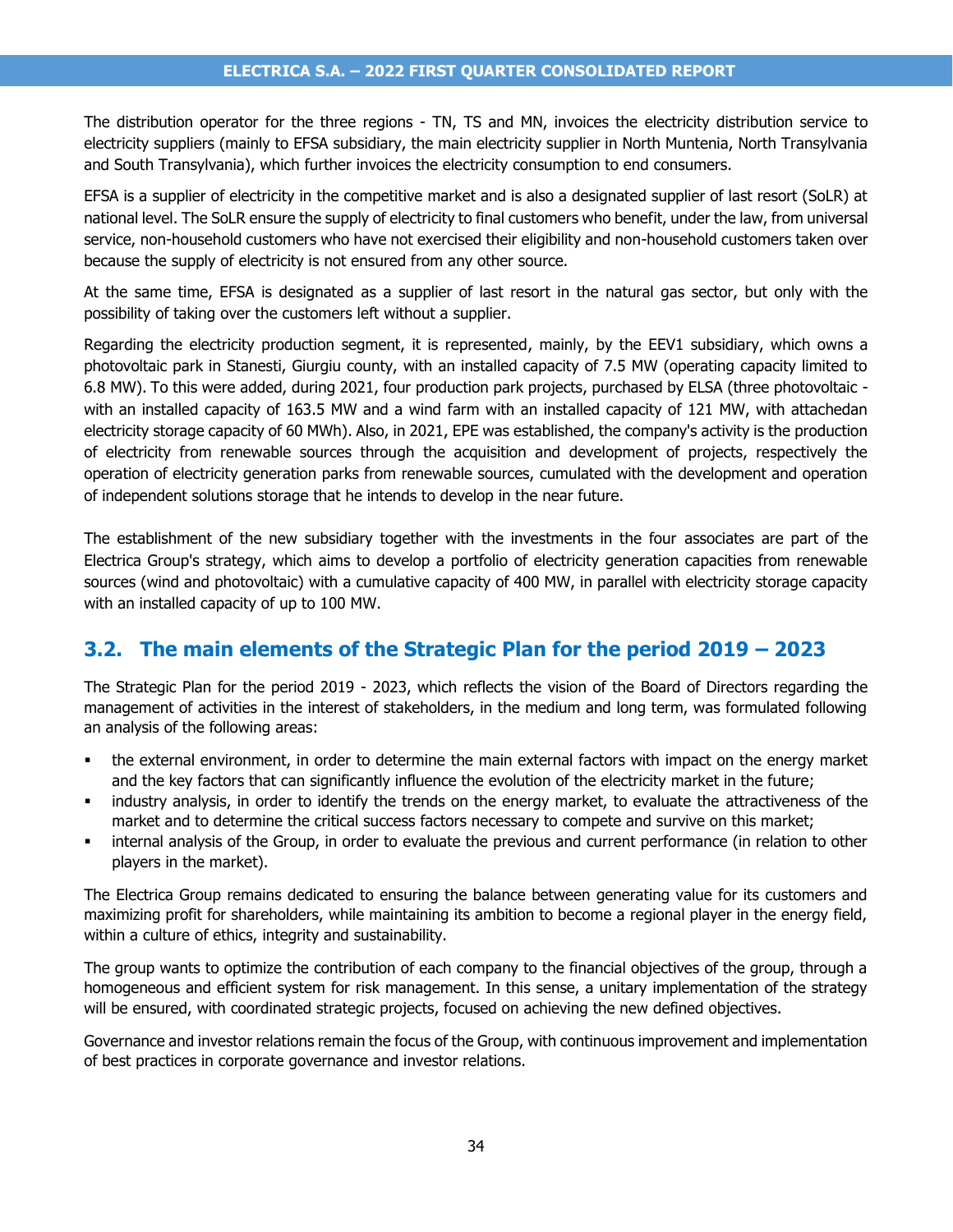The distribution operator for the three regions - TN, TS and MN, invoices the electricity distribution service to electricity suppliers (mainly to EFSA subsidiary, the main electricity supplier in North Muntenia, North Transylvania and South Transylvania), which further invoices the electricity consumption to end consumers.

EFSA is a supplier of electricity in the competitive market and is also a designated supplier of last resort (SoLR) at national level. The SoLR ensure the supply of electricity to final customers who benefit, under the law, from universal service, non-household customers who have not exercised their eligibility and non-household customers taken over because the supply of electricity is not ensured from any other source.

At the same time, EFSA is designated as a supplier of last resort in the natural gas sector, but only with the possibility of taking over the customers left without a supplier.

Regarding the electricity production segment, it is represented, mainly, by the EEV1 subsidiary, which owns a photovoltaic park in Stanesti, Giurgiu county, with an installed capacity of 7.5 MW (operating capacity limited to 6.8 MW). To this were added, during 2021, four production park projects, purchased by ELSA (three photovoltaic - with an installed capacity of 163.5 MW and a wind farm with an installed capacity of 121 MW, with attachedan electricity storage capacity of 60 MWh). Also, in 2021, EPE was established, the company's activity is the production of electricity from renewable sources through the acquisition and development of projects, respectively the operation of electricity generation parks from renewable sources, cumulated with the development and operation of independent solutions storage that he intends to develop in the near future.

The establishment of the new subsidiary together with the investments in the four associates are part of the Electrica Group's strategy, which aims to develop a portfolio of electricity generation capacities from renewable sources (wind and photovoltaic) with a cumulative capacity of 400 MW, in parallel with electricity storage capacity with an installed capacity of up to 100 MW.

## 3.2. The main elements of the Strategic Plan for the period 2019 – 2023

The Strategic Plan for the period 2019 - 2023, which reflects the vision of the Board of Directors regarding the management of activities in the interest of stakeholders, in the medium and long term, was formulated following an analysis of the following areas:

- the external environment, in order to determine the main external factors with impact on the energy market and the key factors that can significantly influence the evolution of the electricity market in the future;
- industry analysis, in order to identify the trends on the energy market, to evaluate the attractiveness of the market and to determine the critical success factors necessary to compete and survive on this market;
- internal analysis of the Group, in order to evaluate the previous and current performance (in relation to other players in the market).

The Electrica Group remains dedicated to ensuring the balance between generating value for its customers and maximizing profit for shareholders, while maintaining its ambition to become a regional player in the energy field, within a culture of ethics, integrity and sustainability.

The group wants to optimize the contribution of each company to the financial objectives of the group, through a homogeneous and efficient system for risk management. In this sense, a unitary implementation of the strategy will be ensured, with coordinated strategic projects, focused on achieving the new defined objectives.

Governance and investor relations remain the focus of the Group, with continuous improvement and implementation of best practices in corporate governance and investor relations.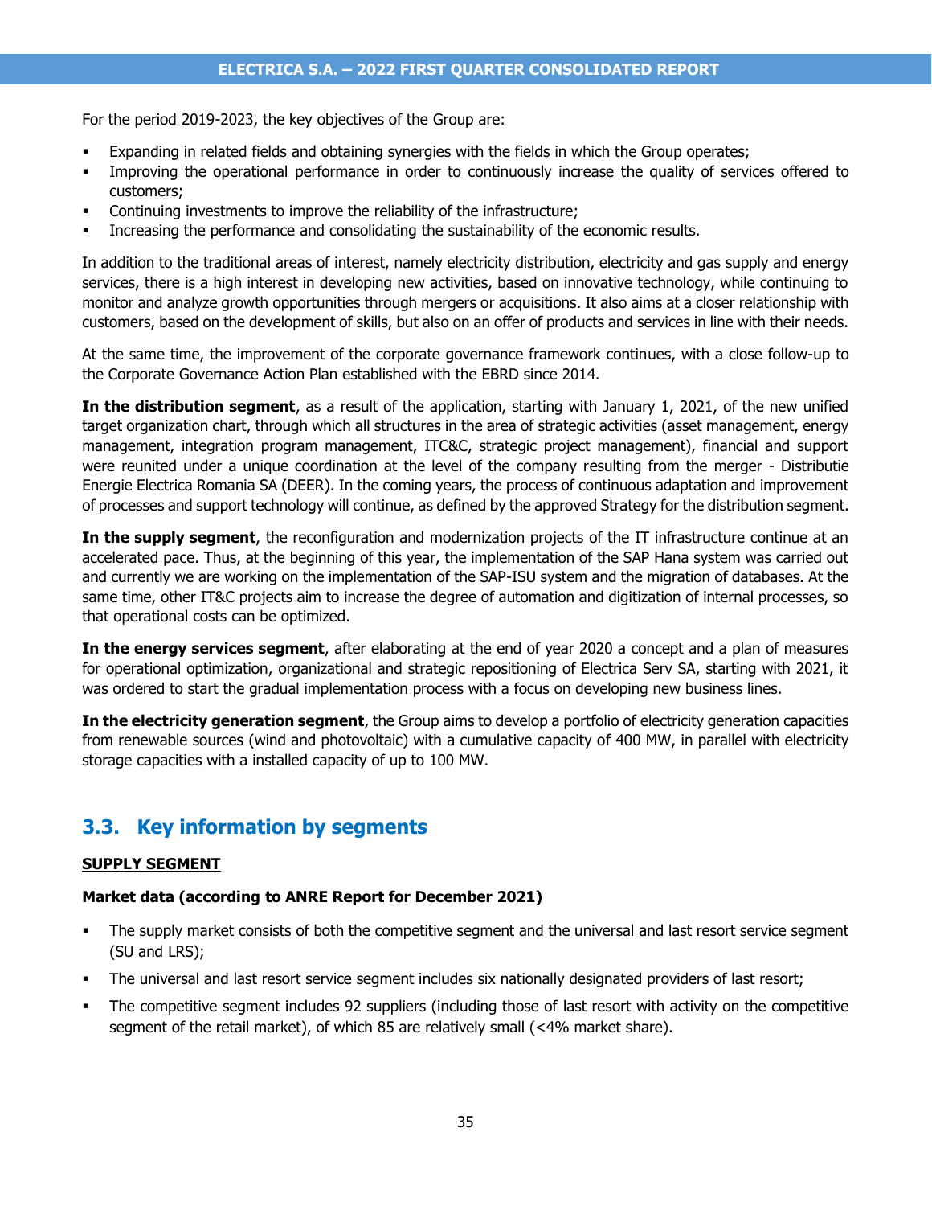For the period 2019-2023, the key objectives of the Group are:

- Expanding in related fields and obtaining synergies with the fields in which the Group operates;
- Improving the operational performance in order to continuously increase the quality of services offered to customers;
- Continuing investments to improve the reliability of the infrastructure;
- Increasing the performance and consolidating the sustainability of the economic results.

In addition to the traditional areas of interest, namely electricity distribution, electricity and gas supply and energy services, there is a high interest in developing new activities, based on innovative technology, while continuing to monitor and analyze growth opportunities through mergers or acquisitions. It also aims at a closer relationship with customers, based on the development of skills, but also on an offer of products and services in line with their needs.

At the same time, the improvement of the corporate governance framework continues, with a close follow-up to the Corporate Governance Action Plan established with the EBRD since 2014.

**In the distribution segment**, as a result of the application, starting with January 1, 2021, of the new unified target organization chart, through which all structures in the area of strategic activities (asset management, energy management, integration program management, ITC&C, strategic project management), financial and support were reunited under a unique coordination at the level of the company resulting from the merger - Distributie Energie Electrica Romania SA (DEER). In the coming years, the process of continuous adaptation and improvement of processes and support technology will continue, as defined by the approved Strategy for the distribution segment.

**In the supply segment**, the reconfiguration and modernization projects of the IT infrastructure continue at an accelerated pace. Thus, at the beginning of this year, the implementation of the SAP Hana system was carried out and currently we are working on the implementation of the SAP-ISU system and the migration of databases. At the same time, other IT&C projects aim to increase the degree of automation and digitization of internal processes, so that operational costs can be optimized.

**In the energy services segment**, after elaborating at the end of year 2020 a concept and a plan of measures for operational optimization, organizational and strategic repositioning of Electrica Serv SA, starting with 2021, it was ordered to start the gradual implementation process with a focus on developing new business lines.

**In the electricity generation segment**, the Group aims to develop a portfolio of electricity generation capacities from renewable sources (wind and photovoltaic) with a cumulative capacity of 400 MW, in parallel with electricity storage capacities with a installed capacity of up to 100 MW.

## 3.3. Key information by segments

**SUPPLY SEGMENT**

**Market data (according to ANRE Report for December 2021)**

- The supply market consists of both the competitive segment and the universal and last resort service segment (SU and LRS);
- The universal and last resort service segment includes six nationally designated providers of last resort;
- The competitive segment includes 92 suppliers (including those of last resort with activity on the competitive segment of the retail market), of which 85 are relatively small (<4% market share).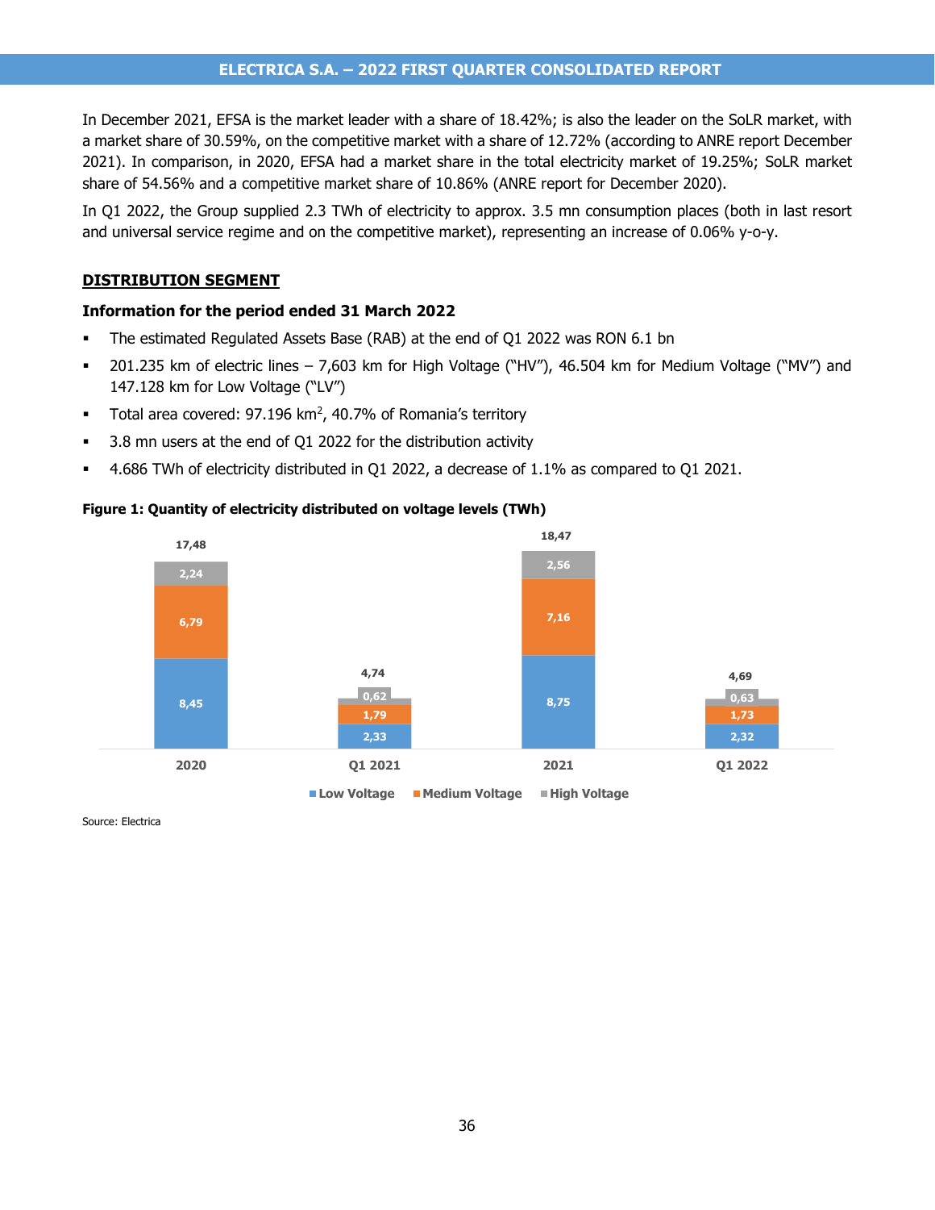In December 2021, EFSA is the market leader with a share of 18.42%; is also the leader on the SoLR market, with a market share of 30.59%, on the competitive market with a share of 12.72% (according to ANRE report December 2021). In comparison, in 2020, EFSA had a market share in the total electricity market of 19.25%; SoLR market share of 54.56% and a competitive market share of 10.86% (ANRE report for December 2020).

In Q1 2022, the Group supplied 2.3 TWh of electricity to approx. 3.5 mn consumption places (both in last resort and universal service regime and on the competitive market), representing an increase of 0.06% y-o-y.

## DISTRIBUTION SEGMENT

**Information for the period ended 31 March 2022**

- The estimated Regulated Assets Base (RAB) at the end of Q1 2022 was RON 6.1 bn
- 201.235 km of electric lines – 7,603 km for High Voltage ("HV"), 46.504 km for Medium Voltage ("MV") and 147.128 km for Low Voltage ("LV")
- Total area covered: 97.196 km$^2$, 40.7% of Romania's territory
- 3.8 mn users at the end of Q1 2022 for the distribution activity
- 4.686 TWh of electricity distributed in Q1 2022, a decrease of 1.1% as compared to Q1 2021.

**Figure 1: Quantity of electricity distributed on voltage levels (TWh)**

| | 2020 | Q1 2021 | 2021 | Q1 2022 |
|---|---|---|---|---|
| Low Voltage | 8,45 | 2,33 | 8,75 | 2,32 |
| Medium Voltage | 6,79 | 1,79 | 7,16 | 1,73 |
| High Voltage | 2,24 | 0,62 | 2,56 | 0,63 |
| Total | 17,48 | 4,74 | 18,47 | 4,69 |

Source: Electrica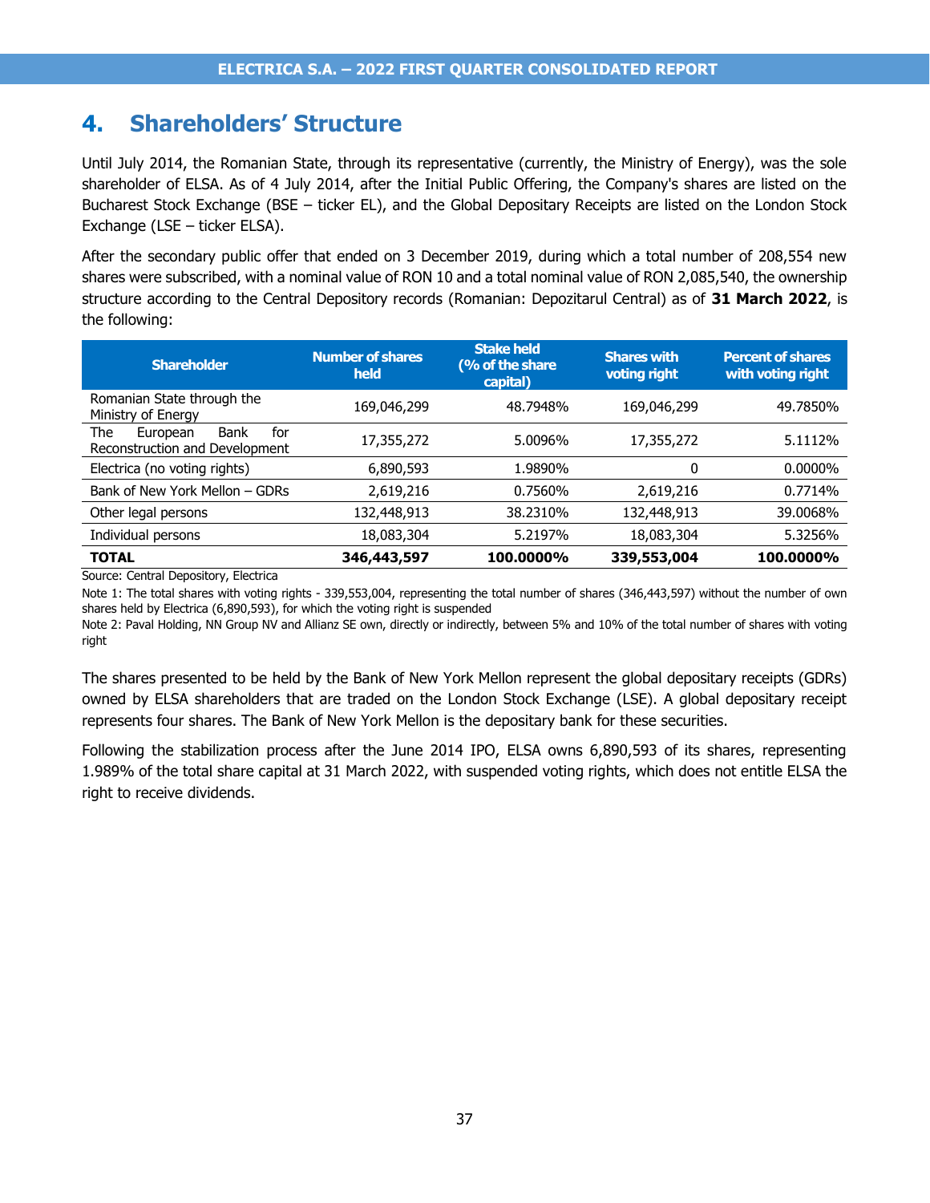# 4. Shareholders' Structure

Until July 2014, the Romanian State, through its representative (currently, the Ministry of Energy), was the sole shareholder of ELSA. As of 4 July 2014, after the Initial Public Offering, the Company's shares are listed on the Bucharest Stock Exchange (BSE – ticker EL), and the Global Depositary Receipts are listed on the London Stock Exchange (LSE – ticker ELSA).

After the secondary public offer that ended on 3 December 2019, during which a total number of 208,554 new shares were subscribed, with a nominal value of RON 10 and a total nominal value of RON 2,085,540, the ownership structure according to the Central Depository records (Romanian: Depozitarul Central) as of **31 March 2022**, is the following:

| Shareholder | Number of shares held | Stake held (% of the share capital) | Shares with voting right | Percent of shares with voting right |
|---|---|---|---|---|
| Romanian State through the Ministry of Energy | 169,046,299 | 48.7948% | 169,046,299 | 49.7850% |
| The European Bank for Reconstruction and Development | 17,355,272 | 5.0096% | 17,355,272 | 5.1112% |
| Electrica (no voting rights) | 6,890,593 | 1.9890% | 0 | 0.0000% |
| Bank of New York Mellon – GDRs | 2,619,216 | 0.7560% | 2,619,216 | 0.7714% |
| Other legal persons | 132,448,913 | 38.2310% | 132,448,913 | 39.0068% |
| Individual persons | 18,083,304 | 5.2197% | 18,083,304 | 5.3256% |
| **TOTAL** | **346,443,597** | **100.0000%** | **339,553,004** | **100.0000%** |

Source: Central Depository, Electrica

Note 1: The total shares with voting rights - 339,553,004, representing the total number of shares (346,443,597) without the number of own shares held by Electrica (6,890,593), for which the voting right is suspended

Note 2: Paval Holding, NN Group NV and Allianz SE own, directly or indirectly, between 5% and 10% of the total number of shares with voting right

The shares presented to be held by the Bank of New York Mellon represent the global depositary receipts (GDRs) owned by ELSA shareholders that are traded on the London Stock Exchange (LSE). A global depositary receipt represents four shares. The Bank of New York Mellon is the depositary bank for these securities.

Following the stabilization process after the June 2014 IPO, ELSA owns 6,890,593 of its shares, representing 1.989% of the total share capital at 31 March 2022, with suspended voting rights, which does not entitle ELSA the right to receive dividends.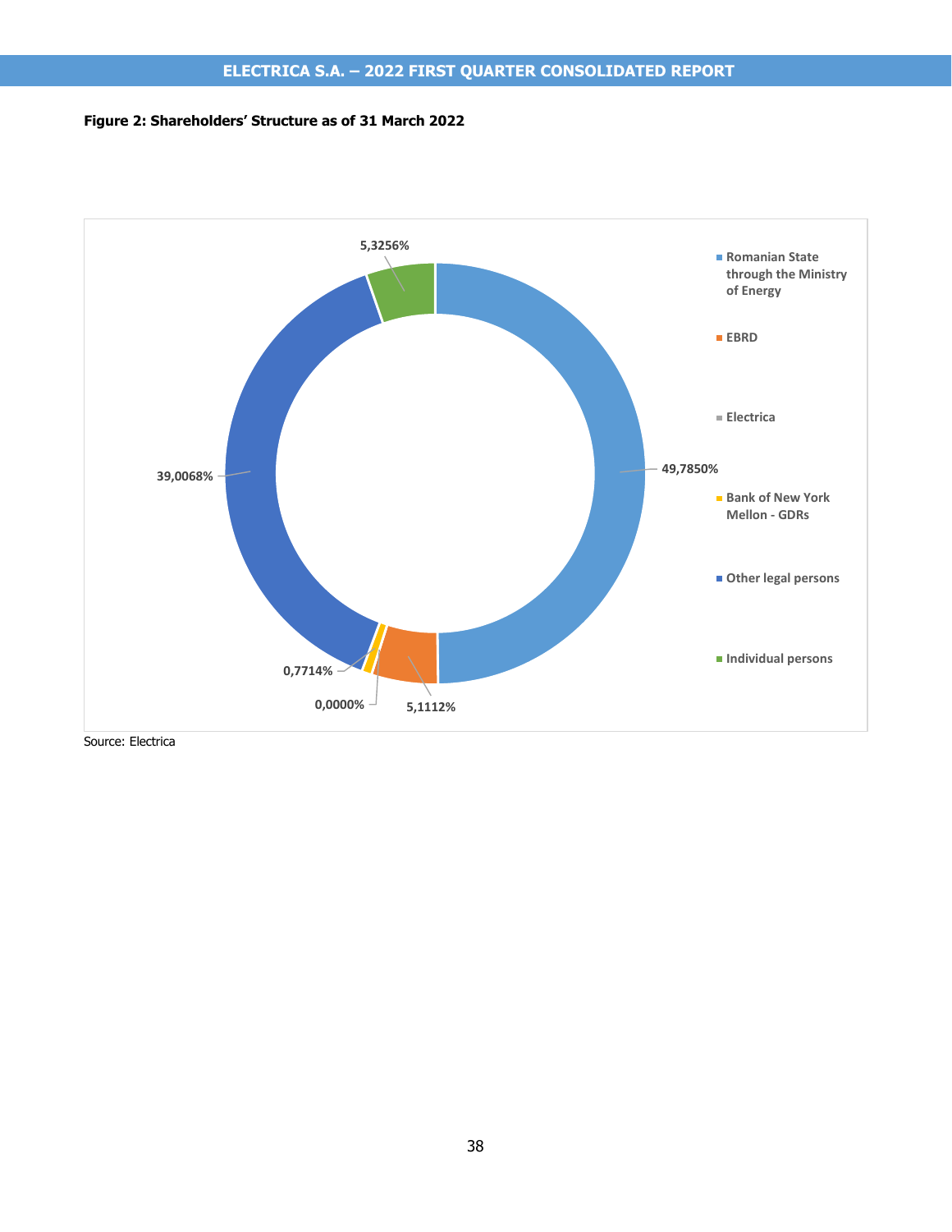**Figure 2: Shareholders' Structure as of 31 March 2022**

| Shareholder | Share |
|---|---|
| Romanian State through the Ministry of Energy | 49,7850% |
| EBRD | 5,1112% |
| Electrica | 0,0000% |
| Bank of New York Mellon - GDRs | 0,7714% |
| Other legal persons | 39,0068% |
| Individual persons | 5,3256% |

Source: Electrica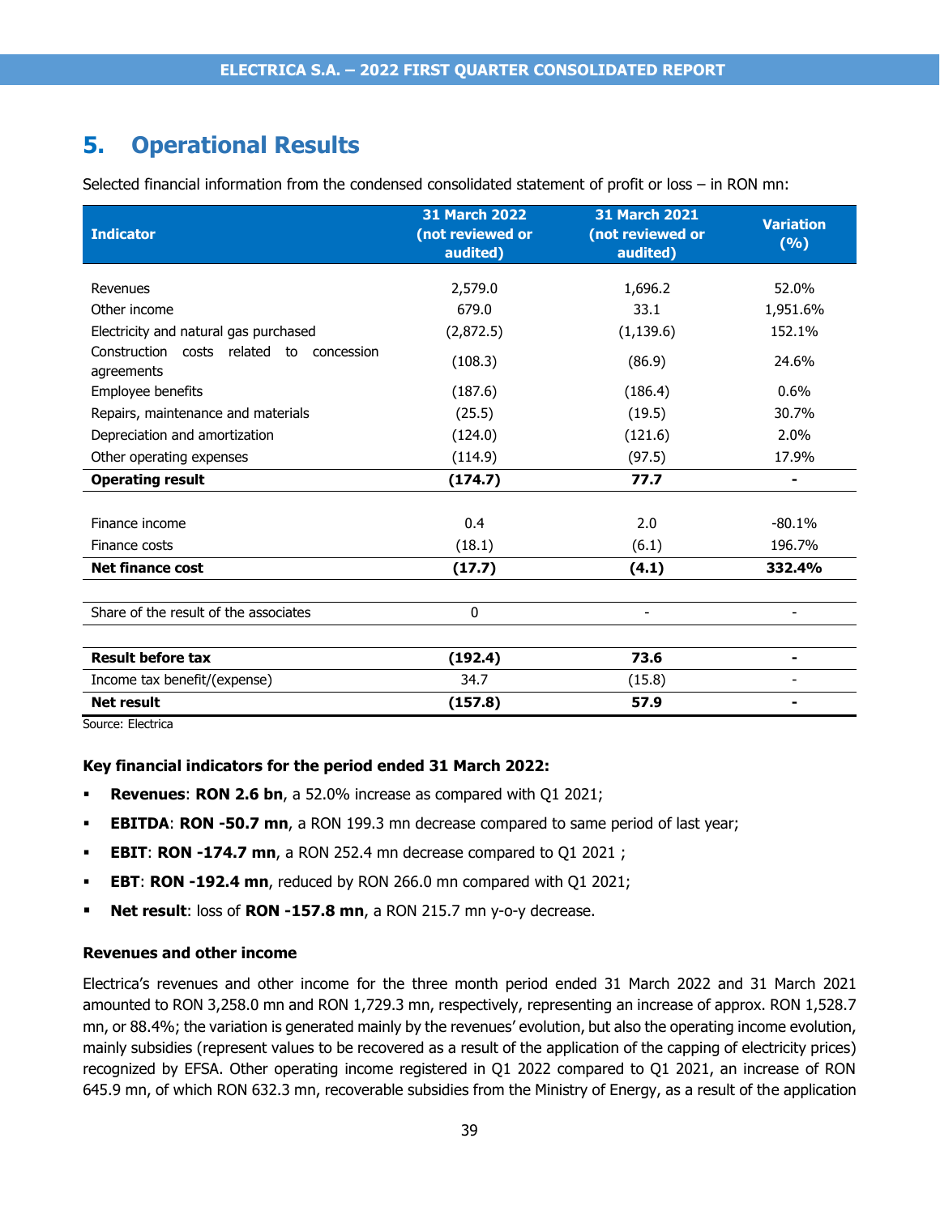# 5. Operational Results

Selected financial information from the condensed consolidated statement of profit or loss – in RON mn:

| Indicator | 31 March 2022 (not reviewed or audited) | 31 March 2021 (not reviewed or audited) | Variation (%) |
|---|---|---|---|
| Revenues | 2,579.0 | 1,696.2 | 52.0% |
| Other income | 679.0 | 33.1 | 1,951.6% |
| Electricity and natural gas purchased | (2,872.5) | (1,139.6) | 152.1% |
| Construction costs related to concession agreements | (108.3) | (86.9) | 24.6% |
| Employee benefits | (187.6) | (186.4) | 0.6% |
| Repairs, maintenance and materials | (25.5) | (19.5) | 30.7% |
| Depreciation and amortization | (124.0) | (121.6) | 2.0% |
| Other operating expenses | (114.9) | (97.5) | 17.9% |
| **Operating result** | **(174.7)** | **77.7** | **-** |
| Finance income | 0.4 | 2.0 | -80.1% |
| Finance costs | (18.1) | (6.1) | 196.7% |
| **Net finance cost** | **(17.7)** | **(4.1)** | **332.4%** |
| Share of the result of the associates | 0 | - | - |
| **Result before tax** | **(192.4)** | **73.6** | **-** |
| Income tax benefit/(expense) | 34.7 | (15.8) | - |
| **Net result** | **(157.8)** | **57.9** | **-** |

Source: Electrica

**Key financial indicators for the period ended 31 March 2022:**

- **Revenues**: **RON 2.6 bn**, a 52.0% increase as compared with Q1 2021;
- **EBITDA**: **RON -50.7 mn**, a RON 199.3 mn decrease compared to same period of last year;
- **EBIT**: **RON -174.7 mn**, a RON 252.4 mn decrease compared to Q1 2021 ;
- **EBT**: **RON -192.4 mn**, reduced by RON 266.0 mn compared with Q1 2021;
- **Net result**: loss of **RON -157.8 mn**, a RON 215.7 mn y-o-y decrease.

**Revenues and other income**

Electrica's revenues and other income for the three month period ended 31 March 2022 and 31 March 2021 amounted to RON 3,258.0 mn and RON 1,729.3 mn, respectively, representing an increase of approx. RON 1,528.7 mn, or 88.4%; the variation is generated mainly by the revenues' evolution, but also the operating income evolution, mainly subsidies (represent values to be recovered as a result of the application of the capping of electricity prices) recognized by EFSA. Other operating income registered in Q1 2022 compared to Q1 2021, an increase of RON 645.9 mn, of which RON 632.3 mn, recoverable subsidies from the Ministry of Energy, as a result of the application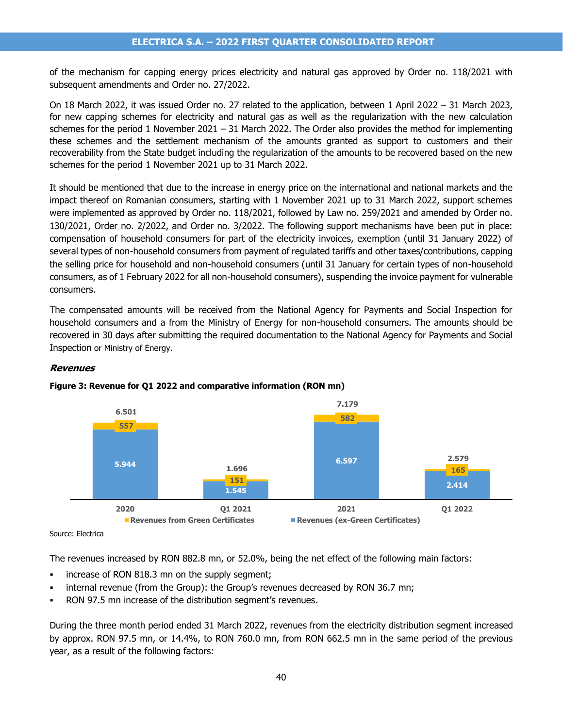of the mechanism for capping energy prices electricity and natural gas approved by Order no. 118/2021 with subsequent amendments and Order no. 27/2022.

On 18 March 2022, it was issued Order no. 27 related to the application, between 1 April 2022 – 31 March 2023, for new capping schemes for electricity and natural gas as well as the regularization with the new calculation schemes for the period 1 November 2021 – 31 March 2022. The Order also provides the method for implementing these schemes and the settlement mechanism of the amounts granted as support to customers and their recoverability from the State budget including the regularization of the amounts to be recovered based on the new schemes for the period 1 November 2021 up to 31 March 2022.

It should be mentioned that due to the increase in energy price on the international and national markets and the impact thereof on Romanian consumers, starting with 1 November 2021 up to 31 March 2022, support schemes were implemented as approved by Order no. 118/2021, followed by Law no. 259/2021 and amended by Order no. 130/2021, Order no. 2/2022, and Order no. 3/2022. The following support mechanisms have been put in place: compensation of household consumers for part of the electricity invoices, exemption (until 31 January 2022) of several types of non-household consumers from payment of regulated tariffs and other taxes/contributions, capping the selling price for household and non-household consumers (until 31 January for certain types of non-household consumers, as of 1 February 2022 for all non-household consumers), suspending the invoice payment for vulnerable consumers.

The compensated amounts will be received from the National Agency for Payments and Social Inspection for household consumers and a from the Ministry of Energy for non-household consumers. The amounts should be recovered in 30 days after submitting the required documentation to the National Agency for Payments and Social Inspection or Ministry of Energy.

***Revenues***

**Figure 3: Revenue for Q1 2022 and comparative information (RON mn)**

| | 2020 | Q1 2021 | 2021 | Q1 2022 |
|---|---|---|---|---|
| Revenues from Green Certificates | 557 | 151 | 582 | 165 |
| Revenues (ex-Green Certificates) | 5.944 | 1.545 | 6.597 | 2.414 |
| Total | 6.501 | 1.696 | 7.179 | 2.579 |

Source: Electrica

The revenues increased by RON 882.8 mn, or 52.0%, being the net effect of the following main factors:

- increase of RON 818.3 mn on the supply segment;
- internal revenue (from the Group): the Group's revenues decreased by RON 36.7 mn;
- RON 97.5 mn increase of the distribution segment's revenues.

During the three month period ended 31 March 2022, revenues from the electricity distribution segment increased by approx. RON 97.5 mn, or 14.4%, to RON 760.0 mn, from RON 662.5 mn in the same period of the previous year, as a result of the following factors: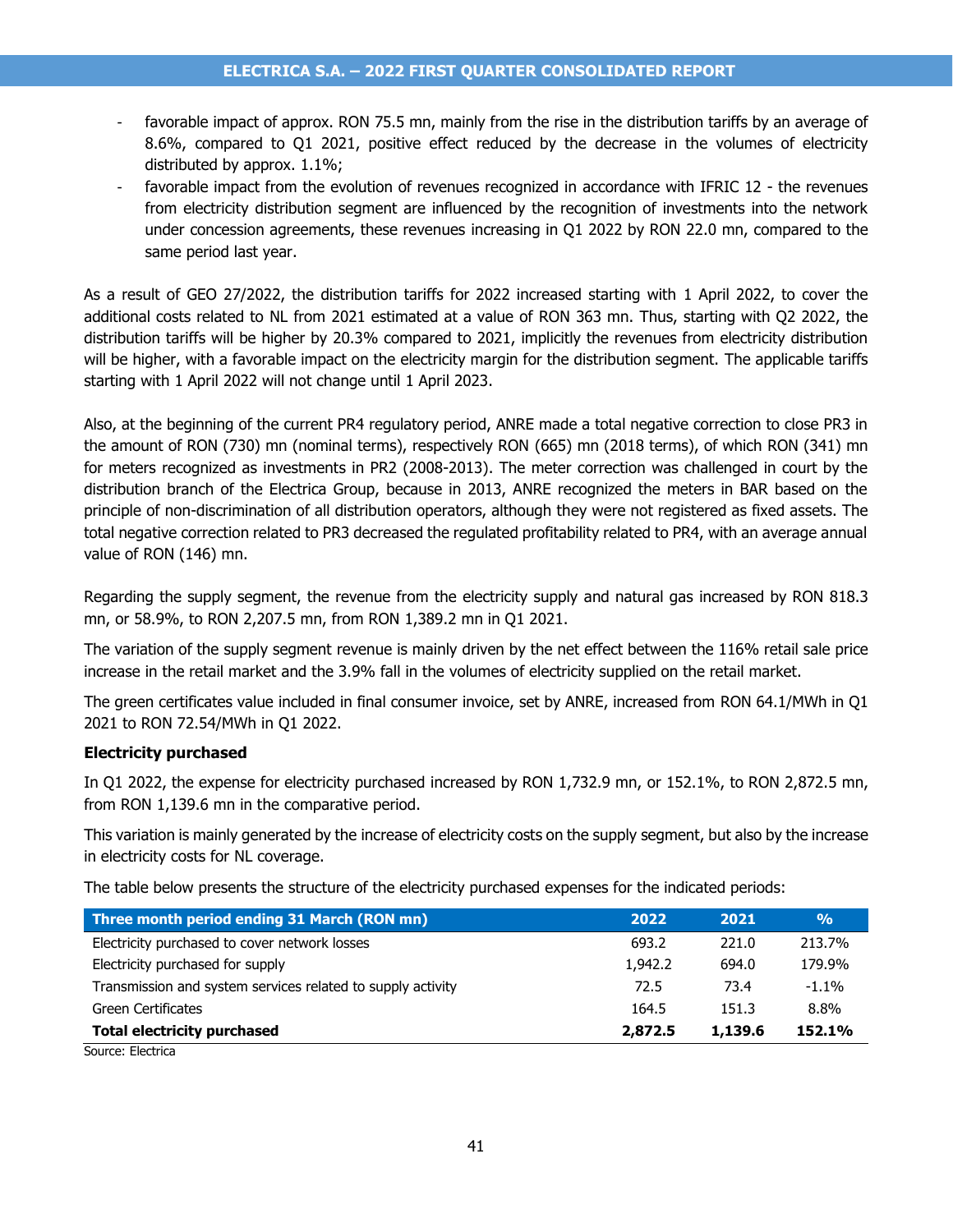- favorable impact of approx. RON 75.5 mn, mainly from the rise in the distribution tariffs by an average of 8.6%, compared to Q1 2021, positive effect reduced by the decrease in the volumes of electricity distributed by approx. 1.1%;
- favorable impact from the evolution of revenues recognized in accordance with IFRIC 12 - the revenues from electricity distribution segment are influenced by the recognition of investments into the network under concession agreements, these revenues increasing in Q1 2022 by RON 22.0 mn, compared to the same period last year.

As a result of GEO 27/2022, the distribution tariffs for 2022 increased starting with 1 April 2022, to cover the additional costs related to NL from 2021 estimated at a value of RON 363 mn. Thus, starting with Q2 2022, the distribution tariffs will be higher by 20.3% compared to 2021, implicitly the revenues from electricity distribution will be higher, with a favorable impact on the electricity margin for the distribution segment. The applicable tariffs starting with 1 April 2022 will not change until 1 April 2023.

Also, at the beginning of the current PR4 regulatory period, ANRE made a total negative correction to close PR3 in the amount of RON (730) mn (nominal terms), respectively RON (665) mn (2018 terms), of which RON (341) mn for meters recognized as investments in PR2 (2008-2013). The meter correction was challenged in court by the distribution branch of the Electrica Group, because in 2013, ANRE recognized the meters in BAR based on the principle of non-discrimination of all distribution operators, although they were not registered as fixed assets. The total negative correction related to PR3 decreased the regulated profitability related to PR4, with an average annual value of RON (146) mn.

Regarding the supply segment, the revenue from the electricity supply and natural gas increased by RON 818.3 mn, or 58.9%, to RON 2,207.5 mn, from RON 1,389.2 mn in Q1 2021.

The variation of the supply segment revenue is mainly driven by the net effect between the 116% retail sale price increase in the retail market and the 3.9% fall in the volumes of electricity supplied on the retail market.

The green certificates value included in final consumer invoice, set by ANRE, increased from RON 64.1/MWh in Q1 2021 to RON 72.54/MWh in Q1 2022.

**Electricity purchased**

In Q1 2022, the expense for electricity purchased increased by RON 1,732.9 mn, or 152.1%, to RON 2,872.5 mn, from RON 1,139.6 mn in the comparative period.

This variation is mainly generated by the increase of electricity costs on the supply segment, but also by the increase in electricity costs for NL coverage.

The table below presents the structure of the electricity purchased expenses for the indicated periods:

| Three month period ending 31 March (RON mn) | 2022 | 2021 | % |
|---|---|---|---|
| Electricity purchased to cover network losses | 693.2 | 221.0 | 213.7% |
| Electricity purchased for supply | 1,942.2 | 694.0 | 179.9% |
| Transmission and system services related to supply activity | 72.5 | 73.4 | -1.1% |
| Green Certificates | 164.5 | 151.3 | 8.8% |
| **Total electricity purchased** | **2,872.5** | **1,139.6** | **152.1%** |

Source: Electrica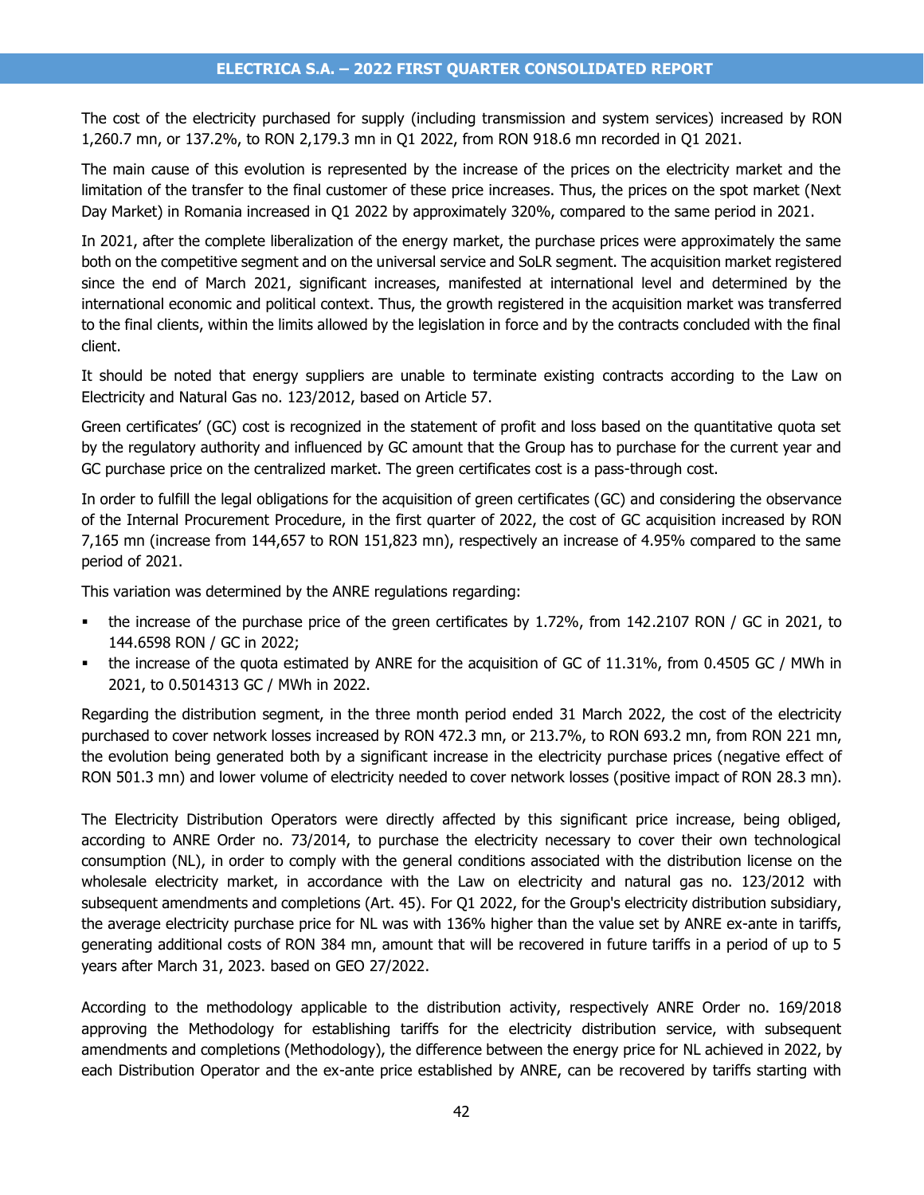The cost of the electricity purchased for supply (including transmission and system services) increased by RON 1,260.7 mn, or 137.2%, to RON 2,179.3 mn in Q1 2022, from RON 918.6 mn recorded in Q1 2021.

The main cause of this evolution is represented by the increase of the prices on the electricity market and the limitation of the transfer to the final customer of these price increases. Thus, the prices on the spot market (Next Day Market) in Romania increased in Q1 2022 by approximately 320%, compared to the same period in 2021.

In 2021, after the complete liberalization of the energy market, the purchase prices were approximately the same both on the competitive segment and on the universal service and SoLR segment. The acquisition market registered since the end of March 2021, significant increases, manifested at international level and determined by the international economic and political context. Thus, the growth registered in the acquisition market was transferred to the final clients, within the limits allowed by the legislation in force and by the contracts concluded with the final client.

It should be noted that energy suppliers are unable to terminate existing contracts according to the Law on Electricity and Natural Gas no. 123/2012, based on Article 57.

Green certificates' (GC) cost is recognized in the statement of profit and loss based on the quantitative quota set by the regulatory authority and influenced by GC amount that the Group has to purchase for the current year and GC purchase price on the centralized market. The green certificates cost is a pass-through cost.

In order to fulfill the legal obligations for the acquisition of green certificates (GC) and considering the observance of the Internal Procurement Procedure, in the first quarter of 2022, the cost of GC acquisition increased by RON 7,165 mn (increase from 144,657 to RON 151,823 mn), respectively an increase of 4.95% compared to the same period of 2021.

This variation was determined by the ANRE regulations regarding:

- the increase of the purchase price of the green certificates by 1.72%, from 142.2107 RON / GC in 2021, to 144.6598 RON / GC in 2022;
- the increase of the quota estimated by ANRE for the acquisition of GC of 11.31%, from 0.4505 GC / MWh in 2021, to 0.5014313 GC / MWh in 2022.

Regarding the distribution segment, in the three month period ended 31 March 2022, the cost of the electricity purchased to cover network losses increased by RON 472.3 mn, or 213.7%, to RON 693.2 mn, from RON 221 mn, the evolution being generated both by a significant increase in the electricity purchase prices (negative effect of RON 501.3 mn) and lower volume of electricity needed to cover network losses (positive impact of RON 28.3 mn).

The Electricity Distribution Operators were directly affected by this significant price increase, being obliged, according to ANRE Order no. 73/2014, to purchase the electricity necessary to cover their own technological consumption (NL), in order to comply with the general conditions associated with the distribution license on the wholesale electricity market, in accordance with the Law on electricity and natural gas no. 123/2012 with subsequent amendments and completions (Art. 45). For Q1 2022, for the Group's electricity distribution subsidiary, the average electricity purchase price for NL was with 136% higher than the value set by ANRE ex-ante in tariffs, generating additional costs of RON 384 mn, amount that will be recovered in future tariffs in a period of up to 5 years after March 31, 2023. based on GEO 27/2022.

According to the methodology applicable to the distribution activity, respectively ANRE Order no. 169/2018 approving the Methodology for establishing tariffs for the electricity distribution service, with subsequent amendments and completions (Methodology), the difference between the energy price for NL achieved in 2022, by each Distribution Operator and the ex-ante price established by ANRE, can be recovered by tariffs starting with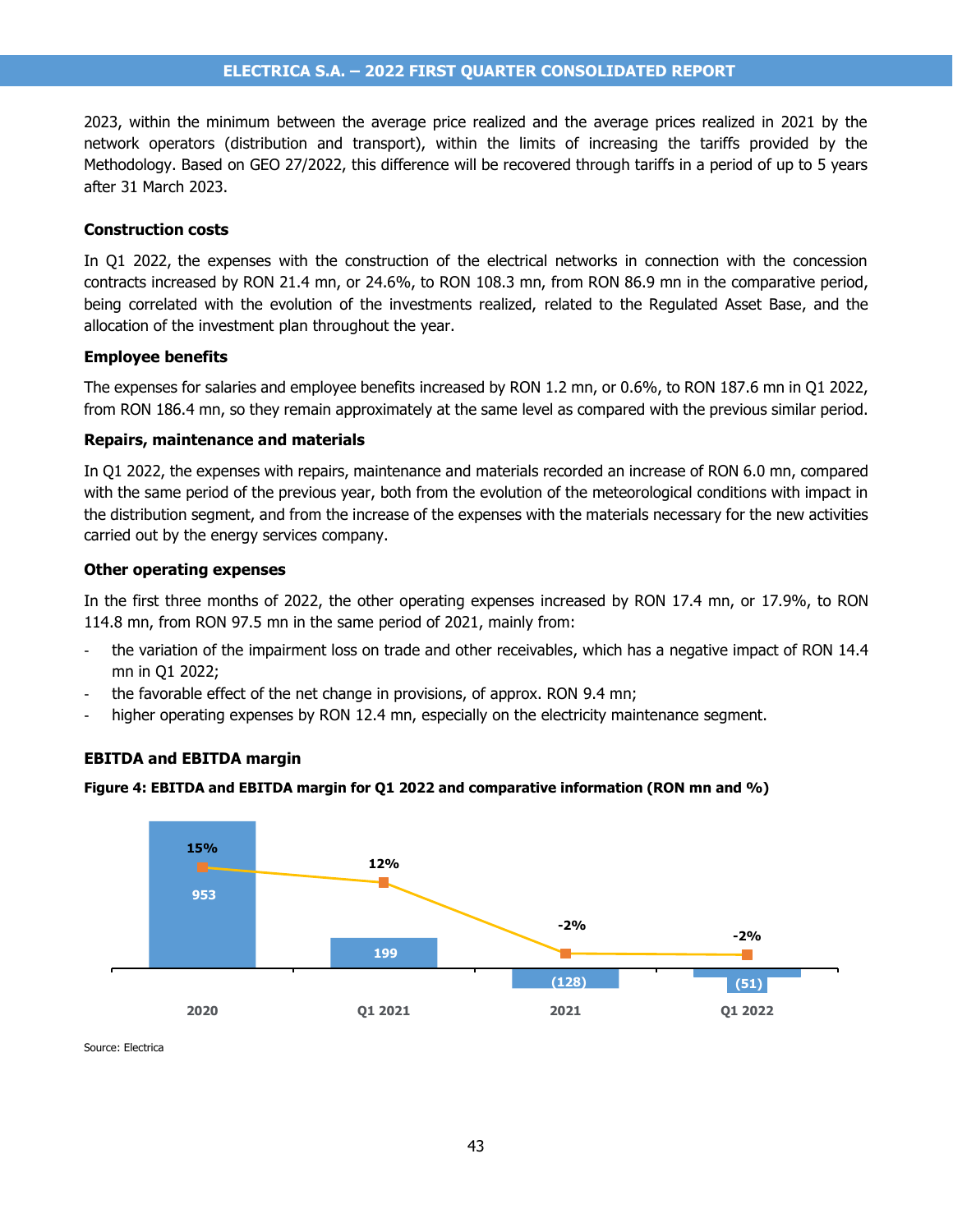2023, within the minimum between the average price realized and the average prices realized in 2021 by the network operators (distribution and transport), within the limits of increasing the tariffs provided by the Methodology. Based on GEO 27/2022, this difference will be recovered through tariffs in a period of up to 5 years after 31 March 2023.

### Construction costs

In Q1 2022, the expenses with the construction of the electrical networks in connection with the concession contracts increased by RON 21.4 mn, or 24.6%, to RON 108.3 mn, from RON 86.9 mn in the comparative period, being correlated with the evolution of the investments realized, related to the Regulated Asset Base, and the allocation of the investment plan throughout the year.

### Employee benefits

The expenses for salaries and employee benefits increased by RON 1.2 mn, or 0.6%, to RON 187.6 mn in Q1 2022, from RON 186.4 mn, so they remain approximately at the same level as compared with the previous similar period.

### Repairs, maintenance and materials

In Q1 2022, the expenses with repairs, maintenance and materials recorded an increase of RON 6.0 mn, compared with the same period of the previous year, both from the evolution of the meteorological conditions with impact in the distribution segment, and from the increase of the expenses with the materials necessary for the new activities carried out by the energy services company.

### Other operating expenses

In the first three months of 2022, the other operating expenses increased by RON 17.4 mn, or 17.9%, to RON 114.8 mn, from RON 97.5 mn in the same period of 2021, mainly from:

- the variation of the impairment loss on trade and other receivables, which has a negative impact of RON 14.4 mn in Q1 2022;
- the favorable effect of the net change in provisions, of approx. RON 9.4 mn;
- higher operating expenses by RON 12.4 mn, especially on the electricity maintenance segment.

### EBITDA and EBITDA margin

**Figure 4: EBITDA and EBITDA margin for Q1 2022 and comparative information (RON mn and %)**

| | 2020 | Q1 2021 | 2021 | Q1 2022 |
|---|---|---|---|---|
| EBITDA (RON mn) | 953 | 199 | (128) | (51) |
| EBITDA margin (%) | 15% | 12% | -2% | -2% |

Source: Electrica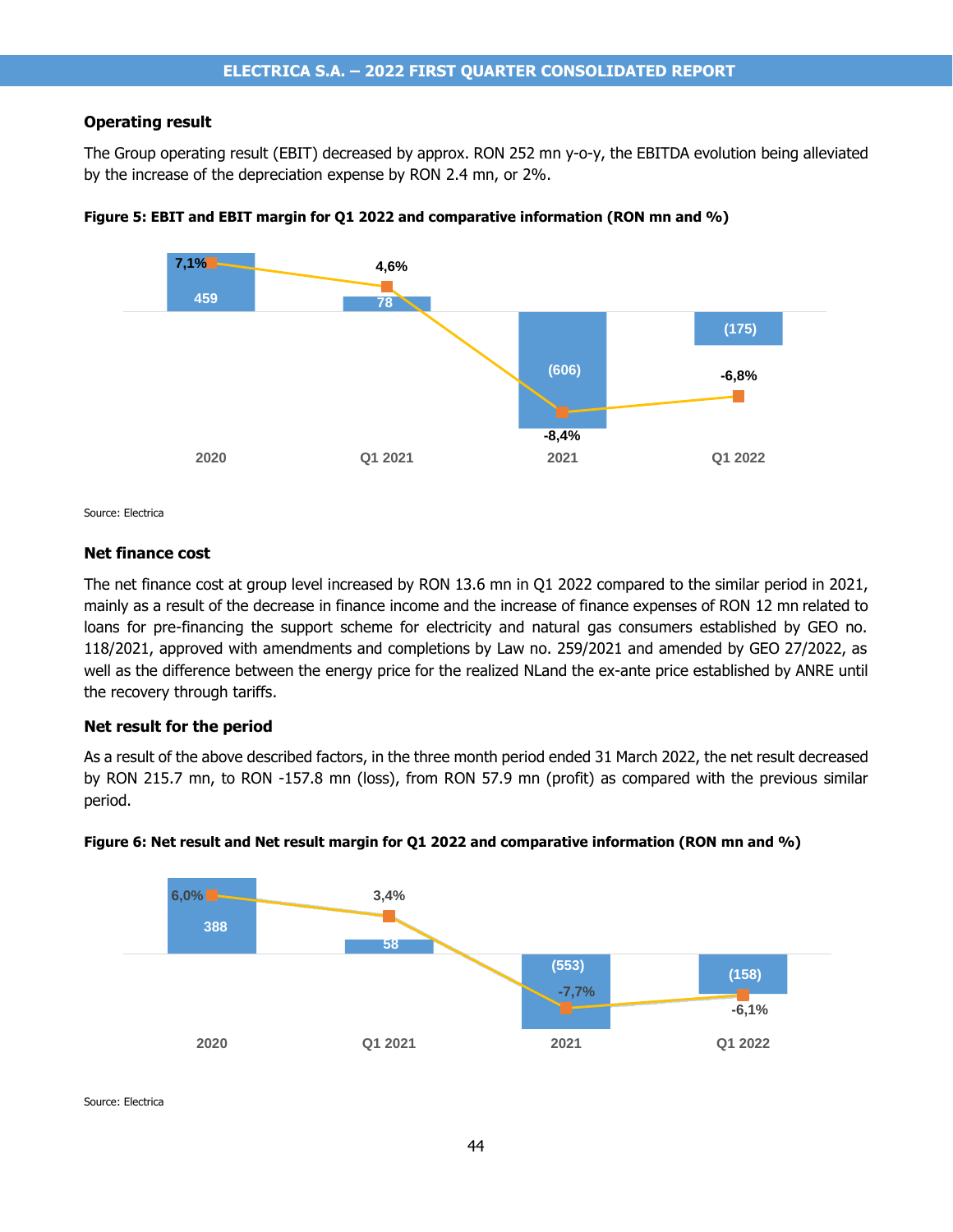### Operating result

The Group operating result (EBIT) decreased by approx. RON 252 mn y-o-y, the EBITDA evolution being alleviated by the increase of the depreciation expense by RON 2.4 mn, or 2%.

**Figure 5: EBIT and EBIT margin for Q1 2022 and comparative information (RON mn and %)**

| | 2020 | Q1 2021 | 2021 | Q1 2022 |
|---|---|---|---|---|
| EBIT (RON mn) | 459 | 78 | (606) | (175) |
| EBIT margin (%) | 7,1% | 4,6% | -8,4% | -6,8% |

Source: Electrica

### Net finance cost

The net finance cost at group level increased by RON 13.6 mn in Q1 2022 compared to the similar period in 2021, mainly as a result of the decrease in finance income and the increase of finance expenses of RON 12 mn related to loans for pre-financing the support scheme for electricity and natural gas consumers established by GEO no. 118/2021, approved with amendments and completions by Law no. 259/2021 and amended by GEO 27/2022, as well as the difference between the energy price for the realized NLand the ex-ante price established by ANRE until the recovery through tariffs.

### Net result for the period

As a result of the above described factors, in the three month period ended 31 March 2022, the net result decreased by RON 215.7 mn, to RON -157.8 mn (loss), from RON 57.9 mn (profit) as compared with the previous similar period.

**Figure 6: Net result and Net result margin for Q1 2022 and comparative information (RON mn and %)**

| | 2020 | Q1 2021 | 2021 | Q1 2022 |
|---|---|---|---|---|
| Net result (RON mn) | 388 | 58 | (553) | (158) |
| Net result margin (%) | 6,0% | 3,4% | -7,7% | -6,1% |

Source: Electrica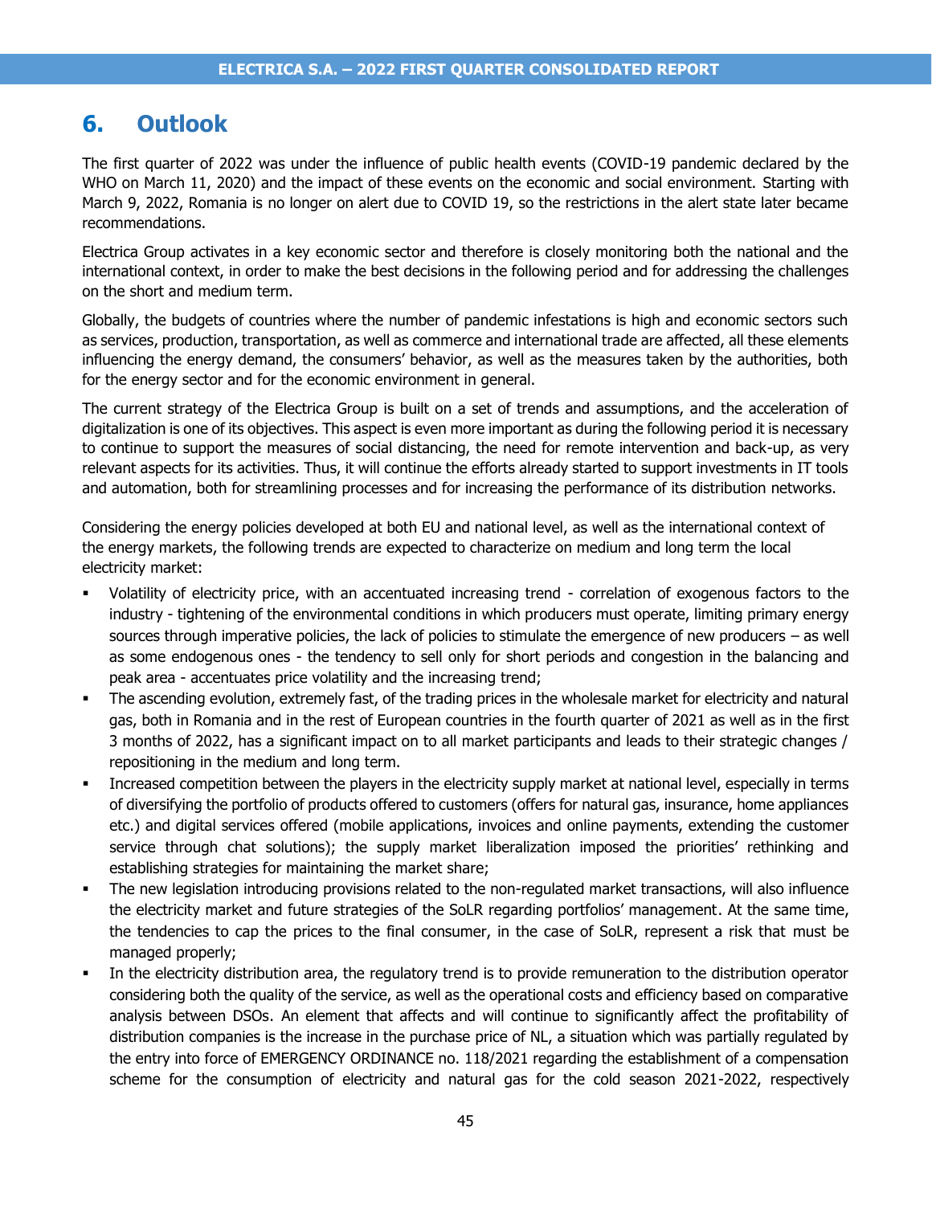# 6. Outlook

The first quarter of 2022 was under the influence of public health events (COVID-19 pandemic declared by the WHO on March 11, 2020) and the impact of these events on the economic and social environment. Starting with March 9, 2022, Romania is no longer on alert due to COVID 19, so the restrictions in the alert state later became recommendations.

Electrica Group activates in a key economic sector and therefore is closely monitoring both the national and the international context, in order to make the best decisions in the following period and for addressing the challenges on the short and medium term.

Globally, the budgets of countries where the number of pandemic infestations is high and economic sectors such as services, production, transportation, as well as commerce and international trade are affected, all these elements influencing the energy demand, the consumers' behavior, as well as the measures taken by the authorities, both for the energy sector and for the economic environment in general.

The current strategy of the Electrica Group is built on a set of trends and assumptions, and the acceleration of digitalization is one of its objectives. This aspect is even more important as during the following period it is necessary to continue to support the measures of social distancing, the need for remote intervention and back-up, as very relevant aspects for its activities. Thus, it will continue the efforts already started to support investments in IT tools and automation, both for streamlining processes and for increasing the performance of its distribution networks.

Considering the energy policies developed at both EU and national level, as well as the international context of the energy markets, the following trends are expected to characterize on medium and long term the local electricity market:

- Volatility of electricity price, with an accentuated increasing trend - correlation of exogenous factors to the industry - tightening of the environmental conditions in which producers must operate, limiting primary energy sources through imperative policies, the lack of policies to stimulate the emergence of new producers – as well as some endogenous ones - the tendency to sell only for short periods and congestion in the balancing and peak area - accentuates price volatility and the increasing trend;
- The ascending evolution, extremely fast, of the trading prices in the wholesale market for electricity and natural gas, both in Romania and in the rest of European countries in the fourth quarter of 2021 as well as in the first 3 months of 2022, has a significant impact on to all market participants and leads to their strategic changes / repositioning in the medium and long term.
- Increased competition between the players in the electricity supply market at national level, especially in terms of diversifying the portfolio of products offered to customers (offers for natural gas, insurance, home appliances etc.) and digital services offered (mobile applications, invoices and online payments, extending the customer service through chat solutions); the supply market liberalization imposed the priorities' rethinking and establishing strategies for maintaining the market share;
- The new legislation introducing provisions related to the non-regulated market transactions, will also influence the electricity market and future strategies of the SoLR regarding portfolios' management. At the same time, the tendencies to cap the prices to the final consumer, in the case of SoLR, represent a risk that must be managed properly;
- In the electricity distribution area, the regulatory trend is to provide remuneration to the distribution operator considering both the quality of the service, as well as the operational costs and efficiency based on comparative analysis between DSOs. An element that affects and will continue to significantly affect the profitability of distribution companies is the increase in the purchase price of NL, a situation which was partially regulated by the entry into force of EMERGENCY ORDINANCE no. 118/2021 regarding the establishment of a compensation scheme for the consumption of electricity and natural gas for the cold season 2021-2022, respectively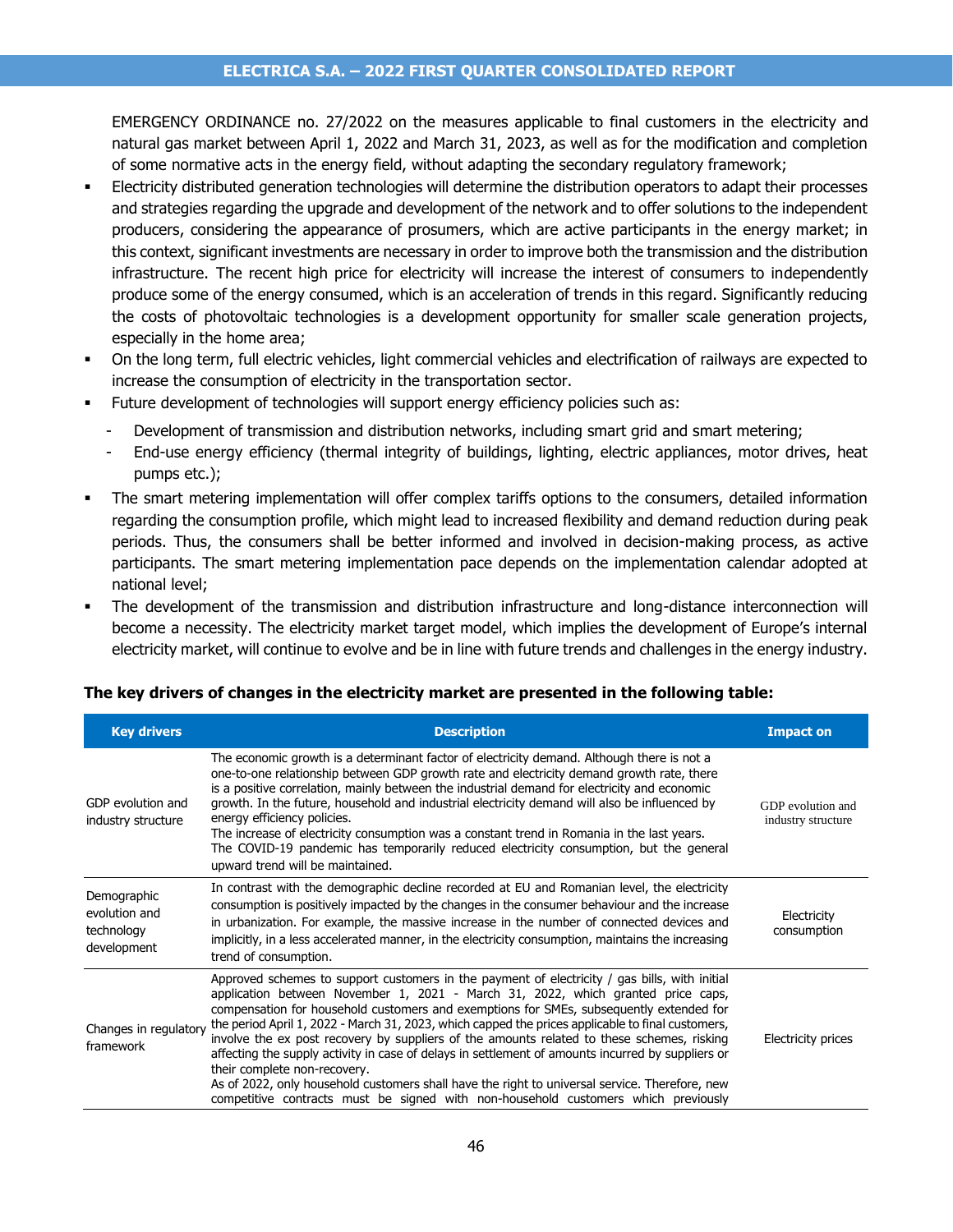EMERGENCY ORDINANCE no. 27/2022 on the measures applicable to final customers in the electricity and natural gas market between April 1, 2022 and March 31, 2023, as well as for the modification and completion of some normative acts in the energy field, without adapting the secondary regulatory framework;

- Electricity distributed generation technologies will determine the distribution operators to adapt their processes and strategies regarding the upgrade and development of the network and to offer solutions to the independent producers, considering the appearance of prosumers, which are active participants in the energy market; in this context, significant investments are necessary in order to improve both the transmission and the distribution infrastructure. The recent high price for electricity will increase the interest of consumers to independently produce some of the energy consumed, which is an acceleration of trends in this regard. Significantly reducing the costs of photovoltaic technologies is a development opportunity for smaller scale generation projects, especially in the home area;
- On the long term, full electric vehicles, light commercial vehicles and electrification of railways are expected to increase the consumption of electricity in the transportation sector.
- Future development of technologies will support energy efficiency policies such as:
  - Development of transmission and distribution networks, including smart grid and smart metering;
  - End-use energy efficiency (thermal integrity of buildings, lighting, electric appliances, motor drives, heat pumps etc.);
- The smart metering implementation will offer complex tariffs options to the consumers, detailed information regarding the consumption profile, which might lead to increased flexibility and demand reduction during peak periods. Thus, the consumers shall be better informed and involved in decision-making process, as active participants. The smart metering implementation pace depends on the implementation calendar adopted at national level;
- The development of the transmission and distribution infrastructure and long-distance interconnection will become a necessity. The electricity market target model, which implies the development of Europe's internal electricity market, will continue to evolve and be in line with future trends and challenges in the energy industry.

**The key drivers of changes in the electricity market are presented in the following table:**

| Key drivers | Description | Impact on |
|---|---|---|
| GDP evolution and industry structure | The economic growth is a determinant factor of electricity demand. Although there is not a one-to-one relationship between GDP growth rate and electricity demand growth rate, there is a positive correlation, mainly between the industrial demand for electricity and economic growth. In the future, household and industrial electricity demand will also be influenced by energy efficiency policies.<br>The increase of electricity consumption was a constant trend in Romania in the last years. The COVID-19 pandemic has temporarily reduced electricity consumption, but the general upward trend will be maintained. | GDP evolution and industry structure |
| Demographic evolution and technology development | In contrast with the demographic decline recorded at EU and Romanian level, the electricity consumption is positively impacted by the changes in the consumer behaviour and the increase in urbanization. For example, the massive increase in the number of connected devices and implicitly, in a less accelerated manner, in the electricity consumption, maintains the increasing trend of consumption. | Electricity consumption |
| Changes in regulatory framework | Approved schemes to support customers in the payment of electricity / gas bills, with initial application between November 1, 2021 - March 31, 2022, which granted price caps, compensation for household customers and exemptions for SMEs, subsequently extended for the period April 1, 2022 - March 31, 2023, which capped the prices applicable to final customers, involve the ex post recovery by suppliers of the amounts related to these schemes, risking affecting the supply activity in case of delays in settlement of amounts incurred by suppliers or their complete non-recovery.<br>As of 2022, only household customers shall have the right to universal service. Therefore, new competitive contracts must be signed with non-household customers which previously | Electricity prices |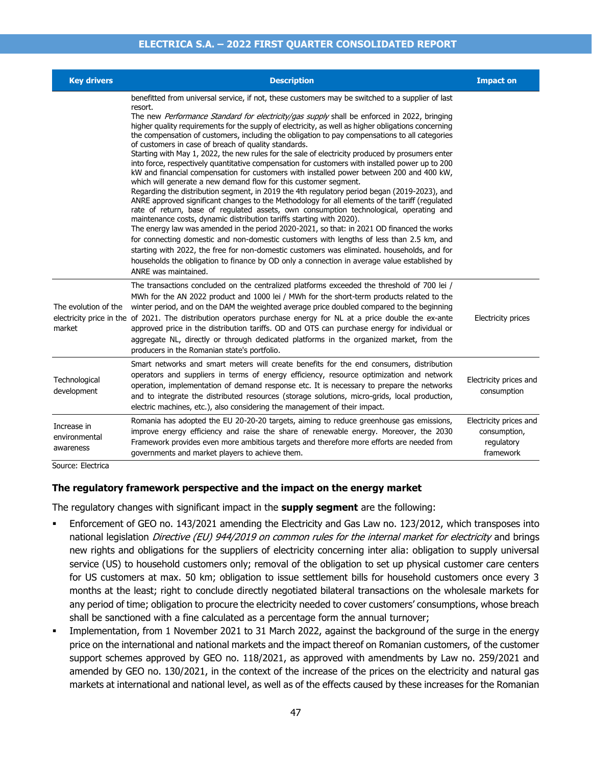| Key drivers | Description | Impact on |
|---|---|---|
| | benefitted from universal service, if not, these customers may be switched to a supplier of last resort.<br>The new *Performance Standard for electricity/gas supply* shall be enforced in 2022, bringing higher quality requirements for the supply of electricity, as well as higher obligations concerning the compensation of customers, including the obligation to pay compensations to all categories of customers in case of breach of quality standards.<br>Starting with May 1, 2022, the new rules for the sale of electricity produced by prosumers enter into force, respectively quantitative compensation for customers with installed power up to 200 kW and financial compensation for customers with installed power between 200 and 400 kW, which will generate a new demand flow for this customer segment.<br>Regarding the distribution segment, in 2019 the 4th regulatory period began (2019-2023), and ANRE approved significant changes to the Methodology for all elements of the tariff (regulated rate of return, base of regulated assets, own consumption technological, operating and maintenance costs, dynamic distribution tariffs starting with 2020).<br>The energy law was amended in the period 2020-2021, so that: in 2021 OD financed the works for connecting domestic and non-domestic customers with lengths of less than 2.5 km, and starting with 2022, the free for non-domestic customers was eliminated. households, and for households the obligation to finance by OD only a connection in average value established by ANRE was maintained. | |
| The evolution of the electricity price in the market | The transactions concluded on the centralized platforms exceeded the threshold of 700 lei / MWh for the AN 2022 product and 1000 lei / MWh for the short-term products related to the winter period, and on the DAM the weighted average price doubled compared to the beginning of 2021. The distribution operators purchase energy for NL at a price double the ex-ante approved price in the distribution tariffs. OD and OTS can purchase energy for individual or aggregate NL, directly or through dedicated platforms in the organized market, from the producers in the Romanian state's portfolio. | Electricity prices |
| Technological development | Smart networks and smart meters will create benefits for the end consumers, distribution operators and suppliers in terms of energy efficiency, resource optimization and network operation, implementation of demand response etc. It is necessary to prepare the networks and to integrate the distributed resources (storage solutions, micro-grids, local production, electric machines, etc.), also considering the management of their impact. | Electricity prices and consumption |
| Increase in environmental awareness | Romania has adopted the EU 20-20-20 targets, aiming to reduce greenhouse gas emissions, improve energy efficiency and raise the share of renewable energy. Moreover, the 2030 Framework provides even more ambitious targets and therefore more efforts are needed from governments and market players to achieve them. | Electricity prices and consumption, regulatory framework |

Source: Electrica

**The regulatory framework perspective and the impact on the energy market**

The regulatory changes with significant impact in the **supply segment** are the following:

- Enforcement of GEO no. 143/2021 amending the Electricity and Gas Law no. 123/2012, which transposes into national legislation *Directive (EU) 944/2019 on common rules for the internal market for electricity* and brings new rights and obligations for the suppliers of electricity concerning inter alia: obligation to supply universal service (US) to household customers only; removal of the obligation to set up physical customer care centers for US customers at max. 50 km; obligation to issue settlement bills for household customers once every 3 months at the least; right to conclude directly negotiated bilateral transactions on the wholesale markets for any period of time; obligation to procure the electricity needed to cover customers' consumptions, whose breach shall be sanctioned with a fine calculated as a percentage form the annual turnover;
- Implementation, from 1 November 2021 to 31 March 2022, against the background of the surge in the energy price on the international and national markets and the impact thereof on Romanian customers, of the customer support schemes approved by GEO no. 118/2021, as approved with amendments by Law no. 259/2021 and amended by GEO no. 130/2021, in the context of the increase of the prices on the electricity and natural gas markets at international and national level, as well as of the effects caused by these increases for the Romanian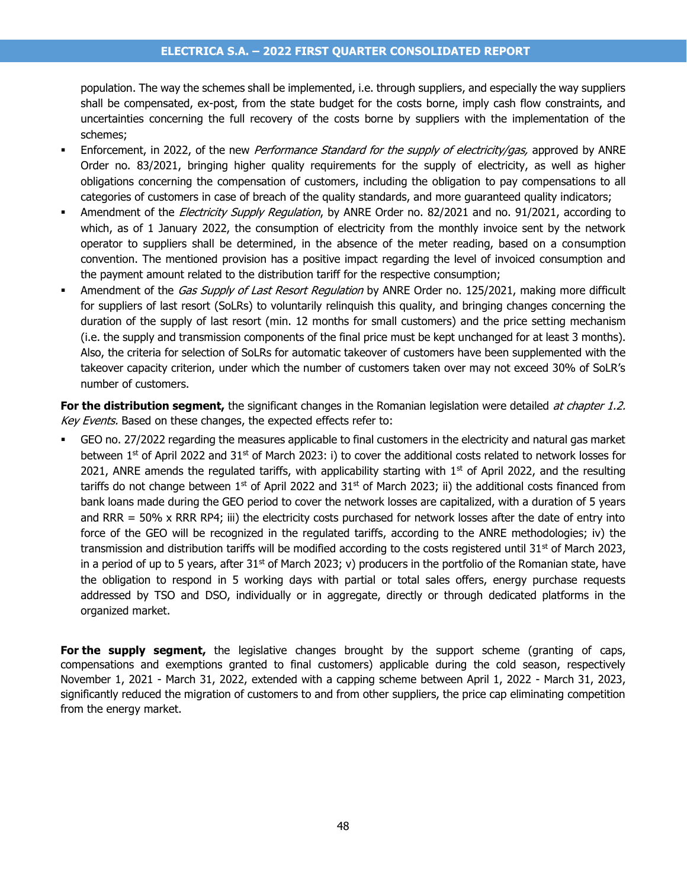population. The way the schemes shall be implemented, i.e. through suppliers, and especially the way suppliers shall be compensated, ex-post, from the state budget for the costs borne, imply cash flow constraints, and uncertainties concerning the full recovery of the costs borne by suppliers with the implementation of the schemes;

- Enforcement, in 2022, of the new *Performance Standard for the supply of electricity/gas,* approved by ANRE Order no. 83/2021, bringing higher quality requirements for the supply of electricity, as well as higher obligations concerning the compensation of customers, including the obligation to pay compensations to all categories of customers in case of breach of the quality standards, and more guaranteed quality indicators;
- Amendment of the *Electricity Supply Regulation*, by ANRE Order no. 82/2021 and no. 91/2021, according to which, as of 1 January 2022, the consumption of electricity from the monthly invoice sent by the network operator to suppliers shall be determined, in the absence of the meter reading, based on a consumption convention. The mentioned provision has a positive impact regarding the level of invoiced consumption and the payment amount related to the distribution tariff for the respective consumption;
- Amendment of the *Gas Supply of Last Resort Regulation* by ANRE Order no. 125/2021, making more difficult for suppliers of last resort (SoLRs) to voluntarily relinquish this quality, and bringing changes concerning the duration of the supply of last resort (min. 12 months for small customers) and the price setting mechanism (i.e. the supply and transmission components of the final price must be kept unchanged for at least 3 months). Also, the criteria for selection of SoLRs for automatic takeover of customers have been supplemented with the takeover capacity criterion, under which the number of customers taken over may not exceed 30% of SoLR's number of customers.

**For the distribution segment,** the significant changes in the Romanian legislation were detailed *at chapter 1.2. Key Events.* Based on these changes, the expected effects refer to:

- GEO no. 27/2022 regarding the measures applicable to final customers in the electricity and natural gas market between 1st of April 2022 and 31st of March 2023: i) to cover the additional costs related to network losses for 2021, ANRE amends the regulated tariffs, with applicability starting with 1st of April 2022, and the resulting tariffs do not change between 1st of April 2022 and 31st of March 2023; ii) the additional costs financed from bank loans made during the GEO period to cover the network losses are capitalized, with a duration of 5 years and RRR = 50% x RRR RP4; iii) the electricity costs purchased for network losses after the date of entry into force of the GEO will be recognized in the regulated tariffs, according to the ANRE methodologies; iv) the transmission and distribution tariffs will be modified according to the costs registered until 31st of March 2023, in a period of up to 5 years, after 31st of March 2023; v) producers in the portfolio of the Romanian state, have the obligation to respond in 5 working days with partial or total sales offers, energy purchase requests addressed by TSO and DSO, individually or in aggregate, directly or through dedicated platforms in the organized market.

**For the supply segment,** the legislative changes brought by the support scheme (granting of caps, compensations and exemptions granted to final customers) applicable during the cold season, respectively November 1, 2021 - March 31, 2022, extended with a capping scheme between April 1, 2022 - March 31, 2023, significantly reduced the migration of customers to and from other suppliers, the price cap eliminating competition from the energy market.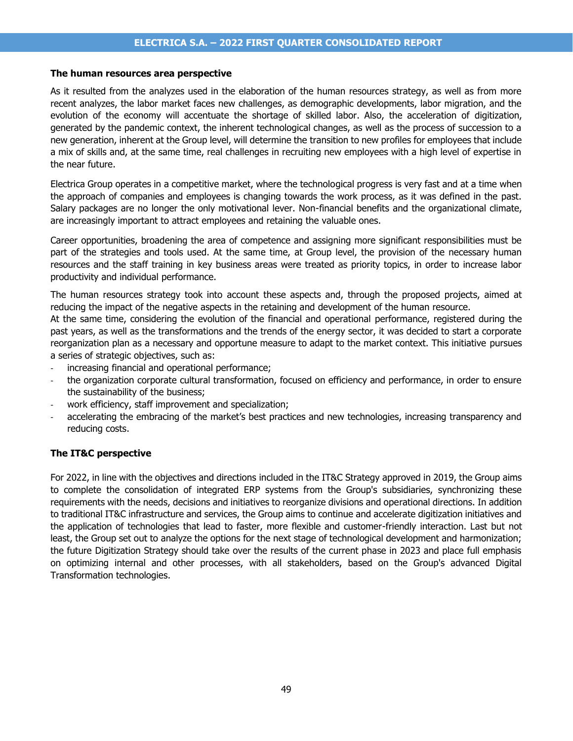**The human resources area perspective**

As it resulted from the analyzes used in the elaboration of the human resources strategy, as well as from more recent analyzes, the labor market faces new challenges, as demographic developments, labor migration, and the evolution of the economy will accentuate the shortage of skilled labor. Also, the acceleration of digitization, generated by the pandemic context, the inherent technological changes, as well as the process of succession to a new generation, inherent at the Group level, will determine the transition to new profiles for employees that include a mix of skills and, at the same time, real challenges in recruiting new employees with a high level of expertise in the near future.

Electrica Group operates in a competitive market, where the technological progress is very fast and at a time when the approach of companies and employees is changing towards the work process, as it was defined in the past. Salary packages are no longer the only motivational lever. Non-financial benefits and the organizational climate, are increasingly important to attract employees and retaining the valuable ones.

Career opportunities, broadening the area of competence and assigning more significant responsibilities must be part of the strategies and tools used. At the same time, at Group level, the provision of the necessary human resources and the staff training in key business areas were treated as priority topics, in order to increase labor productivity and individual performance.

The human resources strategy took into account these aspects and, through the proposed projects, aimed at reducing the impact of the negative aspects in the retaining and development of the human resource.
At the same time, considering the evolution of the financial and operational performance, registered during the past years, as well as the transformations and the trends of the energy sector, it was decided to start a corporate reorganization plan as a necessary and opportune measure to adapt to the market context. This initiative pursues a series of strategic objectives, such as:

- increasing financial and operational performance;
- the organization corporate cultural transformation, focused on efficiency and performance, in order to ensure the sustainability of the business;
- work efficiency, staff improvement and specialization;
- accelerating the embracing of the market's best practices and new technologies, increasing transparency and reducing costs.

**The IT&C perspective**

For 2022, in line with the objectives and directions included in the IT&C Strategy approved in 2019, the Group aims to complete the consolidation of integrated ERP systems from the Group's subsidiaries, synchronizing these requirements with the needs, decisions and initiatives to reorganize divisions and operational directions. In addition to traditional IT&C infrastructure and services, the Group aims to continue and accelerate digitization initiatives and the application of technologies that lead to faster, more flexible and customer-friendly interaction. Last but not least, the Group set out to analyze the options for the next stage of technological development and harmonization; the future Digitization Strategy should take over the results of the current phase in 2023 and place full emphasis on optimizing internal and other processes, with all stakeholders, based on the Group's advanced Digital Transformation technologies.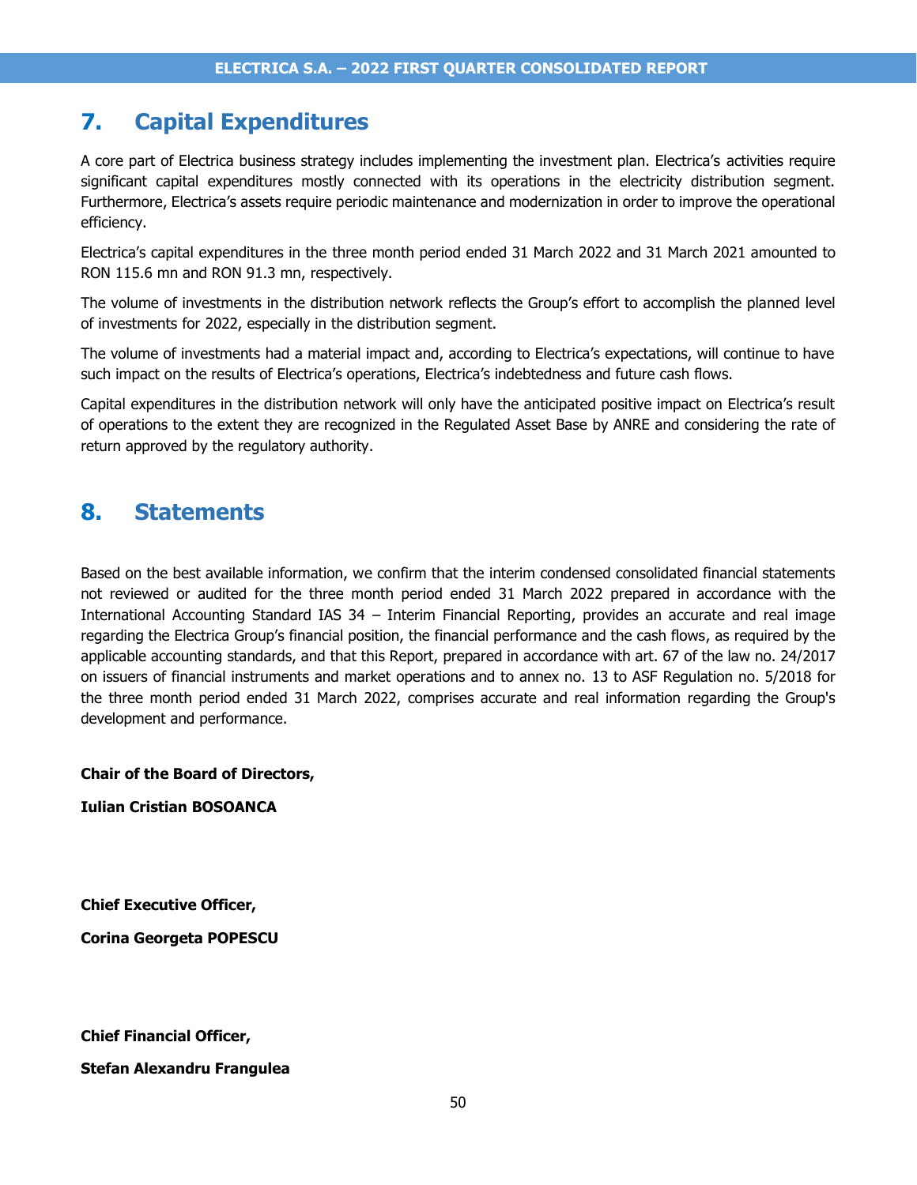# 7. Capital Expenditures

A core part of Electrica business strategy includes implementing the investment plan. Electrica's activities require significant capital expenditures mostly connected with its operations in the electricity distribution segment. Furthermore, Electrica's assets require periodic maintenance and modernization in order to improve the operational efficiency.

Electrica's capital expenditures in the three month period ended 31 March 2022 and 31 March 2021 amounted to RON 115.6 mn and RON 91.3 mn, respectively.

The volume of investments in the distribution network reflects the Group's effort to accomplish the planned level of investments for 2022, especially in the distribution segment.

The volume of investments had a material impact and, according to Electrica's expectations, will continue to have such impact on the results of Electrica's operations, Electrica's indebtedness and future cash flows.

Capital expenditures in the distribution network will only have the anticipated positive impact on Electrica's result of operations to the extent they are recognized in the Regulated Asset Base by ANRE and considering the rate of return approved by the regulatory authority.

# 8. Statements

Based on the best available information, we confirm that the interim condensed consolidated financial statements not reviewed or audited for the three month period ended 31 March 2022 prepared in accordance with the International Accounting Standard IAS 34 – Interim Financial Reporting, provides an accurate and real image regarding the Electrica Group's financial position, the financial performance and the cash flows, as required by the applicable accounting standards, and that this Report, prepared in accordance with art. 67 of the law no. 24/2017 on issuers of financial instruments and market operations and to annex no. 13 to ASF Regulation no. 5/2018 for the three month period ended 31 March 2022, comprises accurate and real information regarding the Group's development and performance.

**Chair of the Board of Directors,**

**Iulian Cristian BOSOANCA**

**Chief Executive Officer,**

**Corina Georgeta POPESCU**

**Chief Financial Officer,**

**Stefan Alexandru Frangulea**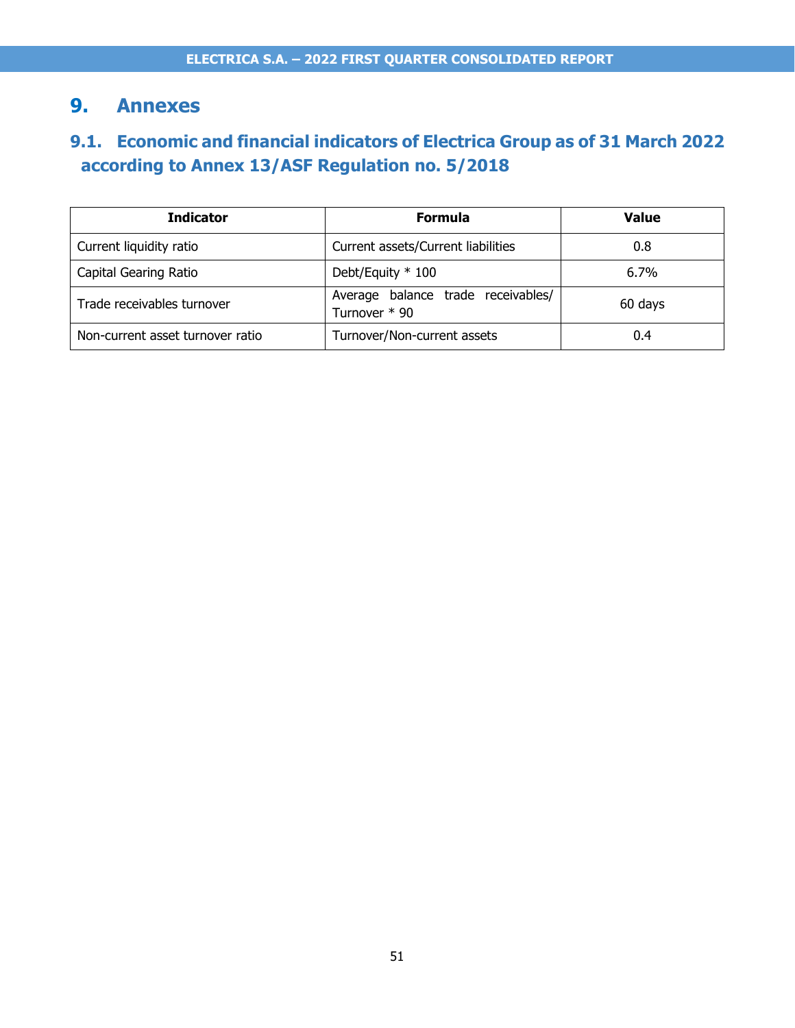# 9. Annexes

## 9.1. Economic and financial indicators of Electrica Group as of 31 March 2022 according to Annex 13/ASF Regulation no. 5/2018

| Indicator | Formula | Value |
|---|---|---|
| Current liquidity ratio | Current assets/Current liabilities | 0.8 |
| Capital Gearing Ratio | Debt/Equity * 100 | 6.7% |
| Trade receivables turnover | Average balance trade receivables/ Turnover * 90 | 60 days |
| Non-current asset turnover ratio | Turnover/Non-current assets | 0.4 |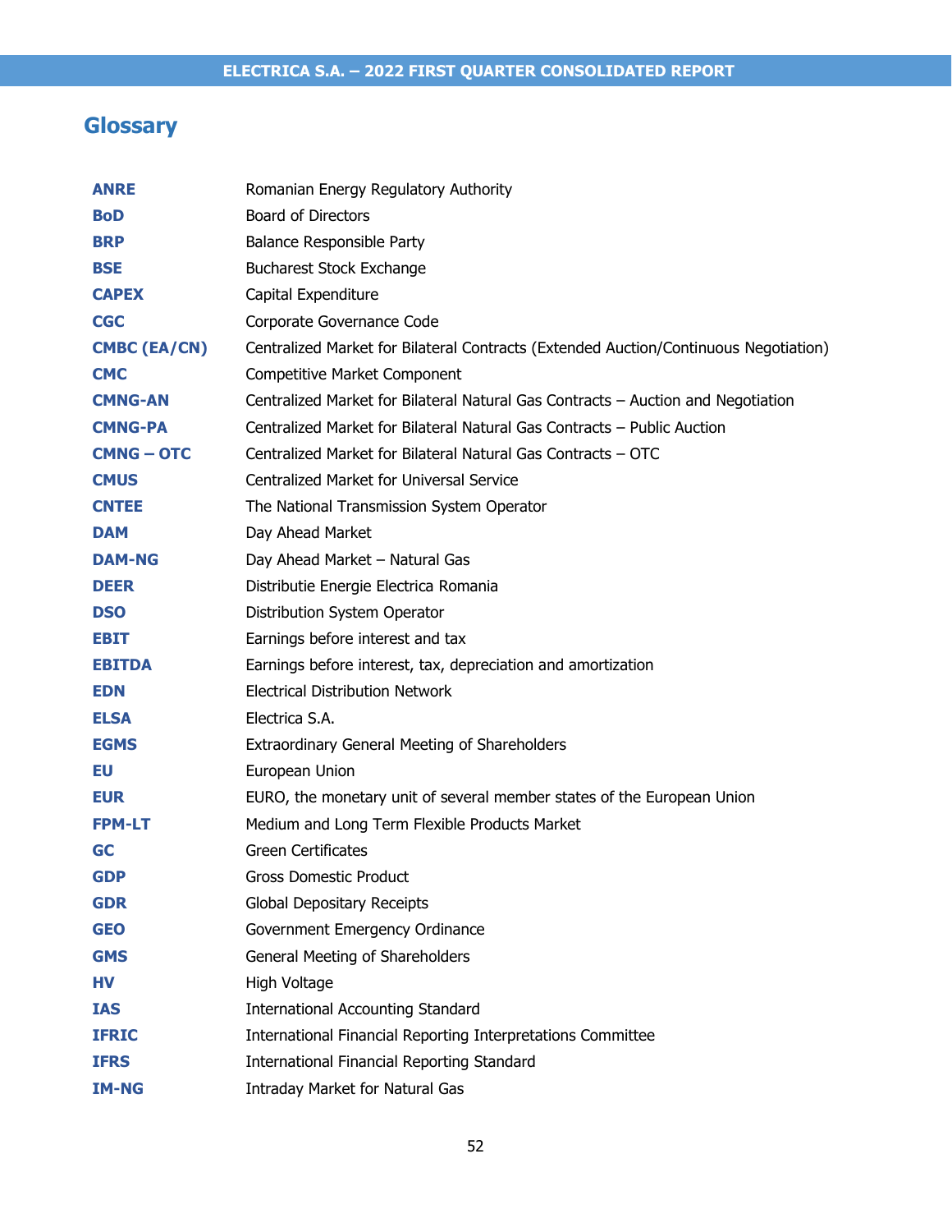## Glossary

| | |
|---|---|
| **ANRE** | Romanian Energy Regulatory Authority |
| **BoD** | Board of Directors |
| **BRP** | Balance Responsible Party |
| **BSE** | Bucharest Stock Exchange |
| **CAPEX** | Capital Expenditure |
| **CGC** | Corporate Governance Code |
| **CMBC (EA/CN)** | Centralized Market for Bilateral Contracts (Extended Auction/Continuous Negotiation) |
| **CMC** | Competitive Market Component |
| **CMNG-AN** | Centralized Market for Bilateral Natural Gas Contracts – Auction and Negotiation |
| **CMNG-PA** | Centralized Market for Bilateral Natural Gas Contracts – Public Auction |
| **CMNG – OTC** | Centralized Market for Bilateral Natural Gas Contracts – OTC |
| **CMUS** | Centralized Market for Universal Service |
| **CNTEE** | The National Transmission System Operator |
| **DAM** | Day Ahead Market |
| **DAM-NG** | Day Ahead Market – Natural Gas |
| **DEER** | Distributie Energie Electrica Romania |
| **DSO** | Distribution System Operator |
| **EBIT** | Earnings before interest and tax |
| **EBITDA** | Earnings before interest, tax, depreciation and amortization |
| **EDN** | Electrical Distribution Network |
| **ELSA** | Electrica S.A. |
| **EGMS** | Extraordinary General Meeting of Shareholders |
| **EU** | European Union |
| **EUR** | EURO, the monetary unit of several member states of the European Union |
| **FPM-LT** | Medium and Long Term Flexible Products Market |
| **GC** | Green Certificates |
| **GDP** | Gross Domestic Product |
| **GDR** | Global Depositary Receipts |
| **GEO** | Government Emergency Ordinance |
| **GMS** | General Meeting of Shareholders |
| **HV** | High Voltage |
| **IAS** | International Accounting Standard |
| **IFRIC** | International Financial Reporting Interpretations Committee |
| **IFRS** | International Financial Reporting Standard |
| **IM-NG** | Intraday Market for Natural Gas |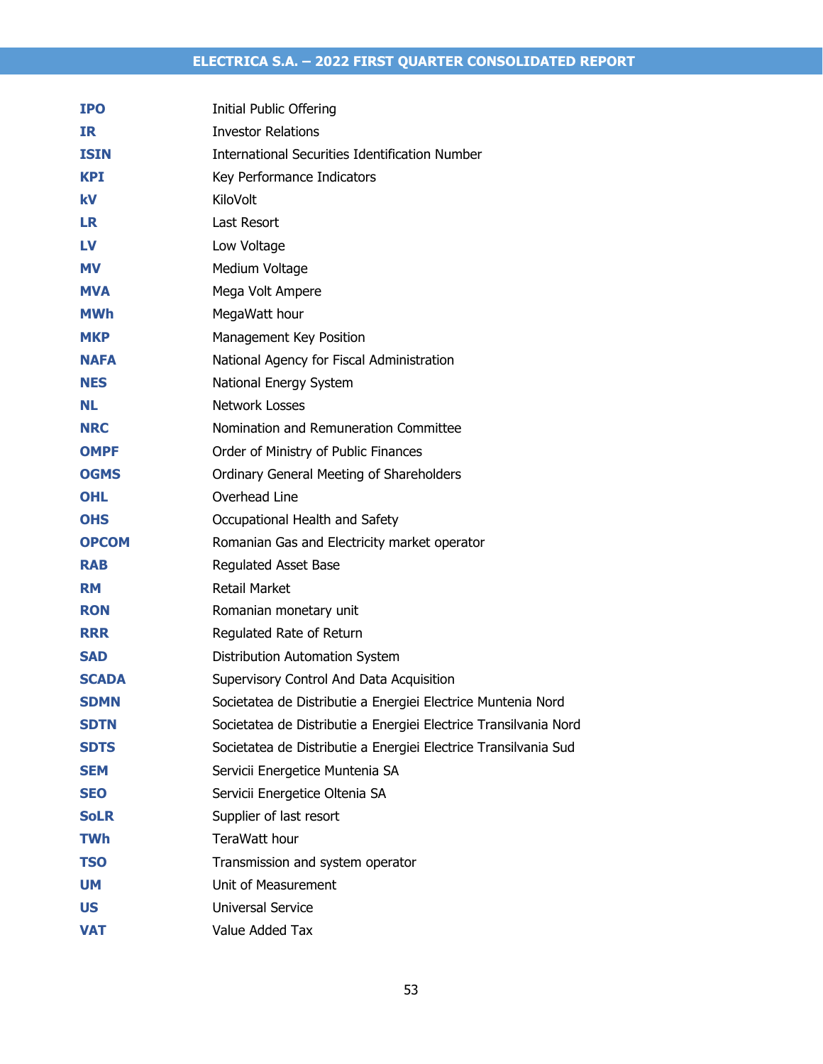| | |
|---|---|
| **IPO** | Initial Public Offering |
| **IR** | Investor Relations |
| **ISIN** | International Securities Identification Number |
| **KPI** | Key Performance Indicators |
| **kV** | KiloVolt |
| **LR** | Last Resort |
| **LV** | Low Voltage |
| **MV** | Medium Voltage |
| **MVA** | Mega Volt Ampere |
| **MWh** | MegaWatt hour |
| **MKP** | Management Key Position |
| **NAFA** | National Agency for Fiscal Administration |
| **NES** | National Energy System |
| **NL** | Network Losses |
| **NRC** | Nomination and Remuneration Committee |
| **OMPF** | Order of Ministry of Public Finances |
| **OGMS** | Ordinary General Meeting of Shareholders |
| **OHL** | Overhead Line |
| **OHS** | Occupational Health and Safety |
| **OPCOM** | Romanian Gas and Electricity market operator |
| **RAB** | Regulated Asset Base |
| **RM** | Retail Market |
| **RON** | Romanian monetary unit |
| **RRR** | Regulated Rate of Return |
| **SAD** | Distribution Automation System |
| **SCADA** | Supervisory Control And Data Acquisition |
| **SDMN** | Societatea de Distributie a Energiei Electrice Muntenia Nord |
| **SDTN** | Societatea de Distributie a Energiei Electrice Transilvania Nord |
| **SDTS** | Societatea de Distributie a Energiei Electrice Transilvania Sud |
| **SEM** | Servicii Energetice Muntenia SA |
| **SEO** | Servicii Energetice Oltenia SA |
| **SoLR** | Supplier of last resort |
| **TWh** | TeraWatt hour |
| **TSO** | Transmission and system operator |
| **UM** | Unit of Measurement |
| **US** | Universal Service |
| **VAT** | Value Added Tax |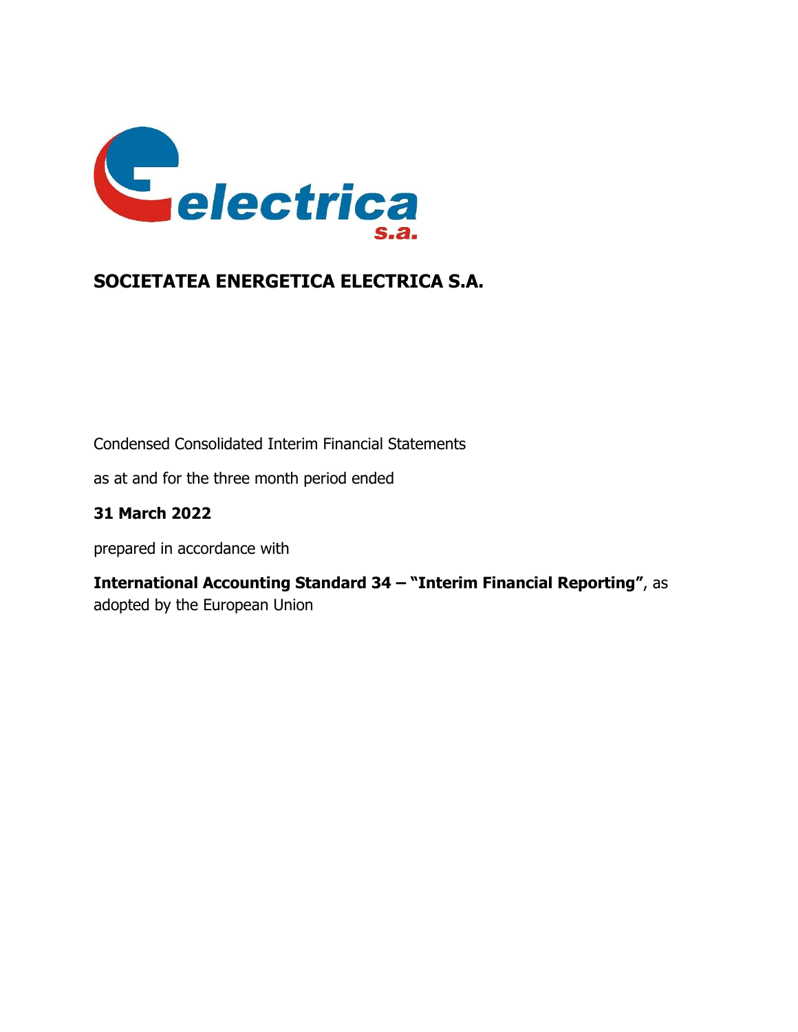# SOCIETATEA ENERGETICA ELECTRICA S.A.

Condensed Consolidated Interim Financial Statements

as at and for the three month period ended

**31 March 2022**

prepared in accordance with

**International Accounting Standard 34 – "Interim Financial Reporting"**, as adopted by the European Union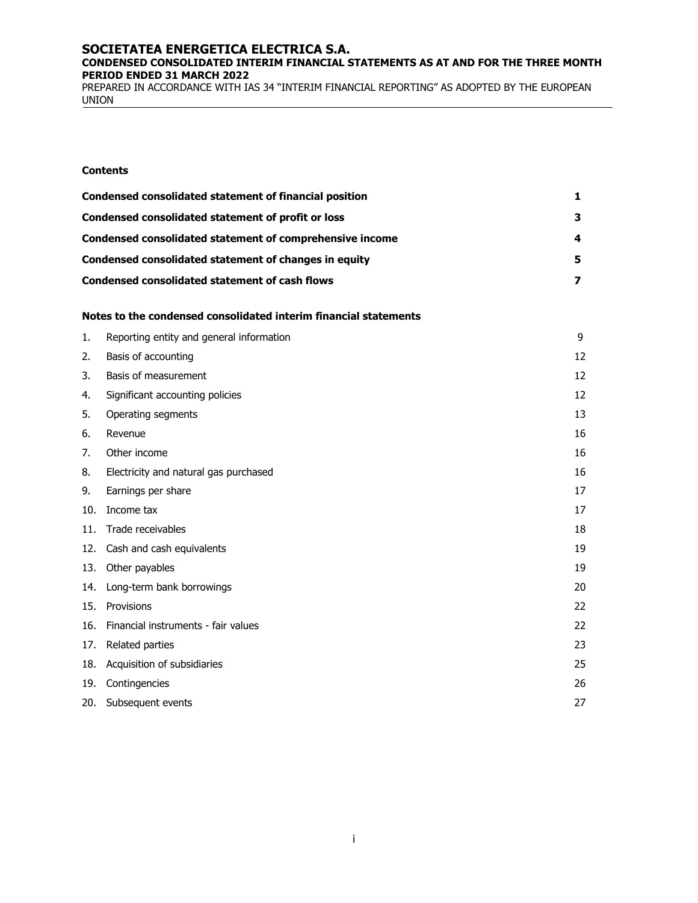## Contents

| | | |
|---|---|---|
| **Condensed consolidated statement of financial position** | | **1** |
| **Condensed consolidated statement of profit or loss** | | **3** |
| **Condensed consolidated statement of comprehensive income** | | **4** |
| **Condensed consolidated statement of changes in equity** | | **5** |
| **Condensed consolidated statement of cash flows** | | **7** |

**Notes to the condensed consolidated interim financial statements**

| | | |
|---|---|---|
| 1. | Reporting entity and general information | 9 |
| 2. | Basis of accounting | 12 |
| 3. | Basis of measurement | 12 |
| 4. | Significant accounting policies | 12 |
| 5. | Operating segments | 13 |
| 6. | Revenue | 16 |
| 7. | Other income | 16 |
| 8. | Electricity and natural gas purchased | 16 |
| 9. | Earnings per share | 17 |
| 10. | Income tax | 17 |
| 11. | Trade receivables | 18 |
| 12. | Cash and cash equivalents | 19 |
| 13. | Other payables | 19 |
| 14. | Long-term bank borrowings | 20 |
| 15. | Provisions | 22 |
| 16. | Financial instruments - fair values | 22 |
| 17. | Related parties | 23 |
| 18. | Acquisition of subsidiaries | 25 |
| 19. | Contingencies | 26 |
| 20. | Subsequent events | 27 |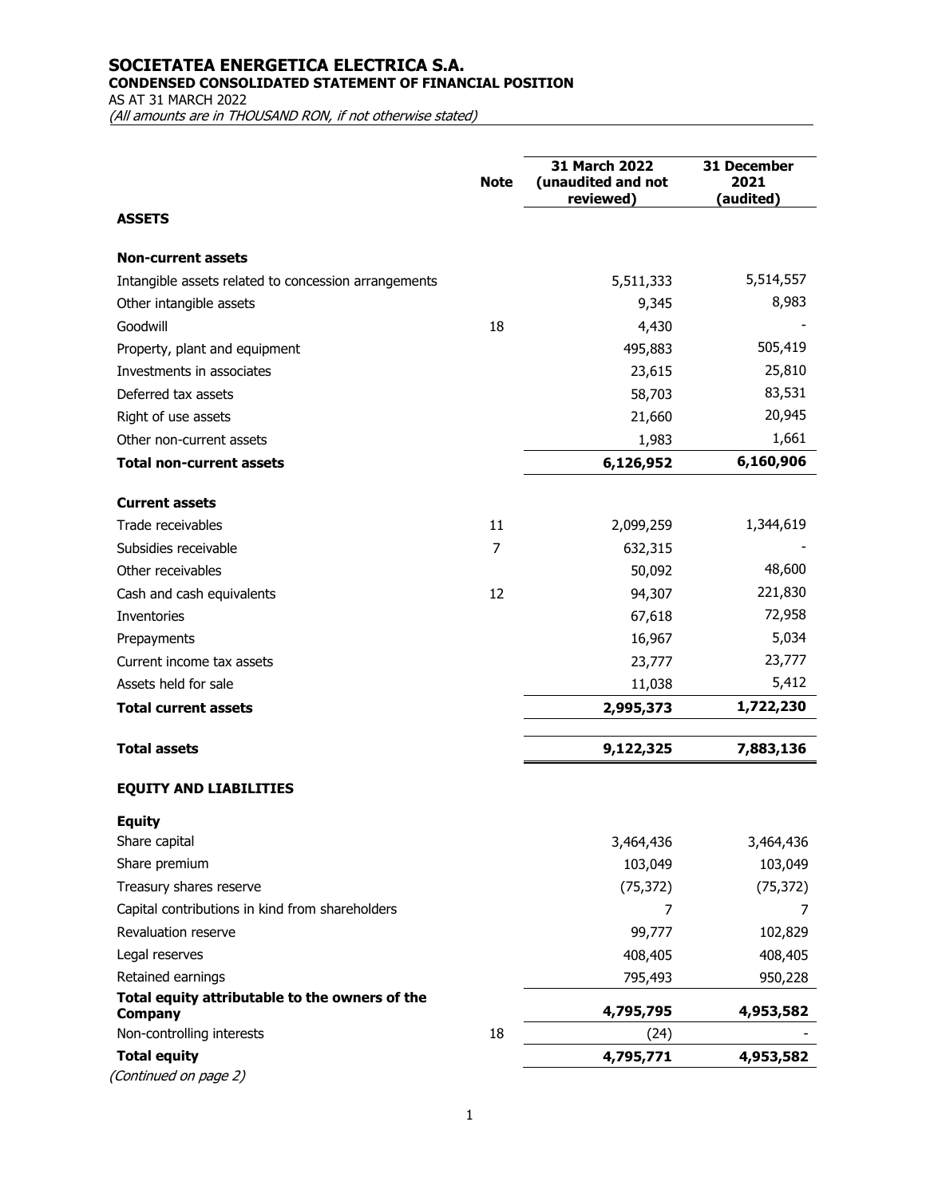# SOCIETATEA ENERGETICA ELECTRICA S.A.

**CONDENSED CONSOLIDATED STATEMENT OF FINANCIAL POSITION**

AS AT 31 MARCH 2022

*(All amounts are in THOUSAND RON, if not otherwise stated)*

| | Note | 31 March 2022 (unaudited and not reviewed) | 31 December 2021 (audited) |
|---|---|---|---|
| **ASSETS** | | | |
| **Non-current assets** | | | |
| Intangible assets related to concession arrangements | | 5,511,333 | 5,514,557 |
| Other intangible assets | | 9,345 | 8,983 |
| Goodwill | 18 | 4,430 | - |
| Property, plant and equipment | | 495,883 | 505,419 |
| Investments in associates | | 23,615 | 25,810 |
| Deferred tax assets | | 58,703 | 83,531 |
| Right of use assets | | 21,660 | 20,945 |
| Other non-current assets | | 1,983 | 1,661 |
| **Total non-current assets** | | **6,126,952** | **6,160,906** |
| **Current assets** | | | |
| Trade receivables | 11 | 2,099,259 | 1,344,619 |
| Subsidies receivable | 7 | 632,315 | - |
| Other receivables | | 50,092 | 48,600 |
| Cash and cash equivalents | 12 | 94,307 | 221,830 |
| Inventories | | 67,618 | 72,958 |
| Prepayments | | 16,967 | 5,034 |
| Current income tax assets | | 23,777 | 23,777 |
| Assets held for sale | | 11,038 | 5,412 |
| **Total current assets** | | **2,995,373** | **1,722,230** |
| **Total assets** | | **9,122,325** | **7,883,136** |
| **EQUITY AND LIABILITIES** | | | |
| **Equity** | | | |
| Share capital | | 3,464,436 | 3,464,436 |
| Share premium | | 103,049 | 103,049 |
| Treasury shares reserve | | (75,372) | (75,372) |
| Capital contributions in kind from shareholders | | 7 | 7 |
| Revaluation reserve | | 99,777 | 102,829 |
| Legal reserves | | 408,405 | 408,405 |
| Retained earnings | | 795,493 | 950,228 |
| **Total equity attributable to the owners of the Company** | | **4,795,795** | **4,953,582** |
| Non-controlling interests | 18 | (24) | - |
| **Total equity** | | **4,795,771** | **4,953,582** |

*(Continued on page 2)*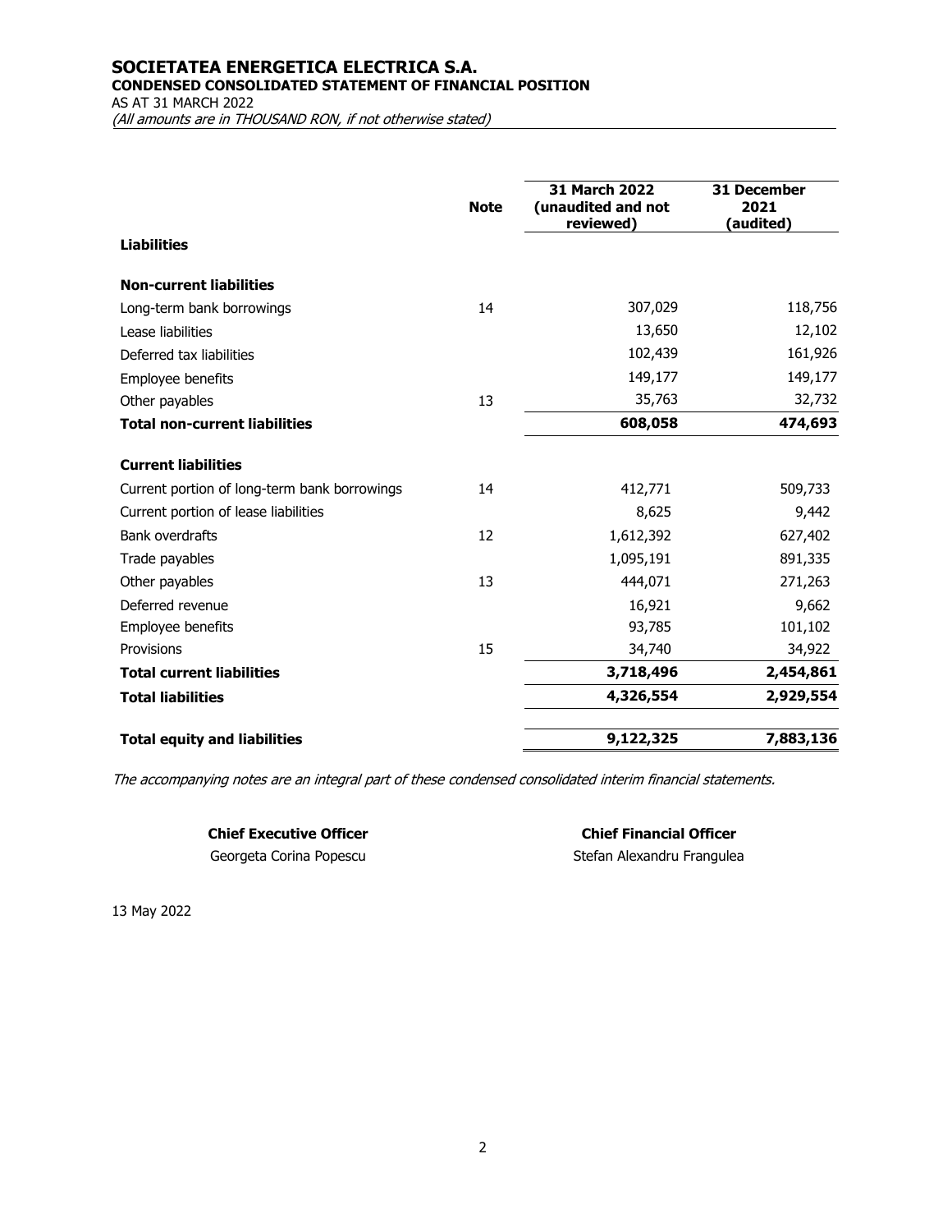# SOCIETATEA ENERGETICA ELECTRICA S.A.

**CONDENSED CONSOLIDATED STATEMENT OF FINANCIAL POSITION**

AS AT 31 MARCH 2022

*(All amounts are in THOUSAND RON, if not otherwise stated)*

| | Note | 31 March 2022 (unaudited and not reviewed) | 31 December 2021 (audited) |
|---|---|---|---|
| **Liabilities** | | | |
| **Non-current liabilities** | | | |
| Long-term bank borrowings | 14 | 307,029 | 118,756 |
| Lease liabilities | | 13,650 | 12,102 |
| Deferred tax liabilities | | 102,439 | 161,926 |
| Employee benefits | | 149,177 | 149,177 |
| Other payables | 13 | 35,763 | 32,732 |
| **Total non-current liabilities** | | **608,058** | **474,693** |
| **Current liabilities** | | | |
| Current portion of long-term bank borrowings | 14 | 412,771 | 509,733 |
| Current portion of lease liabilities | | 8,625 | 9,442 |
| Bank overdrafts | 12 | 1,612,392 | 627,402 |
| Trade payables | | 1,095,191 | 891,335 |
| Other payables | 13 | 444,071 | 271,263 |
| Deferred revenue | | 16,921 | 9,662 |
| Employee benefits | | 93,785 | 101,102 |
| Provisions | 15 | 34,740 | 34,922 |
| **Total current liabilities** | | **3,718,496** | **2,454,861** |
| **Total liabilities** | | **4,326,554** | **2,929,554** |
| **Total equity and liabilities** | | **9,122,325** | **7,883,136** |

*The accompanying notes are an integral part of these condensed consolidated interim financial statements.*

**Chief Executive Officer**
Georgeta Corina Popescu

**Chief Financial Officer**
Stefan Alexandru Frangulea

13 May 2022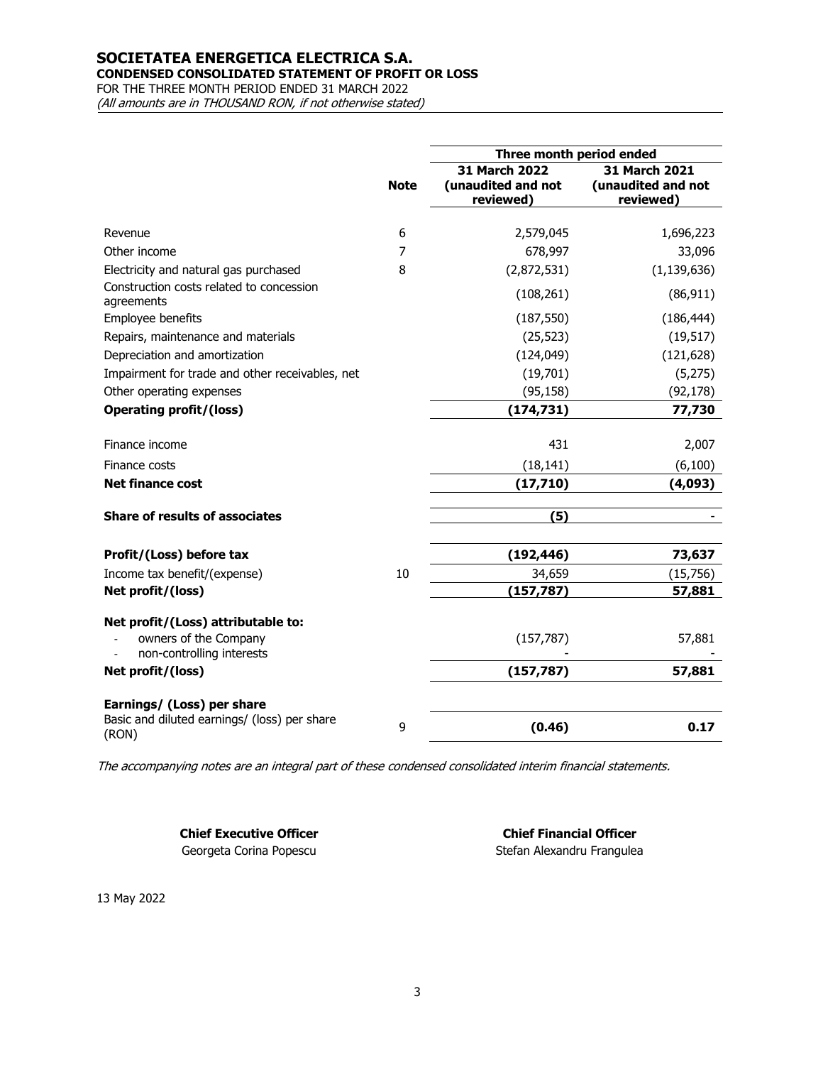# SOCIETATEA ENERGETICA ELECTRICA S.A.

**CONDENSED CONSOLIDATED STATEMENT OF PROFIT OR LOSS**

FOR THE THREE MONTH PERIOD ENDED 31 MARCH 2022

*(All amounts are in THOUSAND RON, if not otherwise stated)*

| | | Three month period ended | |
|---|---|---|---|
| | **Note** | **31 March 2022 (unaudited and not reviewed)** | **31 March 2021 (unaudited and not reviewed)** |
| Revenue | 6 | 2,579,045 | 1,696,223 |
| Other income | 7 | 678,997 | 33,096 |
| Electricity and natural gas purchased | 8 | (2,872,531) | (1,139,636) |
| Construction costs related to concession agreements | | (108,261) | (86,911) |
| Employee benefits | | (187,550) | (186,444) |
| Repairs, maintenance and materials | | (25,523) | (19,517) |
| Depreciation and amortization | | (124,049) | (121,628) |
| Impairment for trade and other receivables, net | | (19,701) | (5,275) |
| Other operating expenses | | (95,158) | (92,178) |
| **Operating profit/(loss)** | | **(174,731)** | **77,730** |
| Finance income | | 431 | 2,007 |
| Finance costs | | (18,141) | (6,100) |
| **Net finance cost** | | **(17,710)** | **(4,093)** |
| **Share of results of associates** | | **(5)** | - |
| **Profit/(Loss) before tax** | | **(192,446)** | **73,637** |
| Income tax benefit/(expense) | 10 | 34,659 | (15,756) |
| **Net profit/(loss)** | | **(157,787)** | **57,881** |
| **Net profit/(Loss) attributable to:** | | | |
| - owners of the Company | | (157,787) | 57,881 |
| - non-controlling interests | | - | - |
| **Net profit/(loss)** | | **(157,787)** | **57,881** |
| **Earnings/ (Loss) per share** | | | |
| Basic and diluted earnings/ (loss) per share (RON) | 9 | **(0.46)** | **0.17** |

*The accompanying notes are an integral part of these condensed consolidated interim financial statements.*

**Chief Executive Officer**
Georgeta Corina Popescu

**Chief Financial Officer**
Stefan Alexandru Frangulea

13 May 2022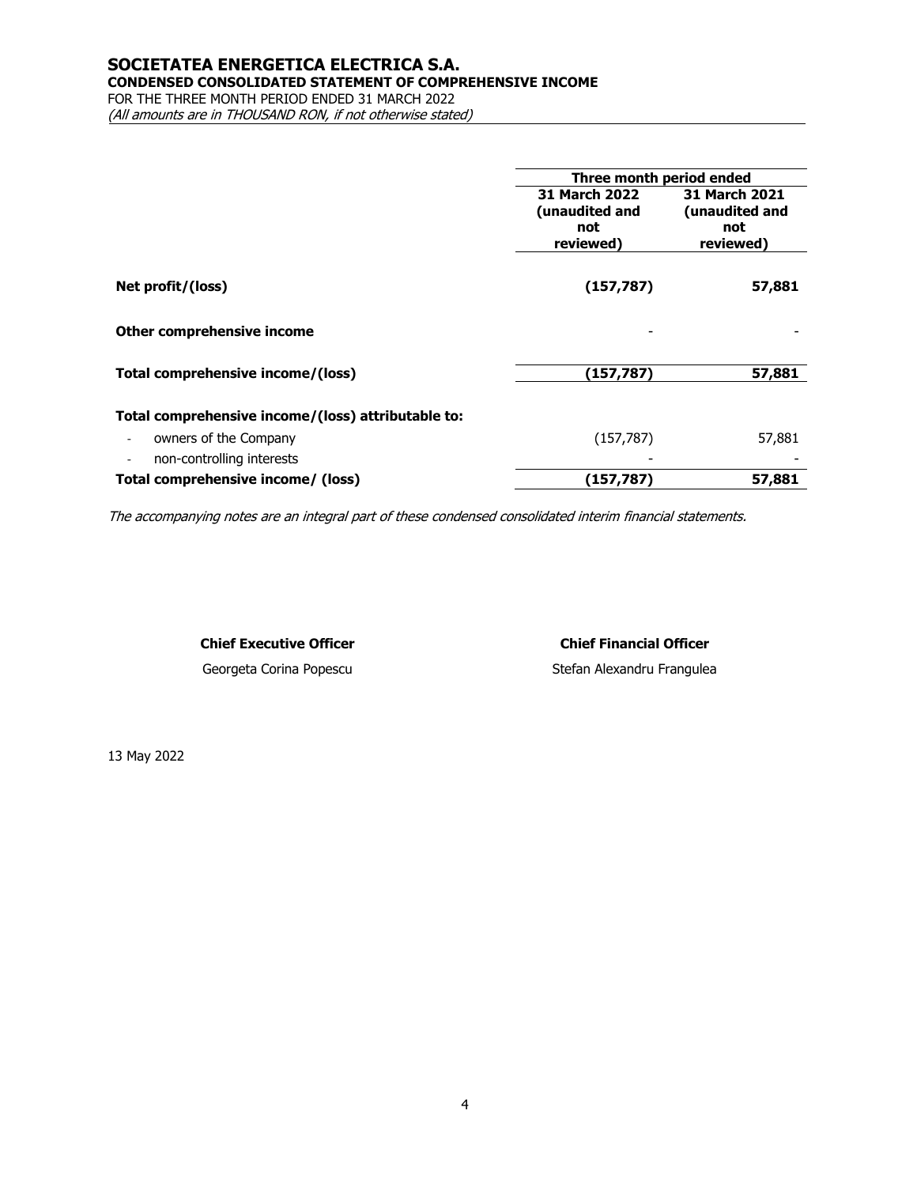# SOCIETATEA ENERGETICA ELECTRICA S.A.
## CONDENSED CONSOLIDATED STATEMENT OF COMPREHENSIVE INCOME
FOR THE THREE MONTH PERIOD ENDED 31 MARCH 2022
*(All amounts are in THOUSAND RON, if not otherwise stated)*

| | Three month period ended | |
|---|---|---|
| | **31 March 2022 (unaudited and not reviewed)** | **31 March 2021 (unaudited and not reviewed)** |
| **Net profit/(loss)** | **(157,787)** | **57,881** |
| **Other comprehensive income** | - | - |
| **Total comprehensive income/(loss)** | **(157,787)** | **57,881** |
| **Total comprehensive income/(loss) attributable to:** | | |
| - owners of the Company | (157,787) | 57,881 |
| - non-controlling interests | - | - |
| **Total comprehensive income/ (loss)** | **(157,787)** | **57,881** |

*The accompanying notes are an integral part of these condensed consolidated interim financial statements.*

**Chief Executive Officer**
Georgeta Corina Popescu

**Chief Financial Officer**
Stefan Alexandru Frangulea

13 May 2022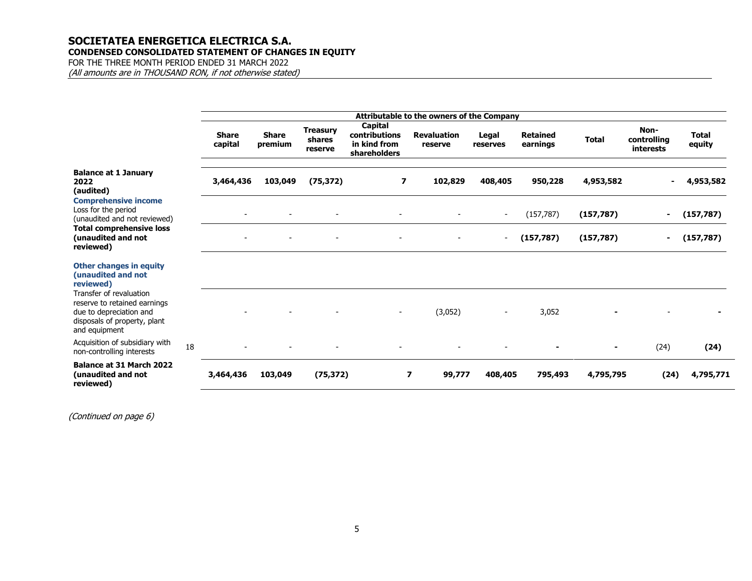# SOCIETATEA ENERGETICA ELECTRICA S.A.
## CONDENSED CONSOLIDATED STATEMENT OF CHANGES IN EQUITY

FOR THE THREE MONTH PERIOD ENDED 31 MARCH 2022
*(All amounts are in THOUSAND RON, if not otherwise stated)*

| | | Attributable to the owners of the Company | | | | | | | | | |
|---|---|---|---|---|---|---|---|---|---|---|---|
| | | **Share capital** | **Share premium** | **Treasury shares reserve** | **Capital contributions in kind from shareholders** | **Revaluation reserve** | **Legal reserves** | **Retained earnings** | **Total** | **Non-controlling interests** | **Total equity** |
| **Balance at 1 January 2022 (audited)** | | **3,464,436** | **103,049** | **(75,372)** | **7** | **102,829** | **408,405** | **950,228** | **4,953,582** | **-** | **4,953,582** |
| **Comprehensive income** | | | | | | | | | | | |
| Loss for the period (unaudited and not reviewed) | | - | - | - | - | - | - | (157,787) | **(157,787)** | **-** | **(157,787)** |
| **Total comprehensive loss (unaudited and not reviewed)** | | - | - | - | - | - | - | **(157,787)** | **(157,787)** | **-** | **(157,787)** |
| **Other changes in equity (unaudited and not reviewed)** | | | | | | | | | | | |
| Transfer of revaluation reserve to retained earnings due to depreciation and disposals of property, plant and equipment | | - | - | - | - | (3,052) | - | 3,052 | **-** | - | **-** |
| Acquisition of subsidiary with non-controlling interests | 18 | - | - | - | - | - | - | **-** | **-** | (24) | **(24)** |
| **Balance at 31 March 2022 (unaudited and not reviewed)** | | **3,464,436** | **103,049** | **(75,372)** | **7** | **99,777** | **408,405** | **795,493** | **4,795,795** | **(24)** | **4,795,771** |

*(Continued on page 6)*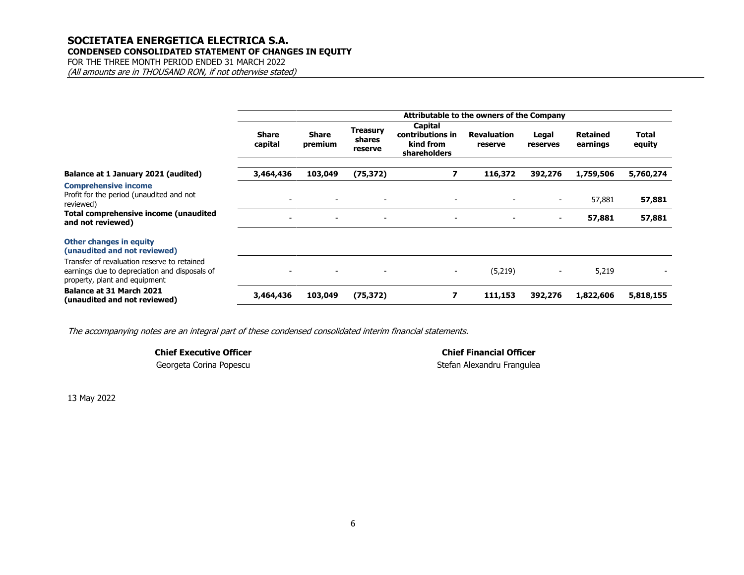# SOCIETATEA ENERGETICA ELECTRICA S.A.

**CONDENSED CONSOLIDATED STATEMENT OF CHANGES IN EQUITY**

FOR THE THREE MONTH PERIOD ENDED 31 MARCH 2022

*(All amounts are in THOUSAND RON, if not otherwise stated)*

| | Attributable to the owners of the Company | | | | | | | |
|---|---|---|---|---|---|---|---|---|
| | **Share capital** | **Share premium** | **Treasury shares reserve** | **Capital contributions in kind from shareholders** | **Revaluation reserve** | **Legal reserves** | **Retained earnings** | **Total equity** |
| **Balance at 1 January 2021 (audited)** | **3,464,436** | **103,049** | **(75,372)** | **7** | **116,372** | **392,276** | **1,759,506** | **5,760,274** |
| **Comprehensive income** | | | | | | | | |
| Profit for the period (unaudited and not reviewed) | - | - | - | - | - | - | 57,881 | **57,881** |
| **Total comprehensive income (unaudited and not reviewed)** | - | - | - | - | - | - | **57,881** | **57,881** |
| **Other changes in equity (unaudited and not reviewed)** | | | | | | | | |
| Transfer of revaluation reserve to retained earnings due to depreciation and disposals of property, plant and equipment | - | - | - | - | (5,219) | - | 5,219 | - |
| **Balance at 31 March 2021 (unaudited and not reviewed)** | **3,464,436** | **103,049** | **(75,372)** | **7** | **111,153** | **392,276** | **1,822,606** | **5,818,155** |

*The accompanying notes are an integral part of these condensed consolidated interim financial statements.*

**Chief Executive Officer**
Georgeta Corina Popescu

**Chief Financial Officer**
Stefan Alexandru Frangulea

13 May 2022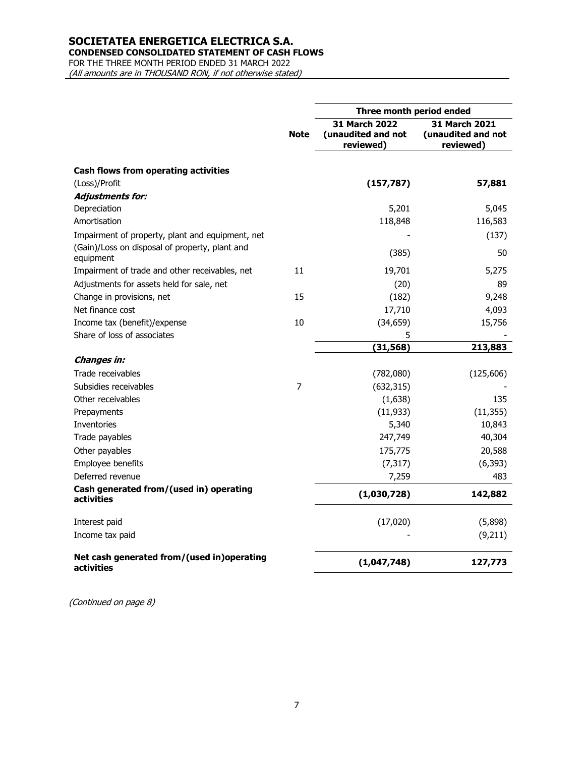# SOCIETATEA ENERGETICA ELECTRICA S.A.

**CONDENSED CONSOLIDATED STATEMENT OF CASH FLOWS**

FOR THE THREE MONTH PERIOD ENDED 31 MARCH 2022

*(All amounts are in THOUSAND RON, if not otherwise stated)*

| | Note | Three month period ended | |
|---|---|---|---|
| | | **31 March 2022 (unaudited and not reviewed)** | **31 March 2021 (unaudited and not reviewed)** |
| **Cash flows from operating activities** | | | |
| (Loss)/Profit | | **(157,787)** | **57,881** |
| ***Adjustments for:*** | | | |
| Depreciation | | 5,201 | 5,045 |
| Amortisation | | 118,848 | 116,583 |
| Impairment of property, plant and equipment, net | | - | (137) |
| (Gain)/Loss on disposal of property, plant and equipment | | (385) | 50 |
| Impairment of trade and other receivables, net | 11 | 19,701 | 5,275 |
| Adjustments for assets held for sale, net | | (20) | 89 |
| Change in provisions, net | 15 | (182) | 9,248 |
| Net finance cost | | 17,710 | 4,093 |
| Income tax (benefit)/expense | 10 | (34,659) | 15,756 |
| Share of loss of associates | | 5 | - |
| | | **(31,568)** | **213,883** |
| ***Changes in:*** | | | |
| Trade receivables | | (782,080) | (125,606) |
| Subsidies receivables | 7 | (632,315) | - |
| Other receivables | | (1,638) | 135 |
| Prepayments | | (11,933) | (11,355) |
| Inventories | | 5,340 | 10,843 |
| Trade payables | | 247,749 | 40,304 |
| Other payables | | 175,775 | 20,588 |
| Employee benefits | | (7,317) | (6,393) |
| Deferred revenue | | 7,259 | 483 |
| **Cash generated from/(used in) operating activities** | | **(1,030,728)** | **142,882** |
| Interest paid | | (17,020) | (5,898) |
| Income tax paid | | - | (9,211) |
| **Net cash generated from/(used in)operating activities** | | **(1,047,748)** | **127,773** |

*(Continued on page 8)*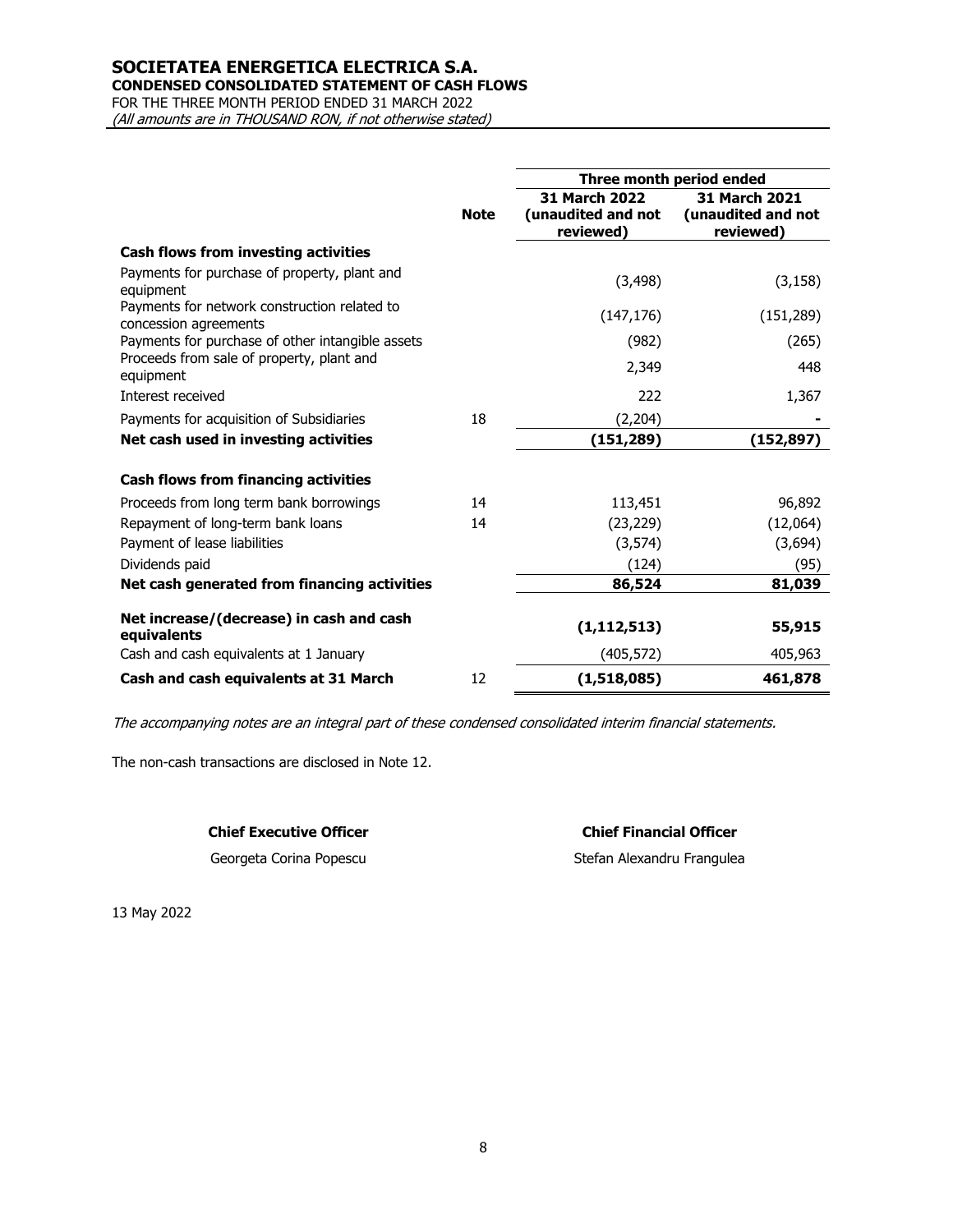# SOCIETATEA ENERGETICA ELECTRICA S.A.

**CONDENSED CONSOLIDATED STATEMENT OF CASH FLOWS**

FOR THE THREE MONTH PERIOD ENDED 31 MARCH 2022

*(All amounts are in THOUSAND RON, if not otherwise stated)*

| | Note | Three month period ended | |
|---|---|---|---|
| | | **31 March 2022 (unaudited and not reviewed)** | **31 March 2021 (unaudited and not reviewed)** |
| **Cash flows from investing activities** | | | |
| Payments for purchase of property, plant and equipment | | (3,498) | (3,158) |
| Payments for network construction related to concession agreements | | (147,176) | (151,289) |
| Payments for purchase of other intangible assets | | (982) | (265) |
| Proceeds from sale of property, plant and equipment | | 2,349 | 448 |
| Interest received | | 222 | 1,367 |
| Payments for acquisition of Subsidiaries | 18 | (2,204) | - |
| **Net cash used in investing activities** | | **(151,289)** | **(152,897)** |
| **Cash flows from financing activities** | | | |
| Proceeds from long term bank borrowings | 14 | 113,451 | 96,892 |
| Repayment of long-term bank loans | 14 | (23,229) | (12,064) |
| Payment of lease liabilities | | (3,574) | (3,694) |
| Dividends paid | | (124) | (95) |
| **Net cash generated from financing activities** | | **86,524** | **81,039** |
| **Net increase/(decrease) in cash and cash equivalents** | | **(1,112,513)** | **55,915** |
| Cash and cash equivalents at 1 January | | (405,572) | 405,963 |
| **Cash and cash equivalents at 31 March** | 12 | **(1,518,085)** | **461,878** |

*The accompanying notes are an integral part of these condensed consolidated interim financial statements.*

The non-cash transactions are disclosed in Note 12.

| **Chief Executive Officer** | **Chief Financial Officer** |
|---|---|
| Georgeta Corina Popescu | Stefan Alexandru Frangulea |

13 May 2022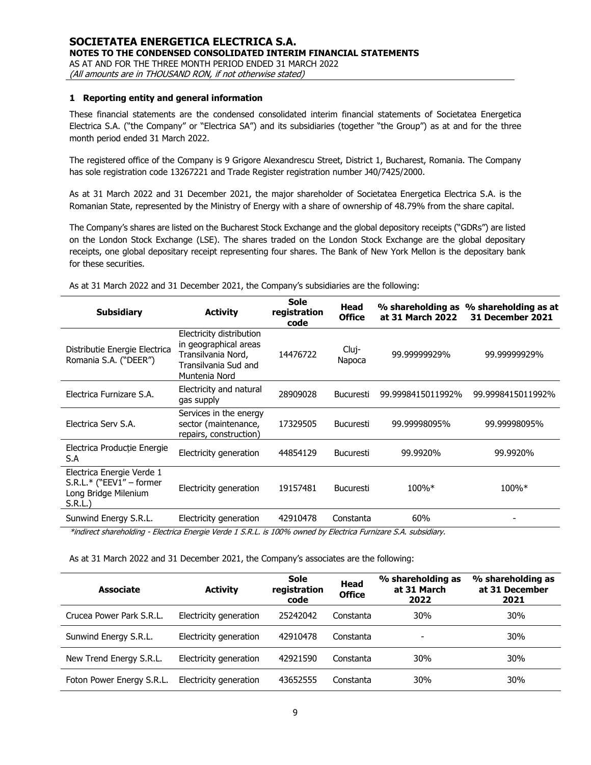## 1 Reporting entity and general information

These financial statements are the condensed consolidated interim financial statements of Societatea Energetica Electrica S.A. ("the Company" or "Electrica SA") and its subsidiaries (together "the Group") as at and for the three month period ended 31 March 2022.

The registered office of the Company is 9 Grigore Alexandrescu Street, District 1, Bucharest, Romania. The Company has sole registration code 13267221 and Trade Register registration number J40/7425/2000.

As at 31 March 2022 and 31 December 2021, the major shareholder of Societatea Energetica Electrica S.A. is the Romanian State, represented by the Ministry of Energy with a share of ownership of 48.79% from the share capital.

The Company's shares are listed on the Bucharest Stock Exchange and the global depository receipts ("GDRs") are listed on the London Stock Exchange (LSE). The shares traded on the London Stock Exchange are the global depositary receipts, one global depositary receipt representing four shares. The Bank of New York Mellon is the depositary bank for these securities.

As at 31 March 2022 and 31 December 2021, the Company's subsidiaries are the following:

| Subsidiary | Activity | Sole registration code | Head Office | % shareholding as at 31 March 2022 | % shareholding as at 31 December 2021 |
|---|---|---|---|---|---|
| Distributie Energie Electrica Romania S.A. ("DEER") | Electricity distribution in geographical areas Transilvania Nord, Transilvania Sud and Muntenia Nord | 14476722 | Cluj-Napoca | 99.99999929% | 99.99999929% |
| Electrica Furnizare S.A. | Electricity and natural gas supply | 28909028 | Bucuresti | 99.9998415011992% | 99.9998415011992% |
| Electrica Serv S.A. | Services in the energy sector (maintenance, repairs, construction) | 17329505 | Bucuresti | 99.99998095% | 99.99998095% |
| Electrica Producție Energie S.A | Electricity generation | 44854129 | Bucuresti | 99.9920% | 99.9920% |
| Electrica Energie Verde 1 S.R.L.* ("EEV1" – former Long Bridge Milenium S.R.L.) | Electricity generation | 19157481 | Bucuresti | 100%* | 100%* |
| Sunwind Energy S.R.L. | Electricity generation | 42910478 | Constanta | 60% | - |

*\*indirect shareholding - Electrica Energie Verde 1 S.R.L. is 100% owned by Electrica Furnizare S.A. subsidiary.*

As at 31 March 2022 and 31 December 2021, the Company's associates are the following:

| Associate | Activity | Sole registration code | Head Office | % shareholding as at 31 March 2022 | % shareholding as at 31 December 2021 |
|---|---|---|---|---|---|
| Crucea Power Park S.R.L. | Electricity generation | 25242042 | Constanta | 30% | 30% |
| Sunwind Energy S.R.L. | Electricity generation | 42910478 | Constanta | - | 30% |
| New Trend Energy S.R.L. | Electricity generation | 42921590 | Constanta | 30% | 30% |
| Foton Power Energy S.R.L. | Electricity generation | 43652555 | Constanta | 30% | 30% |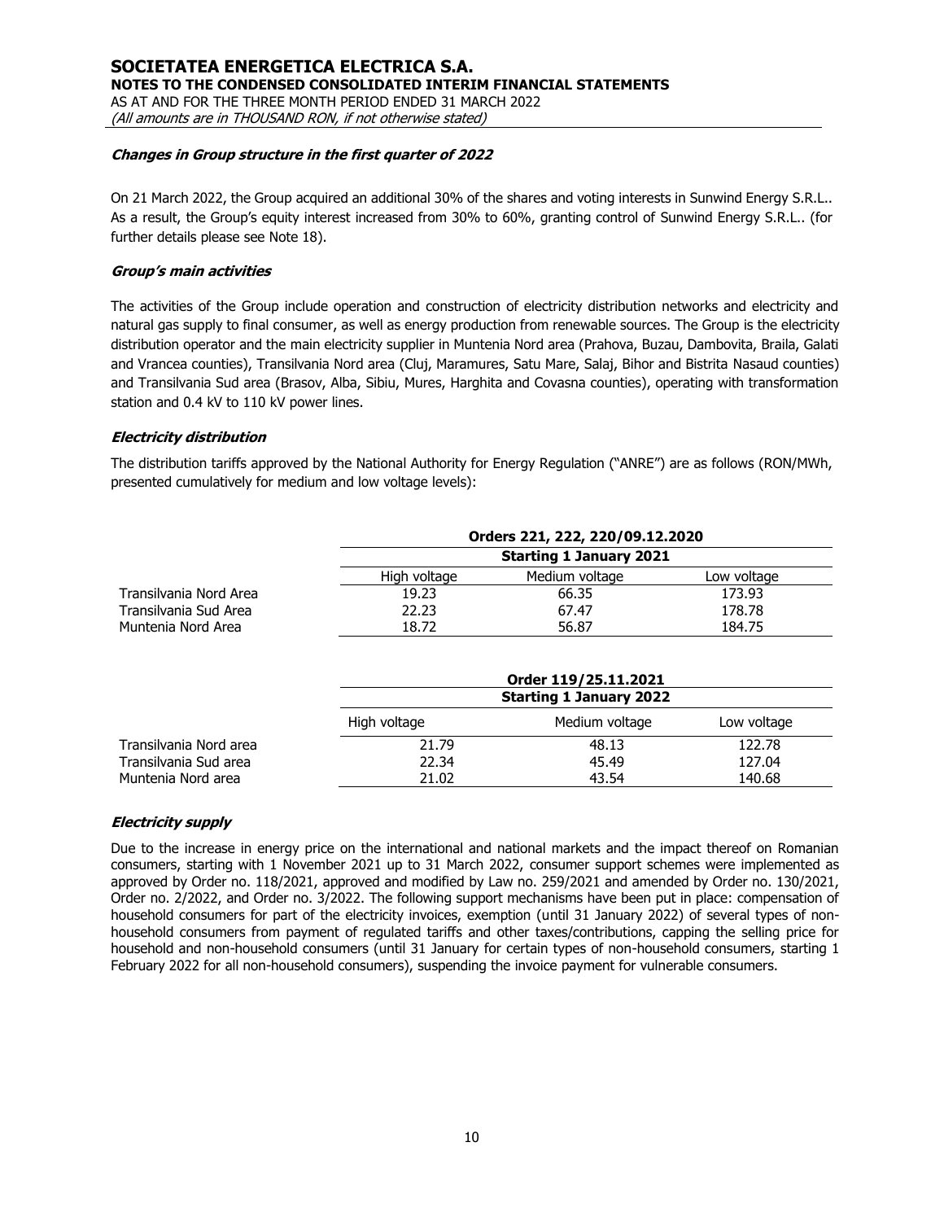***Changes in Group structure in the first quarter of 2022***

On 21 March 2022, the Group acquired an additional 30% of the shares and voting interests in Sunwind Energy S.R.L.. As a result, the Group's equity interest increased from 30% to 60%, granting control of Sunwind Energy S.R.L.. (for further details please see Note 18).

***Group's main activities***

The activities of the Group include operation and construction of electricity distribution networks and electricity and natural gas supply to final consumer, as well as energy production from renewable sources. The Group is the electricity distribution operator and the main electricity supplier in Muntenia Nord area (Prahova, Buzau, Dambovita, Braila, Galati and Vrancea counties), Transilvania Nord area (Cluj, Maramures, Satu Mare, Salaj, Bihor and Bistrita Nasaud counties) and Transilvania Sud area (Brasov, Alba, Sibiu, Mures, Harghita and Covasna counties), operating with transformation station and 0.4 kV to 110 kV power lines.

***Electricity distribution***

The distribution tariffs approved by the National Authority for Energy Regulation ("ANRE") are as follows (RON/MWh, presented cumulatively for medium and low voltage levels):

| | **Orders 221, 222, 220/09.12.2020** | | |
|---|---|---|---|
| | **Starting 1 January 2021** | | |
| | High voltage | Medium voltage | Low voltage |
| Transilvania Nord Area | 19.23 | 66.35 | 173.93 |
| Transilvania Sud Area | 22.23 | 67.47 | 178.78 |
| Muntenia Nord Area | 18.72 | 56.87 | 184.75 |

| | **Order 119/25.11.2021** | | |
|---|---|---|---|
| | **Starting 1 January 2022** | | |
| | High voltage | Medium voltage | Low voltage |
| Transilvania Nord area | 21.79 | 48.13 | 122.78 |
| Transilvania Sud area | 22.34 | 45.49 | 127.04 |
| Muntenia Nord area | 21.02 | 43.54 | 140.68 |

***Electricity supply***

Due to the increase in energy price on the international and national markets and the impact thereof on Romanian consumers, starting with 1 November 2021 up to 31 March 2022, consumer support schemes were implemented as approved by Order no. 118/2021, approved and modified by Law no. 259/2021 and amended by Order no. 130/2021, Order no. 2/2022, and Order no. 3/2022. The following support mechanisms have been put in place: compensation of household consumers for part of the electricity invoices, exemption (until 31 January 2022) of several types of non-household consumers from payment of regulated tariffs and other taxes/contributions, capping the selling price for household and non-household consumers (until 31 January for certain types of non-household consumers, starting 1 February 2022 for all non-household consumers), suspending the invoice payment for vulnerable consumers.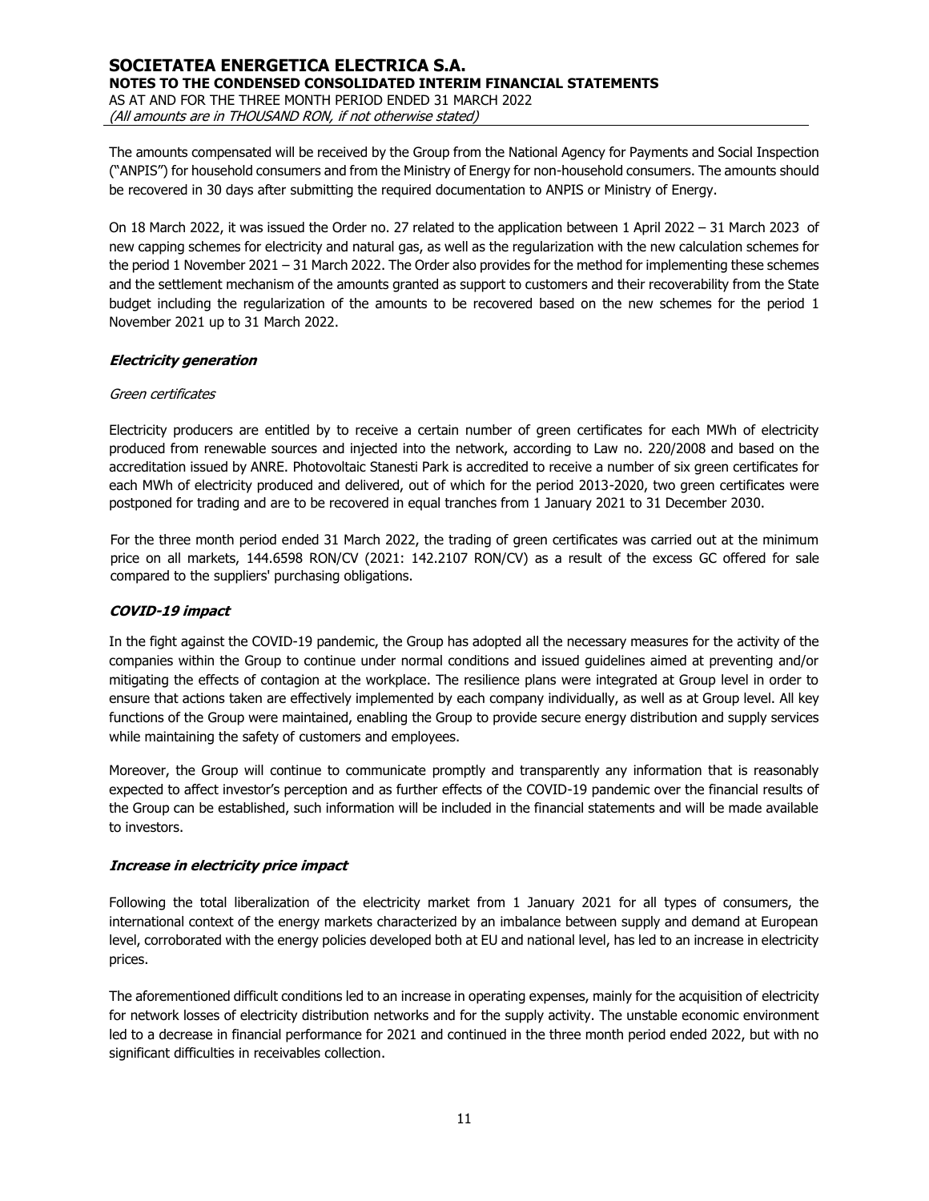The amounts compensated will be received by the Group from the National Agency for Payments and Social Inspection ("ANPIS") for household consumers and from the Ministry of Energy for non-household consumers. The amounts should be recovered in 30 days after submitting the required documentation to ANPIS or Ministry of Energy.

On 18 March 2022, it was issued the Order no. 27 related to the application between 1 April 2022 – 31 March 2023 of new capping schemes for electricity and natural gas, as well as the regularization with the new calculation schemes for the period 1 November 2021 – 31 March 2022. The Order also provides for the method for implementing these schemes and the settlement mechanism of the amounts granted as support to customers and their recoverability from the State budget including the regularization of the amounts to be recovered based on the new schemes for the period 1 November 2021 up to 31 March 2022.

***Electricity generation***

*Green certificates*

Electricity producers are entitled by to receive a certain number of green certificates for each MWh of electricity produced from renewable sources and injected into the network, according to Law no. 220/2008 and based on the accreditation issued by ANRE. Photovoltaic Stanesti Park is accredited to receive a number of six green certificates for each MWh of electricity produced and delivered, out of which for the period 2013-2020, two green certificates were postponed for trading and are to be recovered in equal tranches from 1 January 2021 to 31 December 2030.

For the three month period ended 31 March 2022, the trading of green certificates was carried out at the minimum price on all markets, 144.6598 RON/CV (2021: 142.2107 RON/CV) as a result of the excess GC offered for sale compared to the suppliers' purchasing obligations.

***COVID-19 impact***

In the fight against the COVID-19 pandemic, the Group has adopted all the necessary measures for the activity of the companies within the Group to continue under normal conditions and issued guidelines aimed at preventing and/or mitigating the effects of contagion at the workplace. The resilience plans were integrated at Group level in order to ensure that actions taken are effectively implemented by each company individually, as well as at Group level. All key functions of the Group were maintained, enabling the Group to provide secure energy distribution and supply services while maintaining the safety of customers and employees.

Moreover, the Group will continue to communicate promptly and transparently any information that is reasonably expected to affect investor's perception and as further effects of the COVID-19 pandemic over the financial results of the Group can be established, such information will be included in the financial statements and will be made available to investors.

***Increase in electricity price impact***

Following the total liberalization of the electricity market from 1 January 2021 for all types of consumers, the international context of the energy markets characterized by an imbalance between supply and demand at European level, corroborated with the energy policies developed both at EU and national level, has led to an increase in electricity prices.

The aforementioned difficult conditions led to an increase in operating expenses, mainly for the acquisition of electricity for network losses of electricity distribution networks and for the supply activity. The unstable economic environment led to a decrease in financial performance for 2021 and continued in the three month period ended 2022, but with no significant difficulties in receivables collection.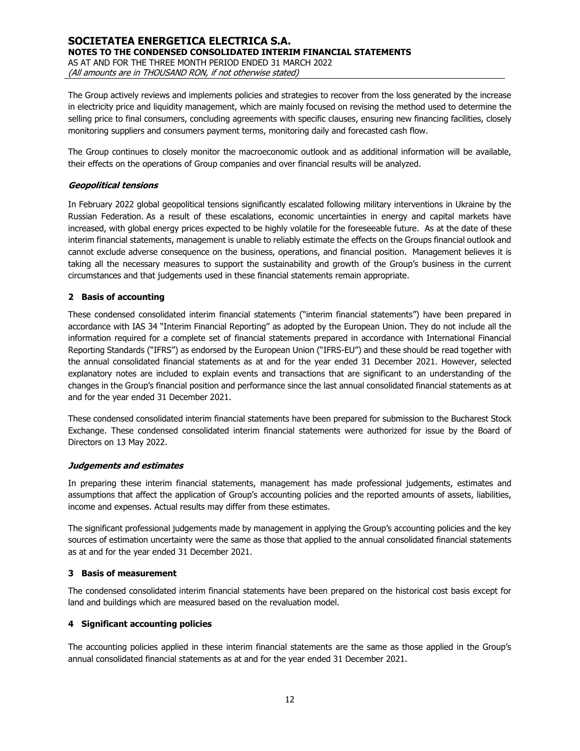The Group actively reviews and implements policies and strategies to recover from the loss generated by the increase in electricity price and liquidity management, which are mainly focused on revising the method used to determine the selling price to final consumers, concluding agreements with specific clauses, ensuring new financing facilities, closely monitoring suppliers and consumers payment terms, monitoring daily and forecasted cash flow.

The Group continues to closely monitor the macroeconomic outlook and as additional information will be available, their effects on the operations of Group companies and over financial results will be analyzed.

***Geopolitical tensions***

In February 2022 global geopolitical tensions significantly escalated following military interventions in Ukraine by the Russian Federation. As a result of these escalations, economic uncertainties in energy and capital markets have increased, with global energy prices expected to be highly volatile for the foreseeable future. As at the date of these interim financial statements, management is unable to reliably estimate the effects on the Groups financial outlook and cannot exclude adverse consequence on the business, operations, and financial position. Management believes it is taking all the necessary measures to support the sustainability and growth of the Group's business in the current circumstances and that judgements used in these financial statements remain appropriate.

## 2 Basis of accounting

These condensed consolidated interim financial statements ("interim financial statements") have been prepared in accordance with IAS 34 "Interim Financial Reporting" as adopted by the European Union. They do not include all the information required for a complete set of financial statements prepared in accordance with International Financial Reporting Standards ("IFRS") as endorsed by the European Union ("IFRS-EU") and these should be read together with the annual consolidated financial statements as at and for the year ended 31 December 2021. However, selected explanatory notes are included to explain events and transactions that are significant to an understanding of the changes in the Group's financial position and performance since the last annual consolidated financial statements as at and for the year ended 31 December 2021.

These condensed consolidated interim financial statements have been prepared for submission to the Bucharest Stock Exchange. These condensed consolidated interim financial statements were authorized for issue by the Board of Directors on 13 May 2022.

***Judgements and estimates***

In preparing these interim financial statements, management has made professional judgements, estimates and assumptions that affect the application of Group's accounting policies and the reported amounts of assets, liabilities, income and expenses. Actual results may differ from these estimates.

The significant professional judgements made by management in applying the Group's accounting policies and the key sources of estimation uncertainty were the same as those that applied to the annual consolidated financial statements as at and for the year ended 31 December 2021.

## 3 Basis of measurement

The condensed consolidated interim financial statements have been prepared on the historical cost basis except for land and buildings which are measured based on the revaluation model.

## 4 Significant accounting policies

The accounting policies applied in these interim financial statements are the same as those applied in the Group's annual consolidated financial statements as at and for the year ended 31 December 2021.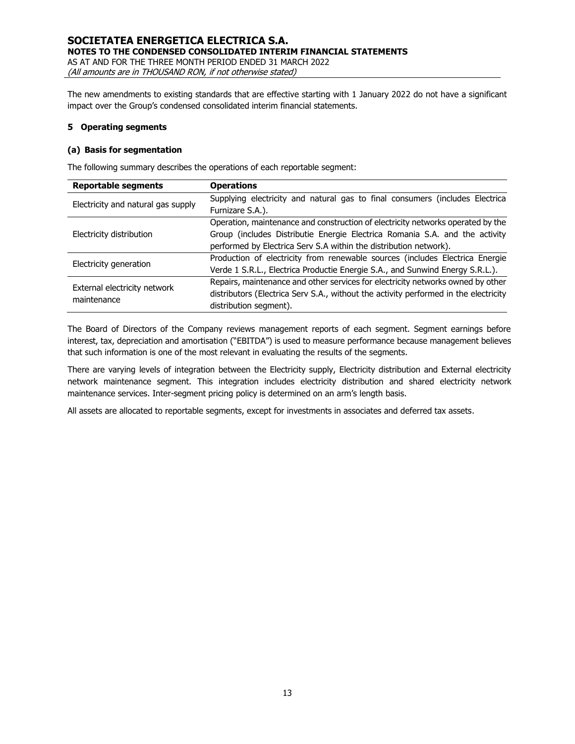The new amendments to existing standards that are effective starting with 1 January 2022 do not have a significant impact over the Group's condensed consolidated interim financial statements.

## 5 Operating segments

### (a) Basis for segmentation

The following summary describes the operations of each reportable segment:

| Reportable segments | Operations |
|---|---|
| Electricity and natural gas supply | Supplying electricity and natural gas to final consumers (includes Electrica Furnizare S.A.). |
| Electricity distribution | Operation, maintenance and construction of electricity networks operated by the Group (includes Distributie Energie Electrica Romania S.A. and the activity performed by Electrica Serv S.A within the distribution network). |
| Electricity generation | Production of electricity from renewable sources (includes Electrica Energie Verde 1 S.R.L., Electrica Productie Energie S.A., and Sunwind Energy S.R.L.). |
| External electricity network maintenance | Repairs, maintenance and other services for electricity networks owned by other distributors (Electrica Serv S.A., without the activity performed in the electricity distribution segment). |

The Board of Directors of the Company reviews management reports of each segment. Segment earnings before interest, tax, depreciation and amortisation ("EBITDA") is used to measure performance because management believes that such information is one of the most relevant in evaluating the results of the segments.

There are varying levels of integration between the Electricity supply, Electricity distribution and External electricity network maintenance segment. This integration includes electricity distribution and shared electricity network maintenance services. Inter-segment pricing policy is determined on an arm's length basis.

All assets are allocated to reportable segments, except for investments in associates and deferred tax assets.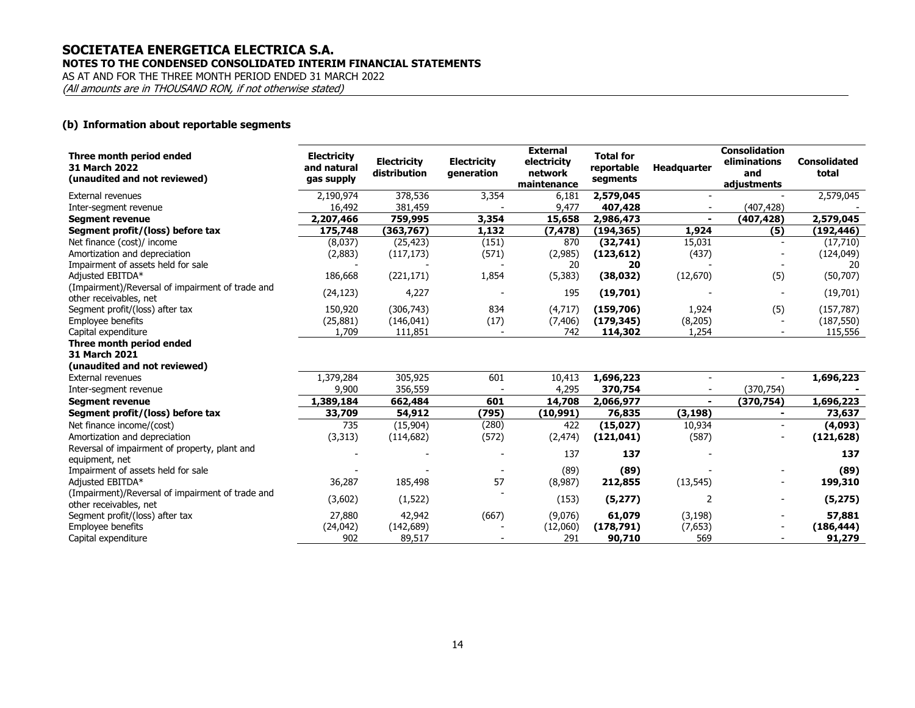**SOCIETATEA ENERGETICA ELECTRICA S.A.**
**NOTES TO THE CONDENSED CONSOLIDATED INTERIM FINANCIAL STATEMENTS**
AS AT AND FOR THE THREE MONTH PERIOD ENDED 31 MARCH 2022
*(All amounts are in THOUSAND RON, if not otherwise stated)*

### (b) Information about reportable segments

| **Three month period ended 31 March 2022 (unaudited and not reviewed)** | **Electricity and natural gas supply** | **Electricity distribution** | **Electricity generation** | **External electricity network maintenance** | **Total for reportable segments** | **Headquarter** | **Consolidation eliminations and adjustments** | **Consolidated total** |
|---|---|---|---|---|---|---|---|---|
| External revenues | 2,190,974 | 378,536 | 3,354 | 6,181 | **2,579,045** | - | - | 2,579,045 |
| Inter-segment revenue | 16,492 | 381,459 | - | 9,477 | **407,428** | - | (407,428) | - |
| **Segment revenue** | **2,207,466** | **759,995** | **3,354** | **15,658** | **2,986,473** | **-** | **(407,428)** | **2,579,045** |
| **Segment profit/(loss) before tax** | **175,748** | **(363,767)** | **1,132** | **(7,478)** | **(194,365)** | **1,924** | **(5)** | **(192,446)** |
| Net finance (cost)/ income | (8,037) | (25,423) | (151) | 870 | **(32,741)** | 15,031 | - | (17,710) |
| Amortization and depreciation | (2,883) | (117,173) | (571) | (2,985) | **(123,612)** | (437) | - | (124,049) |
| Impairment of assets held for sale | - | - | - | 20 | **20** | - | - | 20 |
| Adjusted EBITDA* | 186,668 | (221,171) | 1,854 | (5,383) | **(38,032)** | (12,670) | (5) | (50,707) |
| (Impairment)/Reversal of impairment of trade and other receivables, net | (24,123) | 4,227 | - | 195 | **(19,701)** | - | - | (19,701) |
| Segment profit/(loss) after tax | 150,920 | (306,743) | 834 | (4,717) | **(159,706)** | 1,924 | (5) | (157,787) |
| Employee benefits | (25,881) | (146,041) | (17) | (7,406) | **(179,345)** | (8,205) | - | (187,550) |
| Capital expenditure | 1,709 | 111,851 | - | 742 | **114,302** | 1,254 | - | 115,556 |
| **Three month period ended 31 March 2021 (unaudited and not reviewed)** | | | | | | | | |
| External revenues | 1,379,284 | 305,925 | 601 | 10,413 | **1,696,223** | - | - | **1,696,223** |
| Inter-segment revenue | 9,900 | 356,559 | - | 4,295 | **370,754** | - | (370,754) | **-** |
| **Segment revenue** | **1,389,184** | **662,484** | **601** | **14,708** | **2,066,977** | **-** | **(370,754)** | **1,696,223** |
| **Segment profit/(loss) before tax** | **33,709** | **54,912** | **(795)** | **(10,991)** | **76,835** | **(3,198)** | **-** | **73,637** |
| Net finance income/(cost) | 735 | (15,904) | (280) | 422 | **(15,027)** | 10,934 | - | **(4,093)** |
| Amortization and depreciation | (3,313) | (114,682) | (572) | (2,474) | **(121,041)** | (587) | - | **(121,628)** |
| Reversal of impairment of property, plant and equipment, net | - | - | - | 137 | **137** | - | | **137** |
| Impairment of assets held for sale | - | - | - | (89) | **(89)** | - | - | **(89)** |
| Adjusted EBITDA* | 36,287 | 185,498 | 57 | (8,987) | **212,855** | (13,545) | - | **199,310** |
| (Impairment)/Reversal of impairment of trade and other receivables, net | (3,602) | (1,522) | - | (153) | **(5,277)** | 2 | - | **(5,275)** |
| Segment profit/(loss) after tax | 27,880 | 42,942 | (667) | (9,076) | **61,079** | (3,198) | - | **57,881** |
| Employee benefits | (24,042) | (142,689) | - | (12,060) | **(178,791)** | (7,653) | - | **(186,444)** |
| Capital expenditure | 902 | 89,517 | - | 291 | **90,710** | 569 | - | **91,279** |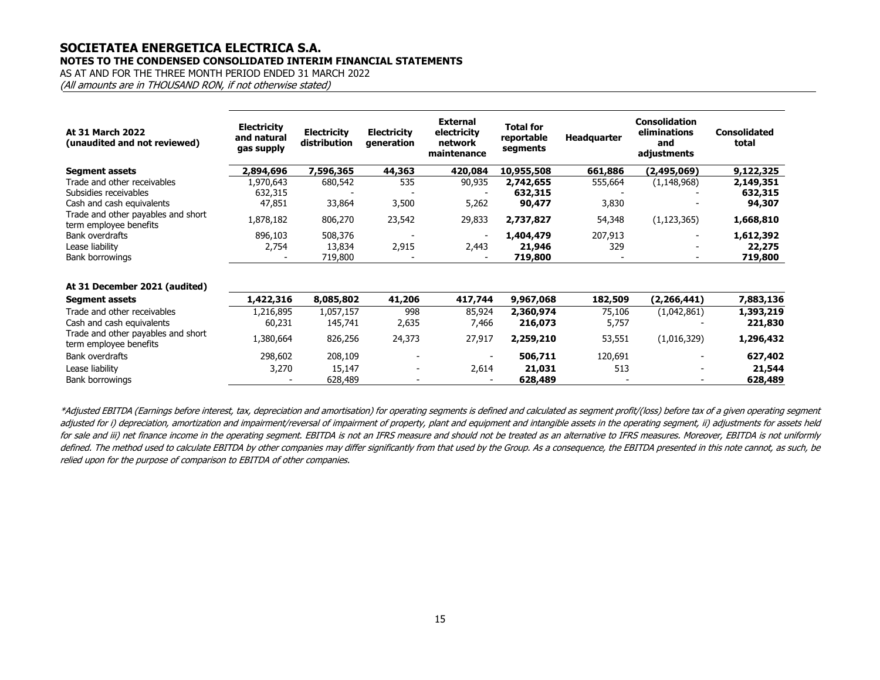# SOCIETATEA ENERGETICA ELECTRICA S.A.

**NOTES TO THE CONDENSED CONSOLIDATED INTERIM FINANCIAL STATEMENTS**

AS AT AND FOR THE THREE MONTH PERIOD ENDED 31 MARCH 2022

*(All amounts are in THOUSAND RON, if not otherwise stated)*

| **At 31 March 2022 (unaudited and not reviewed)** | **Electricity and natural gas supply** | **Electricity distribution** | **Electricity generation** | **External electricity network maintenance** | **Total for reportable segments** | **Headquarter** | **Consolidation eliminations and adjustments** | **Consolidated total** |
|---|---|---|---|---|---|---|---|---|
| **Segment assets** | **2,894,696** | **7,596,365** | **44,363** | **420,084** | **10,955,508** | **661,886** | **(2,495,069)** | **9,122,325** |
| Trade and other receivables | 1,970,643 | 680,542 | 535 | 90,935 | **2,742,655** | 555,664 | (1,148,968) | **2,149,351** |
| Subsidies receivables | 632,315 | - | - | - | **632,315** | - | - | **632,315** |
| Cash and cash equivalents | 47,851 | 33,864 | 3,500 | 5,262 | **90,477** | 3,830 | - | **94,307** |
| Trade and other payables and short term employee benefits | 1,878,182 | 806,270 | 23,542 | 29,833 | **2,737,827** | 54,348 | (1,123,365) | **1,668,810** |
| Bank overdrafts | 896,103 | 508,376 | - | - | **1,404,479** | 207,913 | - | **1,612,392** |
| Lease liability | 2,754 | 13,834 | 2,915 | 2,443 | **21,946** | 329 | - | **22,275** |
| Bank borrowings | - | 719,800 | - | - | **719,800** | - | - | **719,800** |
| | | | | | | | | |
| **At 31 December 2021 (audited)** | | | | | | | | |
| **Segment assets** | **1,422,316** | **8,085,802** | **41,206** | **417,744** | **9,967,068** | **182,509** | **(2,266,441)** | **7,883,136** |
| Trade and other receivables | 1,216,895 | 1,057,157 | 998 | 85,924 | **2,360,974** | 75,106 | (1,042,861) | **1,393,219** |
| Cash and cash equivalents | 60,231 | 145,741 | 2,635 | 7,466 | **216,073** | 5,757 | - | **221,830** |
| Trade and other payables and short term employee benefits | 1,380,664 | 826,256 | 24,373 | 27,917 | **2,259,210** | 53,551 | (1,016,329) | **1,296,432** |
| Bank overdrafts | 298,602 | 208,109 | - | - | **506,711** | 120,691 | - | **627,402** |
| Lease liability | 3,270 | 15,147 | - | 2,614 | **21,031** | 513 | - | **21,544** |
| Bank borrowings | - | 628,489 | - | - | **628,489** | - | - | **628,489** |

*\*Adjusted EBITDA (Earnings before interest, tax, depreciation and amortisation) for operating segments is defined and calculated as segment profit/(loss) before tax of a given operating segment adjusted for i) depreciation, amortization and impairment/reversal of impairment of property, plant and equipment and intangible assets in the operating segment, ii) adjustments for assets held for sale and iii) net finance income in the operating segment. EBITDA is not an IFRS measure and should not be treated as an alternative to IFRS measures. Moreover, EBITDA is not uniformly defined. The method used to calculate EBITDA by other companies may differ significantly from that used by the Group. As a consequence, the EBITDA presented in this note cannot, as such, be relied upon for the purpose of comparison to EBITDA of other companies.*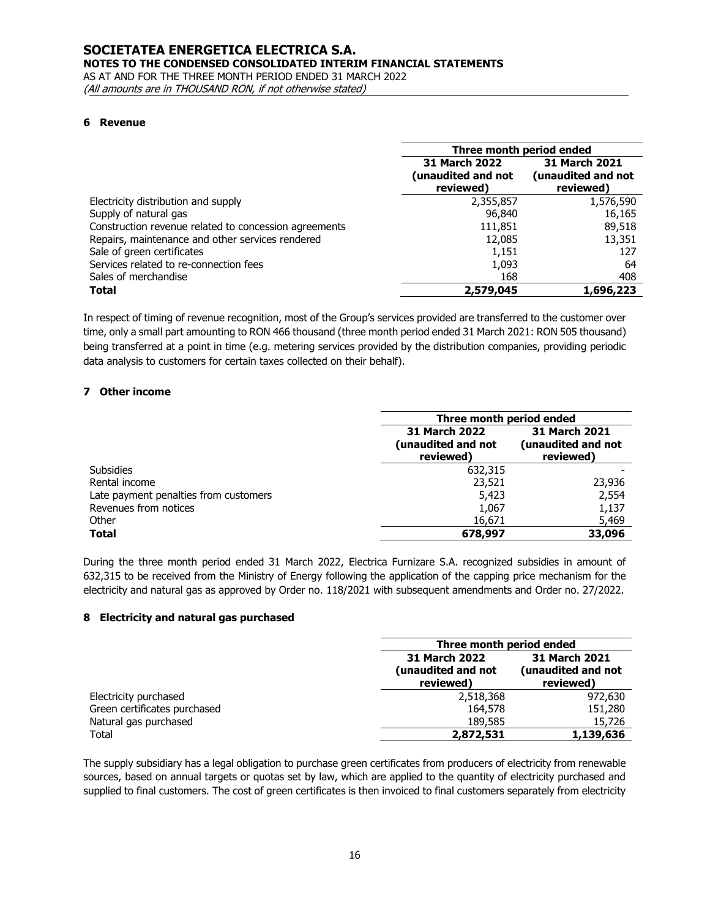## 6 Revenue

| | Three month period ended | |
|---|---|---|
| | **31 March 2022 (unaudited and not reviewed)** | **31 March 2021 (unaudited and not reviewed)** |
| Electricity distribution and supply | 2,355,857 | 1,576,590 |
| Supply of natural gas | 96,840 | 16,165 |
| Construction revenue related to concession agreements | 111,851 | 89,518 |
| Repairs, maintenance and other services rendered | 12,085 | 13,351 |
| Sale of green certificates | 1,151 | 127 |
| Services related to re-connection fees | 1,093 | 64 |
| Sales of merchandise | 168 | 408 |
| **Total** | **2,579,045** | **1,696,223** |

In respect of timing of revenue recognition, most of the Group's services provided are transferred to the customer over time, only a small part amounting to RON 466 thousand (three month period ended 31 March 2021: RON 505 thousand) being transferred at a point in time (e.g. metering services provided by the distribution companies, providing periodic data analysis to customers for certain taxes collected on their behalf).

## 7 Other income

| | Three month period ended | |
|---|---|---|
| | **31 March 2022 (unaudited and not reviewed)** | **31 March 2021 (unaudited and not reviewed)** |
| Subsidies | 632,315 | - |
| Rental income | 23,521 | 23,936 |
| Late payment penalties from customers | 5,423 | 2,554 |
| Revenues from notices | 1,067 | 1,137 |
| Other | 16,671 | 5,469 |
| **Total** | **678,997** | **33,096** |

During the three month period ended 31 March 2022, Electrica Furnizare S.A. recognized subsidies in amount of 632,315 to be received from the Ministry of Energy following the application of the capping price mechanism for the electricity and natural gas as approved by Order no. 118/2021 with subsequent amendments and Order no. 27/2022.

## 8 Electricity and natural gas purchased

| | Three month period ended | |
|---|---|---|
| | **31 March 2022 (unaudited and not reviewed)** | **31 March 2021 (unaudited and not reviewed)** |
| Electricity purchased | 2,518,368 | 972,630 |
| Green certificates purchased | 164,578 | 151,280 |
| Natural gas purchased | 189,585 | 15,726 |
| Total | **2,872,531** | **1,139,636** |

The supply subsidiary has a legal obligation to purchase green certificates from producers of electricity from renewable sources, based on annual targets or quotas set by law, which are applied to the quantity of electricity purchased and supplied to final customers. The cost of green certificates is then invoiced to final customers separately from electricity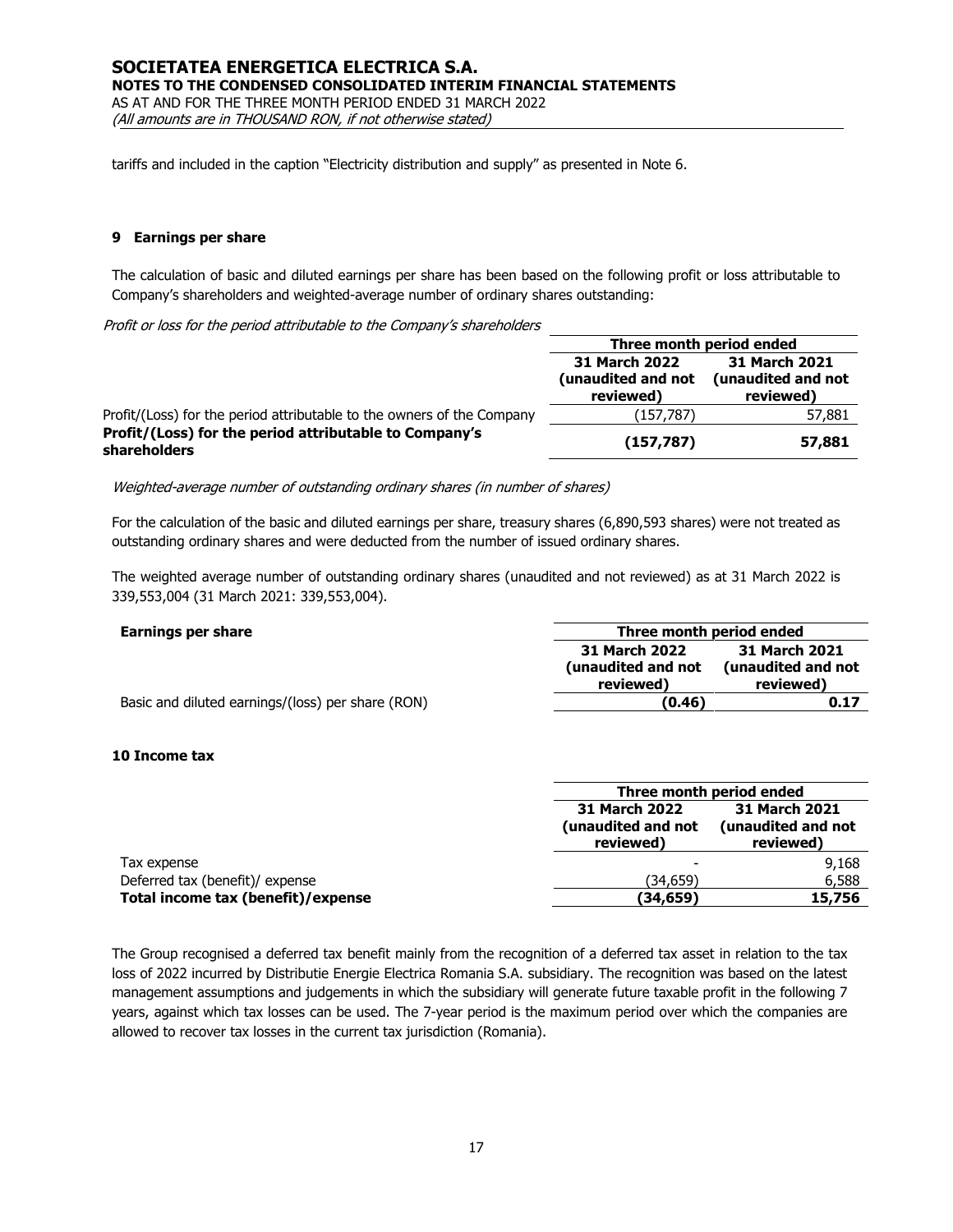tariffs and included in the caption "Electricity distribution and supply" as presented in Note 6.

## 9 Earnings per share

The calculation of basic and diluted earnings per share has been based on the following profit or loss attributable to Company's shareholders and weighted-average number of ordinary shares outstanding:

*Profit or loss for the period attributable to the Company's shareholders*

| | Three month period ended | |
|---|---|---|
| | **31 March 2022 (unaudited and not reviewed)** | **31 March 2021 (unaudited and not reviewed)** |
| Profit/(Loss) for the period attributable to the owners of the Company | (157,787) | 57,881 |
| **Profit/(Loss) for the period attributable to Company's shareholders** | **(157,787)** | **57,881** |

*Weighted-average number of outstanding ordinary shares (in number of shares)*

For the calculation of the basic and diluted earnings per share, treasury shares (6,890,593 shares) were not treated as outstanding ordinary shares and were deducted from the number of issued ordinary shares.

The weighted average number of outstanding ordinary shares (unaudited and not reviewed) as at 31 March 2022 is 339,553,004 (31 March 2021: 339,553,004).

| **Earnings per share** | Three month period ended | |
|---|---|---|
| | **31 March 2022 (unaudited and not reviewed)** | **31 March 2021 (unaudited and not reviewed)** |
| Basic and diluted earnings/(loss) per share (RON) | **(0.46)** | **0.17** |

## 10 Income tax

| | Three month period ended | |
|---|---|---|
| | **31 March 2022 (unaudited and not reviewed)** | **31 March 2021 (unaudited and not reviewed)** |
| Tax expense | - | 9,168 |
| Deferred tax (benefit)/ expense | (34,659) | 6,588 |
| **Total income tax (benefit)/expense** | **(34,659)** | **15,756** |

The Group recognised a deferred tax benefit mainly from the recognition of a deferred tax asset in relation to the tax loss of 2022 incurred by Distributie Energie Electrica Romania S.A. subsidiary. The recognition was based on the latest management assumptions and judgements in which the subsidiary will generate future taxable profit in the following 7 years, against which tax losses can be used. The 7-year period is the maximum period over which the companies are allowed to recover tax losses in the current tax jurisdiction (Romania).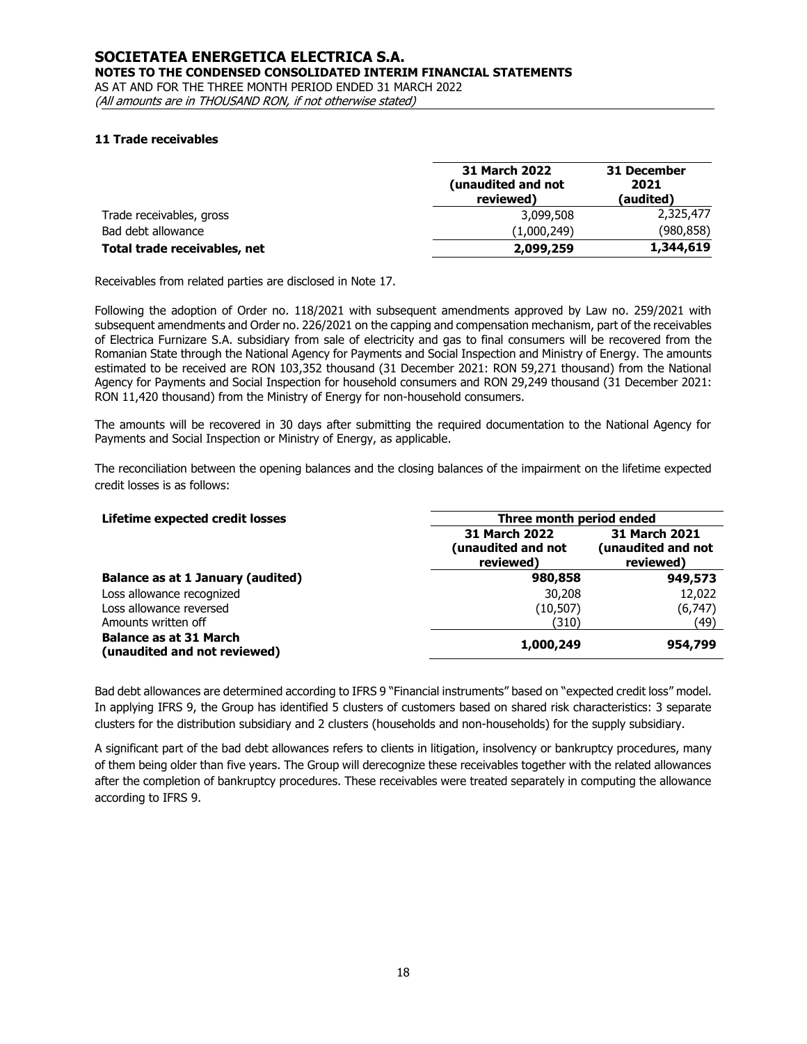### 11 Trade receivables

| | 31 March 2022 (unaudited and not reviewed) | 31 December 2021 (audited) |
|---|---|---|
| Trade receivables, gross | 3,099,508 | 2,325,477 |
| Bad debt allowance | (1,000,249) | (980,858) |
| **Total trade receivables, net** | **2,099,259** | **1,344,619** |

Receivables from related parties are disclosed in Note 17.

Following the adoption of Order no. 118/2021 with subsequent amendments approved by Law no. 259/2021 with subsequent amendments and Order no. 226/2021 on the capping and compensation mechanism, part of the receivables of Electrica Furnizare S.A. subsidiary from sale of electricity and gas to final consumers will be recovered from the Romanian State through the National Agency for Payments and Social Inspection and Ministry of Energy. The amounts estimated to be received are RON 103,352 thousand (31 December 2021: RON 59,271 thousand) from the National Agency for Payments and Social Inspection for household consumers and RON 29,249 thousand (31 December 2021: RON 11,420 thousand) from the Ministry of Energy for non-household consumers.

The amounts will be recovered in 30 days after submitting the required documentation to the National Agency for Payments and Social Inspection or Ministry of Energy, as applicable.

The reconciliation between the opening balances and the closing balances of the impairment on the lifetime expected credit losses is as follows:

| **Lifetime expected credit losses** | **Three month period ended** | |
|---|---|---|
| | **31 March 2022 (unaudited and not reviewed)** | **31 March 2021 (unaudited and not reviewed)** |
| **Balance as at 1 January (audited)** | **980,858** | **949,573** |
| Loss allowance recognized | 30,208 | 12,022 |
| Loss allowance reversed | (10,507) | (6,747) |
| Amounts written off | (310) | (49) |
| **Balance as at 31 March (unaudited and not reviewed)** | **1,000,249** | **954,799** |

Bad debt allowances are determined according to IFRS 9 "Financial instruments" based on "expected credit loss" model. In applying IFRS 9, the Group has identified 5 clusters of customers based on shared risk characteristics: 3 separate clusters for the distribution subsidiary and 2 clusters (households and non-households) for the supply subsidiary.

A significant part of the bad debt allowances refers to clients in litigation, insolvency or bankruptcy procedures, many of them being older than five years. The Group will derecognize these receivables together with the related allowances after the completion of bankruptcy procedures. These receivables were treated separately in computing the allowance according to IFRS 9.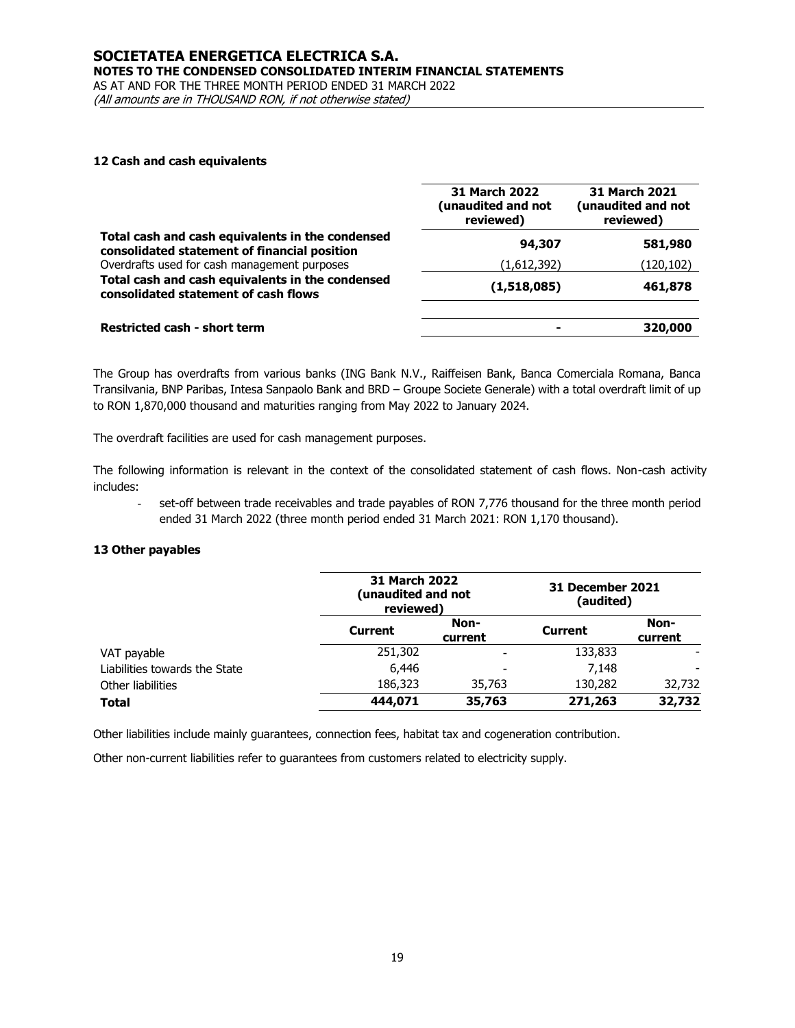## 12 Cash and cash equivalents

| | 31 March 2022 (unaudited and not reviewed) | 31 March 2021 (unaudited and not reviewed) |
|---|---|---|
| **Total cash and cash equivalents in the condensed consolidated statement of financial position** | **94,307** | **581,980** |
| Overdrafts used for cash management purposes | (1,612,392) | (120,102) |
| **Total cash and cash equivalents in the condensed consolidated statement of cash flows** | **(1,518,085)** | **461,878** |
| | | |
| **Restricted cash - short term** | **-** | **320,000** |

The Group has overdrafts from various banks (ING Bank N.V., Raiffeisen Bank, Banca Comerciala Romana, Banca Transilvania, BNP Paribas, Intesa Sanpaolo Bank and BRD – Groupe Societe Generale) with a total overdraft limit of up to RON 1,870,000 thousand and maturities ranging from May 2022 to January 2024.

The overdraft facilities are used for cash management purposes.

The following information is relevant in the context of the consolidated statement of cash flows. Non-cash activity includes:

- set-off between trade receivables and trade payables of RON 7,776 thousand for the three month period ended 31 March 2022 (three month period ended 31 March 2021: RON 1,170 thousand).

## 13 Other payables

| | 31 March 2022 (unaudited and not reviewed) | | 31 December 2021 (audited) | |
|---|---|---|---|---|
| | **Current** | **Non-current** | **Current** | **Non-current** |
| VAT payable | 251,302 | - | 133,833 | - |
| Liabilities towards the State | 6,446 | - | 7,148 | - |
| Other liabilities | 186,323 | 35,763 | 130,282 | 32,732 |
| **Total** | **444,071** | **35,763** | **271,263** | **32,732** |

Other liabilities include mainly guarantees, connection fees, habitat tax and cogeneration contribution.

Other non-current liabilities refer to guarantees from customers related to electricity supply.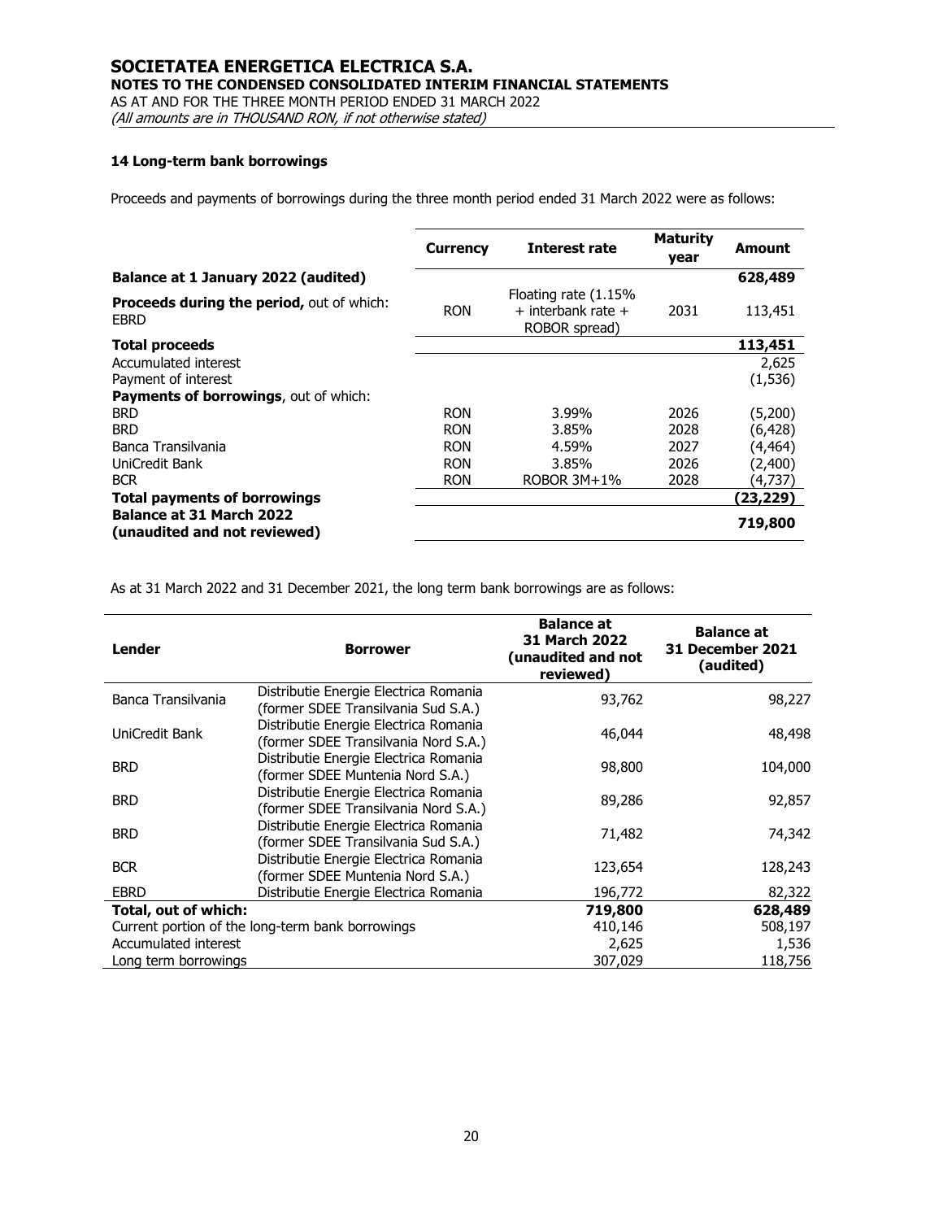### 14 Long-term bank borrowings

Proceeds and payments of borrowings during the three month period ended 31 March 2022 were as follows:

| | Currency | Interest rate | Maturity year | Amount |
|---|---|---|---|---|
| **Balance at 1 January 2022 (audited)** | | | | **628,489** |
| **Proceeds during the period,** out of which: EBRD | RON | Floating rate (1.15% + interbank rate + ROBOR spread) | 2031 | 113,451 |
| **Total proceeds** | | | | **113,451** |
| Accumulated interest | | | | 2,625 |
| Payment of interest | | | | (1,536) |
| **Payments of borrowings**, out of which: | | | | |
| BRD | RON | 3.99% | 2026 | (5,200) |
| BRD | RON | 3.85% | 2028 | (6,428) |
| Banca Transilvania | RON | 4.59% | 2027 | (4,464) |
| UniCredit Bank | RON | 3.85% | 2026 | (2,400) |
| BCR | RON | ROBOR 3M+1% | 2028 | (4,737) |
| **Total payments of borrowings** | | | | **(23,229)** |
| **Balance at 31 March 2022 (unaudited and not reviewed)** | | | | **719,800** |

As at 31 March 2022 and 31 December 2021, the long term bank borrowings are as follows:

| Lender | Borrower | Balance at 31 March 2022 (unaudited and not reviewed) | Balance at 31 December 2021 (audited) |
|---|---|---|---|
| Banca Transilvania | Distributie Energie Electrica Romania (former SDEE Transilvania Sud S.A.) | 93,762 | 98,227 |
| UniCredit Bank | Distributie Energie Electrica Romania (former SDEE Transilvania Nord S.A.) | 46,044 | 48,498 |
| BRD | Distributie Energie Electrica Romania (former SDEE Muntenia Nord S.A.) | 98,800 | 104,000 |
| BRD | Distributie Energie Electrica Romania (former SDEE Transilvania Nord S.A.) | 89,286 | 92,857 |
| BRD | Distributie Energie Electrica Romania (former SDEE Transilvania Sud S.A.) | 71,482 | 74,342 |
| BCR | Distributie Energie Electrica Romania (former SDEE Muntenia Nord S.A.) | 123,654 | 128,243 |
| EBRD | Distributie Energie Electrica Romania | 196,772 | 82,322 |
| **Total, out of which:** | | **719,800** | **628,489** |
| Current portion of the long-term bank borrowings | | 410,146 | 508,197 |
| Accumulated interest | | 2,625 | 1,536 |
| Long term borrowings | | 307,029 | 118,756 |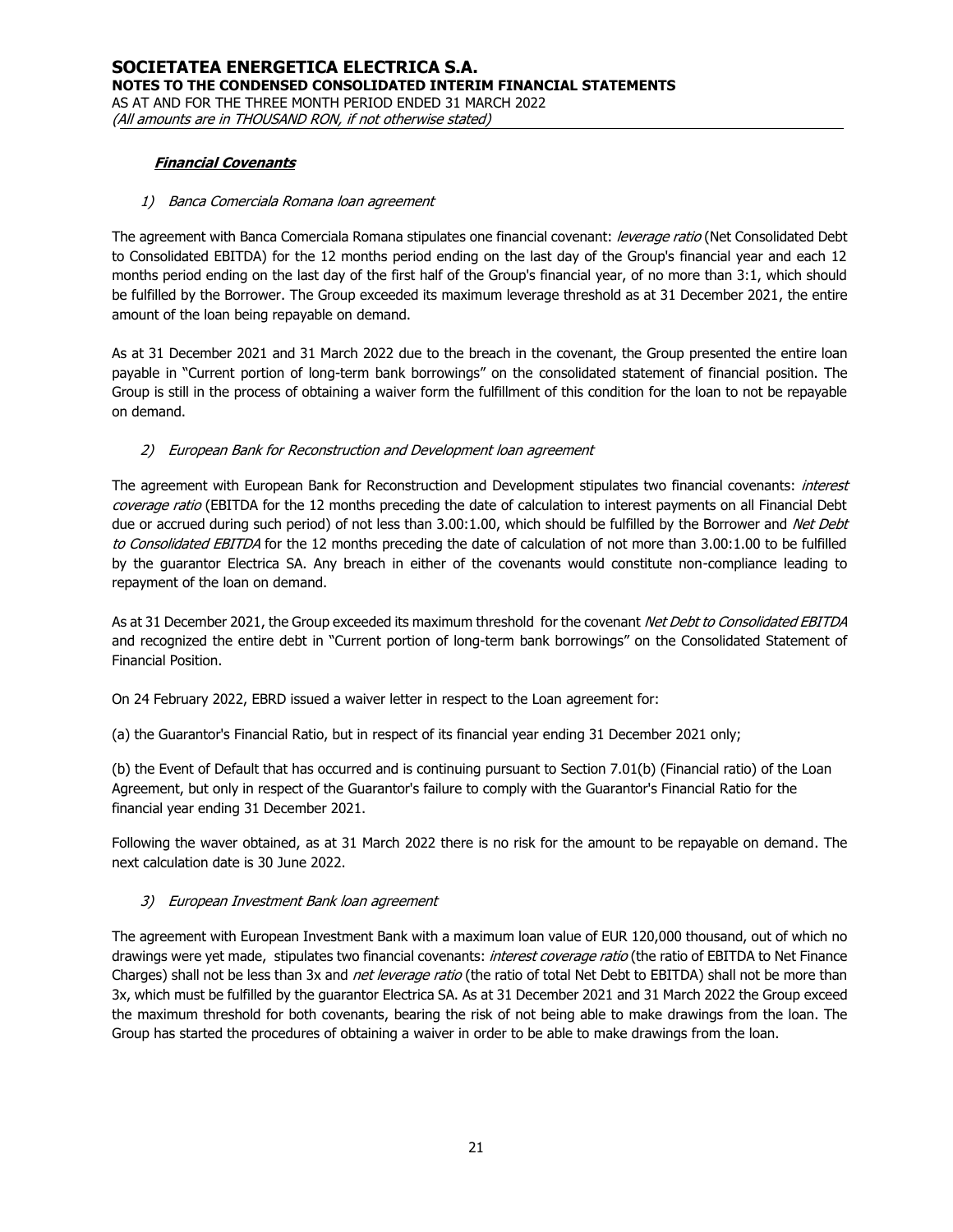***Financial Covenants***

*1) Banca Comerciala Romana loan agreement*

The agreement with Banca Comerciala Romana stipulates one financial covenant: *leverage ratio* (Net Consolidated Debt to Consolidated EBITDA) for the 12 months period ending on the last day of the Group's financial year and each 12 months period ending on the last day of the first half of the Group's financial year, of no more than 3:1, which should be fulfilled by the Borrower. The Group exceeded its maximum leverage threshold as at 31 December 2021, the entire amount of the loan being repayable on demand.

As at 31 December 2021 and 31 March 2022 due to the breach in the covenant, the Group presented the entire loan payable in "Current portion of long-term bank borrowings" on the consolidated statement of financial position. The Group is still in the process of obtaining a waiver form the fulfillment of this condition for the loan to not be repayable on demand.

*2) European Bank for Reconstruction and Development loan agreement*

The agreement with European Bank for Reconstruction and Development stipulates two financial covenants: *interest coverage ratio* (EBITDA for the 12 months preceding the date of calculation to interest payments on all Financial Debt due or accrued during such period) of not less than 3.00:1.00, which should be fulfilled by the Borrower and *Net Debt to Consolidated EBITDA* for the 12 months preceding the date of calculation of not more than 3.00:1.00 to be fulfilled by the guarantor Electrica SA. Any breach in either of the covenants would constitute non-compliance leading to repayment of the loan on demand.

As at 31 December 2021, the Group exceeded its maximum threshold for the covenant *Net Debt to Consolidated EBITDA* and recognized the entire debt in "Current portion of long-term bank borrowings" on the Consolidated Statement of Financial Position.

On 24 February 2022, EBRD issued a waiver letter in respect to the Loan agreement for:

(a) the Guarantor's Financial Ratio, but in respect of its financial year ending 31 December 2021 only;

(b) the Event of Default that has occurred and is continuing pursuant to Section 7.01(b) (Financial ratio) of the Loan Agreement, but only in respect of the Guarantor's failure to comply with the Guarantor's Financial Ratio for the financial year ending 31 December 2021.

Following the waver obtained, as at 31 March 2022 there is no risk for the amount to be repayable on demand. The next calculation date is 30 June 2022.

*3) European Investment Bank loan agreement*

The agreement with European Investment Bank with a maximum loan value of EUR 120,000 thousand, out of which no drawings were yet made, stipulates two financial covenants: *interest coverage ratio* (the ratio of EBITDA to Net Finance Charges) shall not be less than 3x and *net leverage ratio* (the ratio of total Net Debt to EBITDA) shall not be more than 3x, which must be fulfilled by the guarantor Electrica SA. As at 31 December 2021 and 31 March 2022 the Group exceed the maximum threshold for both covenants, bearing the risk of not being able to make drawings from the loan. The Group has started the procedures of obtaining a waiver in order to be able to make drawings from the loan.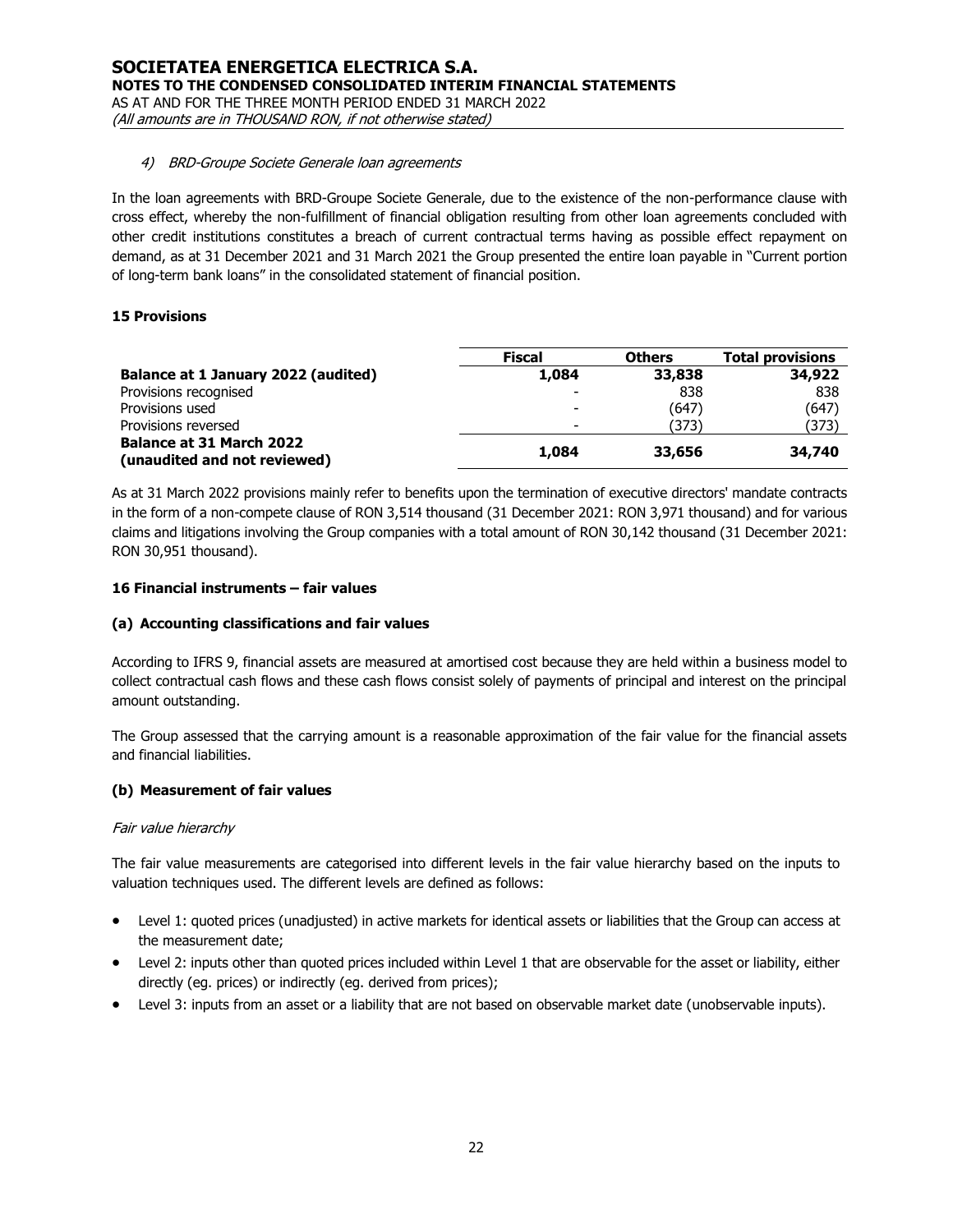*4) BRD-Groupe Societe Generale loan agreements*

In the loan agreements with BRD-Groupe Societe Generale, due to the existence of the non-performance clause with cross effect, whereby the non-fulfillment of financial obligation resulting from other loan agreements concluded with other credit institutions constitutes a breach of current contractual terms having as possible effect repayment on demand, as at 31 December 2021 and 31 March 2021 the Group presented the entire loan payable in "Current portion of long-term bank loans" in the consolidated statement of financial position.

**15 Provisions**

| | Fiscal | Others | Total provisions |
|---|---|---|---|
| **Balance at 1 January 2022 (audited)** | **1,084** | **33,838** | **34,922** |
| Provisions recognised | - | 838 | 838 |
| Provisions used | - | (647) | (647) |
| Provisions reversed | - | (373) | (373) |
| **Balance at 31 March 2022 (unaudited and not reviewed)** | **1,084** | **33,656** | **34,740** |

As at 31 March 2022 provisions mainly refer to benefits upon the termination of executive directors' mandate contracts in the form of a non-compete clause of RON 3,514 thousand (31 December 2021: RON 3,971 thousand) and for various claims and litigations involving the Group companies with a total amount of RON 30,142 thousand (31 December 2021: RON 30,951 thousand).

**16 Financial instruments – fair values**

**(a) Accounting classifications and fair values**

According to IFRS 9, financial assets are measured at amortised cost because they are held within a business model to collect contractual cash flows and these cash flows consist solely of payments of principal and interest on the principal amount outstanding.

The Group assessed that the carrying amount is a reasonable approximation of the fair value for the financial assets and financial liabilities.

**(b) Measurement of fair values**

*Fair value hierarchy*

The fair value measurements are categorised into different levels in the fair value hierarchy based on the inputs to valuation techniques used. The different levels are defined as follows:

- Level 1: quoted prices (unadjusted) in active markets for identical assets or liabilities that the Group can access at the measurement date;
- Level 2: inputs other than quoted prices included within Level 1 that are observable for the asset or liability, either directly (eg. prices) or indirectly (eg. derived from prices);
- Level 3: inputs from an asset or a liability that are not based on observable market date (unobservable inputs).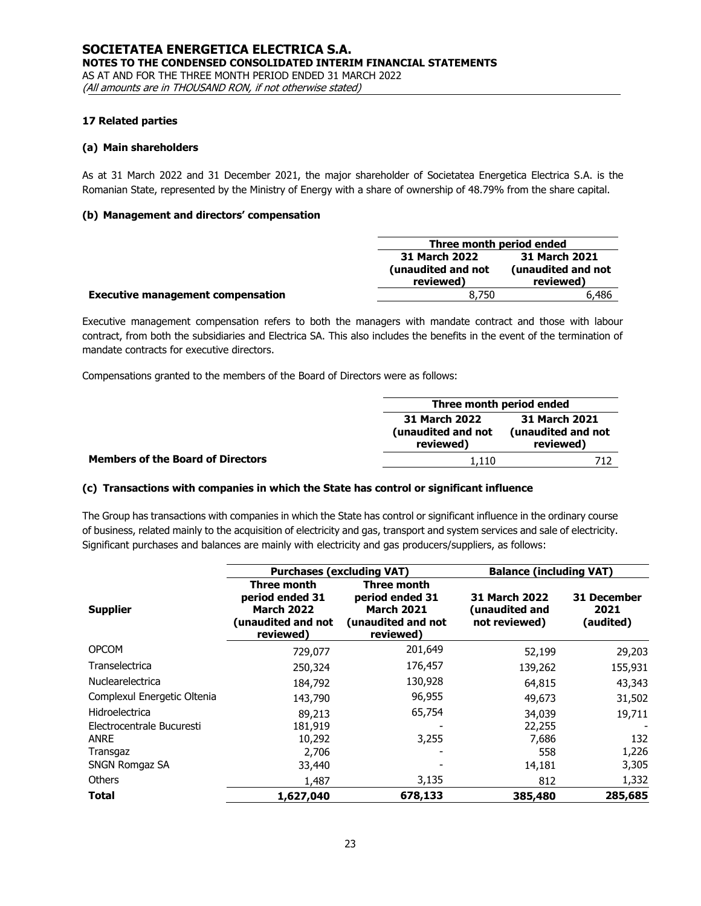### 17 Related parties

#### (a) Main shareholders

As at 31 March 2022 and 31 December 2021, the major shareholder of Societatea Energetica Electrica S.A. is the Romanian State, represented by the Ministry of Energy with a share of ownership of 48.79% from the share capital.

#### (b) Management and directors' compensation

| | Three month period ended | |
|---|---|---|
| | **31 March 2022 (unaudited and not reviewed)** | **31 March 2021 (unaudited and not reviewed)** |
| **Executive management compensation** | 8,750 | 6,486 |

Executive management compensation refers to both the managers with mandate contract and those with labour contract, from both the subsidiaries and Electrica SA. This also includes the benefits in the event of the termination of mandate contracts for executive directors.

Compensations granted to the members of the Board of Directors were as follows:

| | Three month period ended | |
|---|---|---|
| | **31 March 2022 (unaudited and not reviewed)** | **31 March 2021 (unaudited and not reviewed)** |
| **Members of the Board of Directors** | 1,110 | 712 |

#### (c) Transactions with companies in which the State has control or significant influence

The Group has transactions with companies in which the State has control or significant influence in the ordinary course of business, related mainly to the acquisition of electricity and gas, transport and system services and sale of electricity. Significant purchases and balances are mainly with electricity and gas producers/suppliers, as follows:

| | Purchases (excluding VAT) | | Balance (including VAT) | |
|---|---|---|---|---|
| **Supplier** | **Three month period ended 31 March 2022 (unaudited and not reviewed)** | **Three month period ended 31 March 2021 (unaudited and not reviewed)** | **31 March 2022 (unaudited and not reviewed)** | **31 December 2021 (audited)** |
| OPCOM | 729,077 | 201,649 | 52,199 | 29,203 |
| Transelectrica | 250,324 | 176,457 | 139,262 | 155,931 |
| Nuclearelectrica | 184,792 | 130,928 | 64,815 | 43,343 |
| Complexul Energetic Oltenia | 143,790 | 96,955 | 49,673 | 31,502 |
| Hidroelectrica | 89,213 | 65,754 | 34,039 | 19,711 |
| Electrocentrale Bucuresti | 181,919 | - | 22,255 | - |
| ANRE | 10,292 | 3,255 | 7,686 | 132 |
| Transgaz | 2,706 | - | 558 | 1,226 |
| SNGN Romgaz SA | 33,440 | - | 14,181 | 3,305 |
| Others | 1,487 | 3,135 | 812 | 1,332 |
| **Total** | **1,627,040** | **678,133** | **385,480** | **285,685** |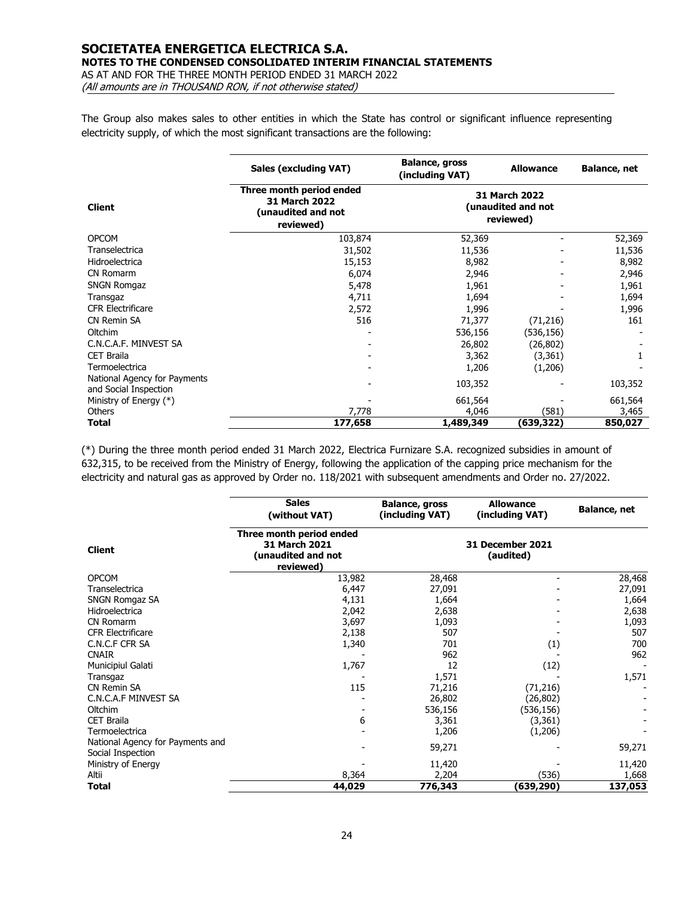The Group also makes sales to other entities in which the State has control or significant influence representing electricity supply, of which the most significant transactions are the following:

| Client | Sales (excluding VAT) | Balance, gross (including VAT) | Allowance | Balance, net |
|---|---|---|---|---|
| | Three month period ended 31 March 2022 (unaudited and not reviewed) | 31 March 2022 (unaudited and not reviewed) | | |
| OPCOM | 103,874 | 52,369 | - | 52,369 |
| Transelectrica | 31,502 | 11,536 | - | 11,536 |
| Hidroelectrica | 15,153 | 8,982 | - | 8,982 |
| CN Romarm | 6,074 | 2,946 | - | 2,946 |
| SNGN Romgaz | 5,478 | 1,961 | - | 1,961 |
| Transgaz | 4,711 | 1,694 | - | 1,694 |
| CFR Electrificare | 2,572 | 1,996 | - | 1,996 |
| CN Remin SA | 516 | 71,377 | (71,216) | 161 |
| Oltchim | - | 536,156 | (536,156) | - |
| C.N.C.A.F. MINVEST SA | - | 26,802 | (26,802) | - |
| CET Braila | - | 3,362 | (3,361) | 1 |
| Termoelectrica | - | 1,206 | (1,206) | - |
| National Agency for Payments and Social Inspection | - | 103,352 | - | 103,352 |
| Ministry of Energy (*) | - | 661,564 | - | 661,564 |
| Others | 7,778 | 4,046 | (581) | 3,465 |
| **Total** | **177,658** | **1,489,349** | **(639,322)** | **850,027** |

(*) During the three month period ended 31 March 2022, Electrica Furnizare S.A. recognized subsidies in amount of 632,315, to be received from the Ministry of Energy, following the application of the capping price mechanism for the electricity and natural gas as approved by Order no. 118/2021 with subsequent amendments and Order no. 27/2022.

| Client | Sales (without VAT) | Balance, gross (including VAT) | Allowance (including VAT) | Balance, net |
|---|---|---|---|---|
| | Three month period ended 31 March 2021 (unaudited and not reviewed) | 31 December 2021 (audited) | | |
| OPCOM | 13,982 | 28,468 | - | 28,468 |
| Transelectrica | 6,447 | 27,091 | - | 27,091 |
| SNGN Romgaz SA | 4,131 | 1,664 | - | 1,664 |
| Hidroelectrica | 2,042 | 2,638 | - | 2,638 |
| CN Romarm | 3,697 | 1,093 | - | 1,093 |
| CFR Electrificare | 2,138 | 507 | - | 507 |
| C.N.C.F CFR SA | 1,340 | 701 | (1) | 700 |
| CNAIR | - | 962 | - | 962 |
| Municipiul Galati | 1,767 | 12 | (12) | - |
| Transgaz | - | 1,571 | - | 1,571 |
| CN Remin SA | 115 | 71,216 | (71,216) | - |
| C.N.C.A.F MINVEST SA | - | 26,802 | (26,802) | - |
| Oltchim | - | 536,156 | (536,156) | - |
| CET Braila | 6 | 3,361 | (3,361) | - |
| Termoelectrica | - | 1,206 | (1,206) | - |
| National Agency for Payments and Social Inspection | - | 59,271 | - | 59,271 |
| Ministry of Energy | - | 11,420 | - | 11,420 |
| Altii | 8,364 | 2,204 | (536) | 1,668 |
| **Total** | **44,029** | **776,343** | **(639,290)** | **137,053** |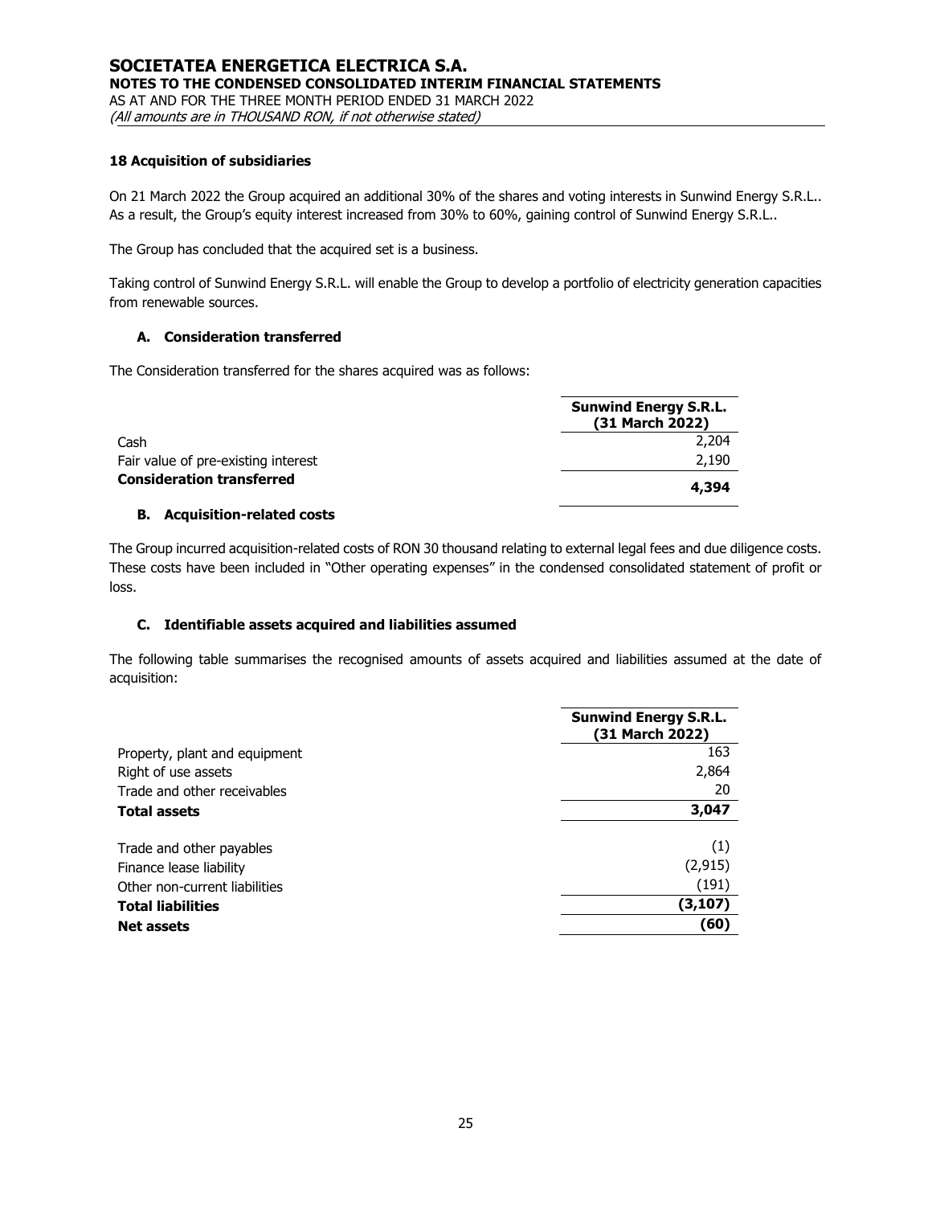## 18 Acquisition of subsidiaries

On 21 March 2022 the Group acquired an additional 30% of the shares and voting interests in Sunwind Energy S.R.L.. As a result, the Group's equity interest increased from 30% to 60%, gaining control of Sunwind Energy S.R.L..

The Group has concluded that the acquired set is a business.

Taking control of Sunwind Energy S.R.L. will enable the Group to develop a portfolio of electricity generation capacities from renewable sources.

### A. Consideration transferred

The Consideration transferred for the shares acquired was as follows:

| | **Sunwind Energy S.R.L. (31 March 2022)** |
|---|---|
| Cash | 2,204 |
| Fair value of pre-existing interest | 2,190 |
| **Consideration transferred** | **4,394** |

### B. Acquisition-related costs

The Group incurred acquisition-related costs of RON 30 thousand relating to external legal fees and due diligence costs. These costs have been included in "Other operating expenses" in the condensed consolidated statement of profit or loss.

### C. Identifiable assets acquired and liabilities assumed

The following table summarises the recognised amounts of assets acquired and liabilities assumed at the date of acquisition:

| | **Sunwind Energy S.R.L. (31 March 2022)** |
|---|---|
| Property, plant and equipment | 163 |
| Right of use assets | 2,864 |
| Trade and other receivables | 20 |
| **Total assets** | **3,047** |
| | |
| Trade and other payables | (1) |
| Finance lease liability | (2,915) |
| Other non-current liabilities | (191) |
| **Total liabilities** | **(3,107)** |
| **Net assets** | **(60)** |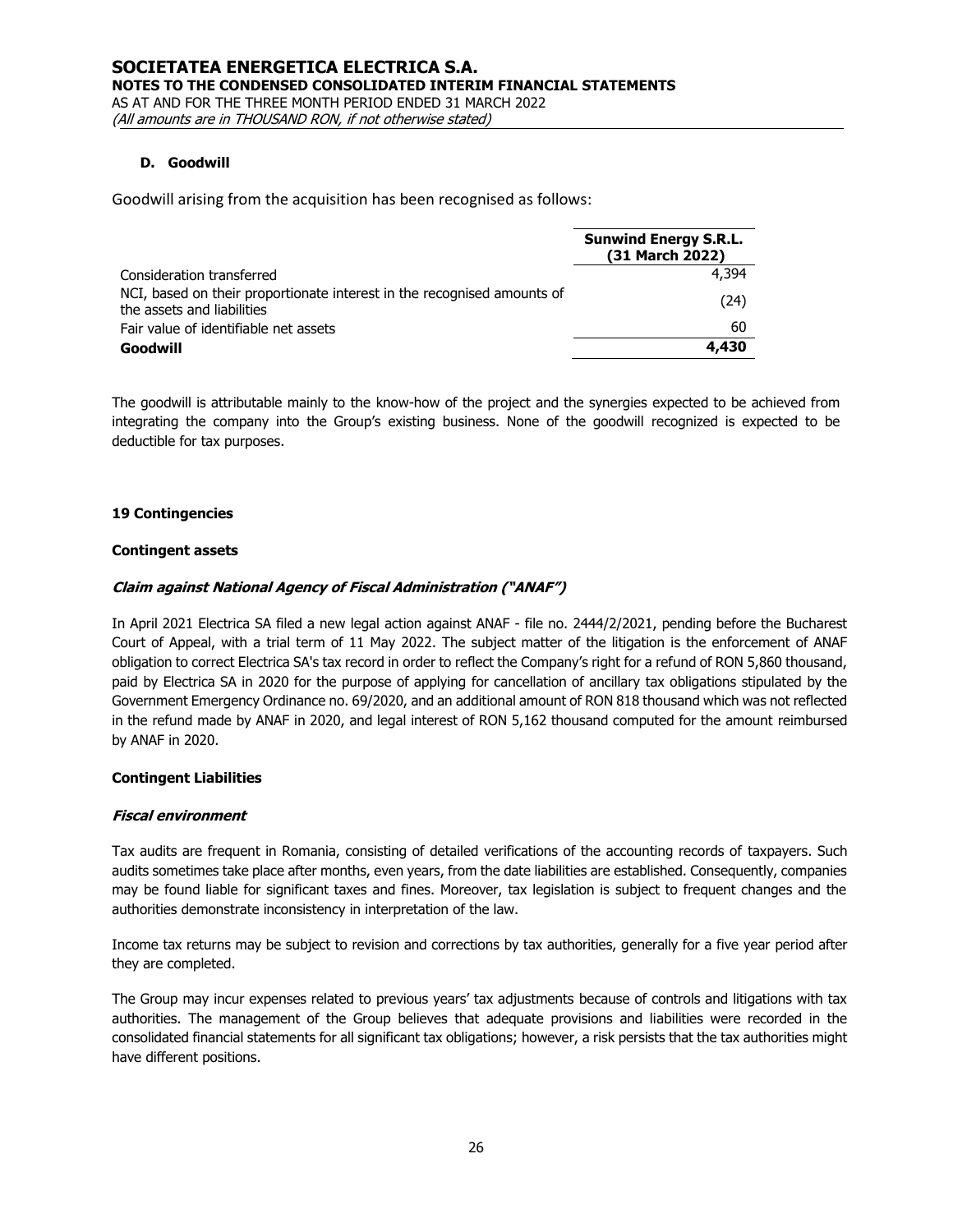#### D. Goodwill

Goodwill arising from the acquisition has been recognised as follows:

| | Sunwind Energy S.R.L. (31 March 2022) |
|---|---|
| Consideration transferred | 4,394 |
| NCI, based on their proportionate interest in the recognised amounts of the assets and liabilities | (24) |
| Fair value of identifiable net assets | 60 |
| **Goodwill** | **4,430** |

The goodwill is attributable mainly to the know-how of the project and the synergies expected to be achieved from integrating the company into the Group's existing business. None of the goodwill recognized is expected to be deductible for tax purposes.

### 19 Contingencies

#### Contingent assets

***Claim against National Agency of Fiscal Administration ("ANAF")***

In April 2021 Electrica SA filed a new legal action against ANAF - file no. 2444/2/2021, pending before the Bucharest Court of Appeal, with a trial term of 11 May 2022. The subject matter of the litigation is the enforcement of ANAF obligation to correct Electrica SA's tax record in order to reflect the Company's right for a refund of RON 5,860 thousand, paid by Electrica SA in 2020 for the purpose of applying for cancellation of ancillary tax obligations stipulated by the Government Emergency Ordinance no. 69/2020, and an additional amount of RON 818 thousand which was not reflected in the refund made by ANAF in 2020, and legal interest of RON 5,162 thousand computed for the amount reimbursed by ANAF in 2020.

#### Contingent Liabilities

***Fiscal environment***

Tax audits are frequent in Romania, consisting of detailed verifications of the accounting records of taxpayers. Such audits sometimes take place after months, even years, from the date liabilities are established. Consequently, companies may be found liable for significant taxes and fines. Moreover, tax legislation is subject to frequent changes and the authorities demonstrate inconsistency in interpretation of the law.

Income tax returns may be subject to revision and corrections by tax authorities, generally for a five year period after they are completed.

The Group may incur expenses related to previous years' tax adjustments because of controls and litigations with tax authorities. The management of the Group believes that adequate provisions and liabilities were recorded in the consolidated financial statements for all significant tax obligations; however, a risk persists that the tax authorities might have different positions.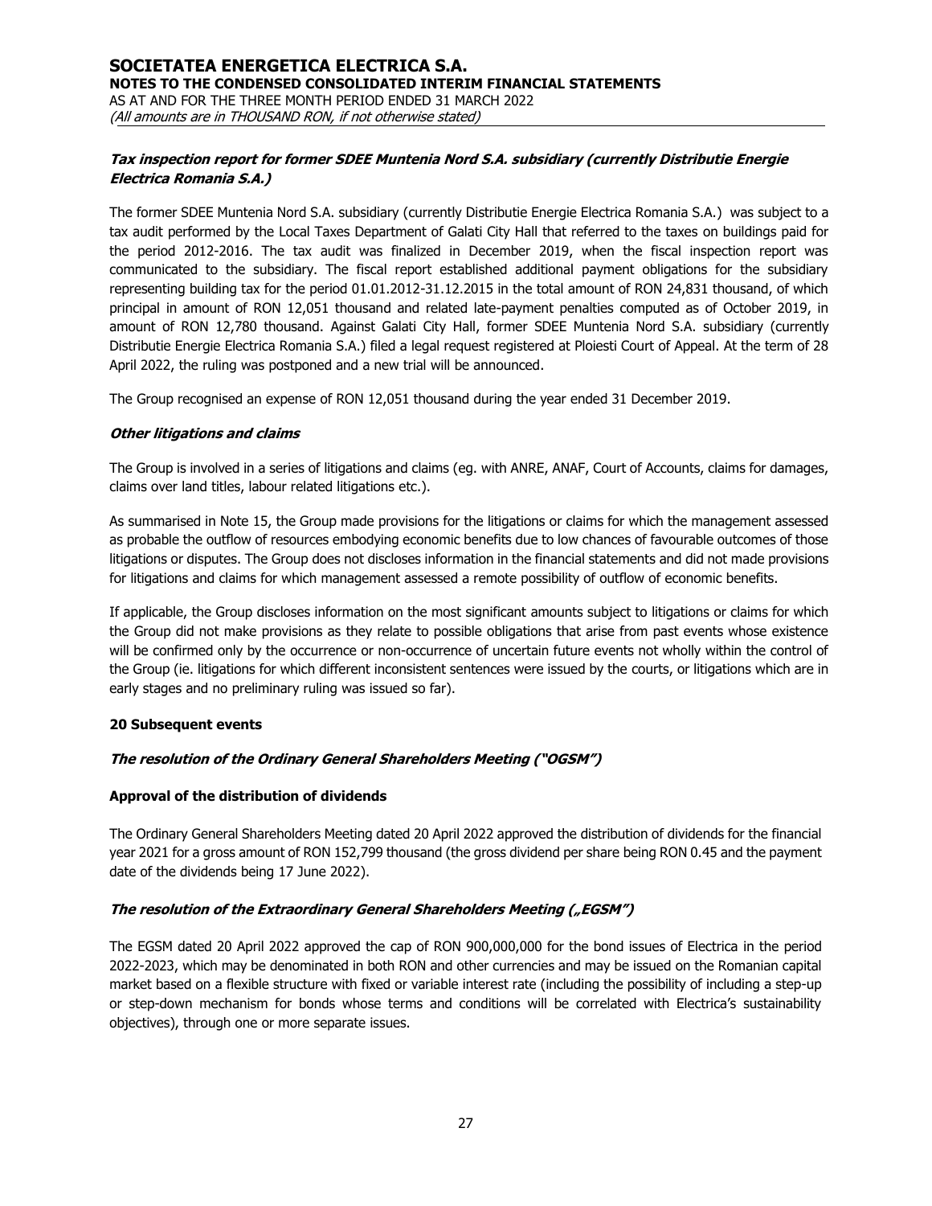### *Tax inspection report for former SDEE Muntenia Nord S.A. subsidiary (currently Distributie Energie Electrica Romania S.A.)*

The former SDEE Muntenia Nord S.A. subsidiary (currently Distributie Energie Electrica Romania S.A.) was subject to a tax audit performed by the Local Taxes Department of Galati City Hall that referred to the taxes on buildings paid for the period 2012-2016. The tax audit was finalized in December 2019, when the fiscal inspection report was communicated to the subsidiary. The fiscal report established additional payment obligations for the subsidiary representing building tax for the period 01.01.2012-31.12.2015 in the total amount of RON 24,831 thousand, of which principal in amount of RON 12,051 thousand and related late-payment penalties computed as of October 2019, in amount of RON 12,780 thousand. Against Galati City Hall, former SDEE Muntenia Nord S.A. subsidiary (currently Distributie Energie Electrica Romania S.A.) filed a legal request registered at Ploiesti Court of Appeal. At the term of 28 April 2022, the ruling was postponed and a new trial will be announced.

The Group recognised an expense of RON 12,051 thousand during the year ended 31 December 2019.

### *Other litigations and claims*

The Group is involved in a series of litigations and claims (eg. with ANRE, ANAF, Court of Accounts, claims for damages, claims over land titles, labour related litigations etc.).

As summarised in Note 15, the Group made provisions for the litigations or claims for which the management assessed as probable the outflow of resources embodying economic benefits due to low chances of favourable outcomes of those litigations or disputes. The Group does not discloses information in the financial statements and did not made provisions for litigations and claims for which management assessed a remote possibility of outflow of economic benefits.

If applicable, the Group discloses information on the most significant amounts subject to litigations or claims for which the Group did not make provisions as they relate to possible obligations that arise from past events whose existence will be confirmed only by the occurrence or non-occurrence of uncertain future events not wholly within the control of the Group (ie. litigations for which different inconsistent sentences were issued by the courts, or litigations which are in early stages and no preliminary ruling was issued so far).

## 20 Subsequent events

### *The resolution of the Ordinary General Shareholders Meeting ("OGSM")*

**Approval of the distribution of dividends**

The Ordinary General Shareholders Meeting dated 20 April 2022 approved the distribution of dividends for the financial year 2021 for a gross amount of RON 152,799 thousand (the gross dividend per share being RON 0.45 and the payment date of the dividends being 17 June 2022).

### *The resolution of the Extraordinary General Shareholders Meeting („EGSM")*

The EGSM dated 20 April 2022 approved the cap of RON 900,000,000 for the bond issues of Electrica in the period 2022-2023, which may be denominated in both RON and other currencies and may be issued on the Romanian capital market based on a flexible structure with fixed or variable interest rate (including the possibility of including a step-up or step-down mechanism for bonds whose terms and conditions will be correlated with Electrica's sustainability objectives), through one or more separate issues.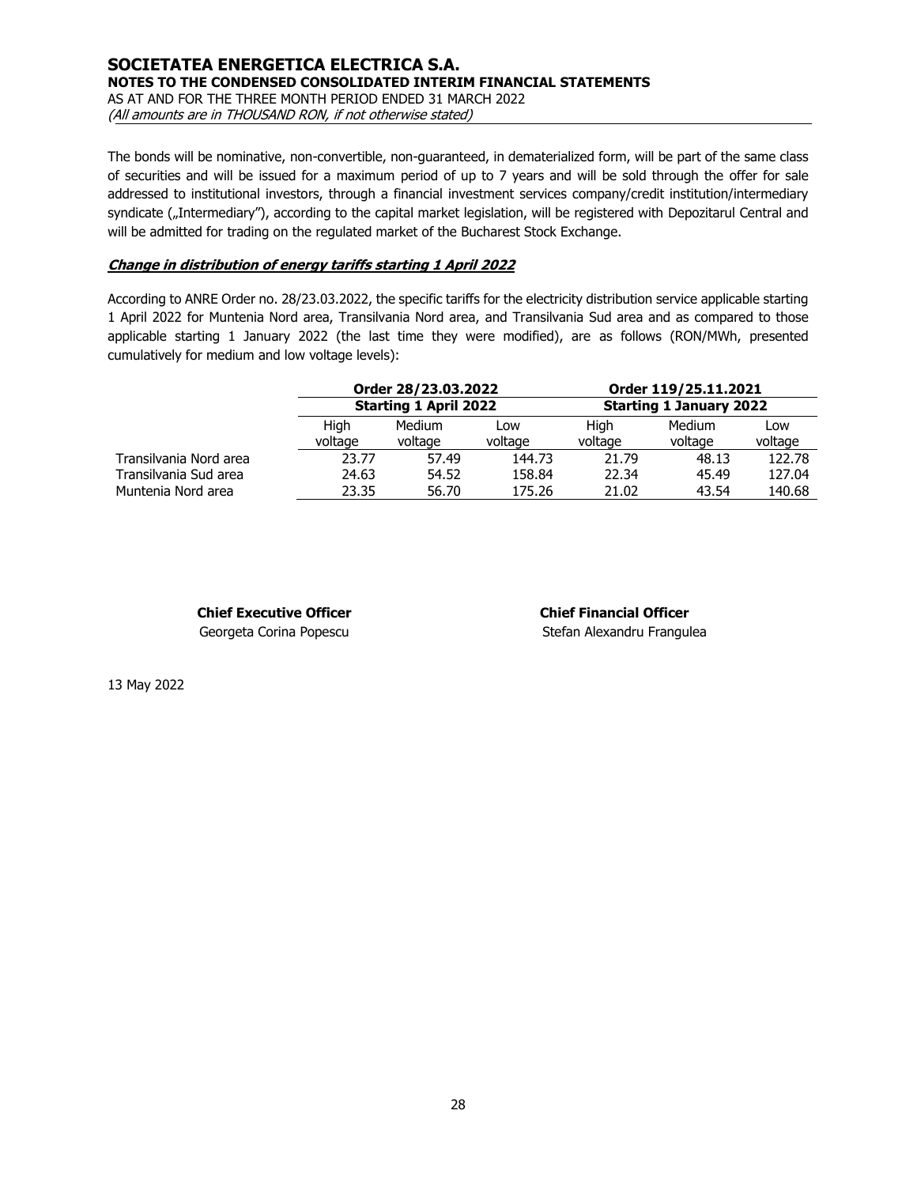The bonds will be nominative, non-convertible, non-guaranteed, in dematerialized form, will be part of the same class of securities and will be issued for a maximum period of up to 7 years and will be sold through the offer for sale addressed to institutional investors, through a financial investment services company/credit institution/intermediary syndicate („Intermediary"), according to the capital market legislation, will be registered with Depozitarul Central and will be admitted for trading on the regulated market of the Bucharest Stock Exchange.

***Change in distribution of energy tariffs starting 1 April 2022***

According to ANRE Order no. 28/23.03.2022, the specific tariffs for the electricity distribution service applicable starting 1 April 2022 for Muntenia Nord area, Transilvania Nord area, and Transilvania Sud area and as compared to those applicable starting 1 January 2022 (the last time they were modified), are as follows (RON/MWh, presented cumulatively for medium and low voltage levels):

| | Order 28/23.03.2022 Starting 1 April 2022 | | | Order 119/25.11.2021 Starting 1 January 2022 | | |
|---|---|---|---|---|---|---|
| | High voltage | Medium voltage | Low voltage | High voltage | Medium voltage | Low voltage |
| Transilvania Nord area | 23.77 | 57.49 | 144.73 | 21.79 | 48.13 | 122.78 |
| Transilvania Sud area | 24.63 | 54.52 | 158.84 | 22.34 | 45.49 | 127.04 |
| Muntenia Nord area | 23.35 | 56.70 | 175.26 | 21.02 | 43.54 | 140.68 |

**Chief Executive Officer**
Georgeta Corina Popescu

**Chief Financial Officer**
Stefan Alexandru Frangulea

13 May 2022